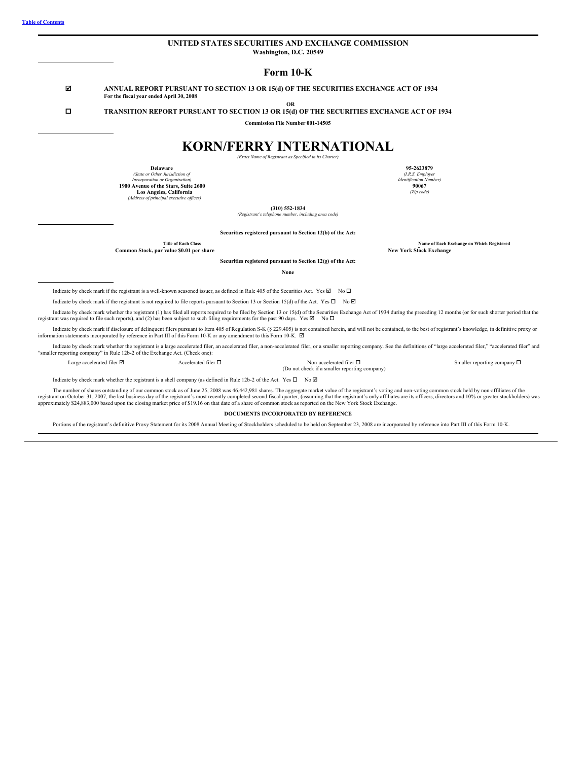Table of Contents

# UNITED STATES SECURITIES AND EXCHANGE COMMISSION

**Washington, D.C. 20549**

## Form 10-K

☑ **ANNUAL REPORT PURSUANT TO SECTION 13 OR 15(d) OF THE SECURITIES EXCHANGE ACT OF 1934**
**For the fiscal year ended April 30, 2008**

**OR**

☐ **TRANSITION REPORT PURSUANT TO SECTION 13 OR 15(d) OF THE SECURITIES EXCHANGE ACT OF 1934**

**Commission File Number 001-14505**

# KORN/FERRY INTERNATIONAL

*(Exact Name of Registrant as Specified in its Charter)*

| | |
|---|---|
| **Delaware**<br>*(State or Other Jurisdiction of Incorporation or Organization)* | **95-2623879**<br>*(I.R.S. Employer Identification Number)* |
| **1900 Avenue of the Stars, Suite 2600**<br>**Los Angeles, California**<br>*(Address of principal executive offices)* | **90067**<br>*(Zip code)* |

**(310) 552-1834**
*(Registrant's telephone number, including area code)*

**Securities registered pursuant to Section 12(b) of the Act:**

| Title of Each Class | Name of Each Exchange on Which Registered |
|---|---|
| **Common Stock, par value $0.01 per share** | **New York Stock Exchange** |

**Securities registered pursuant to Section 12(g) of the Act:**

**None**

Indicate by check mark if the registrant is a well-known seasoned issuer, as defined in Rule 405 of the Securities Act. Yes ☑ No ☐

Indicate by check mark if the registrant is not required to file reports pursuant to Section 13 or Section 15(d) of the Act. Yes ☐ No ☑

Indicate by check mark whether the registrant (1) has filed all reports required to be filed by Section 13 or 15(d) of the Securities Exchange Act of 1934 during the preceding 12 months (or for such shorter period that the registrant was required to file such reports), and (2) has been subject to such filing requirements for the past 90 days. Yes ☑ No ☐

Indicate by check mark if disclosure of delinquent filers pursuant to Item 405 of Regulation S-K (§ 229.405) is not contained herein, and will not be contained, to the best of registrant's knowledge, in definitive proxy or information statements incorporated by reference in Part III of this Form 10-K or any amendment to this Form 10-K. ☑

Indicate by check mark whether the registrant is a large accelerated filer, an accelerated filer, a non-accelerated filer, or a smaller reporting company. See the definitions of "large accelerated filer," "accelerated filer" and "smaller reporting company" in Rule 12b-2 of the Exchange Act. (Check one):

| Large accelerated filer ☑ | Accelerated filer ☐ | Non-accelerated filer ☐<br>(Do not check if a smaller reporting company) | Smaller reporting company ☐ |
|---|---|---|---|

Indicate by check mark whether the registrant is a shell company (as defined in Rule 12b-2 of the Act. Yes ☐ No ☑

The number of shares outstanding of our common stock as of June 25, 2008 was 46,442,981 shares. The aggregate market value of the registrant's voting and non-voting common stock held by non-affiliates of the registrant on October 31, 2007, the last business day of the registrant's most recently completed second fiscal quarter, (assuming that the registrant's only affiliates are its officers, directors and 10% or greater stockholders) was approximately $24,883,000 based upon the closing market price of $19.16 on that date of a share of common stock as reported on the New York Stock Exchange.

**DOCUMENTS INCORPORATED BY REFERENCE**

Portions of the registrant's definitive Proxy Statement for its 2008 Annual Meeting of Stockholders scheduled to be held on September 23, 2008 are incorporated by reference into Part III of this Form 10-K.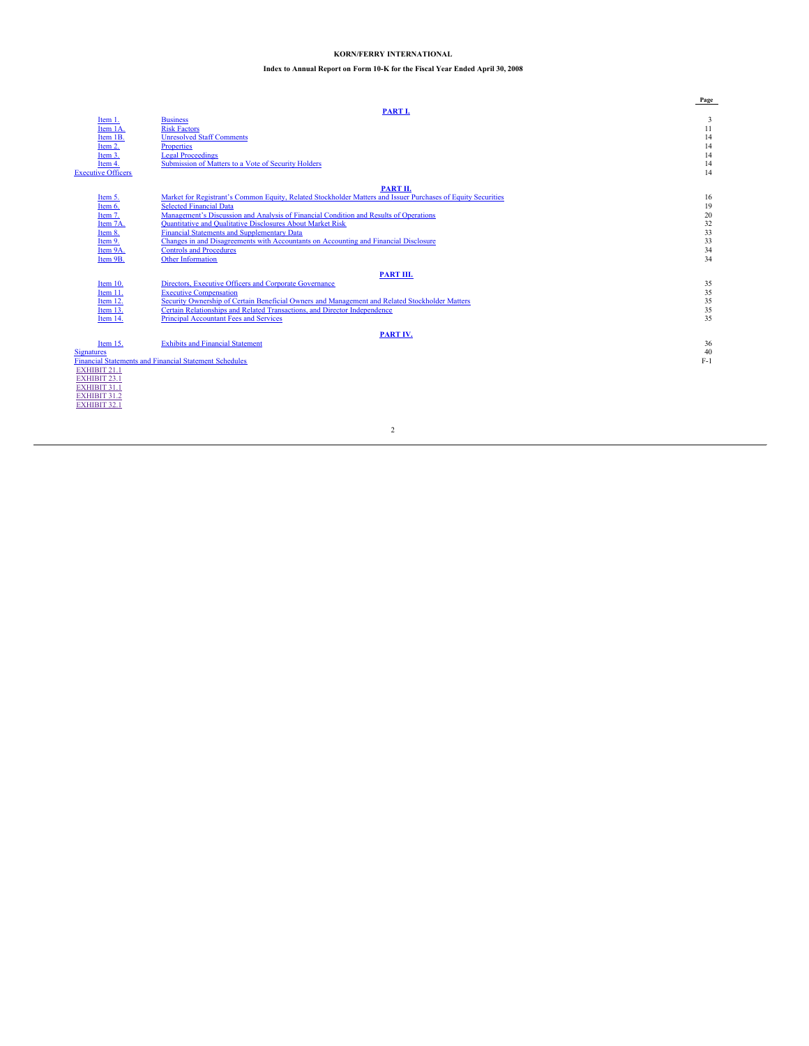**KORN/FERRY INTERNATIONAL**

**Index to Annual Report on Form 10-K for the Fiscal Year Ended April 30, 2008**

| | | Page |
|---|---|---|
| | **PART I.** | |
| Item 1. | Business | 3 |
| Item 1A. | Risk Factors | 11 |
| Item 1B. | Unresolved Staff Comments | 14 |
| Item 2. | Properties | 14 |
| Item 3. | Legal Proceedings | 14 |
| Item 4. | Submission of Matters to a Vote of Security Holders | 14 |
| Executive Officers | | 14 |
| | **PART II.** | |
| Item 5. | Market for Registrant's Common Equity, Related Stockholder Matters and Issuer Purchases of Equity Securities | 16 |
| Item 6. | Selected Financial Data | 19 |
| Item 7. | Management's Discussion and Analysis of Financial Condition and Results of Operations | 20 |
| Item 7A. | Quantitative and Qualitative Disclosures About Market Risk | 32 |
| Item 8. | Financial Statements and Supplementary Data | 33 |
| Item 9. | Changes in and Disagreements with Accountants on Accounting and Financial Disclosure | 33 |
| Item 9A. | Controls and Procedures | 34 |
| Item 9B. | Other Information | 34 |
| | **PART III.** | |
| Item 10. | Directors, Executive Officers and Corporate Governance | 35 |
| Item 11. | Executive Compensation | 35 |
| Item 12. | Security Ownership of Certain Beneficial Owners and Management and Related Stockholder Matters | 35 |
| Item 13. | Certain Relationships and Related Transactions, and Director Independence | 35 |
| Item 14. | Principal Accountant Fees and Services | 35 |
| | **PART IV.** | |
| Item 15. | Exhibits and Financial Statement | 36 |
| Signatures | | 40 |
| Financial Statements and Financial Statement Schedules | | F-1 |

EXHIBIT 21.1
EXHIBIT 23.1
EXHIBIT 31.1
EXHIBIT 31.2
EXHIBIT 32.1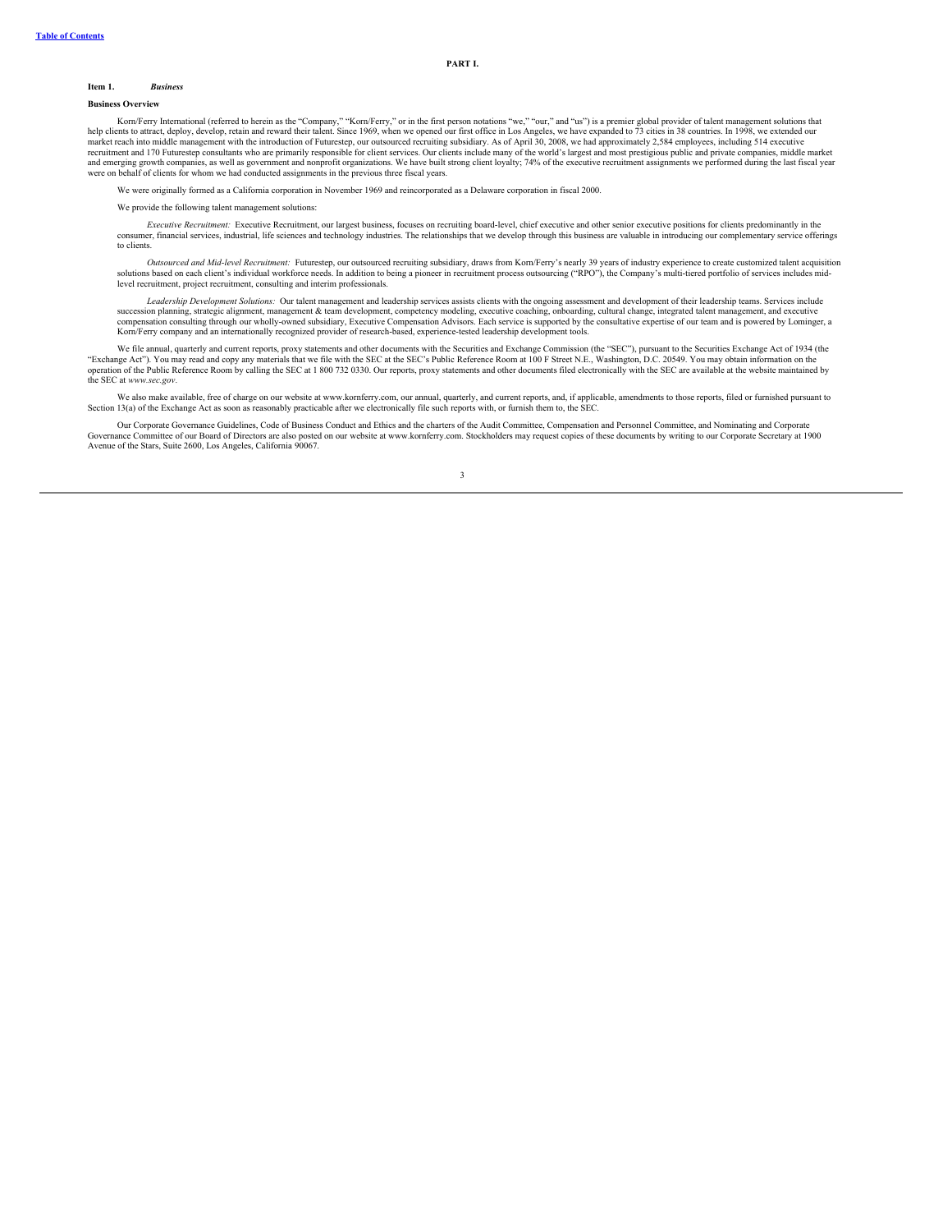## PART I.

### Item 1. *Business*

**Business Overview**

Korn/Ferry International (referred to herein as the "Company," "Korn/Ferry," or in the first person notations "we," "our," and "us") is a premier global provider of talent management solutions that help clients to attract, deploy, develop, retain and reward their talent. Since 1969, when we opened our first office in Los Angeles, we have expanded to 73 cities in 38 countries. In 1998, we extended our market reach into middle management with the introduction of Futurestep, our outsourced recruiting subsidiary. As of April 30, 2008, we had approximately 2,584 employees, including 514 executive recruitment and 170 Futurestep consultants who are primarily responsible for client services. Our clients include many of the world's largest and most prestigious public and private companies, middle market and emerging growth companies, as well as government and nonprofit organizations. We have built strong client loyalty; 74% of the executive recruitment assignments we performed during the last fiscal year were on behalf of clients for whom we had conducted assignments in the previous three fiscal years.

We were originally formed as a California corporation in November 1969 and reincorporated as a Delaware corporation in fiscal 2000.

We provide the following talent management solutions:

*Executive Recruitment:* Executive Recruitment, our largest business, focuses on recruiting board-level, chief executive and other senior executive positions for clients predominantly in the consumer, financial services, industrial, life sciences and technology industries. The relationships that we develop through this business are valuable in introducing our complementary service offerings to clients.

*Outsourced and Mid-level Recruitment:* Futurestep, our outsourced recruiting subsidiary, draws from Korn/Ferry's nearly 39 years of industry experience to create customized talent acquisition solutions based on each client's individual workforce needs. In addition to being a pioneer in recruitment process outsourcing ("RPO"), the Company's multi-tiered portfolio of services includes mid-level recruitment, project recruitment, consulting and interim professionals.

*Leadership Development Solutions:* Our talent management and leadership services assists clients with the ongoing assessment and development of their leadership teams. Services include succession planning, strategic alignment, management & team development, competency modeling, executive coaching, onboarding, cultural change, integrated talent management, and executive compensation consulting through our wholly-owned subsidiary, Executive Compensation Advisors. Each service is supported by the consultative expertise of our team and is powered by Lominger, a Korn/Ferry company and an internationally recognized provider of research-based, experience-tested leadership development tools.

We file annual, quarterly and current reports, proxy statements and other documents with the Securities and Exchange Commission (the "SEC"), pursuant to the Securities Exchange Act of 1934 (the "Exchange Act"). You may read and copy any materials that we file with the SEC at the SEC's Public Reference Room at 100 F Street N.E., Washington, D.C. 20549. You may obtain information on the operation of the Public Reference Room by calling the SEC at 1 800 732 0330. Our reports, proxy statements and other documents filed electronically with the SEC are available at the website maintained by the SEC at *www.sec.gov*.

We also make available, free of charge on our website at www.kornferry.com, our annual, quarterly, and current reports, and, if applicable, amendments to those reports, filed or furnished pursuant to Section 13(a) of the Exchange Act as soon as reasonably practicable after we electronically file such reports with, or furnish them to, the SEC.

Our Corporate Governance Guidelines, Code of Business Conduct and Ethics and the charters of the Audit Committee, Compensation and Personnel Committee, and Nominating and Corporate Governance Committee of our Board of Directors are also posted on our website at www.kornferry.com. Stockholders may request copies of these documents by writing to our Corporate Secretary at 1900 Avenue of the Stars, Suite 2600, Los Angeles, California 90067.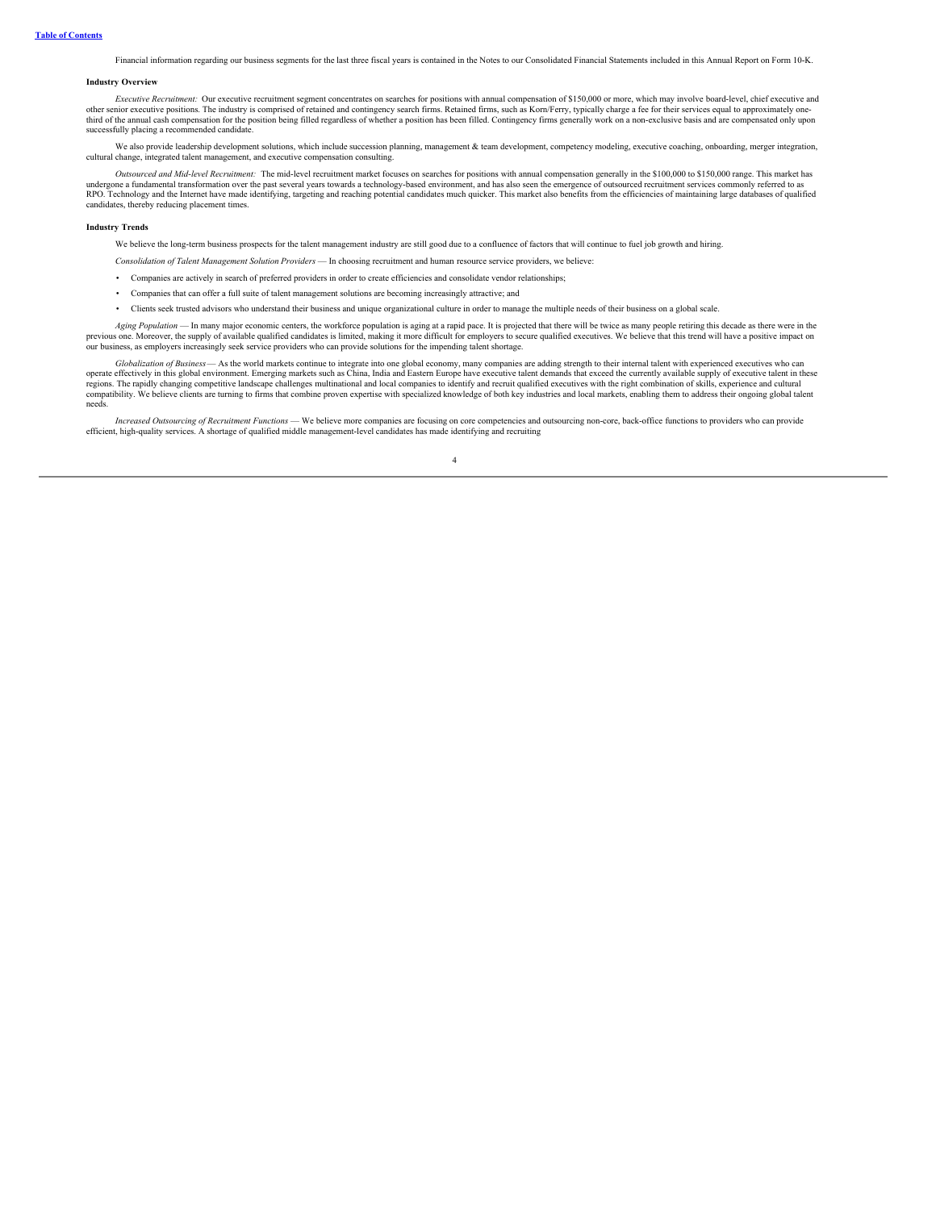Financial information regarding our business segments for the last three fiscal years is contained in the Notes to our Consolidated Financial Statements included in this Annual Report on Form 10-K.

**Industry Overview**

*Executive Recruitment:* Our executive recruitment segment concentrates on searches for positions with annual compensation of $150,000 or more, which may involve board-level, chief executive and other senior executive positions. The industry is comprised of retained and contingency search firms. Retained firms, such as Korn/Ferry, typically charge a fee for their services equal to approximately one-third of the annual cash compensation for the position being filled regardless of whether a position has been filled. Contingency firms generally work on a non-exclusive basis and are compensated only upon successfully placing a recommended candidate.

We also provide leadership development solutions, which include succession planning, management & team development, competency modeling, executive coaching, onboarding, merger integration, cultural change, integrated talent management, and executive compensation consulting.

*Outsourced and Mid-level Recruitment:* The mid-level recruitment market focuses on searches for positions with annual compensation generally in the $100,000 to $150,000 range. This market has undergone a fundamental transformation over the past several years towards a technology-based environment, and has also seen the emergence of outsourced recruitment services commonly referred to as RPO. Technology and the Internet have made identifying, targeting and reaching potential candidates much quicker. This market also benefits from the efficiencies of maintaining large databases of qualified candidates, thereby reducing placement times.

**Industry Trends**

We believe the long-term business prospects for the talent management industry are still good due to a confluence of factors that will continue to fuel job growth and hiring.

*Consolidation of Talent Management Solution Providers* — In choosing recruitment and human resource service providers, we believe:

- Companies are actively in search of preferred providers in order to create efficiencies and consolidate vendor relationships;
- Companies that can offer a full suite of talent management solutions are becoming increasingly attractive; and
- Clients seek trusted advisors who understand their business and unique organizational culture in order to manage the multiple needs of their business on a global scale.

*Aging Population* — In many major economic centers, the workforce population is aging at a rapid pace. It is projected that there will be twice as many people retiring this decade as there were in the previous one. Moreover, the supply of available qualified candidates is limited, making it more difficult for employers to secure qualified executives. We believe that this trend will have a positive impact on our business, as employers increasingly seek service providers who can provide solutions for the impending talent shortage.

*Globalization of Business* — As the world markets continue to integrate into one global economy, many companies are adding strength to their internal talent with experienced executives who can operate effectively in this global environment. Emerging markets such as China, India and Eastern Europe have executive talent demands that exceed the currently available supply of executive talent in these regions. The rapidly changing competitive landscape challenges multinational and local companies to identify and recruit qualified executives with the right combination of skills, experience and cultural compatibility. We believe clients are turning to firms that combine proven expertise with specialized knowledge of both key industries and local markets, enabling them to address their ongoing global talent needs.

*Increased Outsourcing of Recruitment Functions* — We believe more companies are focusing on core competencies and outsourcing non-core, back-office functions to providers who can provide efficient, high-quality services. A shortage of qualified middle management-level candidates has made identifying and recruiting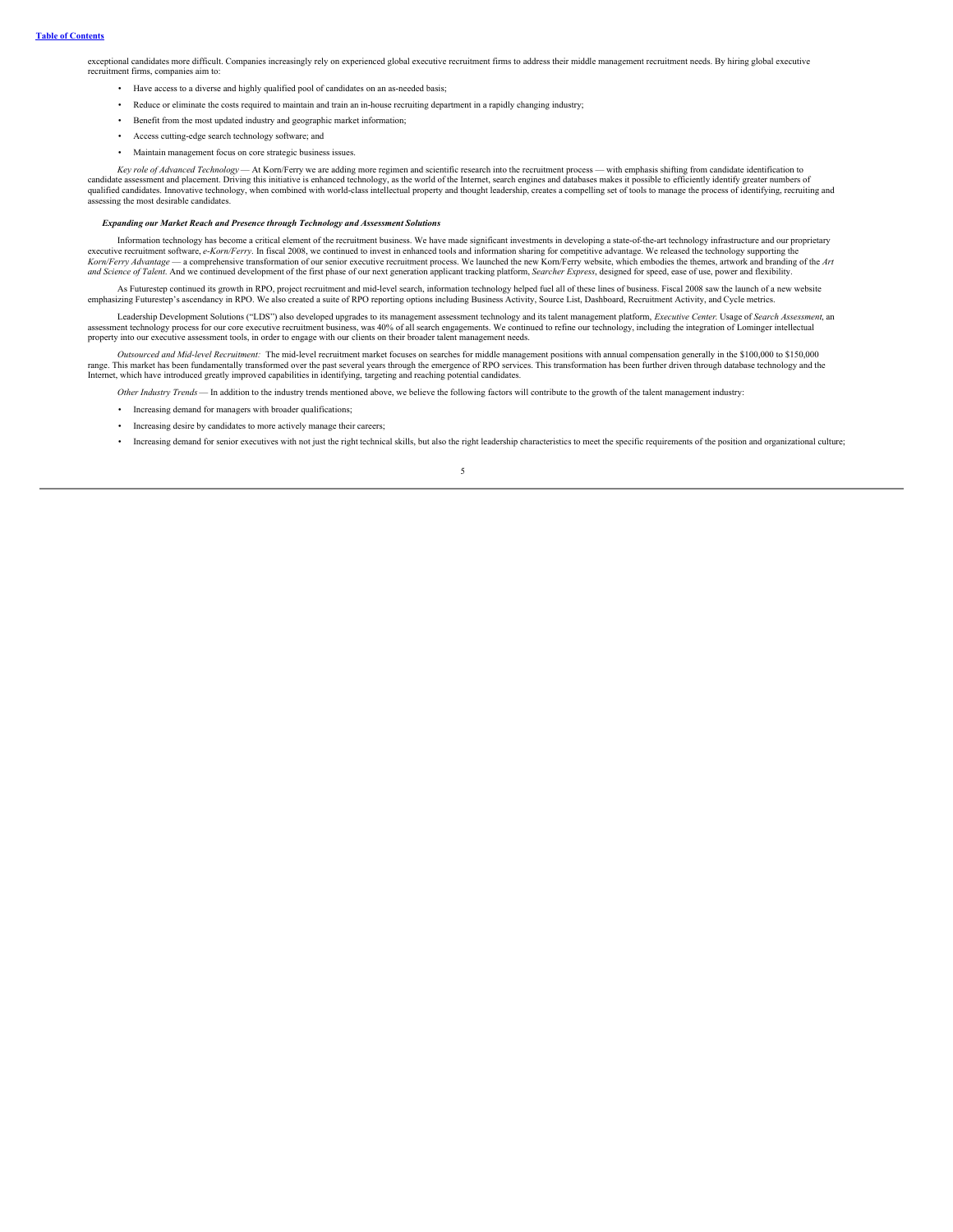exceptional candidates more difficult. Companies increasingly rely on experienced global executive recruitment firms to address their middle management recruitment needs. By hiring global executive recruitment firms, companies aim to:

- Have access to a diverse and highly qualified pool of candidates on an as-needed basis;
- Reduce or eliminate the costs required to maintain and train an in-house recruiting department in a rapidly changing industry;
- Benefit from the most updated industry and geographic market information;
- Access cutting-edge search technology software; and
- Maintain management focus on core strategic business issues.

*Key role of Advanced Technology* — At Korn/Ferry we are adding more regimen and scientific research into the recruitment process — with emphasis shifting from candidate identification to candidate assessment and placement. Driving this initiative is enhanced technology, as the world of the Internet, search engines and databases makes it possible to efficiently identify greater numbers of qualified candidates. Innovative technology, when combined with world-class intellectual property and thought leadership, creates a compelling set of tools to manage the process of identifying, recruiting and assessing the most desirable candidates.

***Expanding our Market Reach and Presence through Technology and Assessment Solutions***

Information technology has become a critical element of the recruitment business. We have made significant investments in developing a state-of-the-art technology infrastructure and our proprietary executive recruitment software, *e-Korn/Ferry*. In fiscal 2008, we continued to invest in enhanced tools and information sharing for competitive advantage. We released the technology supporting the *Korn/Ferry Advantage* — a comprehensive transformation of our senior executive recruitment process. We launched the new Korn/Ferry website, which embodies the themes, artwork and branding of the *Art and Science of Talent*. And we continued development of the first phase of our next generation applicant tracking platform, *Searcher Express*, designed for speed, ease of use, power and flexibility.

As Futurestep continued its growth in RPO, project recruitment and mid-level search, information technology helped fuel all of these lines of business. Fiscal 2008 saw the launch of a new website emphasizing Futurestep's ascendancy in RPO. We also created a suite of RPO reporting options including Business Activity, Source List, Dashboard, Recruitment Activity, and Cycle metrics.

Leadership Development Solutions ("LDS") also developed upgrades to its management assessment technology and its talent management platform, *Executive Center*. Usage of *Search Assessment*, an assessment technology process for our core executive recruitment business, was 40% of all search engagements. We continued to refine our technology, including the integration of Lominger intellectual property into our executive assessment tools, in order to engage with our clients on their broader talent management needs.

*Outsourced and Mid-level Recruitment:* The mid-level recruitment market focuses on searches for middle management positions with annual compensation generally in the $100,000 to $150,000 range. This market has been fundamentally transformed over the past several years through the emergence of RPO services. This transformation has been further driven through database technology and the Internet, which have introduced greatly improved capabilities in identifying, targeting and reaching potential candidates.

*Other Industry Trends* — In addition to the industry trends mentioned above, we believe the following factors will contribute to the growth of the talent management industry:

- Increasing demand for managers with broader qualifications;
- Increasing desire by candidates to more actively manage their careers;
- Increasing demand for senior executives with not just the right technical skills, but also the right leadership characteristics to meet the specific requirements of the position and organizational culture;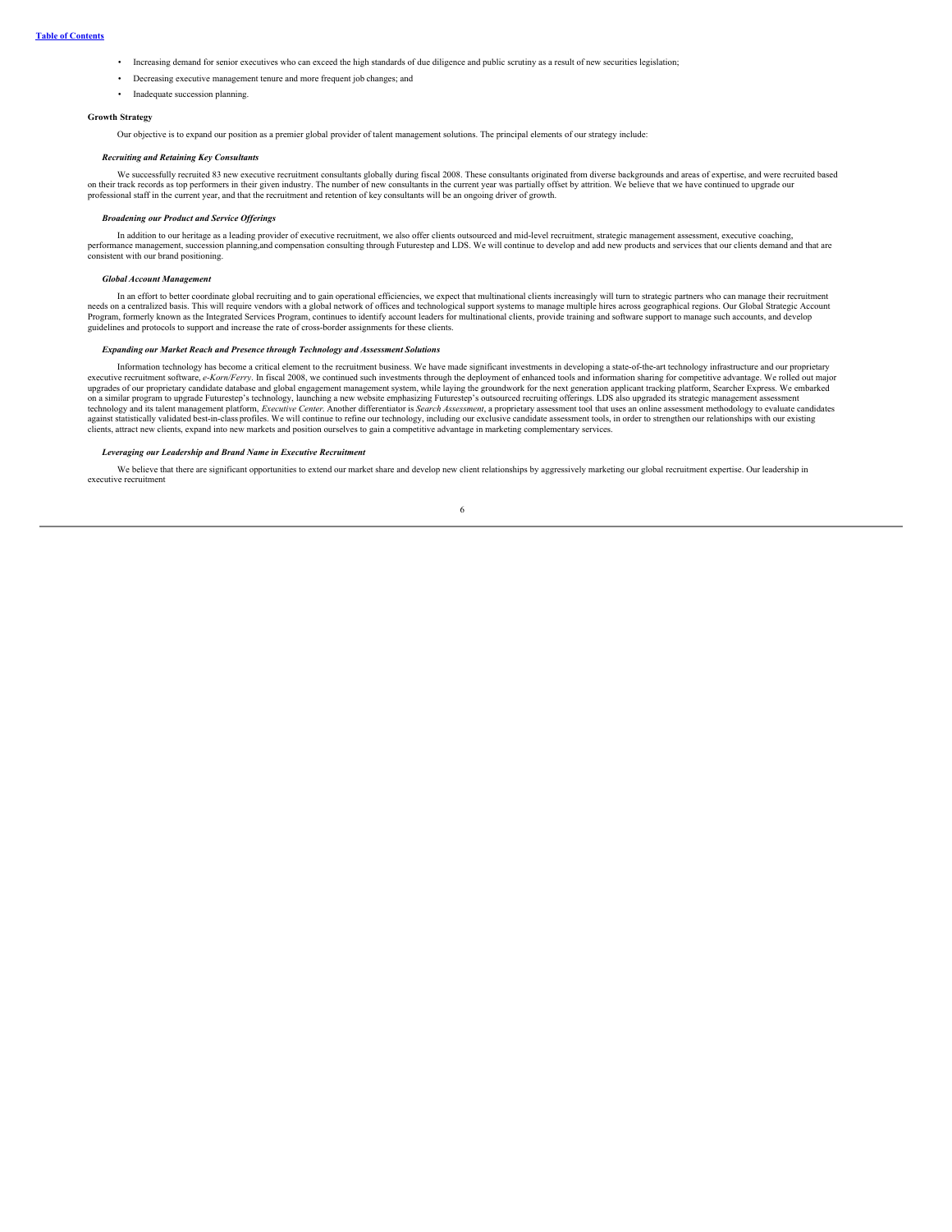- Increasing demand for senior executives who can exceed the high standards of due diligence and public scrutiny as a result of new securities legislation;
- Decreasing executive management tenure and more frequent job changes; and
- Inadequate succession planning.

**Growth Strategy**

Our objective is to expand our position as a premier global provider of talent management solutions. The principal elements of our strategy include:

***Recruiting and Retaining Key Consultants***

We successfully recruited 83 new executive recruitment consultants globally during fiscal 2008. These consultants originated from diverse backgrounds and areas of expertise, and were recruited based on their track records as top performers in their given industry. The number of new consultants in the current year was partially offset by attrition. We believe that we have continued to upgrade our professional staff in the current year, and that the recruitment and retention of key consultants will be an ongoing driver of growth.

***Broadening our Product and Service Offerings***

In addition to our heritage as a leading provider of executive recruitment, we also offer clients outsourced and mid-level recruitment, strategic management assessment, executive coaching, performance management, succession planning,and compensation consulting through Futurestep and LDS. We will continue to develop and add new products and services that our clients demand and that are consistent with our brand positioning.

***Global Account Management***

In an effort to better coordinate global recruiting and to gain operational efficiencies, we expect that multinational clients increasingly will turn to strategic partners who can manage their recruitment needs on a centralized basis. This will require vendors with a global network of offices and technological support systems to manage multiple hires across geographical regions. Our Global Strategic Account Program, formerly known as the Integrated Services Program, continues to identify account leaders for multinational clients, provide training and software support to manage such accounts, and develop guidelines and protocols to support and increase the rate of cross-border assignments for these clients.

***Expanding our Market Reach and Presence through Technology and Assessment Solutions***

Information technology has become a critical element to the recruitment business. We have made significant investments in developing a state-of-the-art technology infrastructure and our proprietary executive recruitment software, *e-Korn/Ferry*. In fiscal 2008, we continued such investments through the deployment of enhanced tools and information sharing for competitive advantage. We rolled out major upgrades of our proprietary candidate database and global engagement management system, while laying the groundwork for the next generation applicant tracking platform, Searcher Express. We embarked on a similar program to upgrade Futurestep's technology, launching a new website emphasizing Futurestep's outsourced recruiting offerings. LDS also upgraded its strategic management assessment technology and its talent management platform, *Executive Center*. Another differentiator is *Search Assessment*, a proprietary assessment tool that uses an online assessment methodology to evaluate candidates against statistically validated best-in-class profiles. We will continue to refine our technology, including our exclusive candidate assessment tools, in order to strengthen our relationships with our existing clients, attract new clients, expand into new markets and position ourselves to gain a competitive advantage in marketing complementary services.

***Leveraging our Leadership and Brand Name in Executive Recruitment***

We believe that there are significant opportunities to extend our market share and develop new client relationships by aggressively marketing our global recruitment expertise. Our leadership in executive recruitment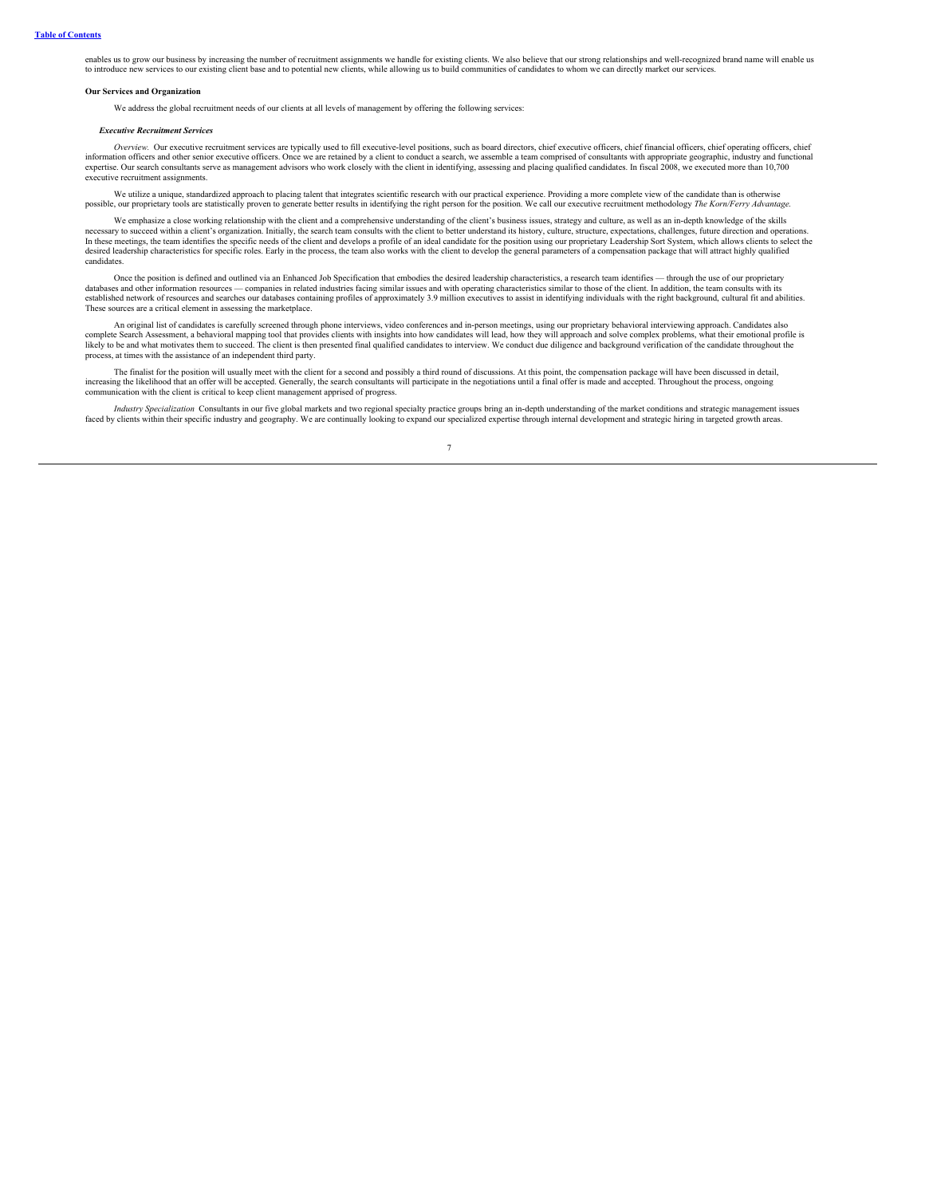enables us to grow our business by increasing the number of recruitment assignments we handle for existing clients. We also believe that our strong relationships and well-recognized brand name will enable us to introduce new services to our existing client base and to potential new clients, while allowing us to build communities of candidates to whom we can directly market our services.

**Our Services and Organization**

We address the global recruitment needs of our clients at all levels of management by offering the following services:

***Executive Recruitment Services***

*Overview.* Our executive recruitment services are typically used to fill executive-level positions, such as board directors, chief executive officers, chief financial officers, chief operating officers, chief information officers and other senior executive officers. Once we are retained by a client to conduct a search, we assemble a team comprised of consultants with appropriate geographic, industry and functional expertise. Our search consultants serve as management advisors who work closely with the client in identifying, assessing and placing qualified candidates. In fiscal 2008, we executed more than 10,700 executive recruitment assignments.

We utilize a unique, standardized approach to placing talent that integrates scientific research with our practical experience. Providing a more complete view of the candidate than is otherwise possible, our proprietary tools are statistically proven to generate better results in identifying the right person for the position. We call our executive recruitment methodology *The Korn/Ferry Advantage.*

We emphasize a close working relationship with the client and a comprehensive understanding of the client's business issues, strategy and culture, as well as an in-depth knowledge of the skills necessary to succeed within a client's organization. Initially, the search team consults with the client to better understand its history, culture, structure, expectations, challenges, future direction and operations. In these meetings, the team identifies the specific needs of the client and develops a profile of an ideal candidate for the position using our proprietary Leadership Sort System, which allows clients to select the desired leadership characteristics for specific roles. Early in the process, the team also works with the client to develop the general parameters of a compensation package that will attract highly qualified candidates.

Once the position is defined and outlined via an Enhanced Job Specification that embodies the desired leadership characteristics, a research team identifies — through the use of our proprietary databases and other information resources — companies in related industries facing similar issues and with operating characteristics similar to those of the client. In addition, the team consults with its established network of resources and searches our databases containing profiles of approximately 3.9 million executives to assist in identifying individuals with the right background, cultural fit and abilities. These sources are a critical element in assessing the marketplace.

An original list of candidates is carefully screened through phone interviews, video conferences and in-person meetings, using our proprietary behavioral interviewing approach. Candidates also complete Search Assessment, a behavioral mapping tool that provides clients with insights into how candidates will lead, how they will approach and solve complex problems, what their emotional profile is likely to be and what motivates them to succeed. The client is then presented final qualified candidates to interview. We conduct due diligence and background verification of the candidate throughout the process, at times with the assistance of an independent third party.

The finalist for the position will usually meet with the client for a second and possibly a third round of discussions. At this point, the compensation package will have been discussed in detail, increasing the likelihood that an offer will be accepted. Generally, the search consultants will participate in the negotiations until a final offer is made and accepted. Throughout the process, ongoing communication with the client is critical to keep client management apprised of progress.

*Industry Specialization* Consultants in our five global markets and two regional specialty practice groups bring an in-depth understanding of the market conditions and strategic management issues faced by clients within their specific industry and geography. We are continually looking to expand our specialized expertise through internal development and strategic hiring in targeted growth areas.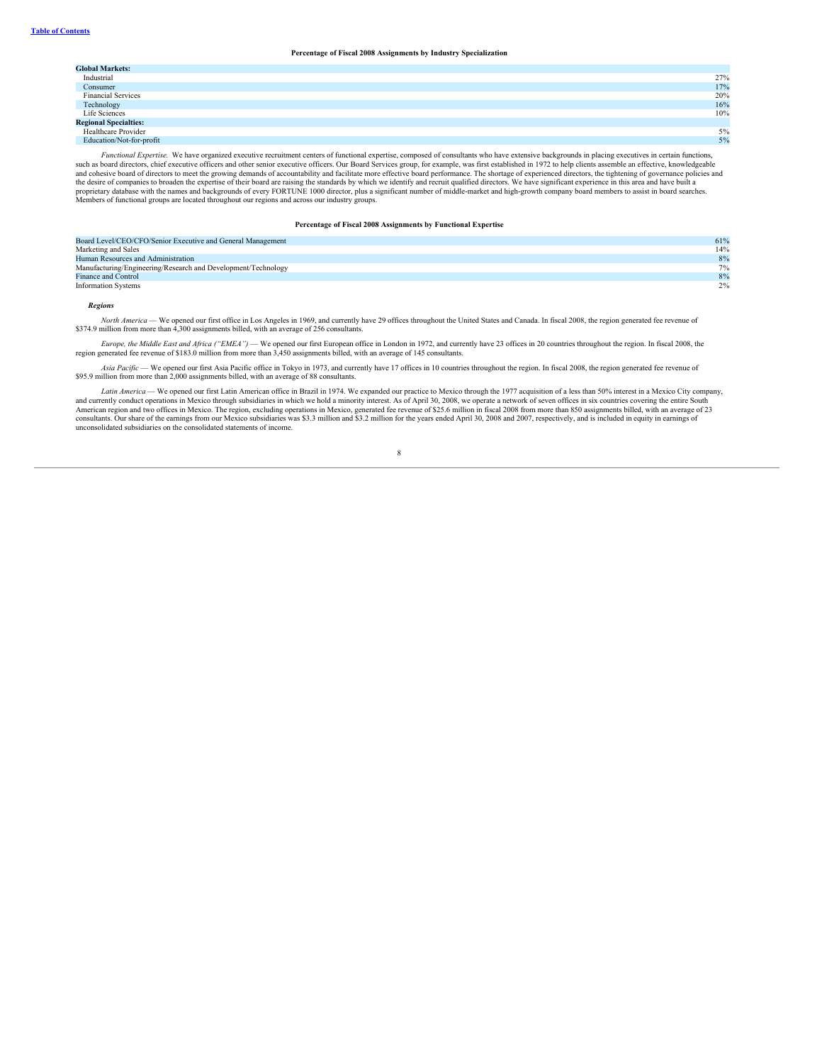**Percentage of Fiscal 2008 Assignments by Industry Specialization**

| | |
|---|---|
| **Global Markets:** | |
| Industrial | 27% |
| Consumer | 17% |
| Financial Services | 20% |
| Technology | 16% |
| Life Sciences | 10% |
| **Regional Specialties:** | |
| Healthcare Provider | 5% |
| Education/Not-for-profit | 5% |

*Functional Expertise.* We have organized executive recruitment centers of functional expertise, composed of consultants who have extensive backgrounds in placing executives in certain functions, such as board directors, chief executive officers and other senior executive officers. Our Board Services group, for example, was first established in 1972 to help clients assemble an effective, knowledgeable and cohesive board of directors to meet the growing demands of accountability and facilitate more effective board performance. The shortage of experienced directors, the tightening of governance policies and the desire of companies to broaden the expertise of their board are raising the standards by which we identify and recruit qualified directors. We have significant experience in this area and have built a proprietary database with the names and backgrounds of every FORTUNE 1000 director, plus a significant number of middle-market and high-growth company board members to assist in board searches. Members of functional groups are located throughout our regions and across our industry groups.

**Percentage of Fiscal 2008 Assignments by Functional Expertise**

| | |
|---|---|
| Board Level/CEO/CFO/Senior Executive and General Management | 61% |
| Marketing and Sales | 14% |
| Human Resources and Administration | 8% |
| Manufacturing/Engineering/Research and Development/Technology | 7% |
| Finance and Control | 8% |
| Information Systems | 2% |

***Regions***

*North America* — We opened our first office in Los Angeles in 1969, and currently have 29 offices throughout the United States and Canada. In fiscal 2008, the region generated fee revenue of $374.9 million from more than 4,300 assignments billed, with an average of 256 consultants.

*Europe, the Middle East and Africa ("EMEA")* — We opened our first European office in London in 1972, and currently have 23 offices in 20 countries throughout the region. In fiscal 2008, the region generated fee revenue of $183.0 million from more than 3,450 assignments billed, with an average of 145 consultants.

*Asia Pacific* — We opened our first Asia Pacific office in Tokyo in 1973, and currently have 17 offices in 10 countries throughout the region. In fiscal 2008, the region generated fee revenue of $95.9 million from more than 2,000 assignments billed, with an average of 88 consultants.

*Latin America* — We opened our first Latin American office in Brazil in 1974. We expanded our practice to Mexico through the 1977 acquisition of a less than 50% interest in a Mexico City company, and currently conduct operations in Mexico through subsidiaries in which we hold a minority interest. As of April 30, 2008, we operate a network of seven offices in six countries covering the entire South American region and two offices in Mexico. The region, excluding operations in Mexico, generated fee revenue of $25.6 million in fiscal 2008 from more than 850 assignments billed, with an average of 23 consultants. Our share of the earnings from our Mexico subsidiaries was $3.3 million and $3.2 million for the years ended April 30, 2008 and 2007, respectively, and is included in equity in earnings of unconsolidated subsidiaries on the consolidated statements of income.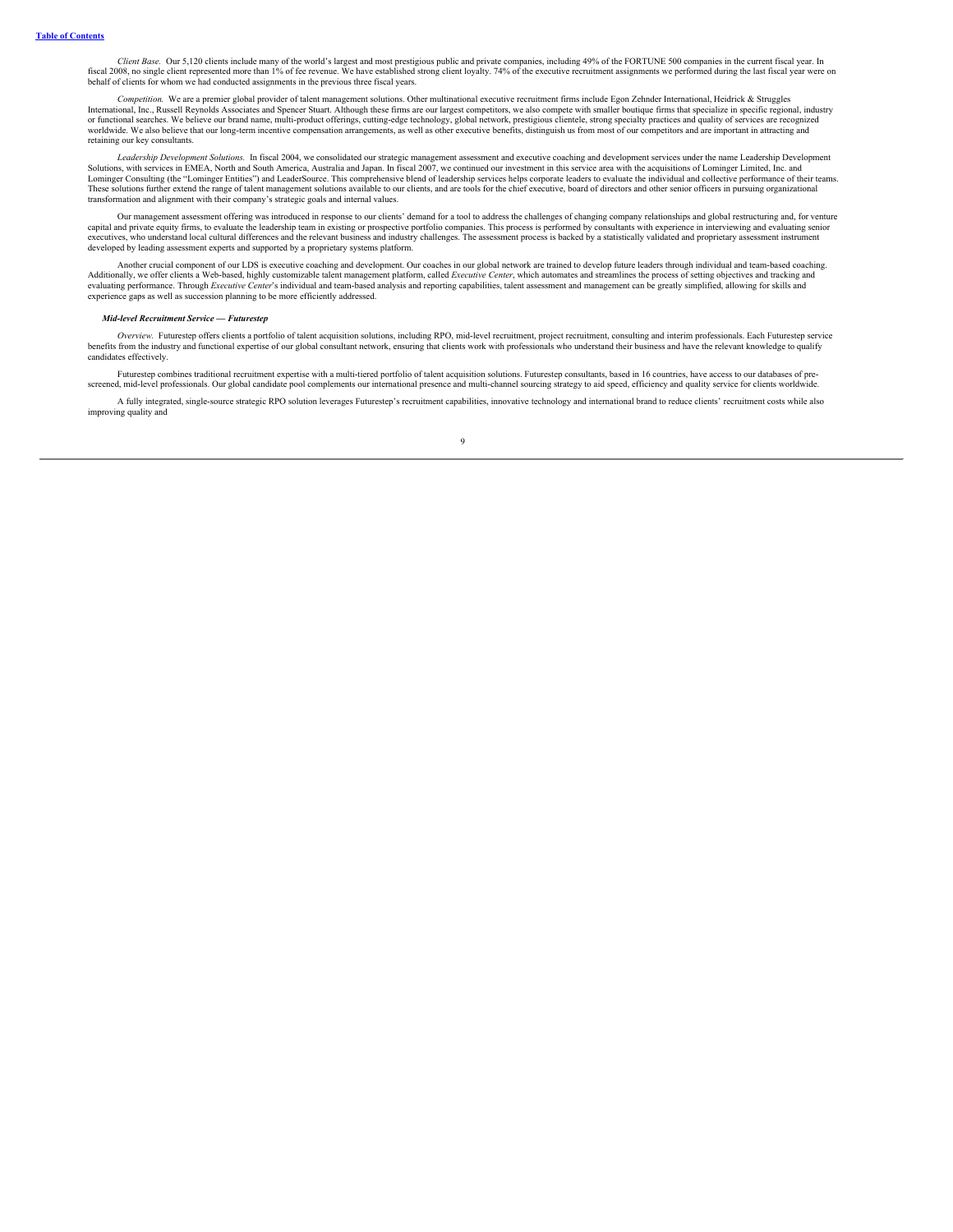*Client Base.* Our 5,120 clients include many of the world's largest and most prestigious public and private companies, including 49% of the FORTUNE 500 companies in the current fiscal year. In fiscal 2008, no single client represented more than 1% of fee revenue. We have established strong client loyalty. 74% of the executive recruitment assignments we performed during the last fiscal year were on behalf of clients for whom we had conducted assignments in the previous three fiscal years.

*Competition.* We are a premier global provider of talent management solutions. Other multinational executive recruitment firms include Egon Zehnder International, Heidrick & Struggles International, Inc., Russell Reynolds Associates and Spencer Stuart. Although these firms are our largest competitors, we also compete with smaller boutique firms that specialize in specific regional, industry or functional searches. We believe our brand name, multi-product offerings, cutting-edge technology, global network, prestigious clientele, strong specialty practices and quality of services are recognized worldwide. We also believe that our long-term incentive compensation arrangements, as well as other executive benefits, distinguish us from most of our competitors and are important in attracting and retaining our key consultants.

*Leadership Development Solutions.* In fiscal 2004, we consolidated our strategic management assessment and executive coaching and development services under the name Leadership Development Solutions, with services in EMEA, North and South America, Australia and Japan. In fiscal 2007, we continued our investment in this service area with the acquisitions of Lominger Limited, Inc. and Lominger Consulting (the "Lominger Entities") and LeaderSource. This comprehensive blend of leadership services helps corporate leaders to evaluate the individual and collective performance of their teams. These solutions further extend the range of talent management solutions available to our clients, and are tools for the chief executive, board of directors and other senior officers in pursuing organizational transformation and alignment with their company's strategic goals and internal values.

Our management assessment offering was introduced in response to our clients' demand for a tool to address the challenges of changing company relationships and global restructuring and, for venture capital and private equity firms, to evaluate the leadership team in existing or prospective portfolio companies. This process is performed by consultants with experience in interviewing and evaluating senior executives, who understand local cultural differences and the relevant business and industry challenges. The assessment process is backed by a statistically validated and proprietary assessment instrument developed by leading assessment experts and supported by a proprietary systems platform.

Another crucial component of our LDS is executive coaching and development. Our coaches in our global network are trained to develop future leaders through individual and team-based coaching. Additionally, we offer clients a Web-based, highly customizable talent management platform, called *Executive Center*, which automates and streamlines the process of setting objectives and tracking and evaluating performance. Through *Executive Center*'s individual and team-based analysis and reporting capabilities, talent assessment and management can be greatly simplified, allowing for skills and experience gaps as well as succession planning to be more efficiently addressed.

***Mid-level Recruitment Service — Futurestep***

*Overview.* Futurestep offers clients a portfolio of talent acquisition solutions, including RPO, mid-level recruitment, project recruitment, consulting and interim professionals. Each Futurestep service benefits from the industry and functional expertise of our global consultant network, ensuring that clients work with professionals who understand their business and have the relevant knowledge to qualify candidates effectively.

Futurestep combines traditional recruitment expertise with a multi-tiered portfolio of talent acquisition solutions. Futurestep consultants, based in 16 countries, have access to our databases of pre-screened, mid-level professionals. Our global candidate pool complements our international presence and multi-channel sourcing strategy to aid speed, efficiency and quality service for clients worldwide.

A fully integrated, single-source strategic RPO solution leverages Futurestep's recruitment capabilities, innovative technology and international brand to reduce clients' recruitment costs while also improving quality and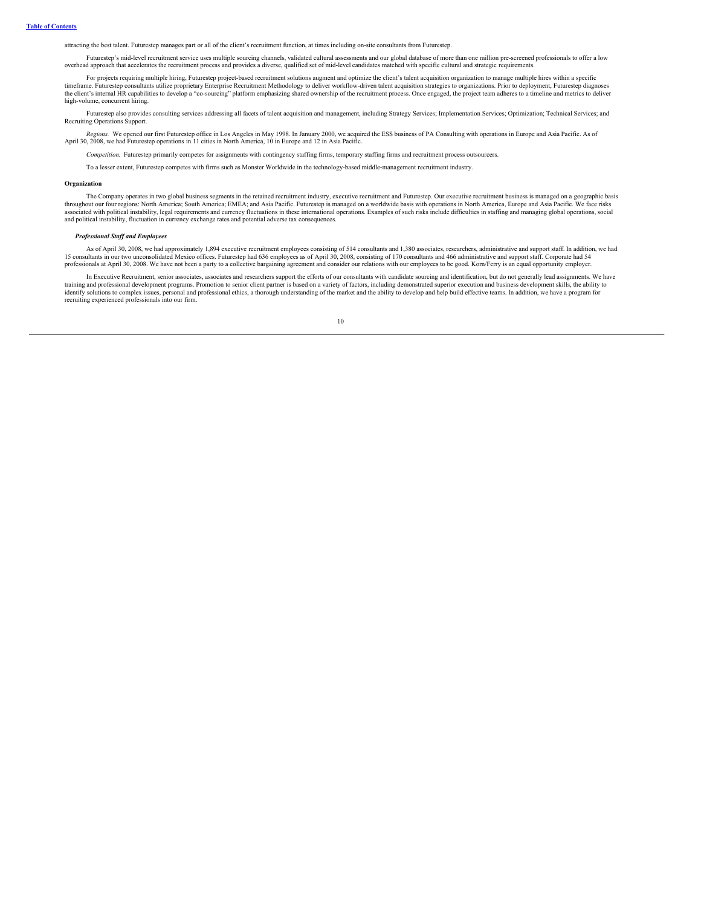attracting the best talent. Futurestep manages part or all of the client's recruitment function, at times including on-site consultants from Futurestep.

Futurestep's mid-level recruitment service uses multiple sourcing channels, validated cultural assessments and our global database of more than one million pre-screened professionals to offer a low overhead approach that accelerates the recruitment process and provides a diverse, qualified set of mid-level candidates matched with specific cultural and strategic requirements.

For projects requiring multiple hiring, Futurestep project-based recruitment solutions augment and optimize the client's talent acquisition organization to manage multiple hires within a specific timeframe. Futurestep consultants utilize proprietary Enterprise Recruitment Methodology to deliver workflow-driven talent acquisition strategies to organizations. Prior to deployment, Futurestep diagnoses the client's internal HR capabilities to develop a "co-sourcing" platform emphasizing shared ownership of the recruitment process. Once engaged, the project team adheres to a timeline and metrics to deliver high-volume, concurrent hiring.

Futurestep also provides consulting services addressing all facets of talent acquisition and management, including Strategy Services; Implementation Services; Optimization; Technical Services; and Recruiting Operations Support.

*Regions.* We opened our first Futurestep office in Los Angeles in May 1998. In January 2000, we acquired the ESS business of PA Consulting with operations in Europe and Asia Pacific. As of April 30, 2008, we had Futurestep operations in 11 cities in North America, 10 in Europe and 12 in Asia Pacific.

*Competition.* Futurestep primarily competes for assignments with contingency staffing firms, temporary staffing firms and recruitment process outsourcers.

To a lesser extent, Futurestep competes with firms such as Monster Worldwide in the technology-based middle-management recruitment industry.

**Organization**

The Company operates in two global business segments in the retained recruitment industry, executive recruitment and Futurestep. Our executive recruitment business is managed on a geographic basis throughout our four regions: North America; South America; EMEA; and Asia Pacific. Futurestep is managed on a worldwide basis with operations in North America, Europe and Asia Pacific. We face risks associated with political instability, legal requirements and currency fluctuations in these international operations. Examples of such risks include difficulties in staffing and managing global operations, social and political instability, fluctuation in currency exchange rates and potential adverse tax consequences.

***Professional Staff and Employees***

As of April 30, 2008, we had approximately 1,894 executive recruitment employees consisting of 514 consultants and 1,380 associates, researchers, administrative and support staff. In addition, we had 15 consultants in our two unconsolidated Mexico offices. Futurestep had 636 employees as of April 30, 2008, consisting of 170 consultants and 466 administrative and support staff. Corporate had 54 professionals at April 30, 2008. We have not been a party to a collective bargaining agreement and consider our relations with our employees to be good. Korn/Ferry is an equal opportunity employer.

In Executive Recruitment, senior associates, associates and researchers support the efforts of our consultants with candidate sourcing and identification, but do not generally lead assignments. We have training and professional development programs. Promotion to senior client partner is based on a variety of factors, including demonstrated superior execution and business development skills, the ability to identify solutions to complex issues, personal and professional ethics, a thorough understanding of the market and the ability to develop and help build effective teams. In addition, we have a program for recruiting experienced professionals into our firm.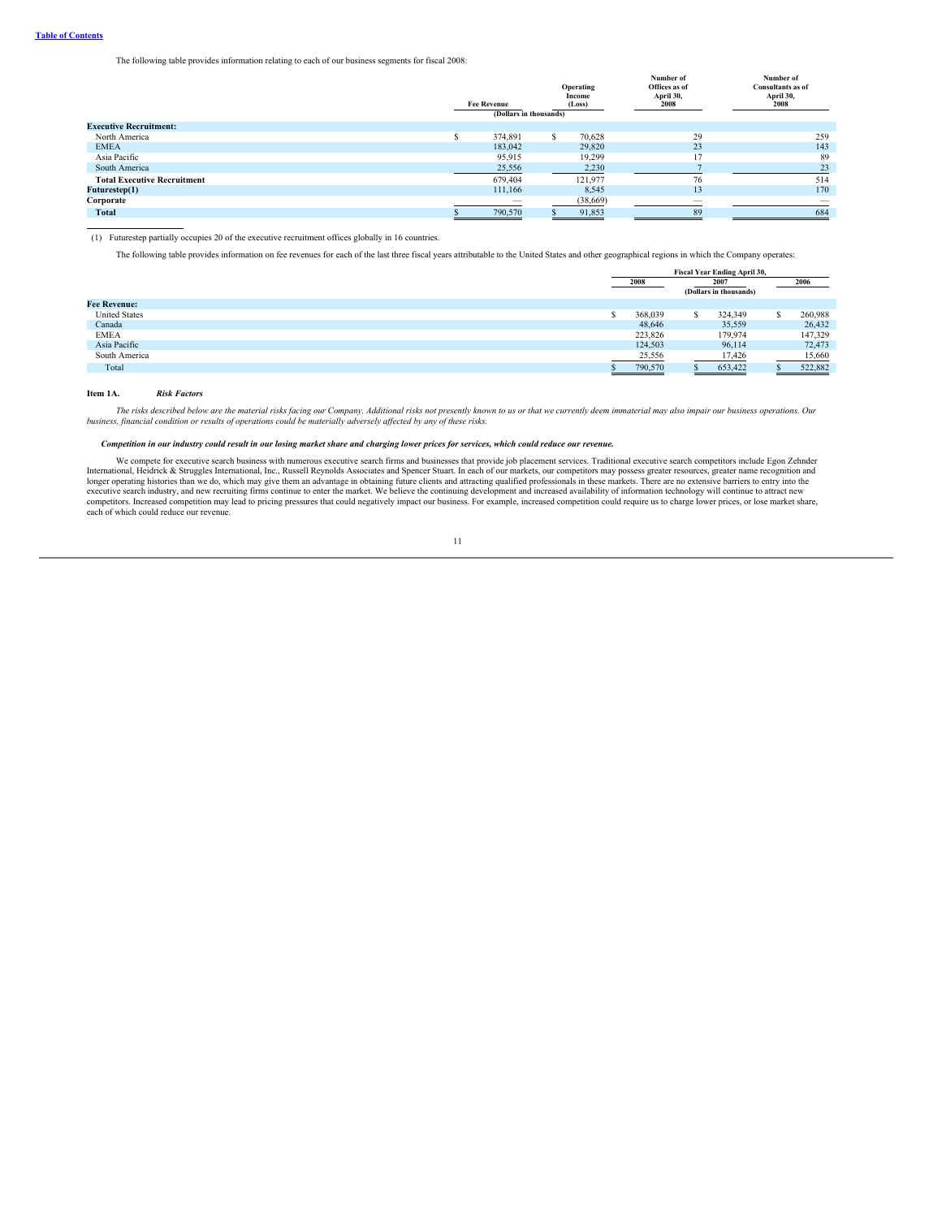The following table provides information relating to each of our business segments for fiscal 2008:

| | Fee Revenue | Operating Income (Loss) | Number of Offices as of April 30, 2008 | Number of Consultants as of April 30, 2008 |
|---|---|---|---|---|
| | (Dollars in thousands) | | | |
| **Executive Recruitment:** | | | | |
| North America | $ 374,891 | $ 70,628 | 29 | 259 |
| EMEA | 183,042 | 29,820 | 23 | 143 |
| Asia Pacific | 95,915 | 19,299 | 17 | 89 |
| South America | 25,556 | 2,230 | 7 | 23 |
| **Total Executive Recruitment** | 679,404 | 121,977 | 76 | 514 |
| **Futurestep(1)** | 111,166 | 8,545 | 13 | 170 |
| **Corporate** | — | (38,669) | — | — |
| **Total** | $ 790,570 | $ 91,853 | 89 | 684 |

(1) Futurestep partially occupies 20 of the executive recruitment offices globally in 16 countries.

The following table provides information on fee revenues for each of the last three fiscal years attributable to the United States and other geographical regions in which the Company operates:

| | Fiscal Year Ending April 30, | | |
|---|---|---|---|
| | 2008 | 2007 | 2006 |
| | (Dollars in thousands) | | |
| **Fee Revenue:** | | | |
| United States | $ 368,039 | $ 324,349 | $ 260,988 |
| Canada | 48,646 | 35,559 | 26,432 |
| EMEA | 223,826 | 179,974 | 147,329 |
| Asia Pacific | 124,503 | 96,114 | 72,473 |
| South America | 25,556 | 17,426 | 15,660 |
| Total | $ 790,570 | $ 653,422 | $ 522,882 |

## Item 1A. *Risk Factors*

*The risks described below are the material risks facing our Company. Additional risks not presently known to us or that we currently deem immaterial may also impair our business operations. Our business, financial condition or results of operations could be materially adversely affected by any of these risks.*

***Competition in our industry could result in our losing market share and charging lower prices for services, which could reduce our revenue.***

We compete for executive search business with numerous executive search firms and businesses that provide job placement services. Traditional executive search competitors include Egon Zehnder International, Heidrick & Struggles International, Inc., Russell Reynolds Associates and Spencer Stuart. In each of our markets, our competitors may possess greater resources, greater name recognition and longer operating histories than we do, which may give them an advantage in obtaining future clients and attracting qualified professionals in these markets. There are no extensive barriers to entry into the executive search industry, and new recruiting firms continue to enter the market. We believe the continuing development and increased availability of information technology will continue to attract new competitors. Increased competition may lead to pricing pressures that could negatively impact our business. For example, increased competition could require us to charge lower prices, or lose market share, each of which could reduce our revenue.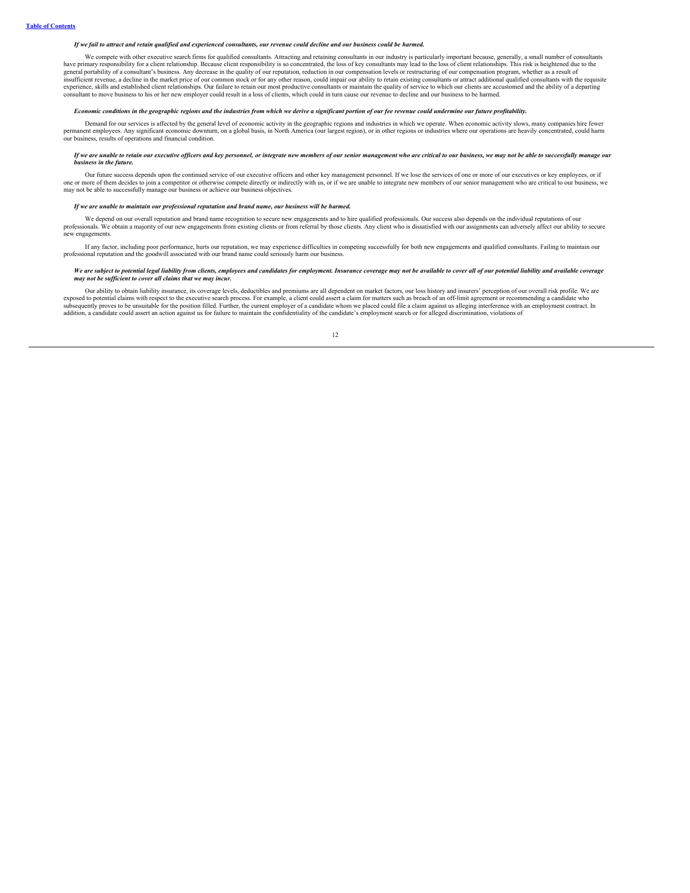*If we fail to attract and retain qualified and experienced consultants, our revenue could decline and our business could be harmed.*

We compete with other executive search firms for qualified consultants. Attracting and retaining consultants in our industry is particularly important because, generally, a small number of consultants have primary responsibility for a client relationship. Because client responsibility is so concentrated, the loss of key consultants may lead to the loss of client relationships. This risk is heightened due to the general portability of a consultant's business. Any decrease in the quality of our reputation, reduction in our compensation levels or restructuring of our compensation program, whether as a result of insufficient revenue, a decline in the market price of our common stock or for any other reason, could impair our ability to retain existing consultants or attract additional qualified consultants with the requisite experience, skills and established client relationships. Our failure to retain our most productive consultants or maintain the quality of service to which our clients are accustomed and the ability of a departing consultant to move business to his or her new employer could result in a loss of clients, which could in turn cause our revenue to decline and our business to be harmed.

*Economic conditions in the geographic regions and the industries from which we derive a significant portion of our fee revenue could undermine our future profitability.*

Demand for our services is affected by the general level of economic activity in the geographic regions and industries in which we operate. When economic activity slows, many companies hire fewer permanent employees. Any significant economic downturn, on a global basis, in North America (our largest region), or in other regions or industries where our operations are heavily concentrated, could harm our business, results of operations and financial condition.

*If we are unable to retain our executive officers and key personnel, or integrate new members of our senior management who are critical to our business, we may not be able to successfully manage our business in the future.*

Our future success depends upon the continued service of our executive officers and other key management personnel. If we lose the services of one or more of our executives or key employees, or if one or more of them decides to join a competitor or otherwise compete directly or indirectly with us, or if we are unable to integrate new members of our senior management who are critical to our business, we may not be able to successfully manage our business or achieve our business objectives.

*If we are unable to maintain our professional reputation and brand name, our business will be harmed.*

We depend on our overall reputation and brand name recognition to secure new engagements and to hire qualified professionals. Our success also depends on the individual reputations of our professionals. We obtain a majority of our new engagements from existing clients or from referral by those clients. Any client who is dissatisfied with our assignments can adversely affect our ability to secure new engagements.

If any factor, including poor performance, hurts our reputation, we may experience difficulties in competing successfully for both new engagements and qualified consultants. Failing to maintain our professional reputation and the goodwill associated with our brand name could seriously harm our business.

*We are subject to potential legal liability from clients, employees and candidates for employment. Insurance coverage may not be available to cover all of our potential liability and available coverage may not be sufficient to cover all claims that we may incur.*

Our ability to obtain liability insurance, its coverage levels, deductibles and premiums are all dependent on market factors, our loss history and insurers' perception of our overall risk profile. We are exposed to potential claims with respect to the executive search process. For example, a client could assert a claim for matters such as breach of an off-limit agreement or recommending a candidate who subsequently proves to be unsuitable for the position filled. Further, the current employer of a candidate whom we placed could file a claim against us alleging interference with an employment contract. In addition, a candidate could assert an action against us for failure to maintain the confidentiality of the candidate's employment search or for alleged discrimination, violations of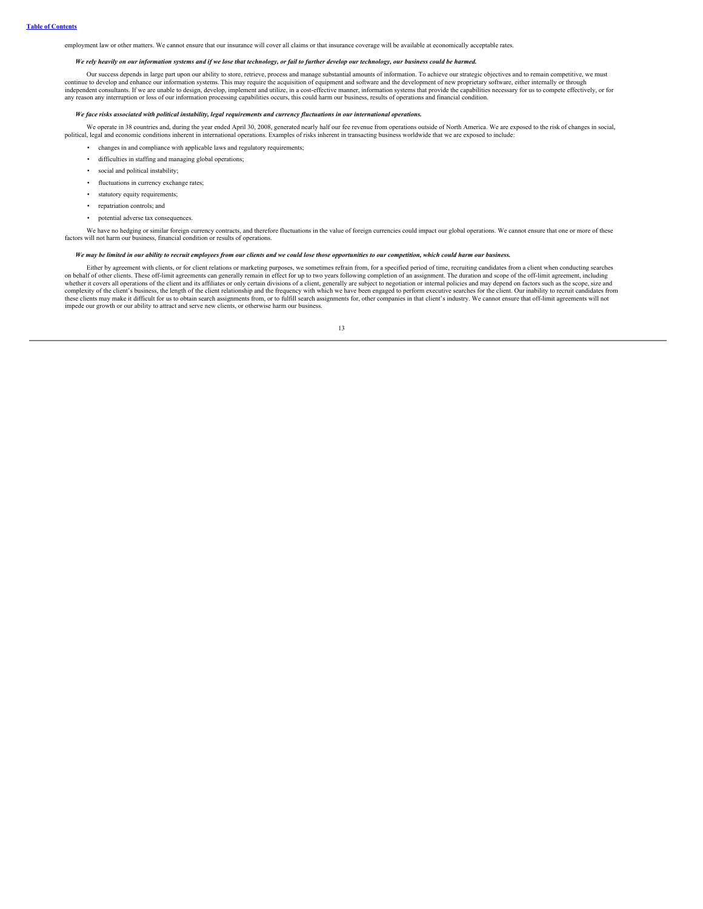employment law or other matters. We cannot ensure that our insurance will cover all claims or that insurance coverage will be available at economically acceptable rates.

***We rely heavily on our information systems and if we lose that technology, or fail to further develop our technology, our business could be harmed.***

Our success depends in large part upon our ability to store, retrieve, process and manage substantial amounts of information. To achieve our strategic objectives and to remain competitive, we must continue to develop and enhance our information systems. This may require the acquisition of equipment and software and the development of new proprietary software, either internally or through independent consultants. If we are unable to design, develop, implement and utilize, in a cost-effective manner, information systems that provide the capabilities necessary for us to compete effectively, or for any reason any interruption or loss of our information processing capabilities occurs, this could harm our business, results of operations and financial condition.

***We face risks associated with political instability, legal requirements and currency fluctuations in our international operations.***

We operate in 38 countries and, during the year ended April 30, 2008, generated nearly half our fee revenue from operations outside of North America. We are exposed to the risk of changes in social, political, legal and economic conditions inherent in international operations. Examples of risks inherent in transacting business worldwide that we are exposed to include:

- changes in and compliance with applicable laws and regulatory requirements;
- difficulties in staffing and managing global operations;
- social and political instability;
- fluctuations in currency exchange rates;
- statutory equity requirements;
- repatriation controls; and
- potential adverse tax consequences.

We have no hedging or similar foreign currency contracts, and therefore fluctuations in the value of foreign currencies could impact our global operations. We cannot ensure that one or more of these factors will not harm our business, financial condition or results of operations.

***We may be limited in our ability to recruit employees from our clients and we could lose those opportunities to our competition, which could harm our business.***

Either by agreement with clients, or for client relations or marketing purposes, we sometimes refrain from, for a specified period of time, recruiting candidates from a client when conducting searches on behalf of other clients. These off-limit agreements can generally remain in effect for up to two years following completion of an assignment. The duration and scope of the off-limit agreement, including whether it covers all operations of the client and its affiliates or only certain divisions of a client, generally are subject to negotiation or internal policies and may depend on factors such as the scope, size and complexity of the client's business, the length of the client relationship and the frequency with which we have been engaged to perform executive searches for the client. Our inability to recruit candidates from these clients may make it difficult for us to obtain search assignments from, or to fulfill search assignments for, other companies in that client's industry. We cannot ensure that off-limit agreements will not impede our growth or our ability to attract and serve new clients, or otherwise harm our business.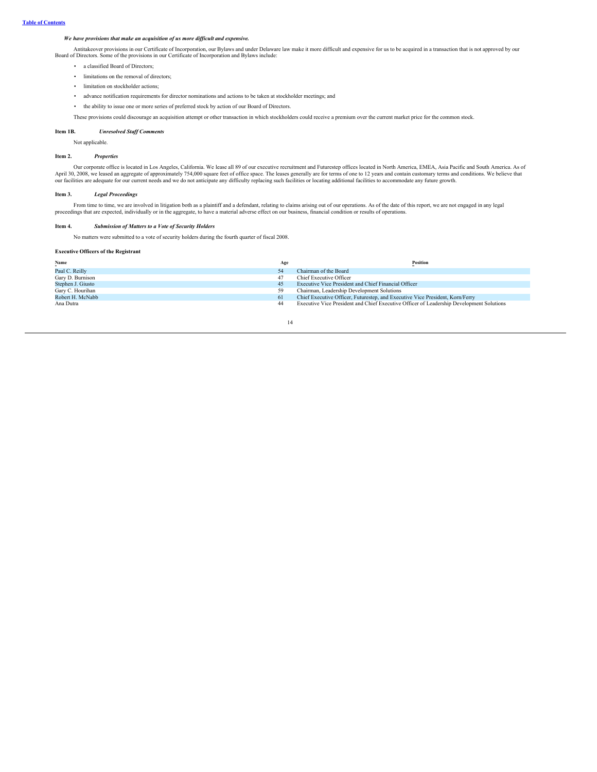***We have provisions that make an acquisition of us more difficult and expensive.***

Antitakeover provisions in our Certificate of Incorporation, our Bylaws and under Delaware law make it more difficult and expensive for us to be acquired in a transaction that is not approved by our Board of Directors. Some of the provisions in our Certificate of Incorporation and Bylaws include:

- a classified Board of Directors;
- limitations on the removal of directors;
- limitation on stockholder actions;
- advance notification requirements for director nominations and actions to be taken at stockholder meetings; and
- the ability to issue one or more series of preferred stock by action of our Board of Directors.

These provisions could discourage an acquisition attempt or other transaction in which stockholders could receive a premium over the current market price for the common stock.

**Item 1B.** ***Unresolved Staff Comments***

Not applicable.

**Item 2.** ***Properties***

Our corporate office is located in Los Angeles, California. We lease all 89 of our executive recruitment and Futurestep offices located in North America, EMEA, Asia Pacific and South America. As of April 30, 2008, we leased an aggregate of approximately 754,000 square feet of office space. The leases generally are for terms of one to 12 years and contain customary terms and conditions. We believe that our facilities are adequate for our current needs and we do not anticipate any difficulty replacing such facilities or locating additional facilities to accommodate any future growth.

**Item 3.** ***Legal Proceedings***

From time to time, we are involved in litigation both as a plaintiff and a defendant, relating to claims arising out of our operations. As of the date of this report, we are not engaged in any legal proceedings that are expected, individually or in the aggregate, to have a material adverse effect on our business, financial condition or results of operations.

**Item 4.** ***Submission of Matters to a Vote of Security Holders***

No matters were submitted to a vote of security holders during the fourth quarter of fiscal 2008.

**Executive Officers of the Registrant**

| Name | Age | Position |
|---|---|---|
| Paul C. Reilly | 54 | Chairman of the Board |
| Gary D. Burnison | 47 | Chief Executive Officer |
| Stephen J. Giusto | 45 | Executive Vice President and Chief Financial Officer |
| Gary C. Hourihan | 59 | Chairman, Leadership Development Solutions |
| Robert H. McNabb | 61 | Chief Executive Officer, Futurestep, and Executive Vice President, Korn/Ferry |
| Ana Dutra | 44 | Executive Vice President and Chief Executive Officer of Leadership Development Solutions |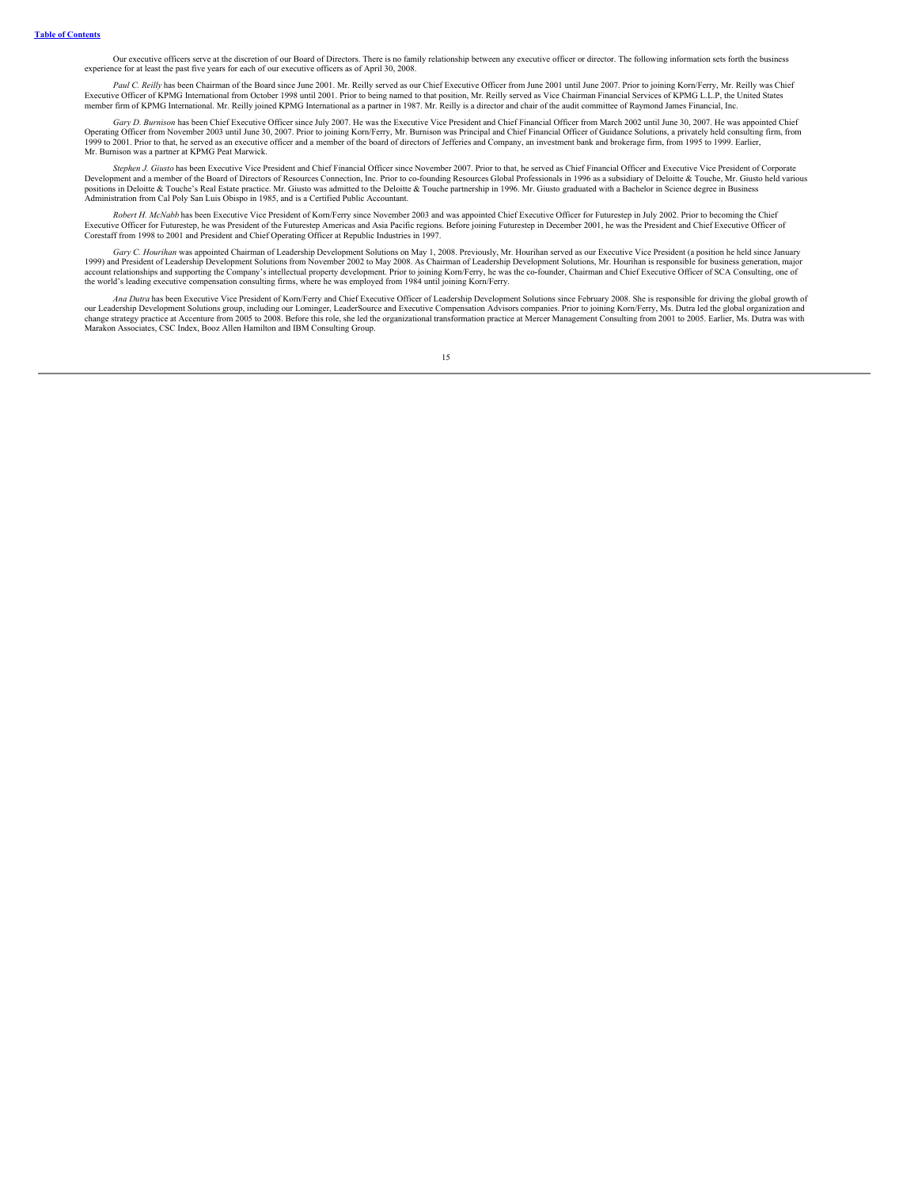Our executive officers serve at the discretion of our Board of Directors. There is no family relationship between any executive officer or director. The following information sets forth the business experience for at least the past five years for each of our executive officers as of April 30, 2008.

*Paul C. Reilly* has been Chairman of the Board since June 2001. Mr. Reilly served as our Chief Executive Officer from June 2001 until June 2007. Prior to joining Korn/Ferry, Mr. Reilly was Chief Executive Officer of KPMG International from October 1998 until 2001. Prior to being named to that position, Mr. Reilly served as Vice Chairman Financial Services of KPMG L.L.P, the United States member firm of KPMG International. Mr. Reilly joined KPMG International as a partner in 1987. Mr. Reilly is a director and chair of the audit committee of Raymond James Financial, Inc.

*Gary D. Burnison* has been Chief Executive Officer since July 2007. He was the Executive Vice President and Chief Financial Officer from March 2002 until June 30, 2007. He was appointed Chief Operating Officer from November 2003 until June 30, 2007. Prior to joining Korn/Ferry, Mr. Burnison was Principal and Chief Financial Officer of Guidance Solutions, a privately held consulting firm, from 1999 to 2001. Prior to that, he served as an executive officer and a member of the board of directors of Jefferies and Company, an investment bank and brokerage firm, from 1995 to 1999. Earlier, Mr. Burnison was a partner at KPMG Peat Marwick.

*Stephen J. Giusto* has been Executive Vice President and Chief Financial Officer since November 2007. Prior to that, he served as Chief Financial Officer and Executive Vice President of Corporate Development and a member of the Board of Directors of Resources Connection, Inc. Prior to co-founding Resources Global Professionals in 1996 as a subsidiary of Deloitte & Touche, Mr. Giusto held various positions in Deloitte & Touche's Real Estate practice. Mr. Giusto was admitted to the Deloitte & Touche partnership in 1996. Mr. Giusto graduated with a Bachelor in Science degree in Business Administration from Cal Poly San Luis Obispo in 1985, and is a Certified Public Accountant.

*Robert H. McNabb* has been Executive Vice President of Korn/Ferry since November 2003 and was appointed Chief Executive Officer for Futurestep in July 2002. Prior to becoming the Chief Executive Officer for Futurestep, he was President of the Futurestep Americas and Asia Pacific regions. Before joining Futurestep in December 2001, he was the President and Chief Executive Officer of Corestaff from 1998 to 2001 and President and Chief Operating Officer at Republic Industries in 1997.

*Gary C. Hourihan* was appointed Chairman of Leadership Development Solutions on May 1, 2008. Previously, Mr. Hourihan served as our Executive Vice President (a position he held since January 1999) and President of Leadership Development Solutions from November 2002 to May 2008. As Chairman of Leadership Development Solutions, Mr. Hourihan is responsible for business generation, major account relationships and supporting the Company's intellectual property development. Prior to joining Korn/Ferry, he was the co-founder, Chairman and Chief Executive Officer of SCA Consulting, one of the world's leading executive compensation consulting firms, where he was employed from 1984 until joining Korn/Ferry.

*Ana Dutra* has been Executive Vice President of Korn/Ferry and Chief Executive Officer of Leadership Development Solutions since February 2008. She is responsible for driving the global growth of our Leadership Development Solutions group, including our Lominger, LeaderSource and Executive Compensation Advisors companies. Prior to joining Korn/Ferry, Ms. Dutra led the global organization and change strategy practice at Accenture from 2005 to 2008. Before this role, she led the organizational transformation practice at Mercer Management Consulting from 2001 to 2005. Earlier, Ms. Dutra was with Marakon Associates, CSC Index, Booz Allen Hamilton and IBM Consulting Group.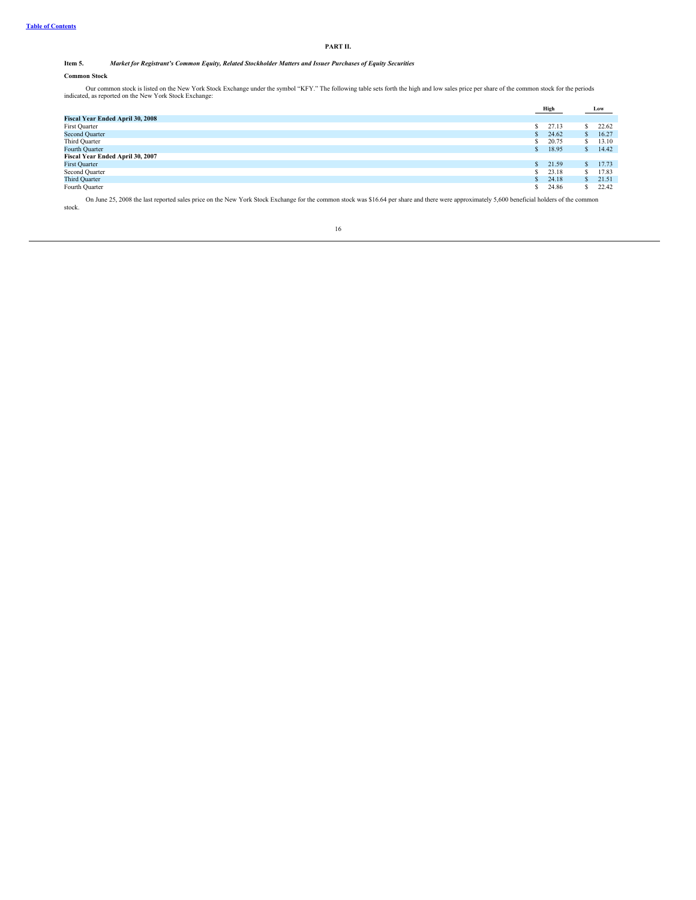## PART II.

### Item 5. *Market for Registrant's Common Equity, Related Stockholder Matters and Issuer Purchases of Equity Securities*

**Common Stock**

Our common stock is listed on the New York Stock Exchange under the symbol "KFY." The following table sets forth the high and low sales price per share of the common stock for the periods indicated, as reported on the New York Stock Exchange:

| | High | Low |
|---|---|---|
| **Fiscal Year Ended April 30, 2008** | | |
| First Quarter | $ 27.13 | $ 22.62 |
| Second Quarter | $ 24.62 | $ 16.27 |
| Third Quarter | $ 20.75 | $ 13.10 |
| Fourth Quarter | $ 18.95 | $ 14.42 |
| **Fiscal Year Ended April 30, 2007** | | |
| First Quarter | $ 21.59 | $ 17.73 |
| Second Quarter | $ 23.18 | $ 17.83 |
| Third Quarter | $ 24.18 | $ 21.51 |
| Fourth Quarter | $ 24.86 | $ 22.42 |

On June 25, 2008 the last reported sales price on the New York Stock Exchange for the common stock was $16.64 per share and there were approximately 5,600 beneficial holders of the common stock.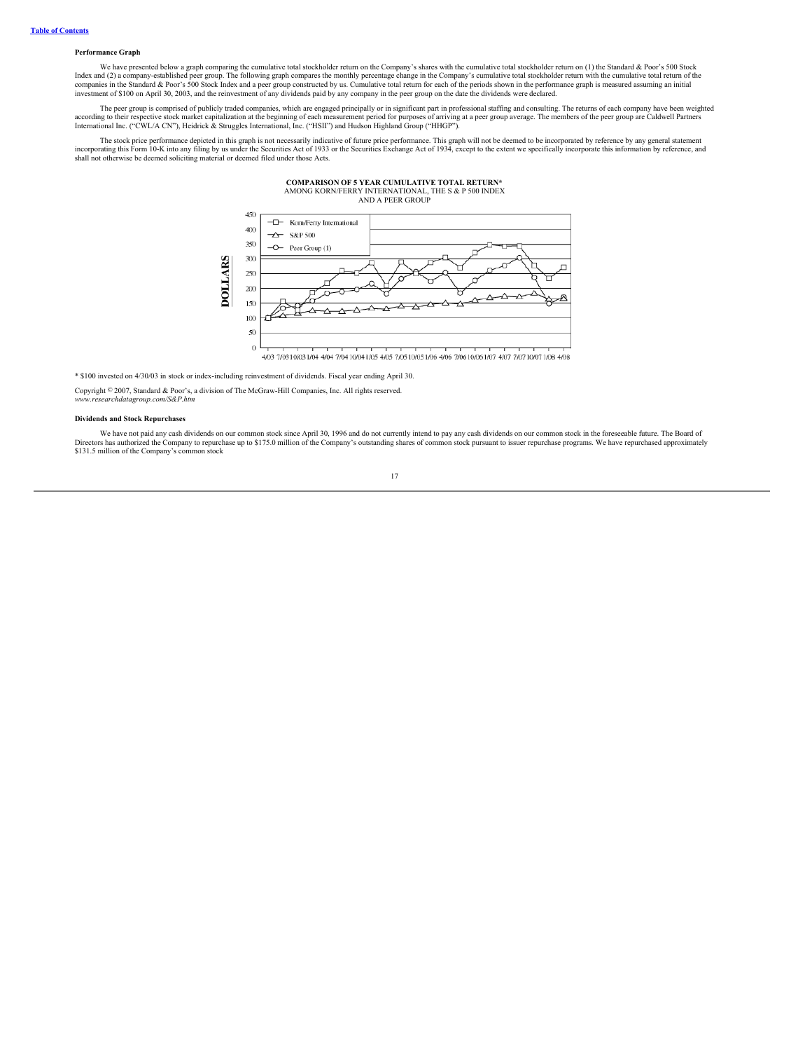[Table of Contents](#)

### Performance Graph

We have presented below a graph comparing the cumulative total stockholder return on the Company's shares with the cumulative total stockholder return on (1) the Standard & Poor's 500 Stock Index and (2) a company-established peer group. The following graph compares the monthly percentage change in the Company's cumulative total stockholder return with the cumulative total return of the companies in the Standard & Poor's 500 Stock Index and a peer group constructed by us. Cumulative total return for each of the periods shown in the performance graph is measured assuming an initial investment of $100 on April 30, 2003, and the reinvestment of any dividends paid by any company in the peer group on the date the dividends were declared.

The peer group is comprised of publicly traded companies, which are engaged principally or in significant part in professional staffing and consulting. The returns of each company have been weighted according to their respective stock market capitalization at the beginning of each measurement period for purposes of arriving at a peer group average. The members of the peer group are Caldwell Partners International Inc. ("CWL/A CN"), Heidrick & Struggles International, Inc. ("HSII") and Hudson Highland Group ("HHGP").

The stock price performance depicted in this graph is not necessarily indicative of future price performance. This graph will not be deemed to be incorporated by reference by any general statement incorporating this Form 10-K into any filing by us under the Securities Act of 1933 or the Securities Exchange Act of 1934, except to the extent we specifically incorporate this information by reference, and shall not otherwise be deemed soliciting material or deemed filed under those Acts.

**COMPARISON OF 5 YEAR CUMULATIVE TOTAL RETURN***
AMONG KORN/FERRY INTERNATIONAL, THE S & P 500 INDEX
AND A PEER GROUP

\* $100 invested on 4/30/03 in stock or index-including reinvestment of dividends. Fiscal year ending April 30.

Copyright © 2007, Standard & Poor's, a division of The McGraw-Hill Companies, Inc. All rights reserved.
*www.researchdatagroup.com/S&P.htm*

### Dividends and Stock Repurchases

We have not paid any cash dividends on our common stock since April 30, 1996 and do not currently intend to pay any cash dividends on our common stock in the foreseeable future. The Board of Directors has authorized the Company to repurchase up to $175.0 million of the Company's outstanding shares of common stock pursuant to issuer repurchase programs. We have repurchased approximately $131.5 million of the Company's common stock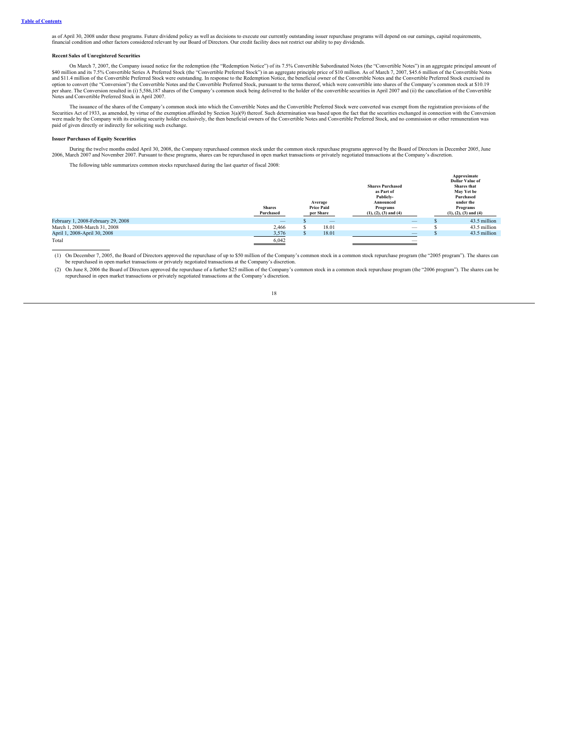as of April 30, 2008 under these programs. Future dividend policy as well as decisions to execute our currently outstanding issuer repurchase programs will depend on our earnings, capital requirements, financial condition and other factors considered relevant by our Board of Directors. Our credit facility does not restrict our ability to pay dividends.

**Recent Sales of Unregistered Securities**

On March 7, 2007, the Company issued notice for the redemption (the "Redemption Notice") of its 7.5% Convertible Subordinated Notes (the "Convertible Notes") in an aggregate principal amount of $40 million and its 7.5% Convertible Series A Preferred Stock (the "Convertible Preferred Stock") in an aggregate principle price of $10 million. As of March 7, 2007, $45.6 million of the Convertible Notes and $11.4 million of the Convertible Preferred Stock were outstanding. In response to the Redemption Notice, the beneficial owner of the Convertible Notes and the Convertible Preferred Stock exercised its option to convert (the "Conversion") the Convertible Notes and the Convertible Preferred Stock, pursuant to the terms thereof, which were convertible into shares of the Company's common stock at $10.19 per share. The Conversion resulted in (i) 5,586,187 shares of the Company's common stock being delivered to the holder of the convertible securities in April 2007 and (ii) the cancellation of the Convertible Notes and Convertible Preferred Stock in April 2007.

The issuance of the shares of the Company's common stock into which the Convertible Notes and the Convertible Preferred Stock were converted was exempt from the registration provisions of the Securities Act of 1933, as amended, by virtue of the exemption afforded by Section 3(a)(9) thereof. Such determination was based upon the fact that the securities exchanged in connection with the Conversion were made by the Company with its existing security holder exclusively, the then beneficial owners of the Convertible Notes and Convertible Preferred Stock, and no commission or other remuneration was paid of given directly or indirectly for soliciting such exchange.

**Issuer Purchases of Equity Securities**

During the twelve months ended April 30, 2008, the Company repurchased common stock under the common stock repurchase programs approved by the Board of Directors in December 2005, June 2006, March 2007 and November 2007. Pursuant to these programs, shares can be repurchased in open market transactions or privately negotiated transactions at the Company's discretion.

The following table summarizes common stocks repurchased during the last quarter of fiscal 2008:

| | Shares Purchased | Average Price Paid per Share | Shares Purchased as Part of Publicly-Announced Programs (1), (2), (3) and (4) | Approximate Dollar Value of Shares that May Yet be Purchased under the Programs (1), (2), (3) and (4) |
|---|---|---|---|---|
| February 1, 2008-February 29, 2008 | — | $ — | — | $ 43.5 million |
| March 1, 2008-March 31, 2008 | 2,466 | $ 18.01 | — | $ 43.5 million |
| April 1, 2008-April 30, 2008 | 3,576 | $ 18.01 | — | $ 43.5 million |
| Total | 6,042 | | — | |

(1) On December 7, 2005, the Board of Directors approved the repurchase of up to $50 million of the Company's common stock in a common stock repurchase program (the "2005 program"). The shares can be repurchased in open market transactions or privately negotiated transactions at the Company's discretion.

(2) On June 8, 2006 the Board of Directors approved the repurchase of a further $25 million of the Company's common stock in a common stock repurchase program (the "2006 program"). The shares can be repurchased in open market transactions or privately negotiated transactions at the Company's discretion.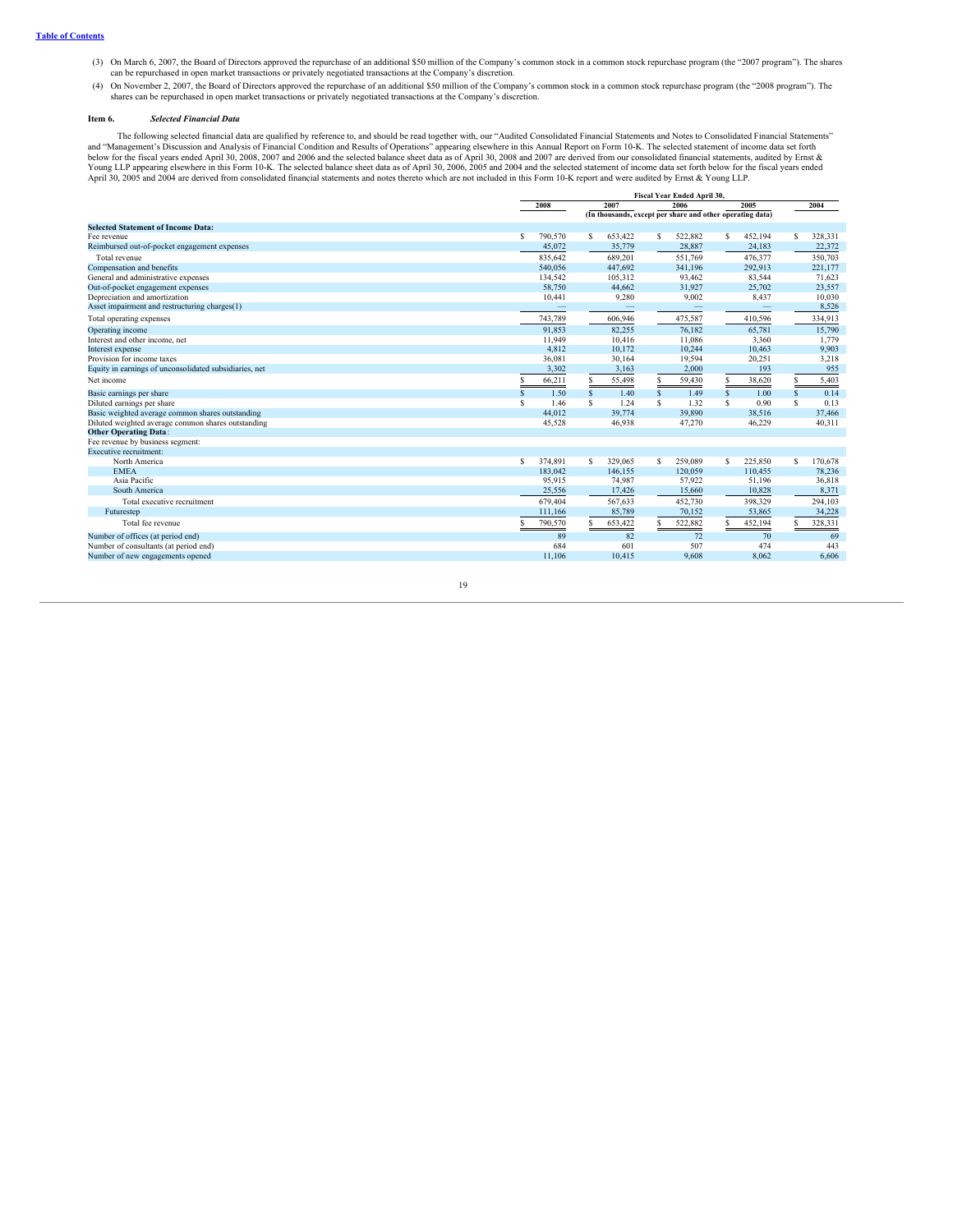(3) On March 6, 2007, the Board of Directors approved the repurchase of an additional $50 million of the Company's common stock in a common stock repurchase program (the "2007 program"). The shares can be repurchased in open market transactions or privately negotiated transactions at the Company's discretion.

(4) On November 2, 2007, the Board of Directors approved the repurchase of an additional $50 million of the Company's common stock in a common stock repurchase program (the "2008 program"). The shares can be repurchased in open market transactions or privately negotiated transactions at the Company's discretion.

## Item 6. *Selected Financial Data*

The following selected financial data are qualified by reference to, and should be read together with, our "Audited Consolidated Financial Statements and Notes to Consolidated Financial Statements" and "Management's Discussion and Analysis of Financial Condition and Results of Operations" appearing elsewhere in this Annual Report on Form 10-K. The selected statement of income data set forth below for the fiscal years ended April 30, 2008, 2007 and 2006 and the selected balance sheet data as of April 30, 2008 and 2007 are derived from our consolidated financial statements, audited by Ernst & Young LLP appearing elsewhere in this Form 10-K. The selected balance sheet data as of April 30, 2006, 2005 and 2004 and the selected statement of income data set forth below for the fiscal years ended April 30, 2005 and 2004 are derived from consolidated financial statements and notes thereto which are not included in this Form 10-K report and were audited by Ernst & Young LLP.

| | Fiscal Year Ended April 30, | | | | |
|---|---|---|---|---|---|
| | 2008 | 2007 | 2006 | 2005 | 2004 |
| | (In thousands, except per share and other operating data) | | | | |
| **Selected Statement of Income Data:** | | | | | |
| Fee revenue | $ 790,570 | $ 653,422 | $ 522,882 | $ 452,194 | $ 328,331 |
| Reimbursed out-of-pocket engagement expenses | 45,072 | 35,779 | 28,887 | 24,183 | 22,372 |
| Total revenue | 835,642 | 689,201 | 551,769 | 476,377 | 350,703 |
| Compensation and benefits | 540,056 | 447,692 | 341,196 | 292,913 | 221,177 |
| General and administrative expenses | 134,542 | 105,312 | 93,462 | 83,544 | 71,623 |
| Out-of-pocket engagement expenses | 58,750 | 44,662 | 31,927 | 25,702 | 23,557 |
| Depreciation and amortization | 10,441 | 9,280 | 9,002 | 8,437 | 10,030 |
| Asset impairment and restructuring charges(1) | — | — | — | — | 8,526 |
| Total operating expenses | 743,789 | 606,946 | 475,587 | 410,596 | 334,913 |
| Operating income | 91,853 | 82,255 | 76,182 | 65,781 | 15,790 |
| Interest and other income, net | 11,949 | 10,416 | 11,086 | 3,360 | 1,779 |
| Interest expense | 4,812 | 10,172 | 10,244 | 10,463 | 9,903 |
| Provision for income taxes | 36,081 | 30,164 | 19,594 | 20,251 | 3,218 |
| Equity in earnings of unconsolidated subsidiaries, net | 3,302 | 3,163 | 2,000 | 193 | 955 |
| Net income | $ 66,211 | $ 55,498 | $ 59,430 | $ 38,620 | $ 5,403 |
| Basic earnings per share | $ 1.50 | $ 1.40 | $ 1.49 | $ 1.00 | $ 0.14 |
| Diluted earnings per share | $ 1.46 | $ 1.24 | $ 1.32 | $ 0.90 | $ 0.13 |
| Basic weighted average common shares outstanding | 44,012 | 39,774 | 39,890 | 38,516 | 37,466 |
| Diluted weighted average common shares outstanding | 45,528 | 46,938 | 47,270 | 46,229 | 40,311 |
| **Other Operating Data**: | | | | | |
| Fee revenue by business segment: | | | | | |
| Executive recruitment: | | | | | |
| North America | $ 374,891 | $ 329,065 | $ 259,089 | $ 225,850 | $ 170,678 |
| EMEA | 183,042 | 146,155 | 120,059 | 110,455 | 78,236 |
| Asia Pacific | 95,915 | 74,987 | 57,922 | 51,196 | 36,818 |
| South America | 25,556 | 17,426 | 15,660 | 10,828 | 8,371 |
| Total executive recruitment | 679,404 | 567,633 | 452,730 | 398,329 | 294,103 |
| Futurestep | 111,166 | 85,789 | 70,152 | 53,865 | 34,228 |
| Total fee revenue | $ 790,570 | $ 653,422 | $ 522,882 | $ 452,194 | $ 328,331 |
| Number of offices (at period end) | 89 | 82 | 72 | 70 | 69 |
| Number of consultants (at period end) | 684 | 601 | 507 | 474 | 443 |
| Number of new engagements opened | 11,106 | 10,415 | 9,608 | 8,062 | 6,606 |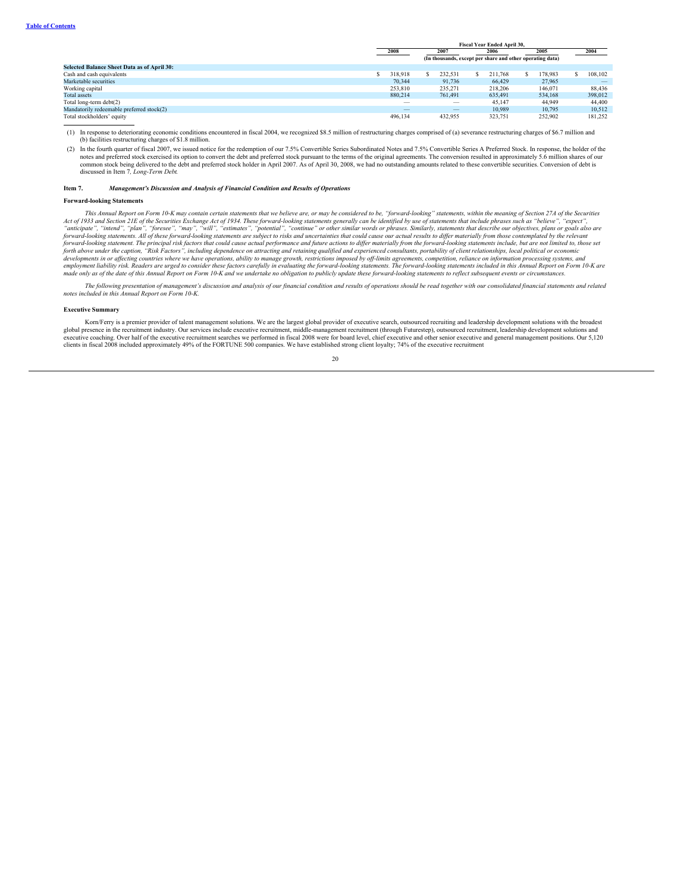|  | Fiscal Year Ended April 30, | | | | |
|---|---|---|---|---|---|
|  | 2008 | 2007 | 2006 | 2005 | 2004 |
|  | (In thousands, except per share and other operating data) | | | | |
| **Selected Balance Sheet Data as of April 30:** | | | | | |
| Cash and cash equivalents | $ 318,918 | $ 232,531 | $ 211,768 | $ 178,983 | $ 108,102 |
| Marketable securities | 70,344 | 91,736 | 66,429 | 27,965 | — |
| Working capital | 253,810 | 235,271 | 218,206 | 146,071 | 88,436 |
| Total assets | 880,214 | 761,491 | 635,491 | 534,168 | 398,012 |
| Total long-term debt(2) | — | — | 45,147 | 44,949 | 44,400 |
| Mandatorily redeemable preferred stock(2) | — | — | 10,989 | 10,795 | 10,512 |
| Total stockholders' equity | 496,134 | 432,955 | 323,751 | 252,902 | 181,252 |

(1) In response to deteriorating economic conditions encountered in fiscal 2004, we recognized $8.5 million of restructuring charges comprised of (a) severance restructuring charges of $6.7 million and (b) facilities restructuring charges of $1.8 million.

(2) In the fourth quarter of fiscal 2007, we issued notice for the redemption of our 7.5% Convertible Series Subordinated Notes and 7.5% Convertible Series A Preferred Stock. In response, the holder of the notes and preferred stock exercised its option to convert the debt and preferred stock pursuant to the terms of the original agreements. The conversion resulted in approximately 5.6 million shares of our common stock being delivered to the debt and preferred stock holder in April 2007. As of April 30, 2008, we had no outstanding amounts related to these convertible securities. Conversion of debt is discussed in Item 7, *Long-Term Debt*.

## Item 7. *Management's Discussion and Analysis of Financial Condition and Results of Operations*

### Forward-looking Statements

*This Annual Report on Form 10-K may contain certain statements that we believe are, or may be considered to be, "forward-looking" statements, within the meaning of Section 27A of the Securities Act of 1933 and Section 21E of the Securities Exchange Act of 1934. These forward-looking statements generally can be identified by use of statements that include phrases such as "believe", "expect", "anticipate", "intend", "plan", "foresee", "may", "will", "estimates", "potential", "continue" or other similar words or phrases. Similarly, statements that describe our objectives, plans or goals also are forward-looking statements. All of these forward-looking statements are subject to risks and uncertainties that could cause our actual results to differ materially from those contemplated by the relevant forward-looking statement. The principal risk factors that could cause actual performance and future actions to differ materially from the forward-looking statements include, but are not limited to, those set forth above under the caption, "Risk Factors", including dependence on attracting and retaining qualified and experienced consultants, portability of client relationships, local political or economic developments in or affecting countries where we have operations, ability to manage growth, restrictions imposed by off-limits agreements, competition, reliance on information processing systems, and employment liability risk. Readers are urged to consider these factors carefully in evaluating the forward-looking statements. The forward-looking statements included in this Annual Report on Form 10-K are made only as of the date of this Annual Report on Form 10-K and we undertake no obligation to publicly update these forward-looking statements to reflect subsequent events or circumstances.*

*The following presentation of management's discussion and analysis of our financial condition and results of operations should be read together with our consolidated financial statements and related notes included in this Annual Report on Form 10-K.*

### Executive Summary

Korn/Ferry is a premier provider of talent management solutions. We are the largest global provider of executive search, outsourced recruiting and leadership development solutions with the broadest global presence in the recruitment industry. Our services include executive recruitment, middle-management recruitment (through Futurestep), outsourced recruitment, leadership development solutions and executive coaching. Over half of the executive recruitment searches we performed in fiscal 2008 were for board level, chief executive and other senior executive and general management positions. Our 5,120 clients in fiscal 2008 included approximately 49% of the FORTUNE 500 companies. We have established strong client loyalty; 74% of the executive recruitment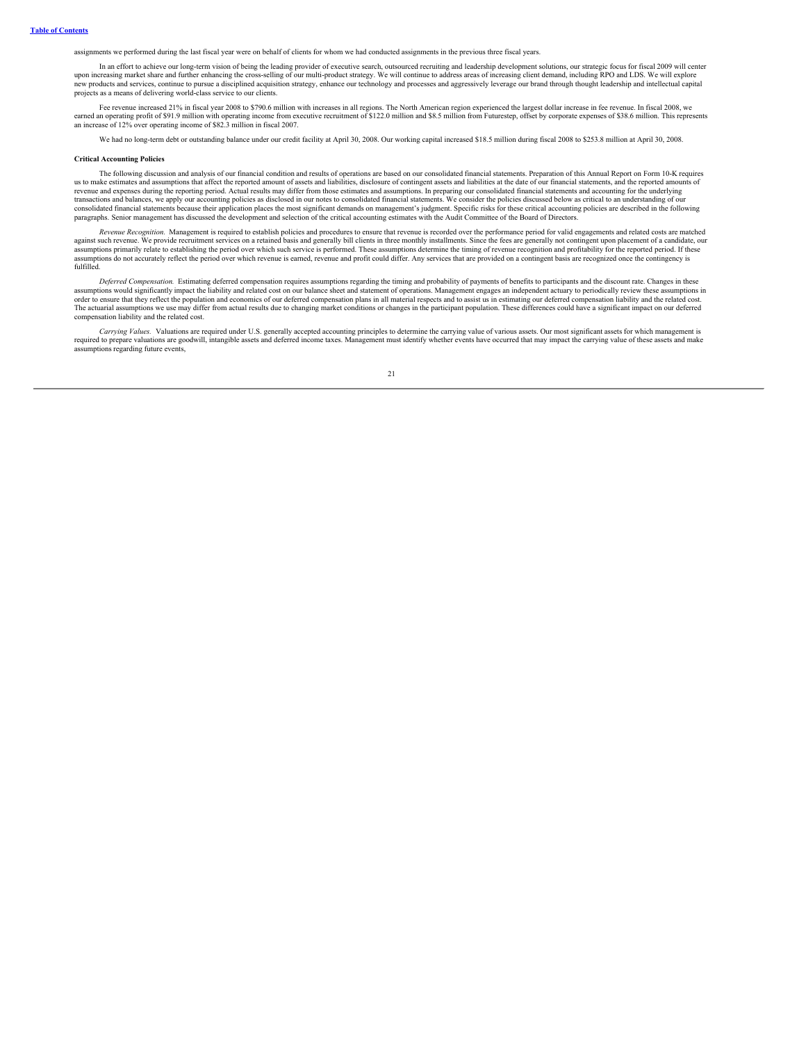assignments we performed during the last fiscal year were on behalf of clients for whom we had conducted assignments in the previous three fiscal years.

In an effort to achieve our long-term vision of being the leading provider of executive search, outsourced recruiting and leadership development solutions, our strategic focus for fiscal 2009 will center upon increasing market share and further enhancing the cross-selling of our multi-product strategy. We will continue to address areas of increasing client demand, including RPO and LDS. We will explore new products and services, continue to pursue a disciplined acquisition strategy, enhance our technology and processes and aggressively leverage our brand through thought leadership and intellectual capital projects as a means of delivering world-class service to our clients.

Fee revenue increased 21% in fiscal year 2008 to $790.6 million with increases in all regions. The North American region experienced the largest dollar increase in fee revenue. In fiscal 2008, we earned an operating profit of $91.9 million with operating income from executive recruitment of $122.0 million and $8.5 million from Futurestep, offset by corporate expenses of $38.6 million. This represents an increase of 12% over operating income of $82.3 million in fiscal 2007.

We had no long-term debt or outstanding balance under our credit facility at April 30, 2008. Our working capital increased $18.5 million during fiscal 2008 to $253.8 million at April 30, 2008.

**Critical Accounting Policies**

The following discussion and analysis of our financial condition and results of operations are based on our consolidated financial statements. Preparation of this Annual Report on Form 10-K requires us to make estimates and assumptions that affect the reported amount of assets and liabilities, disclosure of contingent assets and liabilities at the date of our financial statements, and the reported amounts of revenue and expenses during the reporting period. Actual results may differ from those estimates and assumptions. In preparing our consolidated financial statements and accounting for the underlying transactions and balances, we apply our accounting policies as disclosed in our notes to consolidated financial statements. We consider the policies discussed below as critical to an understanding of our consolidated financial statements because their application places the most significant demands on management's judgment. Specific risks for these critical accounting policies are described in the following paragraphs. Senior management has discussed the development and selection of the critical accounting estimates with the Audit Committee of the Board of Directors.

*Revenue Recognition.* Management is required to establish policies and procedures to ensure that revenue is recorded over the performance period for valid engagements and related costs are matched against such revenue. We provide recruitment services on a retained basis and generally bill clients in three monthly installments. Since the fees are generally not contingent upon placement of a candidate, our assumptions primarily relate to establishing the period over which such service is performed. These assumptions determine the timing of revenue recognition and profitability for the reported period. If these assumptions do not accurately reflect the period over which revenue is earned, revenue and profit could differ. Any services that are provided on a contingent basis are recognized once the contingency is fulfilled.

*Deferred Compensation.* Estimating deferred compensation requires assumptions regarding the timing and probability of payments of benefits to participants and the discount rate. Changes in these assumptions would significantly impact the liability and related cost on our balance sheet and statement of operations. Management engages an independent actuary to periodically review these assumptions in order to ensure that they reflect the population and economics of our deferred compensation plans in all material respects and to assist us in estimating our deferred compensation liability and the related cost. The actuarial assumptions we use may differ from actual results due to changing market conditions or changes in the participant population. These differences could have a significant impact on our deferred compensation liability and the related cost.

*Carrying Values.* Valuations are required under U.S. generally accepted accounting principles to determine the carrying value of various assets. Our most significant assets for which management is required to prepare valuations are goodwill, intangible assets and deferred income taxes. Management must identify whether events have occurred that may impact the carrying value of these assets and make assumptions regarding future events,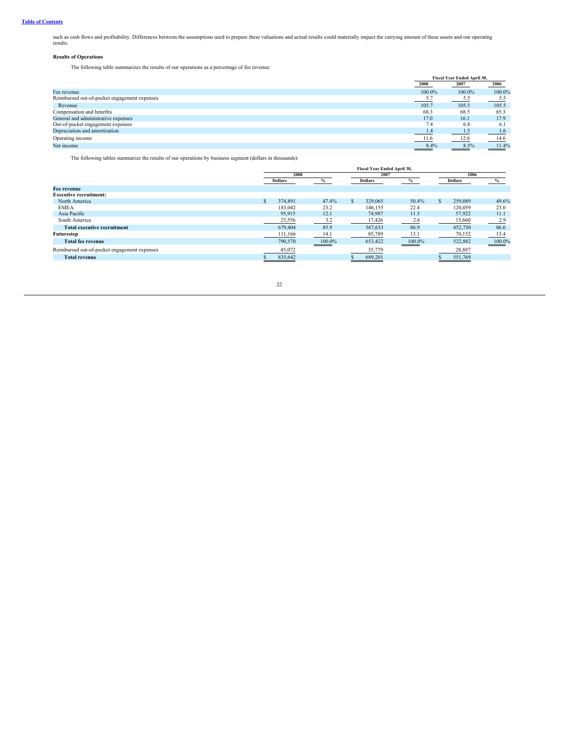such as cash flows and profitability. Differences between the assumptions used to prepare these valuations and actual results could materially impact the carrying amount of these assets and our operating results.

**Results of Operations**

The following table summarizes the results of our operations as a percentage of fee revenue:

| | Fiscal Year Ended April 30, | | |
|---|---|---|---|
| | 2008 | 2007 | 2006 |
| Fee revenue | 100.0% | 100.0% | 100.0% |
| Reimbursed out-of-pocket engagement expenses | 5.7 | 5.5 | 5.5 |
| Revenue | 105.7 | 105.5 | 105.5 |
| Compensation and benefits | 68.3 | 68.5 | 65.3 |
| General and administrative expenses | 17.0 | 16.1 | 17.9 |
| Out-of-pocket engagement expenses | 7.4 | 6.8 | 6.1 |
| Depreciation and amortization | 1.4 | 1.5 | 1.6 |
| Operating income | 11.6 | 12.6 | 14.6 |
| Net income | 8.4% | 8.5% | 11.4% |

The following tables summarize the results of our operations by business segment (dollars in thousands):

| | Fiscal Year Ended April 30, | | | | | |
|---|---|---|---|---|---|---|
| | 2008 | | 2007 | | 2006 | |
| | Dollars | % | Dollars | % | Dollars | % |
| **Fee revenue** | | | | | | |
| **Executive recruitment:** | | | | | | |
| North America | $ 374,891 | 47.4% | $ 329,065 | 50.4% | $ 259,089 | 49.6% |
| EMEA | 183,042 | 23.2 | 146,155 | 22.4 | 120,059 | 23.0 |
| Asia Pacific | 95,915 | 12.1 | 74,987 | 11.5 | 57,922 | 11.1 |
| South America | 25,556 | 3.2 | 17,426 | 2.6 | 15,660 | 2.9 |
| **Total executive recruitment** | 679,404 | 85.9 | 567,633 | 86.9 | 452,730 | 86.6 |
| **Futurestep** | 111,166 | 14.1 | 85,789 | 13.1 | 70,152 | 13.4 |
| **Total fee revenue** | 790,570 | 100.0% | 653,422 | 100.0% | 522,882 | 100.0% |
| Reimbursed out-of-pocket engagement expenses | 45,072 | | 35,779 | | 28,887 | |
| **Total revenue** | $ 835,642 | | $ 689,201 | | $ 551,769 | |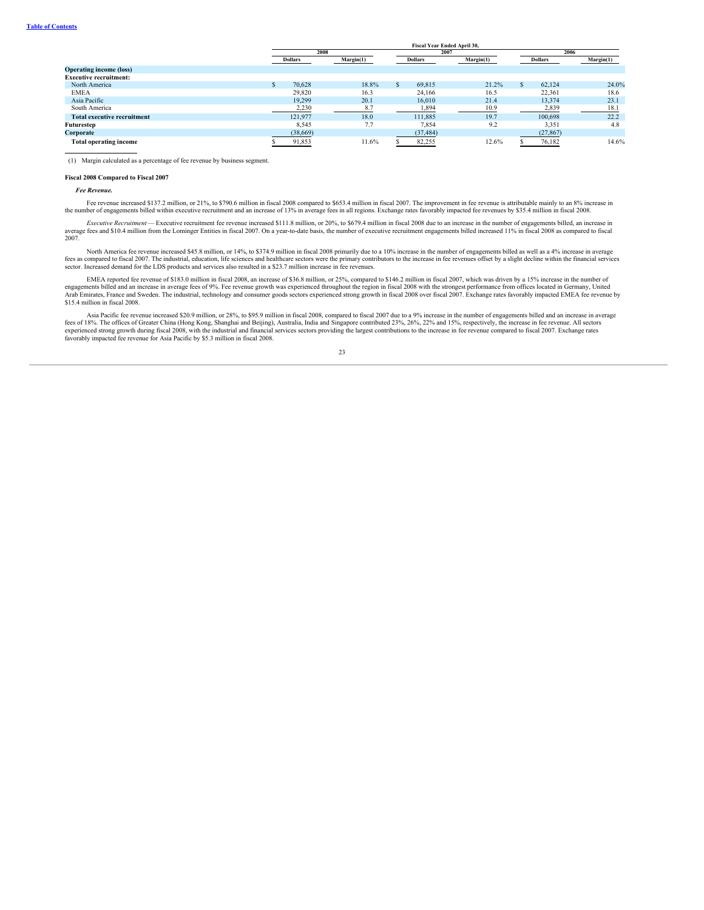[Table of Contents](#)

| | Fiscal Year Ended April 30, | | | | | |
|---|---|---|---|---|---|---|
| | 2008 | | 2007 | | 2006 | |
| | Dollars | Margin(1) | Dollars | Margin(1) | Dollars | Margin(1) |
| **Operating income (loss)** | | | | | | |
| **Executive recruitment:** | | | | | | |
| North America | $ 70,628 | 18.8% | $ 69,815 | 21.2% | $ 62,124 | 24.0% |
| EMEA | 29,820 | 16.3 | 24,166 | 16.5 | 22,361 | 18.6 |
| Asia Pacific | 19,299 | 20.1 | 16,010 | 21.4 | 13,374 | 23.1 |
| South America | 2,230 | 8.7 | 1,894 | 10.9 | 2,839 | 18.1 |
| **Total executive recruitment** | 121,977 | 18.0 | 111,885 | 19.7 | 100,698 | 22.2 |
| **Futurestep** | 8,545 | 7.7 | 7,854 | 9.2 | 3,351 | 4.8 |
| **Corporate** | (38,669) | | (37,484) | | (27,867) | |
| **Total operating income** | $ 91,853 | 11.6% | $ 82,255 | 12.6% | $ 76,182 | 14.6% |

(1) Margin calculated as a percentage of fee revenue by business segment.

**Fiscal 2008 Compared to Fiscal 2007**

***Fee Revenue.***

Fee revenue increased $137.2 million, or 21%, to $790.6 million in fiscal 2008 compared to $653.4 million in fiscal 2007. The improvement in fee revenue is attributable mainly to an 8% increase in the number of engagements billed within executive recruitment and an increase of 13% in average fees in all regions. Exchange rates favorably impacted fee revenues by $35.4 million in fiscal 2008.

*Executive Recruitment* — Executive recruitment fee revenue increased $111.8 million, or 20%, to $679.4 million in fiscal 2008 due to an increase in the number of engagements billed, an increase in average fees and $10.4 million from the Lominger Entities in fiscal 2007. On a year-to-date basis, the number of executive recruitment engagements billed increased 11% in fiscal 2008 as compared to fiscal 2007.

North America fee revenue increased $45.8 million, or 14%, to $374.9 million in fiscal 2008 primarily due to a 10% increase in the number of engagements billed as well as a 4% increase in average fees as compared to fiscal 2007. The industrial, education, life sciences and healthcare sectors were the primary contributors to the increase in fee revenues offset by a slight decline within the financial services sector. Increased demand for the LDS products and services also resulted in a $23.7 million increase in fee revenues.

EMEA reported fee revenue of $183.0 million in fiscal 2008, an increase of $36.8 million, or 25%, compared to $146.2 million in fiscal 2007, which was driven by a 15% increase in the number of engagements billed and an increase in average fees of 9%. Fee revenue growth was experienced throughout the region in fiscal 2008 with the strongest performance from offices located in Germany, United Arab Emirates, France and Sweden. The industrial, technology and consumer goods sectors experienced strong growth in fiscal 2008 over fiscal 2007. Exchange rates favorably impacted EMEA fee revenue by $15.4 million in fiscal 2008.

Asia Pacific fee revenue increased $20.9 million, or 28%, to $95.9 million in fiscal 2008, compared to fiscal 2007 due to a 9% increase in the number of engagements billed and an increase in average fees of 18%. The offices of Greater China (Hong Kong, Shanghai and Beijing), Australia, India and Singapore contributed 23%, 26%, 22% and 15%, respectively, the increase in fee revenue. All sectors experienced strong growth during fiscal 2008, with the industrial and financial services sectors providing the largest contributions to the increase in fee revenue compared to fiscal 2007. Exchange rates favorably impacted fee revenue for Asia Pacific by $5.3 million in fiscal 2008.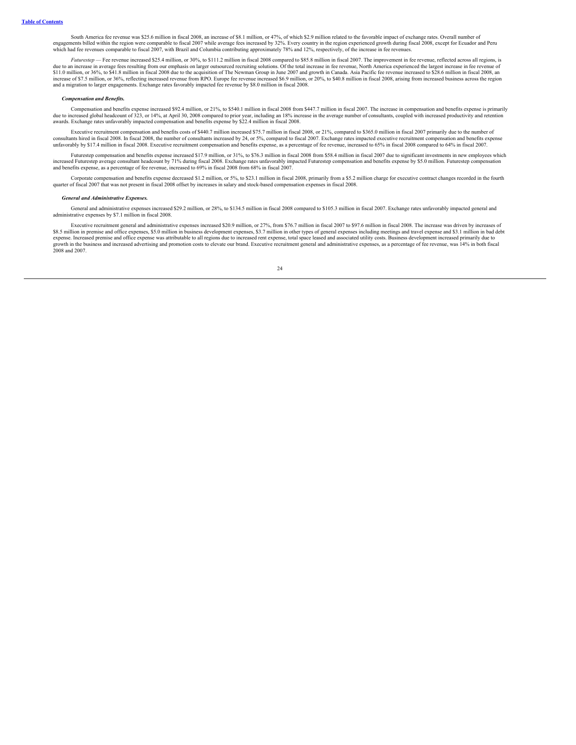South America fee revenue was $25.6 million in fiscal 2008, an increase of $8.1 million, or 47%, of which $2.9 million related to the favorable impact of exchange rates. Overall number of engagements billed within the region were comparable to fiscal 2007 while average fees increased by 32%. Every country in the region experienced growth during fiscal 2008, except for Ecuador and Peru which had fee revenues comparable to fiscal 2007, with Brazil and Columbia contributing approximately 78% and 12%, respectively, of the increase in fee revenues.

*Futurestep* — Fee revenue increased $25.4 million, or 30%, to $111.2 million in fiscal 2008 compared to $85.8 million in fiscal 2007. The improvement in fee revenue, reflected across all regions, is due to an increase in average fees resulting from our emphasis on larger outsourced recruiting solutions. Of the total increase in fee revenue, North America experienced the largest increase in fee revenue of $11.0 million, or 36%, to $41.8 million in fiscal 2008 due to the acquisition of The Newman Group in June 2007 and growth in Canada. Asia Pacific fee revenue increased to $28.6 million in fiscal 2008, an increase of $7.5 million, or 36%, reflecting increased revenue from RPO. Europe fee revenue increased $6.9 million, or 20%, to $40.8 million in fiscal 2008, arising from increased business across the region and a migration to larger engagements. Exchange rates favorably impacted fee revenue by $8.0 million in fiscal 2008.

***Compensation and Benefits.***

Compensation and benefits expense increased $92.4 million, or 21%, to $540.1 million in fiscal 2008 from $447.7 million in fiscal 2007. The increase in compensation and benefits expense is primarily due to increased global headcount of 323, or 14%, at April 30, 2008 compared to prior year, including an 18% increase in the average number of consultants, coupled with increased productivity and retention awards. Exchange rates unfavorably impacted compensation and benefits expense by $22.4 million in fiscal 2008.

Executive recruitment compensation and benefits costs of $440.7 million increased $75.7 million in fiscal 2008, or 21%, compared to $365.0 million in fiscal 2007 primarily due to the number of consultants hired in fiscal 2008. In fiscal 2008, the number of consultants increased by 24, or 5%, compared to fiscal 2007. Exchange rates impacted executive recruitment compensation and benefits expense unfavorably by $17.4 million in fiscal 2008. Executive recruitment compensation and benefits expense, as a percentage of fee revenue, increased to 65% in fiscal 2008 compared to 64% in fiscal 2007.

Futurestep compensation and benefits expense increased $17.9 million, or 31%, to $76.3 million in fiscal 2008 from $58.4 million in fiscal 2007 due to significant investments in new employees which increased Futurestep average consultant headcount by 71% during fiscal 2008. Exchange rates unfavorably impacted Futurestep compensation and benefits expense by $5.0 million. Futurestep compensation and benefits expense, as a percentage of fee revenue, increased to 69% in fiscal 2008 from 68% in fiscal 2007.

Corporate compensation and benefits expense decreased $1.2 million, or 5%, to $23.1 million in fiscal 2008, primarily from a $5.2 million charge for executive contract changes recorded in the fourth quarter of fiscal 2007 that was not present in fiscal 2008 offset by increases in salary and stock-based compensation expenses in fiscal 2008.

***General and Administrative Expenses.***

General and administrative expenses increased $29.2 million, or 28%, to $134.5 million in fiscal 2008 compared to $105.3 million in fiscal 2007. Exchange rates unfavorably impacted general and administrative expenses by $7.1 million in fiscal 2008.

Executive recruitment general and administrative expenses increased $20.9 million, or 27%, from $76.7 million in fiscal 2007 to $97.6 million in fiscal 2008. The increase was driven by increases of $8.5 million in premise and office expenses, $5.0 million in business development expenses, $3.7 million in other types of general expenses including meetings and travel expense and $3.1 million in bad debt expense. Increased premise and office expense was attributable to all regions due to increased rent expense, total space leased and associated utility costs. Business development increased primarily due to growth in the business and increased advertising and promotion costs to elevate our brand. Executive recruitment general and administrative expenses, as a percentage of fee revenue, was 14% in both fiscal 2008 and 2007.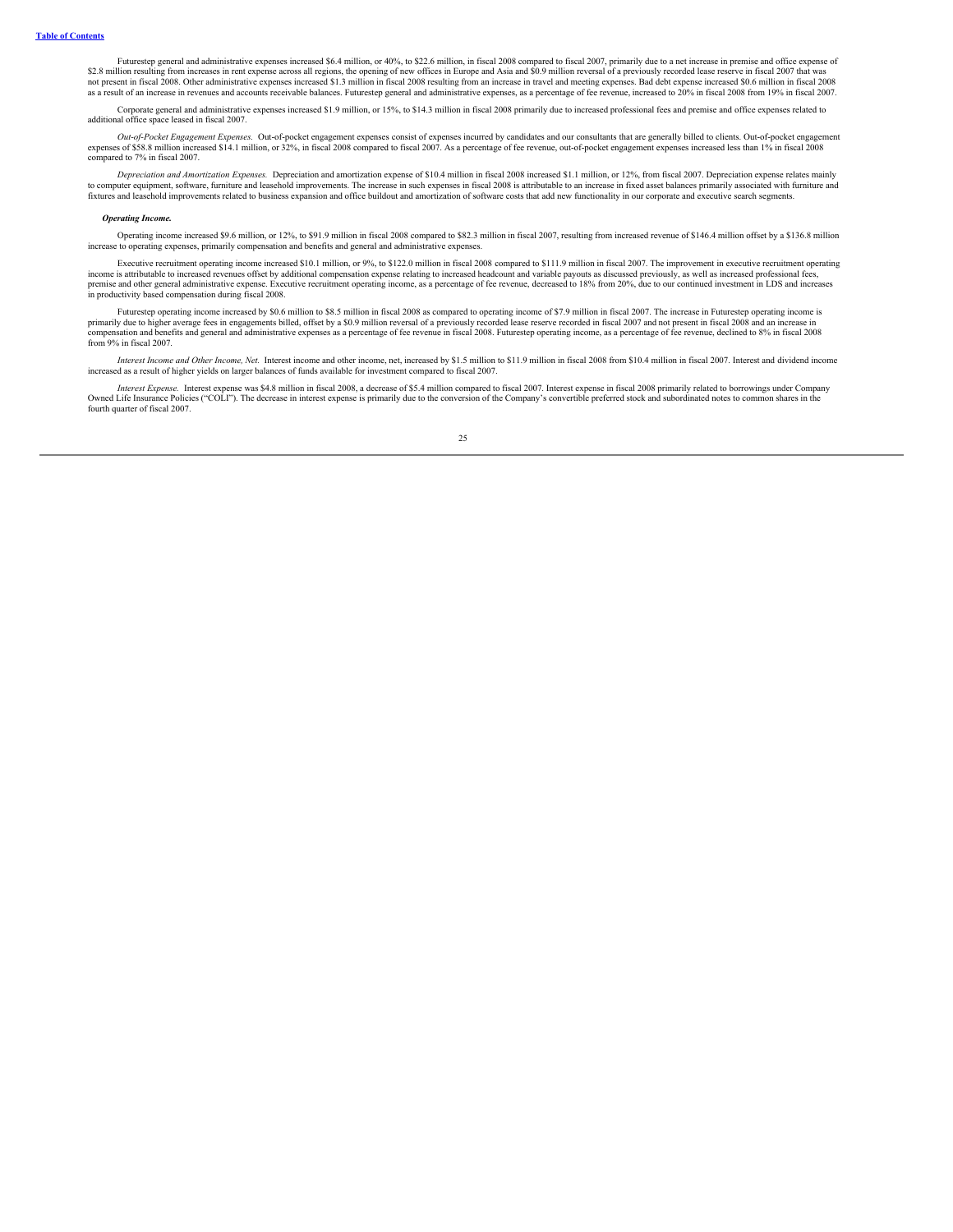Futurestep general and administrative expenses increased $6.4 million, or 40%, to $22.6 million, in fiscal 2008 compared to fiscal 2007, primarily due to a net increase in premise and office expense of $2.8 million resulting from increases in rent expense across all regions, the opening of new offices in Europe and Asia and $0.9 million reversal of a previously recorded lease reserve in fiscal 2007 that was not present in fiscal 2008. Other administrative expenses increased $1.3 million in fiscal 2008 resulting from an increase in travel and meeting expenses. Bad debt expense increased $0.6 million in fiscal 2008 as a result of an increase in revenues and accounts receivable balances. Futurestep general and administrative expenses, as a percentage of fee revenue, increased to 20% in fiscal 2008 from 19% in fiscal 2007.

Corporate general and administrative expenses increased $1.9 million, or 15%, to $14.3 million in fiscal 2008 primarily due to increased professional fees and premise and office expenses related to additional office space leased in fiscal 2007.

*Out-of-Pocket Engagement Expenses.* Out-of-pocket engagement expenses consist of expenses incurred by candidates and our consultants that are generally billed to clients. Out-of-pocket engagement expenses of $58.8 million increased $14.1 million, or 32%, in fiscal 2008 compared to fiscal 2007. As a percentage of fee revenue, out-of-pocket engagement expenses increased less than 1% in fiscal 2008 compared to 7% in fiscal 2007.

*Depreciation and Amortization Expenses.* Depreciation and amortization expense of $10.4 million in fiscal 2008 increased $1.1 million, or 12%, from fiscal 2007. Depreciation expense relates mainly to computer equipment, software, furniture and leasehold improvements. The increase in such expenses in fiscal 2008 is attributable to an increase in fixed asset balances primarily associated with furniture and fixtures and leasehold improvements related to business expansion and office buildout and amortization of software costs that add new functionality in our corporate and executive search segments.

***Operating Income.***

Operating income increased $9.6 million, or 12%, to $91.9 million in fiscal 2008 compared to $82.3 million in fiscal 2007, resulting from increased revenue of $146.4 million offset by a $136.8 million increase to operating expenses, primarily compensation and benefits and general and administrative expenses.

Executive recruitment operating income increased $10.1 million, or 9%, to $122.0 million in fiscal 2008 compared to $111.9 million in fiscal 2007. The improvement in executive recruitment operating income is attributable to increased revenues offset by additional compensation expense relating to increased headcount and variable payouts as discussed previously, as well as increased professional fees, premise and other general administrative expense. Executive recruitment operating income, as a percentage of fee revenue, decreased to 18% from 20%, due to our continued investment in LDS and increases in productivity based compensation during fiscal 2008.

Futurestep operating income increased by $0.6 million to $8.5 million in fiscal 2008 as compared to operating income of $7.9 million in fiscal 2007. The increase in Futurestep operating income is primarily due to higher average fees in engagements billed, offset by a $0.9 million reversal of a previously recorded lease reserve recorded in fiscal 2007 and not present in fiscal 2008 and an increase in compensation and benefits and general and administrative expenses as a percentage of fee revenue in fiscal 2008. Futurestep operating income, as a percentage of fee revenue, declined to 8% in fiscal 2008 from 9% in fiscal 2007.

*Interest Income and Other Income, Net.* Interest income and other income, net, increased by $1.5 million to $11.9 million in fiscal 2008 from $10.4 million in fiscal 2007. Interest and dividend income increased as a result of higher yields on larger balances of funds available for investment compared to fiscal 2007.

*Interest Expense.* Interest expense was $4.8 million in fiscal 2008, a decrease of $5.4 million compared to fiscal 2007. Interest expense in fiscal 2008 primarily related to borrowings under Company Owned Life Insurance Policies ("COLI"). The decrease in interest expense is primarily due to the conversion of the Company's convertible preferred stock and subordinated notes to common shares in the fourth quarter of fiscal 2007.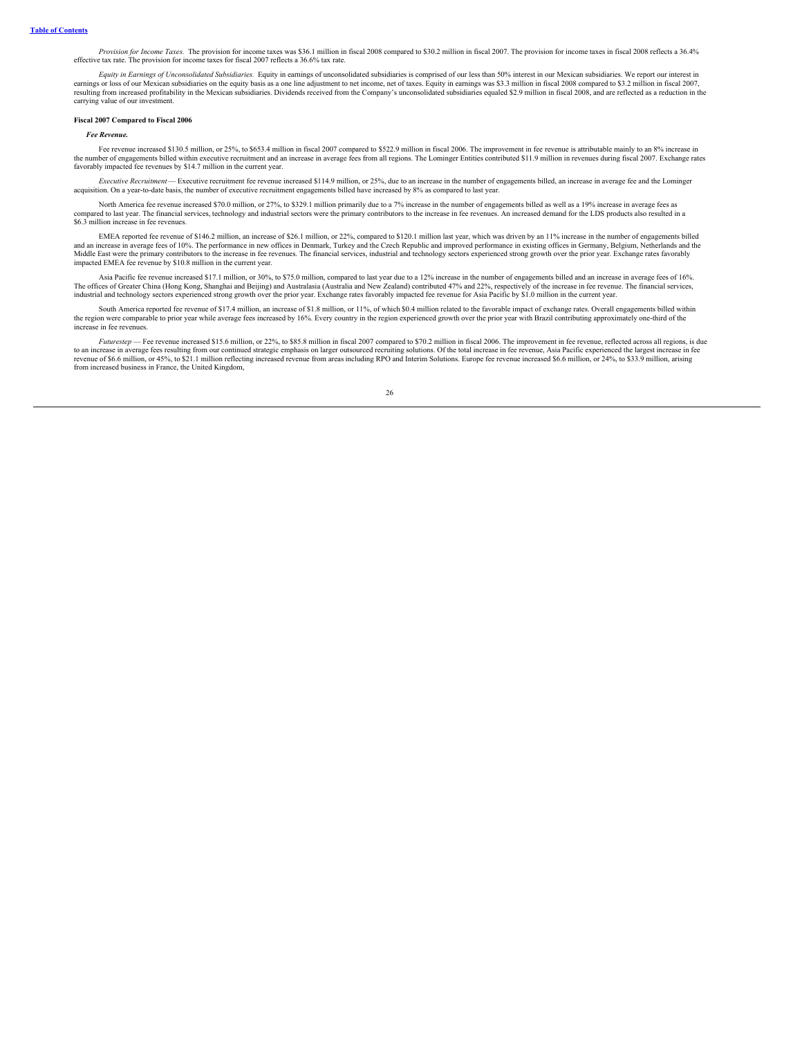*Provision for Income Taxes.* The provision for income taxes was $36.1 million in fiscal 2008 compared to $30.2 million in fiscal 2007. The provision for income taxes in fiscal 2008 reflects a 36.4% effective tax rate. The provision for income taxes for fiscal 2007 reflects a 36.6% tax rate.

*Equity in Earnings of Unconsolidated Subsidiaries.* Equity in earnings of unconsolidated subsidiaries is comprised of our less than 50% interest in our Mexican subsidiaries. We report our interest in earnings or loss of our Mexican subsidiaries on the equity basis as a one line adjustment to net income, net of taxes. Equity in earnings was $3.3 million in fiscal 2008 compared to $3.2 million in fiscal 2007, resulting from increased profitability in the Mexican subsidiaries. Dividends received from the Company's unconsolidated subsidiaries equaled $2.9 million in fiscal 2008, and are reflected as a reduction in the carrying value of our investment.

**Fiscal 2007 Compared to Fiscal 2006**

***Fee Revenue.***

Fee revenue increased $130.5 million, or 25%, to $653.4 million in fiscal 2007 compared to $522.9 million in fiscal 2006. The improvement in fee revenue is attributable mainly to an 8% increase in the number of engagements billed within executive recruitment and an increase in average fees from all regions. The Lominger Entities contributed $11.9 million in revenues during fiscal 2007. Exchange rates favorably impacted fee revenues by $14.7 million in the current year.

*Executive Recruitment* — Executive recruitment fee revenue increased $114.9 million, or 25%, due to an increase in the number of engagements billed, an increase in average fee and the Lominger acquisition. On a year-to-date basis, the number of executive recruitment engagements billed have increased by 8% as compared to last year.

North America fee revenue increased $70.0 million, or 27%, to $329.1 million primarily due to a 7% increase in the number of engagements billed as well as a 19% increase in average fees as compared to last year. The financial services, technology and industrial sectors were the primary contributors to the increase in fee revenues. An increased demand for the LDS products also resulted in a $6.3 million increase in fee revenues.

EMEA reported fee revenue of $146.2 million, an increase of $26.1 million, or 22%, compared to $120.1 million last year, which was driven by an 11% increase in the number of engagements billed and an increase in average fees of 10%. The performance in new offices in Denmark, Turkey and the Czech Republic and improved performance in existing offices in Germany, Belgium, Netherlands and the Middle East were the primary contributors to the increase in fee revenues. The financial services, industrial and technology sectors experienced strong growth over the prior year. Exchange rates favorably impacted EMEA fee revenue by $10.8 million in the current year.

Asia Pacific fee revenue increased $17.1 million, or 30%, to $75.0 million, compared to last year due to a 12% increase in the number of engagements billed and an increase in average fees of 16%. The offices of Greater China (Hong Kong, Shanghai and Beijing) and Australasia (Australia and New Zealand) contributed 47% and 22%, respectively of the increase in fee revenue. The financial services, industrial and technology sectors experienced strong growth over the prior year. Exchange rates favorably impacted fee revenue for Asia Pacific by $1.0 million in the current year.

South America reported fee revenue of $17.4 million, an increase of $1.8 million, or 11%, of which $0.4 million related to the favorable impact of exchange rates. Overall engagements billed within the region were comparable to prior year while average fees increased by 16%. Every country in the region experienced growth over the prior year with Brazil contributing approximately one-third of the increase in fee revenues.

*Futurestep* — Fee revenue increased $15.6 million, or 22%, to $85.8 million in fiscal 2007 compared to $70.2 million in fiscal 2006. The improvement in fee revenue, reflected across all regions, is due to an increase in average fees resulting from our continued strategic emphasis on larger outsourced recruiting solutions. Of the total increase in fee revenue, Asia Pacific experienced the largest increase in fee revenue of $6.6 million, or 45%, to $21.1 million reflecting increased revenue from areas including RPO and Interim Solutions. Europe fee revenue increased $6.6 million, or 24%, to $33.9 million, arising from increased business in France, the United Kingdom,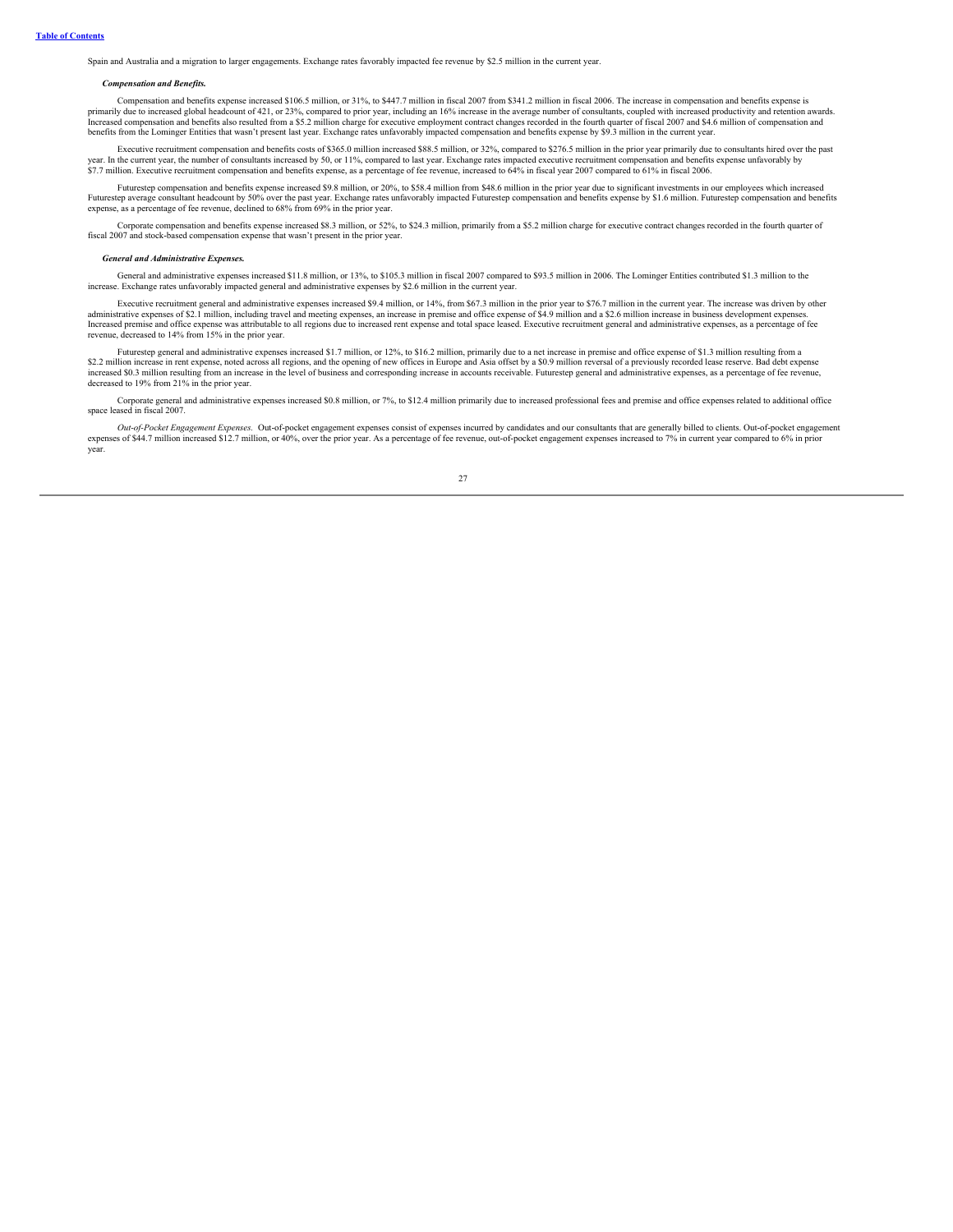Spain and Australia and a migration to larger engagements. Exchange rates favorably impacted fee revenue by $2.5 million in the current year.

***Compensation and Benefits.***

Compensation and benefits expense increased $106.5 million, or 31%, to $447.7 million in fiscal 2007 from $341.2 million in fiscal 2006. The increase in compensation and benefits expense is primarily due to increased global headcount of 421, or 23%, compared to prior year, including an 16% increase in the average number of consultants, coupled with increased productivity and retention awards. Increased compensation and benefits also resulted from a $5.2 million charge for executive employment contract changes recorded in the fourth quarter of fiscal 2007 and $4.6 million of compensation and benefits from the Lominger Entities that wasn't present last year. Exchange rates unfavorably impacted compensation and benefits expense by $9.3 million in the current year.

Executive recruitment compensation and benefits costs of $365.0 million increased $88.5 million, or 32%, compared to $276.5 million in the prior year primarily due to consultants hired over the past year. In the current year, the number of consultants increased by 50, or 11%, compared to last year. Exchange rates impacted executive recruitment compensation and benefits expense unfavorably by $7.7 million. Executive recruitment compensation and benefits expense, as a percentage of fee revenue, increased to 64% in fiscal year 2007 compared to 61% in fiscal 2006.

Futurestep compensation and benefits expense increased $9.8 million, or 20%, to $58.4 million from $48.6 million in the prior year due to significant investments in our employees which increased Futurestep average consultant headcount by 50% over the past year. Exchange rates unfavorably impacted Futurestep compensation and benefits expense by $1.6 million. Futurestep compensation and benefits expense, as a percentage of fee revenue, declined to 68% from 69% in the prior year.

Corporate compensation and benefits expense increased $8.3 million, or 52%, to $24.3 million, primarily from a $5.2 million charge for executive contract changes recorded in the fourth quarter of fiscal 2007 and stock-based compensation expense that wasn't present in the prior year.

***General and Administrative Expenses.***

General and administrative expenses increased $11.8 million, or 13%, to $105.3 million in fiscal 2007 compared to $93.5 million in 2006. The Lominger Entities contributed $1.3 million to the increase. Exchange rates unfavorably impacted general and administrative expenses by $2.6 million in the current year.

Executive recruitment general and administrative expenses increased $9.4 million, or 14%, from $67.3 million in the prior year to $76.7 million in the current year. The increase was driven by other administrative expenses of $2.1 million, including travel and meeting expenses, an increase in premise and office expense of $4.9 million and a $2.6 million increase in business development expenses. Increased premise and office expense was attributable to all regions due to increased rent expense and total space leased. Executive recruitment general and administrative expenses, as a percentage of fee revenue, decreased to 14% from 15% in the prior year.

Futurestep general and administrative expenses increased $1.7 million, or 12%, to $16.2 million, primarily due to a net increase in premise and office expense of $1.3 million resulting from a $2.2 million increase in rent expense, noted across all regions, and the opening of new offices in Europe and Asia offset by a $0.9 million reversal of a previously recorded lease reserve. Bad debt expense increased $0.3 million resulting from an increase in the level of business and corresponding increase in accounts receivable. Futurestep general and administrative expenses, as a percentage of fee revenue, decreased to 19% from 21% in the prior year.

Corporate general and administrative expenses increased $0.8 million, or 7%, to $12.4 million primarily due to increased professional fees and premise and office expenses related to additional office space leased in fiscal 2007.

*Out-of-Pocket Engagement Expenses.* Out-of-pocket engagement expenses consist of expenses incurred by candidates and our consultants that are generally billed to clients. Out-of-pocket engagement expenses of $44.7 million increased $12.7 million, or 40%, over the prior year. As a percentage of fee revenue, out-of-pocket engagement expenses increased to 7% in current year compared to 6% in prior year.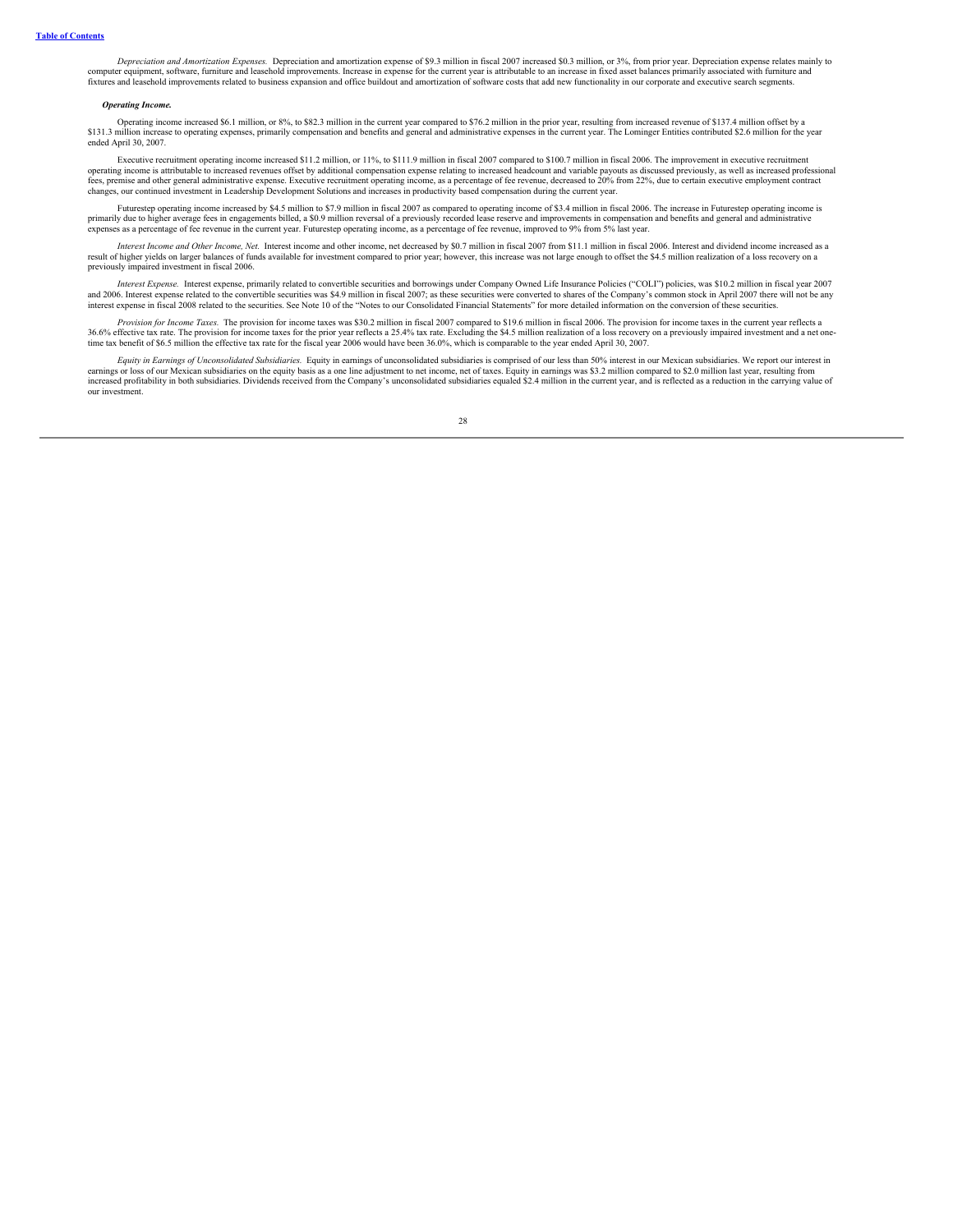*Depreciation and Amortization Expenses.* Depreciation and amortization expense of $9.3 million in fiscal 2007 increased $0.3 million, or 3%, from prior year. Depreciation expense relates mainly to computer equipment, software, furniture and leasehold improvements. Increase in expense for the current year is attributable to an increase in fixed asset balances primarily associated with furniture and fixtures and leasehold improvements related to business expansion and office buildout and amortization of software costs that add new functionality in our corporate and executive search segments.

***Operating Income.***

Operating income increased $6.1 million, or 8%, to $82.3 million in the current year compared to $76.2 million in the prior year, resulting from increased revenue of $137.4 million offset by a $131.3 million increase to operating expenses, primarily compensation and benefits and general and administrative expenses in the current year. The Lominger Entities contributed $2.6 million for the year ended April 30, 2007.

Executive recruitment operating income increased $11.2 million, or 11%, to $111.9 million in fiscal 2007 compared to $100.7 million in fiscal 2006. The improvement in executive recruitment operating income is attributable to increased revenues offset by additional compensation expense relating to increased headcount and variable payouts as discussed previously, as well as increased professional fees, premise and other general administrative expense. Executive recruitment operating income, as a percentage of fee revenue, decreased to 20% from 22%, due to certain executive employment contract changes, our continued investment in Leadership Development Solutions and increases in productivity based compensation during the current year.

Futurestep operating income increased by $4.5 million to $7.9 million in fiscal 2007 as compared to operating income of $3.4 million in fiscal 2006. The increase in Futurestep operating income is primarily due to higher average fees in engagements billed, a $0.9 million reversal of a previously recorded lease reserve and improvements in compensation and benefits and general and administrative expenses as a percentage of fee revenue in the current year. Futurestep operating income, as a percentage of fee revenue, improved to 9% from 5% last year.

*Interest Income and Other Income, Net.* Interest income and other income, net decreased by $0.7 million in fiscal 2007 from $11.1 million in fiscal 2006. Interest and dividend income increased as a result of higher yields on larger balances of funds available for investment compared to prior year; however, this increase was not large enough to offset the $4.5 million realization of a loss recovery on a previously impaired investment in fiscal 2006.

*Interest Expense.* Interest expense, primarily related to convertible securities and borrowings under Company Owned Life Insurance Policies ("COLI") policies, was $10.2 million in fiscal year 2007 and 2006. Interest expense related to the convertible securities was $4.9 million in fiscal 2007; as these securities were converted to shares of the Company's common stock in April 2007 there will not be any interest expense in fiscal 2008 related to the securities. See Note 10 of the "Notes to our Consolidated Financial Statements" for more detailed information on the conversion of these securities.

*Provision for Income Taxes.* The provision for income taxes was $30.2 million in fiscal 2007 compared to $19.6 million in fiscal 2006. The provision for income taxes in the current year reflects a 36.6% effective tax rate. The provision for income taxes for the prior year reflects a 25.4% tax rate. Excluding the $4.5 million realization of a loss recovery on a previously impaired investment and a net one-time tax benefit of $6.5 million the effective tax rate for the fiscal year 2006 would have been 36.0%, which is comparable to the year ended April 30, 2007.

*Equity in Earnings of Unconsolidated Subsidiaries.* Equity in earnings of unconsolidated subsidiaries is comprised of our less than 50% interest in our Mexican subsidiaries. We report our interest in earnings or loss of our Mexican subsidiaries on the equity basis as a one line adjustment to net income, net of taxes. Equity in earnings was $3.2 million compared to $2.0 million last year, resulting from increased profitability in both subsidiaries. Dividends received from the Company's unconsolidated subsidiaries equaled $2.4 million in the current year, and is reflected as a reduction in the carrying value of our investment.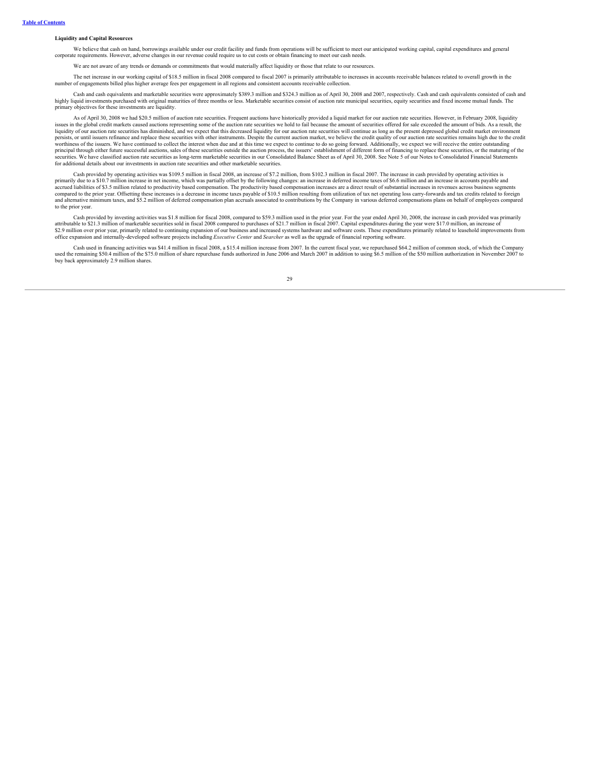### Liquidity and Capital Resources

We believe that cash on hand, borrowings available under our credit facility and funds from operations will be sufficient to meet our anticipated working capital, capital expenditures and general corporate requirements. However, adverse changes in our revenue could require us to cut costs or obtain financing to meet our cash needs.

We are not aware of any trends or demands or commitments that would materially affect liquidity or those that relate to our resources.

The net increase in our working capital of $18.5 million in fiscal 2008 compared to fiscal 2007 is primarily attributable to increases in accounts receivable balances related to overall growth in the number of engagements billed plus higher average fees per engagement in all regions and consistent accounts receivable collection.

Cash and cash equivalents and marketable securities were approximately $389.3 million and $324.3 million as of April 30, 2008 and 2007, respectively. Cash and cash equivalents consisted of cash and highly liquid investments purchased with original maturities of three months or less. Marketable securities consist of auction rate municipal securities, equity securities and fixed income mutual funds. The primary objectives for these investments are liquidity.

As of April 30, 2008 we had $20.5 million of auction rate securities. Frequent auctions have historically provided a liquid market for our auction rate securities. However, in February 2008, liquidity issues in the global credit markets caused auctions representing some of the auction rate securities we hold to fail because the amount of securities offered for sale exceeded the amount of bids. As a result, the liquidity of our auction rate securities has diminished, and we expect that this decreased liquidity for our auction rate securities will continue as long as the present depressed global credit market environment persists, or until issuers refinance and replace these securities with other instruments. Despite the current auction market, we believe the credit quality of our auction rate securities remains high due to the credit worthiness of the issuers. We have continued to collect the interest when due and at this time we expect to continue to do so going forward. Additionally, we expect we will receive the entire outstanding principal through either future successful auctions, sales of these securities outside the auction process, the issuers' establishment of different form of financing to replace these securities, or the maturing of the securities. We have classified auction rate securities as long-term marketable securities in our Consolidated Balance Sheet as of April 30, 2008. See Note 5 of our Notes to Consolidated Financial Statements for additional details about our investments in auction rate securities and other marketable securities.

Cash provided by operating activities was $109.5 million in fiscal 2008, an increase of $7.2 million, from $102.3 million in fiscal 2007. The increase in cash provided by operating activities is primarily due to a $10.7 million increase in net income, which was partially offset by the following changes: an increase in deferred income taxes of $6.6 million and an increase in accounts payable and accrued liabilities of $3.5 million related to productivity based compensation. The productivity based compensation increases are a direct result of substantial increases in revenues across business segments compared to the prior year. Offsetting these increases is a decrease in income taxes payable of $10.5 million resulting from utilization of tax net operating loss carry-forwards and tax credits related to foreign and alternative minimum taxes, and $5.2 million of deferred compensation plan accruals associated to contributions by the Company in various deferred compensations plans on behalf of employees compared to the prior year.

Cash provided by investing activities was $1.8 million for fiscal 2008, compared to $59.3 million used in the prior year. For the year ended April 30, 2008, the increase in cash provided was primarily attributable to $21.3 million of marketable securities sold in fiscal 2008 compared to purchases of $21.7 million in fiscal 2007. Capital expenditures during the year were $17.0 million, an increase of $2.9 million over prior year, primarily related to continuing expansion of our business and increased systems hardware and software costs. These expenditures primarily related to leasehold improvements from office expansion and internally-developed software projects including *Executive Center* and *Searcher* as well as the upgrade of financial reporting software.

Cash used in financing activities was $41.4 million in fiscal 2008, a $15.4 million increase from 2007. In the current fiscal year, we repurchased $64.2 million of common stock, of which the Company used the remaining $50.4 million of the $75.0 million of share repurchase funds authorized in June 2006 and March 2007 in addition to using $6.5 million of the $50 million authorization in November 2007 to buy back approximately 2.9 million shares.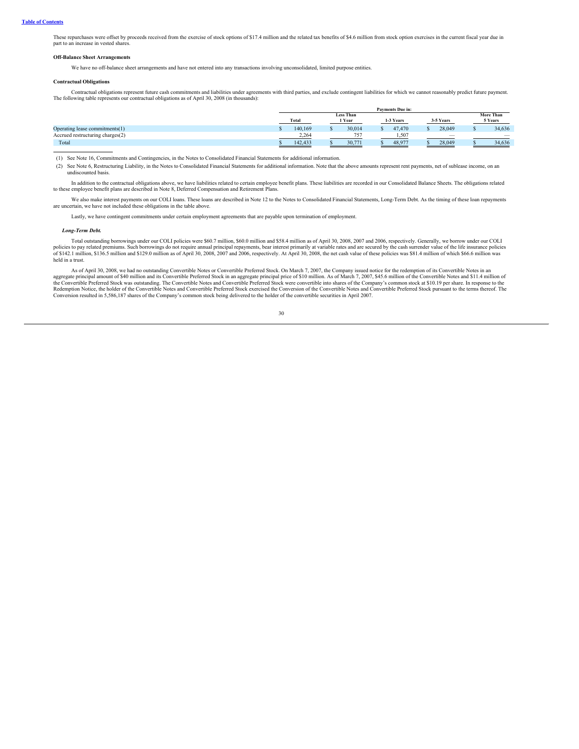These repurchases were offset by proceeds received from the exercise of stock options of $17.4 million and the related tax benefits of $4.6 million from stock option exercises in the current fiscal year due in part to an increase in vested shares.

**Off-Balance Sheet Arrangements**

We have no off-balance sheet arrangements and have not entered into any transactions involving unconsolidated, limited purpose entities.

**Contractual Obligations**

Contractual obligations represent future cash commitments and liabilities under agreements with third parties, and exclude contingent liabilities for which we cannot reasonably predict future payment. The following table represents our contractual obligations as of April 30, 2008 (in thousands):

| | Payments Due in: | | | | |
|---|---|---|---|---|---|
| | Total | Less Than 1 Year | 1-3 Years | 3-5 Years | More Than 5 Years |
| Operating lease commitments(1) | $ 140,169 | $ 30,014 | $ 47,470 | $ 28,049 | $ 34,636 |
| Accrued restructuring charges(2) | 2,264 | 757 | 1,507 | — | — |
| Total | $ 142,433 | $ 30,771 | $ 48,977 | $ 28,049 | $ 34,636 |

(1) See Note 16, Commitments and Contingencies, in the Notes to Consolidated Financial Statements for additional information.

(2) See Note 6, Restructuring Liability, in the Notes to Consolidated Financial Statements for additional information. Note that the above amounts represent rent payments, net of sublease income, on an undiscounted basis.

In addition to the contractual obligations above, we have liabilities related to certain employee benefit plans. These liabilities are recorded in our Consolidated Balance Sheets. The obligations related to these employee benefit plans are described in Note 8, Deferred Compensation and Retirement Plans.

We also make interest payments on our COLI loans. These loans are described in Note 12 to the Notes to Consolidated Financial Statements, Long-Term Debt. As the timing of these loan repayments are uncertain, we have not included these obligations in the table above.

Lastly, we have contingent commitments under certain employment agreements that are payable upon termination of employment.

***Long-Term Debt.***

Total outstanding borrowings under our COLI policies were $60.7 million, $60.0 million and $58.4 million as of April 30, 2008, 2007 and 2006, respectively. Generally, we borrow under our COLI policies to pay related premiums. Such borrowings do not require annual principal repayments, bear interest primarily at variable rates and are secured by the cash surrender value of the life insurance policies of $142.1 million, $136.5 million and $129.0 million as of April 30, 2008, 2007 and 2006, respectively. At April 30, 2008, the net cash value of these policies was $81.4 million of which $66.6 million was held in a trust.

As of April 30, 2008, we had no outstanding Convertible Notes or Convertible Preferred Stock. On March 7, 2007, the Company issued notice for the redemption of its Convertible Notes in an aggregate principal amount of $40 million and its Convertible Preferred Stock in an aggregate principal price of $10 million. As of March 7, 2007, $45.6 million of the Convertible Notes and $11.4 million of the Convertible Preferred Stock was outstanding. The Convertible Notes and Convertible Preferred Stock were convertible into shares of the Company's common stock at $10.19 per share. In response to the Redemption Notice, the holder of the Convertible Notes and Convertible Preferred Stock exercised the Conversion of the Convertible Notes and Convertible Preferred Stock pursuant to the terms thereof. The Conversion resulted in 5,586,187 shares of the Company's common stock being delivered to the holder of the convertible securities in April 2007.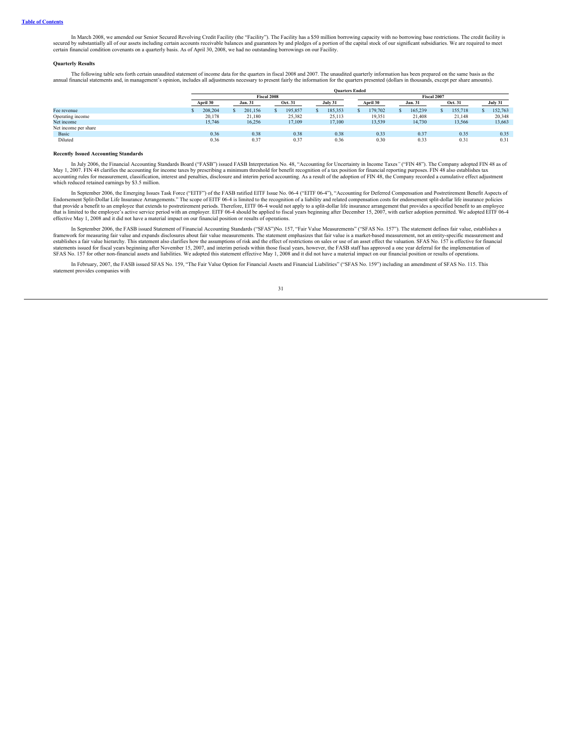In March 2008, we amended our Senior Secured Revolving Credit Facility (the "Facility"). The Facility has a $50 million borrowing capacity with no borrowing base restrictions. The credit facility is secured by substantially all of our assets including certain accounts receivable balances and guarantees by and pledges of a portion of the capital stock of our significant subsidiaries. We are required to meet certain financial condition covenants on a quarterly basis. As of April 30, 2008, we had no outstanding borrowings on our Facility.

**Quarterly Results**

The following table sets forth certain unaudited statement of income data for the quarters in fiscal 2008 and 2007. The unaudited quarterly information has been prepared on the same basis as the annual financial statements and, in management's opinion, includes all adjustments necessary to present fairly the information for the quarters presented (dollars in thousands, except per share amounts).

| | Quarters Ended | | | | | | | |
|---|---|---|---|---|---|---|---|---|
| | Fiscal 2008 | | | | Fiscal 2007 | | | |
| | April 30 | Jan. 31 | Oct. 31 | July 31 | April 30 | Jan. 31 | Oct. 31 | July 31 |
| Fee revenue | $ 208,204 | $ 201,156 | $ 195,857 | $ 185,353 | $ 179,702 | $ 165,239 | $ 155,718 | $ 152,763 |
| Operating income | 20,178 | 21,180 | 25,382 | 25,113 | 19,351 | 21,408 | 21,148 | 20,348 |
| Net income | 15,746 | 16,256 | 17,109 | 17,100 | 13,539 | 14,730 | 13,566 | 13,663 |
| Net income per share | | | | | | | | |
| Basic | 0.36 | 0.38 | 0.38 | 0.38 | 0.33 | 0.37 | 0.35 | 0.35 |
| Diluted | 0.36 | 0.37 | 0.37 | 0.36 | 0.30 | 0.33 | 0.31 | 0.31 |

**Recently Issued Accounting Standards**

In July 2006, the Financial Accounting Standards Board ("FASB") issued FASB Interpretation No. 48, "Accounting for Uncertainty in Income Taxes" ("FIN 48"). The Company adopted FIN 48 as of May 1, 2007. FIN 48 clarifies the accounting for income taxes by prescribing a minimum threshold for benefit recognition of a tax position for financial reporting purposes. FIN 48 also establishes tax accounting rules for measurement, classification, interest and penalties, disclosure and interim period accounting. As a result of the adoption of FIN 48, the Company recorded a cumulative effect adjustment which reduced retained earnings by $3.5 million.

In September 2006, the Emerging Issues Task Force ("EITF") of the FASB ratified EITF Issue No. 06-4 ("EITF 06-4"), "Accounting for Deferred Compensation and Postretirement Benefit Aspects of Endorsement Split-Dollar Life Insurance Arrangements." The scope of EITF 06-4 is limited to the recognition of a liability and related compensation costs for endorsement split-dollar life insurance policies that provide a benefit to an employee that extends to postretirement periods. Therefore, EITF 06-4 would not apply to a split-dollar life insurance arrangement that provides a specified benefit to an employee that is limited to the employee's active service period with an employer. EITF 06-4 should be applied to fiscal years beginning after December 15, 2007, with earlier adoption permitted. We adopted EITF 06-4 effective May 1, 2008 and it did not have a material impact on our financial position or results of operations.

In September 2006, the FASB issued Statement of Financial Accounting Standards ("SFAS")No. 157, "Fair Value Measurements" ("SFAS No. 157"). The statement defines fair value, establishes a framework for measuring fair value and expands disclosures about fair value measurements. The statement emphasizes that fair value is a market-based measurement, not an entity-specific measurement and establishes a fair value hierarchy. This statement also clarifies how the assumptions of risk and the effect of restrictions on sales or use of an asset effect the valuation. SFAS No. 157 is effective for financial statements issued for fiscal years beginning after November 15, 2007, and interim periods within those fiscal years, however, the FASB staff has approved a one year deferral for the implementation of SFAS No. 157 for other non-financial assets and liabilities. We adopted this statement effective May 1, 2008 and it did not have a material impact on our financial position or results of operations.

In February, 2007, the FASB issued SFAS No. 159, "The Fair Value Option for Financial Assets and Financial Liabilities" ("SFAS No. 159") including an amendment of SFAS No. 115. This statement provides companies with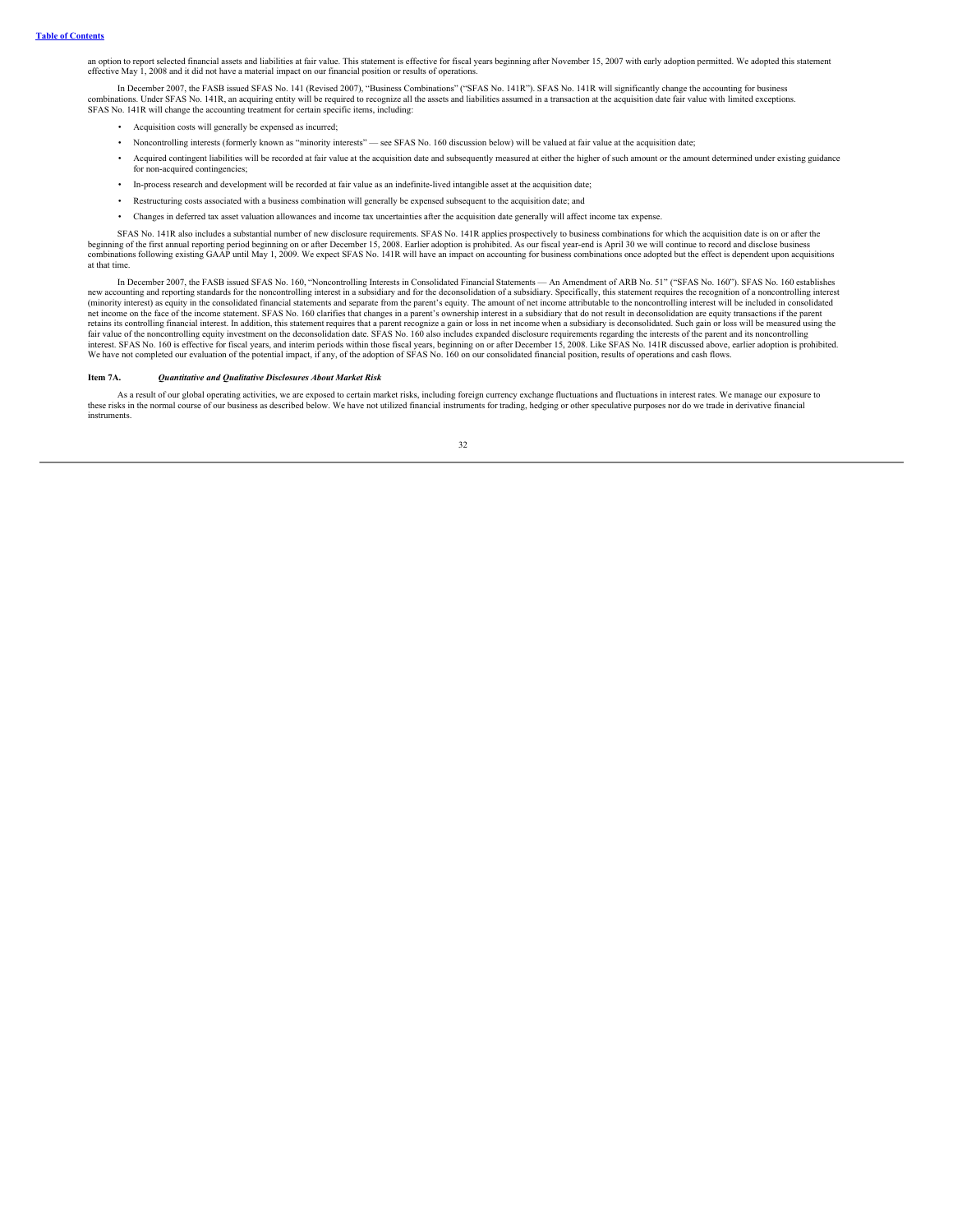an option to report selected financial assets and liabilities at fair value. This statement is effective for fiscal years beginning after November 15, 2007 with early adoption permitted. We adopted this statement effective May 1, 2008 and it did not have a material impact on our financial position or results of operations.

In December 2007, the FASB issued SFAS No. 141 (Revised 2007), "Business Combinations" ("SFAS No. 141R"). SFAS No. 141R will significantly change the accounting for business combinations. Under SFAS No. 141R, an acquiring entity will be required to recognize all the assets and liabilities assumed in a transaction at the acquisition date fair value with limited exceptions. SFAS No. 141R will change the accounting treatment for certain specific items, including:

- Acquisition costs will generally be expensed as incurred;
- Noncontrolling interests (formerly known as "minority interests" — see SFAS No. 160 discussion below) will be valued at fair value at the acquisition date;
- Acquired contingent liabilities will be recorded at fair value at the acquisition date and subsequently measured at either the higher of such amount or the amount determined under existing guidance for non-acquired contingencies;
- In-process research and development will be recorded at fair value as an indefinite-lived intangible asset at the acquisition date;
- Restructuring costs associated with a business combination will generally be expensed subsequent to the acquisition date; and
- Changes in deferred tax asset valuation allowances and income tax uncertainties after the acquisition date generally will affect income tax expense.

SFAS No. 141R also includes a substantial number of new disclosure requirements. SFAS No. 141R applies prospectively to business combinations for which the acquisition date is on or after the beginning of the first annual reporting period beginning on or after December 15, 2008. Earlier adoption is prohibited. As our fiscal year-end is April 30 we will continue to record and disclose business combinations following existing GAAP until May 1, 2009. We expect SFAS No. 141R will have an impact on accounting for business combinations once adopted but the effect is dependent upon acquisitions at that time.

In December 2007, the FASB issued SFAS No. 160, "Noncontrolling Interests in Consolidated Financial Statements — An Amendment of ARB No. 51" ("SFAS No. 160"). SFAS No. 160 establishes new accounting and reporting standards for the noncontrolling interest in a subsidiary and for the deconsolidation of a subsidiary. Specifically, this statement requires the recognition of a noncontrolling interest (minority interest) as equity in the consolidated financial statements and separate from the parent's equity. The amount of net income attributable to the noncontrolling interest will be included in consolidated net income on the face of the income statement. SFAS No. 160 clarifies that changes in a parent's ownership interest in a subsidiary that do not result in deconsolidation are equity transactions if the parent retains its controlling financial interest. In addition, this statement requires that a parent recognize a gain or loss in net income when a subsidiary is deconsolidated. Such gain or loss will be measured using the fair value of the noncontrolling equity investment on the deconsolidation date. SFAS No. 160 also includes expanded disclosure requirements regarding the interests of the parent and its noncontrolling interest. SFAS No. 160 is effective for fiscal years, and interim periods within those fiscal years, beginning on or after December 15, 2008. Like SFAS No. 141R discussed above, earlier adoption is prohibited. We have not completed our evaluation of the potential impact, if any, of the adoption of SFAS No. 160 on our consolidated financial position, results of operations and cash flows.

### Item 7A. *Quantitative and Qualitative Disclosures About Market Risk*

As a result of our global operating activities, we are exposed to certain market risks, including foreign currency exchange fluctuations and fluctuations in interest rates. We manage our exposure to these risks in the normal course of our business as described below. We have not utilized financial instruments for trading, hedging or other speculative purposes nor do we trade in derivative financial instruments.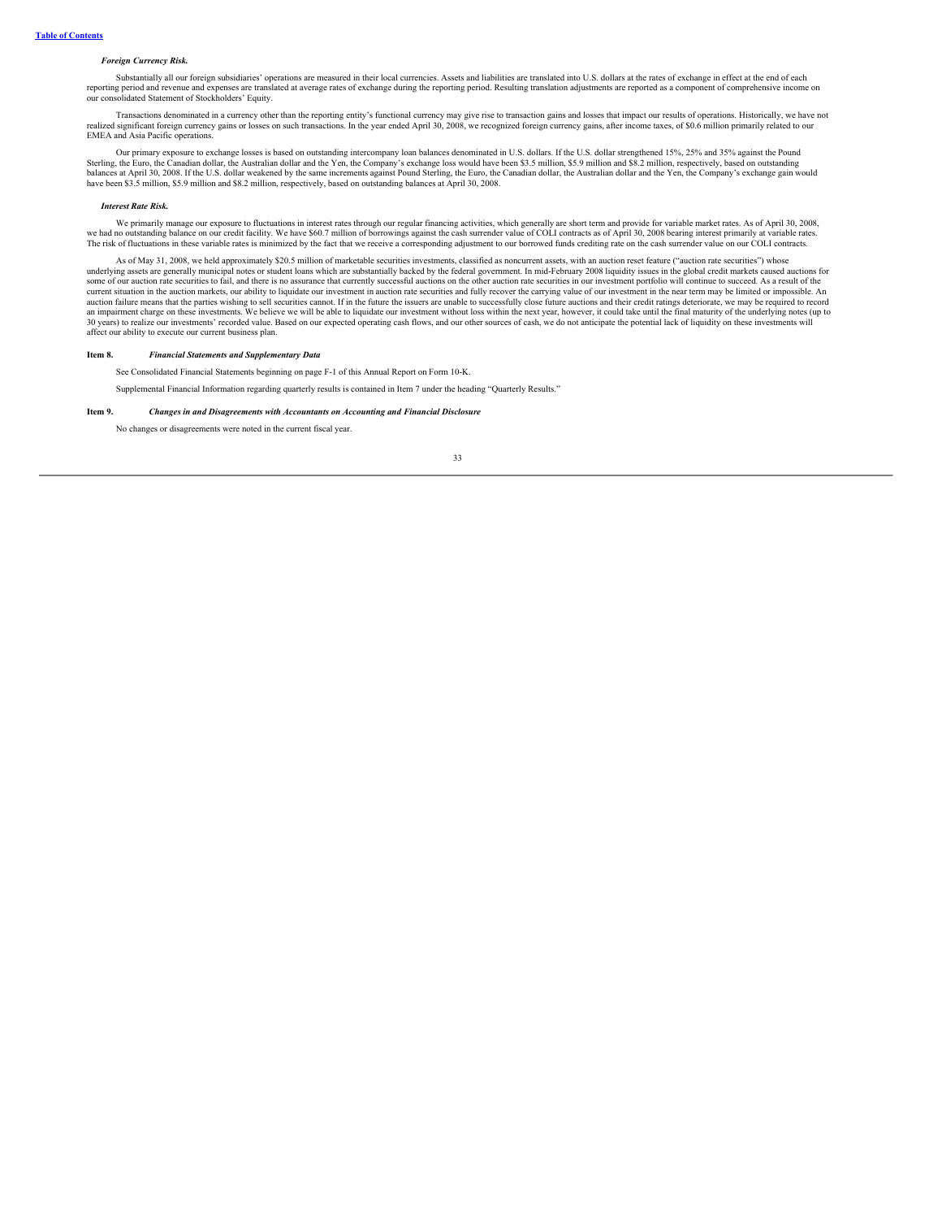***Foreign Currency Risk.***

Substantially all our foreign subsidiaries' operations are measured in their local currencies. Assets and liabilities are translated into U.S. dollars at the rates of exchange in effect at the end of each reporting period and revenue and expenses are translated at average rates of exchange during the reporting period. Resulting translation adjustments are reported as a component of comprehensive income on our consolidated Statement of Stockholders' Equity.

Transactions denominated in a currency other than the reporting entity's functional currency may give rise to transaction gains and losses that impact our results of operations. Historically, we have not realized significant foreign currency gains or losses on such transactions. In the year ended April 30, 2008, we recognized foreign currency gains, after income taxes, of $0.6 million primarily related to our EMEA and Asia Pacific operations.

Our primary exposure to exchange losses is based on outstanding intercompany loan balances denominated in U.S. dollars. If the U.S. dollar strengthened 15%, 25% and 35% against the Pound Sterling, the Euro, the Canadian dollar, the Australian dollar and the Yen, the Company's exchange loss would have been $3.5 million, $5.9 million and $8.2 million, respectively, based on outstanding balances at April 30, 2008. If the U.S. dollar weakened by the same increments against Pound Sterling, the Euro, the Canadian dollar, the Australian dollar and the Yen, the Company's exchange gain would have been $3.5 million, $5.9 million and $8.2 million, respectively, based on outstanding balances at April 30, 2008.

***Interest Rate Risk.***

We primarily manage our exposure to fluctuations in interest rates through our regular financing activities, which generally are short term and provide for variable market rates. As of April 30, 2008, we had no outstanding balance on our credit facility. We have $60.7 million of borrowings against the cash surrender value of COLI contracts as of April 30, 2008 bearing interest primarily at variable rates. The risk of fluctuations in these variable rates is minimized by the fact that we receive a corresponding adjustment to our borrowed funds crediting rate on the cash surrender value on our COLI contracts.

As of May 31, 2008, we held approximately $20.5 million of marketable securities investments, classified as noncurrent assets, with an auction reset feature ("auction rate securities") whose underlying assets are generally municipal notes or student loans which are substantially backed by the federal government. In mid-February 2008 liquidity issues in the global credit markets caused auctions for some of our auction rate securities to fail, and there is no assurance that currently successful auctions on the other auction rate securities in our investment portfolio will continue to succeed. As a result of the current situation in the auction markets, our ability to liquidate our investment in auction rate securities and fully recover the carrying value of our investment in the near term may be limited or impossible. An auction failure means that the parties wishing to sell securities cannot. If in the future the issuers are unable to successfully close future auctions and their credit ratings deteriorate, we may be required to record an impairment charge on these investments. We believe we will be able to liquidate our investment without loss within the next year, however, it could take until the final maturity of the underlying notes (up to 30 years) to realize our investments' recorded value. Based on our expected operating cash flows, and our other sources of cash, we do not anticipate the potential lack of liquidity on these investments will affect our ability to execute our current business plan.

**Item 8.** ***Financial Statements and Supplementary Data***

See Consolidated Financial Statements beginning on page F-1 of this Annual Report on Form 10-K.

Supplemental Financial Information regarding quarterly results is contained in Item 7 under the heading "Quarterly Results."

**Item 9.** ***Changes in and Disagreements with Accountants on Accounting and Financial Disclosure***

No changes or disagreements were noted in the current fiscal year.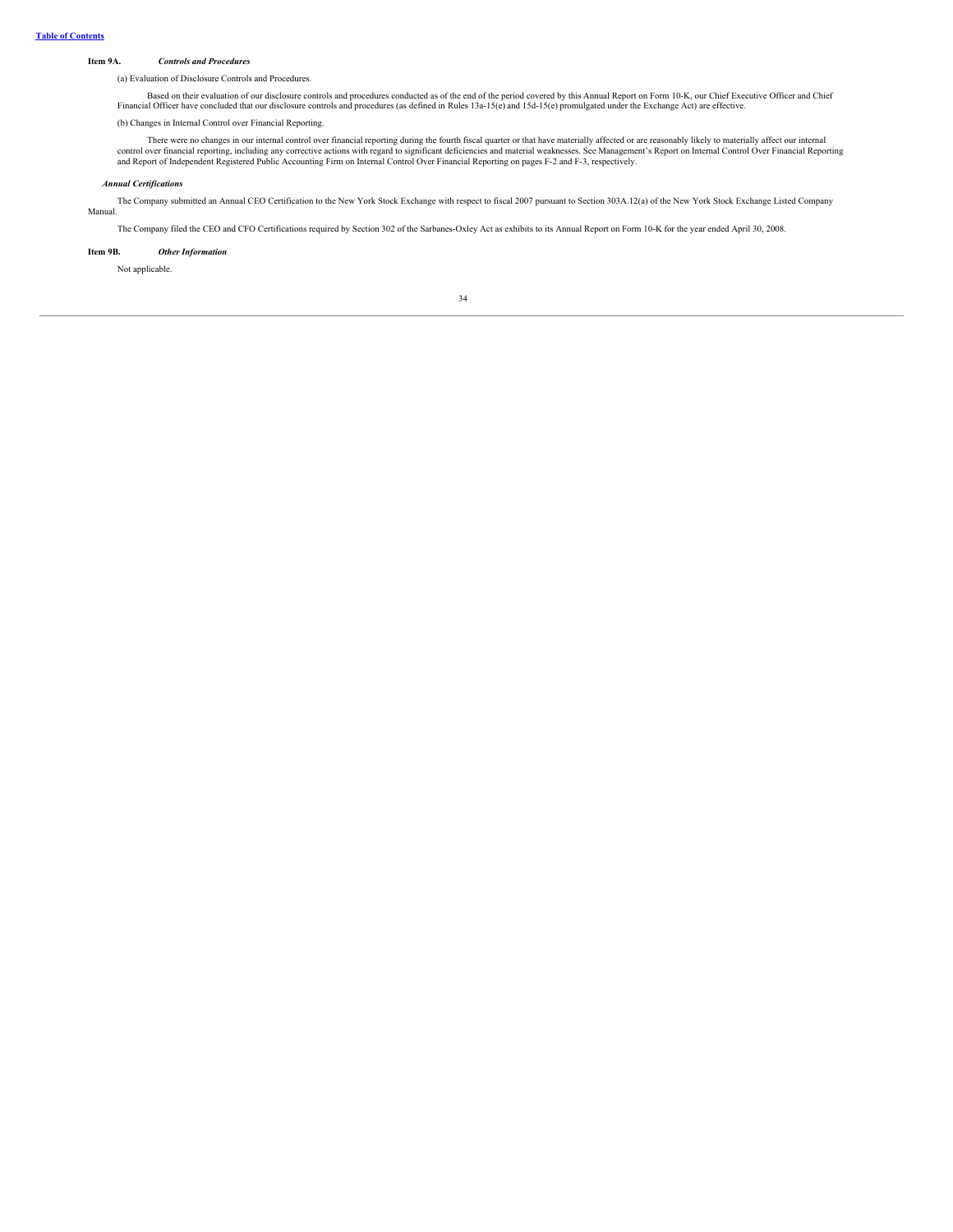**Item 9A.** ***Controls and Procedures***

(a) Evaluation of Disclosure Controls and Procedures.

Based on their evaluation of our disclosure controls and procedures conducted as of the end of the period covered by this Annual Report on Form 10-K, our Chief Executive Officer and Chief Financial Officer have concluded that our disclosure controls and procedures (as defined in Rules 13a-15(e) and 15d-15(e) promulgated under the Exchange Act) are effective.

(b) Changes in Internal Control over Financial Reporting.

There were no changes in our internal control over financial reporting during the fourth fiscal quarter or that have materially affected or are reasonably likely to materially affect our internal control over financial reporting, including any corrective actions with regard to significant deficiencies and material weaknesses. See Management's Report on Internal Control Over Financial Reporting and Report of Independent Registered Public Accounting Firm on Internal Control Over Financial Reporting on pages F-2 and F-3, respectively.

***Annual Certifications***

The Company submitted an Annual CEO Certification to the New York Stock Exchange with respect to fiscal 2007 pursuant to Section 303A.12(a) of the New York Stock Exchange Listed Company Manual.

The Company filed the CEO and CFO Certifications required by Section 302 of the Sarbanes-Oxley Act as exhibits to its Annual Report on Form 10-K for the year ended April 30, 2008.

**Item 9B.** ***Other Information***

Not applicable.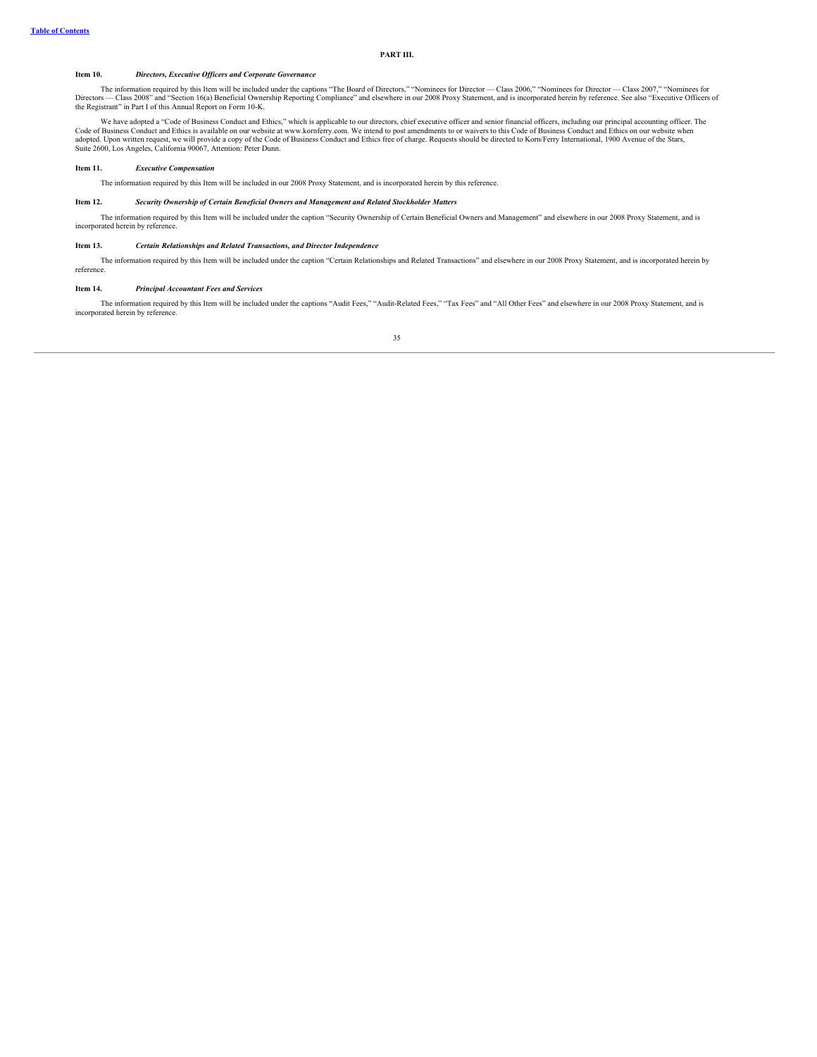## PART III.

### Item 10. *Directors, Executive Officers and Corporate Governance*

The information required by this Item will be included under the captions "The Board of Directors," "Nominees for Director — Class 2006," "Nominees for Director — Class 2007," "Nominees for Directors — Class 2008" and "Section 16(a) Beneficial Ownership Reporting Compliance" and elsewhere in our 2008 Proxy Statement, and is incorporated herein by reference. See also "Executive Officers of the Registrant" in Part I of this Annual Report on Form 10-K.

We have adopted a "Code of Business Conduct and Ethics," which is applicable to our directors, chief executive officer and senior financial officers, including our principal accounting officer. The Code of Business Conduct and Ethics is available on our website at www.kornferry.com. We intend to post amendments to or waivers to this Code of Business Conduct and Ethics on our website when adopted. Upon written request, we will provide a copy of the Code of Business Conduct and Ethics free of charge. Requests should be directed to Korn/Ferry International, 1900 Avenue of the Stars, Suite 2600, Los Angeles, California 90067, Attention: Peter Dunn.

### Item 11. *Executive Compensation*

The information required by this Item will be included in our 2008 Proxy Statement, and is incorporated herein by this reference.

### Item 12. *Security Ownership of Certain Beneficial Owners and Management and Related Stockholder Matters*

The information required by this Item will be included under the caption "Security Ownership of Certain Beneficial Owners and Management" and elsewhere in our 2008 Proxy Statement, and is incorporated herein by reference.

### Item 13. *Certain Relationships and Related Transactions, and Director Independence*

The information required by this Item will be included under the caption "Certain Relationships and Related Transactions" and elsewhere in our 2008 Proxy Statement, and is incorporated herein by reference.

### Item 14. *Principal Accountant Fees and Services*

The information required by this Item will be included under the captions "Audit Fees," "Audit-Related Fees," "Tax Fees" and "All Other Fees" and elsewhere in our 2008 Proxy Statement, and is incorporated herein by reference.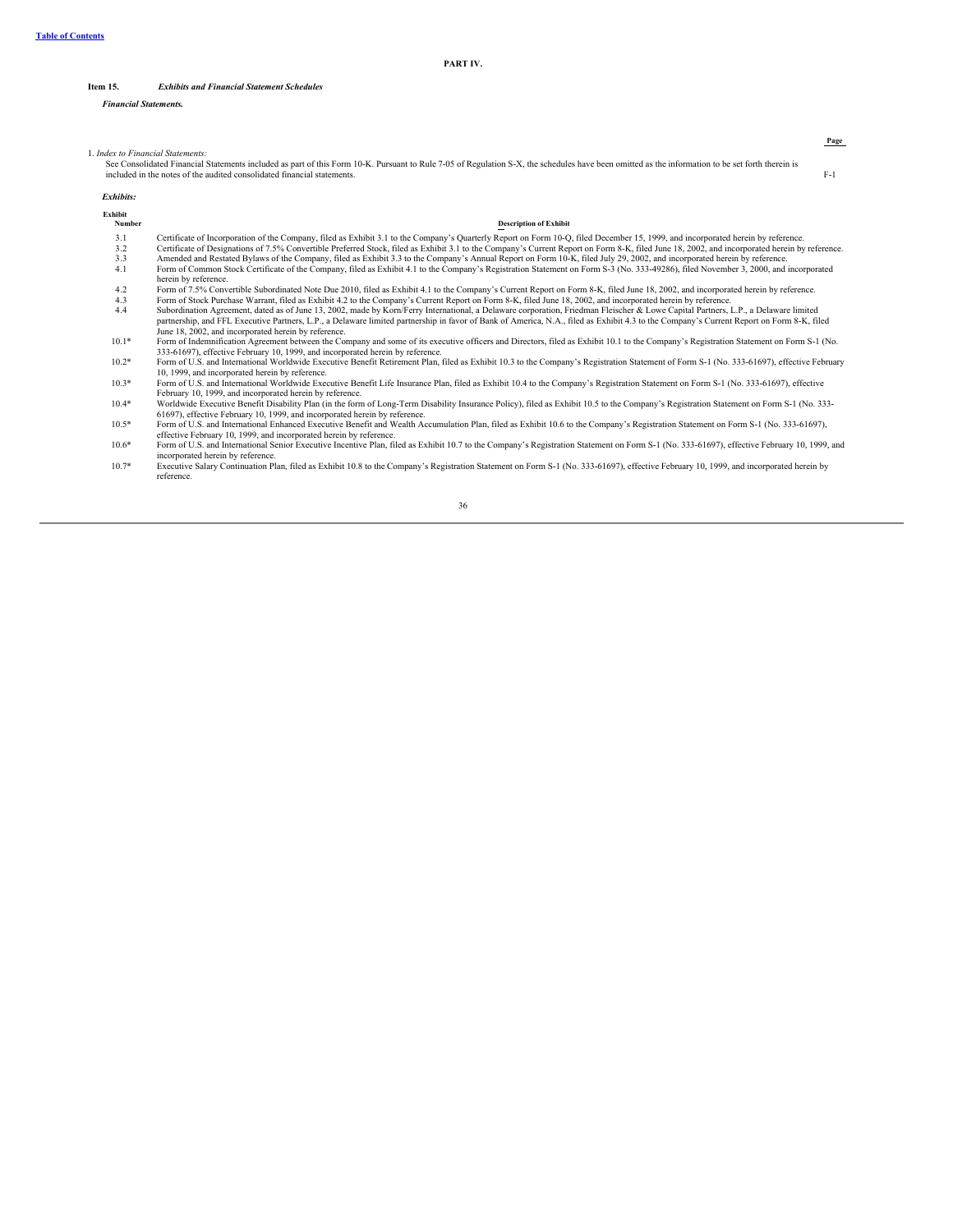## PART IV.

### Item 15. *Exhibits and Financial Statement Schedules*

***Financial Statements.***

| | Page |
|---|---|
| 1. *Index to Financial Statements:* | |
| See Consolidated Financial Statements included as part of this Form 10-K. Pursuant to Rule 7-05 of Regulation S-X, the schedules have been omitted as the information to be set forth therein is included in the notes of the audited consolidated financial statements. | F-1 |

***Exhibits:***

| Exhibit Number | Description of Exhibit |
|---|---|
| 3.1 | Certificate of Incorporation of the Company, filed as Exhibit 3.1 to the Company's Quarterly Report on Form 10-Q, filed December 15, 1999, and incorporated herein by reference. |
| 3.2 | Certificate of Designations of 7.5% Convertible Preferred Stock, filed as Exhibit 3.1 to the Company's Current Report on Form 8-K, filed June 18, 2002, and incorporated herein by reference. |
| 3.3 | Amended and Restated Bylaws of the Company, filed as Exhibit 3.3 to the Company's Annual Report on Form 10-K, filed July 29, 2002, and incorporated herein by reference. |
| 4.1 | Form of Common Stock Certificate of the Company, filed as Exhibit 4.1 to the Company's Registration Statement on Form S-3 (No. 333-49286), filed November 3, 2000, and incorporated herein by reference. |
| 4.2 | Form of 7.5% Convertible Subordinated Note Due 2010, filed as Exhibit 4.1 to the Company's Current Report on Form 8-K, filed June 18, 2002, and incorporated herein by reference. |
| 4.3 | Form of Stock Purchase Warrant, filed as Exhibit 4.2 to the Company's Current Report on Form 8-K, filed June 18, 2002, and incorporated herein by reference. |
| 4.4 | Subordination Agreement, dated as of June 13, 2002, made by Korn/Ferry International, a Delaware corporation, Friedman Fleischer & Lowe Capital Partners, L.P., a Delaware limited partnership, and FFL Executive Partners, L.P., a Delaware limited partnership in favor of Bank of America, N.A., filed as Exhibit 4.3 to the Company's Current Report on Form 8-K, filed June 18, 2002, and incorporated herein by reference. |
| 10.1* | Form of Indemnification Agreement between the Company and some of its executive officers and Directors, filed as Exhibit 10.1 to the Company's Registration Statement on Form S-1 (No. 333-61697), effective February 10, 1999, and incorporated herein by reference. |
| 10.2* | Form of U.S. and International Worldwide Executive Benefit Retirement Plan, filed as Exhibit 10.3 to the Company's Registration Statement of Form S-1 (No. 333-61697), effective February 10, 1999, and incorporated herein by reference. |
| 10.3* | Form of U.S. and International Worldwide Executive Benefit Life Insurance Plan, filed as Exhibit 10.4 to the Company's Registration Statement on Form S-1 (No. 333-61697), effective February 10, 1999, and incorporated herein by reference. |
| 10.4* | Worldwide Executive Benefit Disability Plan (in the form of Long-Term Disability Insurance Policy), filed as Exhibit 10.5 to the Company's Registration Statement on Form S-1 (No. 333-61697), effective February 10, 1999, and incorporated herein by reference. |
| 10.5* | Form of U.S. and International Enhanced Executive Benefit and Wealth Accumulation Plan, filed as Exhibit 10.6 to the Company's Registration Statement on Form S-1 (No. 333-61697), effective February 10, 1999, and incorporated herein by reference. |
| 10.6* | Form of U.S. and International Senior Executive Incentive Plan, filed as Exhibit 10.7 to the Company's Registration Statement on Form S-1 (No. 333-61697), effective February 10, 1999, and incorporated herein by reference. |
| 10.7* | Executive Salary Continuation Plan, filed as Exhibit 10.8 to the Company's Registration Statement on Form S-1 (No. 333-61697), effective February 10, 1999, and incorporated herein by reference. |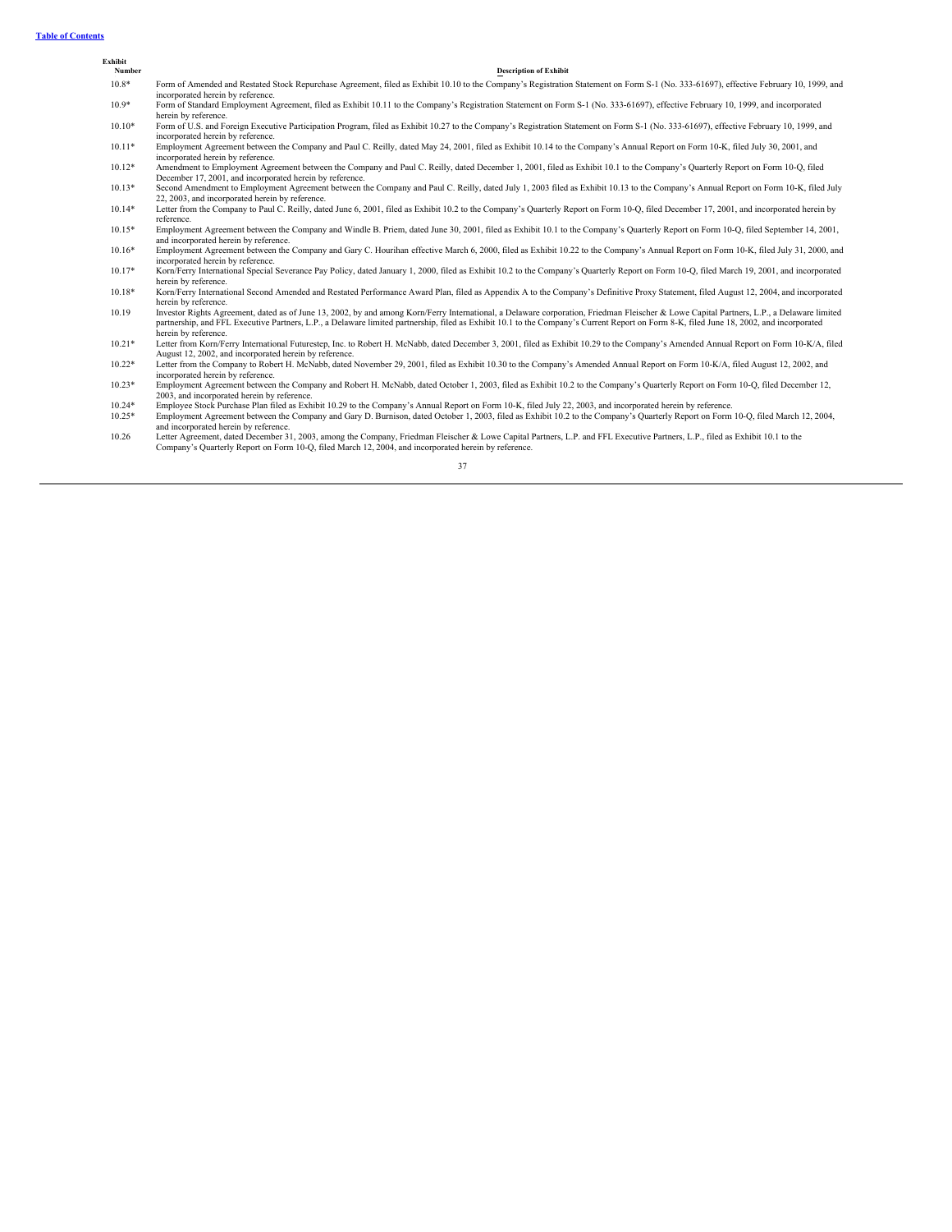[Table of Contents](#)

| Exhibit Number | Description of Exhibit |
|---|---|
| 10.8* | Form of Amended and Restated Stock Repurchase Agreement, filed as Exhibit 10.10 to the Company's Registration Statement on Form S-1 (No. 333-61697), effective February 10, 1999, and incorporated herein by reference. |
| 10.9* | Form of Standard Employment Agreement, filed as Exhibit 10.11 to the Company's Registration Statement on Form S-1 (No. 333-61697), effective February 10, 1999, and incorporated herein by reference. |
| 10.10* | Form of U.S. and Foreign Executive Participation Program, filed as Exhibit 10.27 to the Company's Registration Statement on Form S-1 (No. 333-61697), effective February 10, 1999, and incorporated herein by reference. |
| 10.11* | Employment Agreement between the Company and Paul C. Reilly, dated May 24, 2001, filed as Exhibit 10.14 to the Company's Annual Report on Form 10-K, filed July 30, 2001, and incorporated herein by reference. |
| 10.12* | Amendment to Employment Agreement between the Company and Paul C. Reilly, dated December 1, 2001, filed as Exhibit 10.1 to the Company's Quarterly Report on Form 10-Q, filed December 17, 2001, and incorporated herein by reference. |
| 10.13* | Second Amendment to Employment Agreement between the Company and Paul C. Reilly, dated July 1, 2003 filed as Exhibit 10.13 to the Company's Annual Report on Form 10-K, filed July 22, 2003, and incorporated herein by reference. |
| 10.14* | Letter from the Company to Paul C. Reilly, dated June 6, 2001, filed as Exhibit 10.2 to the Company's Quarterly Report on Form 10-Q, filed December 17, 2001, and incorporated herein by reference. |
| 10.15* | Employment Agreement between the Company and Windle B. Priem, dated June 30, 2001, filed as Exhibit 10.1 to the Company's Quarterly Report on Form 10-Q, filed September 14, 2001, and incorporated herein by reference. |
| 10.16* | Employment Agreement between the Company and Gary C. Hourihan effective March 6, 2000, filed as Exhibit 10.22 to the Company's Annual Report on Form 10-K, filed July 31, 2000, and incorporated herein by reference. |
| 10.17* | Korn/Ferry International Special Severance Pay Policy, dated January 1, 2000, filed as Exhibit 10.2 to the Company's Quarterly Report on Form 10-Q, filed March 19, 2001, and incorporated herein by reference. |
| 10.18* | Korn/Ferry International Second Amended and Restated Performance Award Plan, filed as Appendix A to the Company's Definitive Proxy Statement, filed August 12, 2004, and incorporated herein by reference. |
| 10.19 | Investor Rights Agreement, dated as of June 13, 2002, by and among Korn/Ferry International, a Delaware corporation, Friedman Fleischer & Lowe Capital Partners, L.P., a Delaware limited partnership, and FFL Executive Partners, L.P., a Delaware limited partnership, filed as Exhibit 10.1 to the Company's Current Report on Form 8-K, filed June 18, 2002, and incorporated herein by reference. |
| 10.21* | Letter from Korn/Ferry International Futurestep, Inc. to Robert H. McNabb, dated December 3, 2001, filed as Exhibit 10.29 to the Company's Amended Annual Report on Form 10-K/A, filed August 12, 2002, and incorporated herein by reference. |
| 10.22* | Letter from the Company to Robert H. McNabb, dated November 29, 2001, filed as Exhibit 10.30 to the Company's Amended Annual Report on Form 10-K/A, filed August 12, 2002, and incorporated herein by reference. |
| 10.23* | Employment Agreement between the Company and Robert H. McNabb, dated October 1, 2003, filed as Exhibit 10.2 to the Company's Quarterly Report on Form 10-Q, filed December 12, 2003, and incorporated herein by reference. |
| 10.24* | Employee Stock Purchase Plan filed as Exhibit 10.29 to the Company's Annual Report on Form 10-K, filed July 22, 2003, and incorporated herein by reference. |
| 10.25* | Employment Agreement between the Company and Gary D. Burnison, dated October 1, 2003, filed as Exhibit 10.2 to the Company's Quarterly Report on Form 10-Q, filed March 12, 2004, and incorporated herein by reference. |
| 10.26 | Letter Agreement, dated December 31, 2003, among the Company, Friedman Fleischer & Lowe Capital Partners, L.P. and FFL Executive Partners, L.P., filed as Exhibit 10.1 to the Company's Quarterly Report on Form 10-Q, filed March 12, 2004, and incorporated herein by reference. |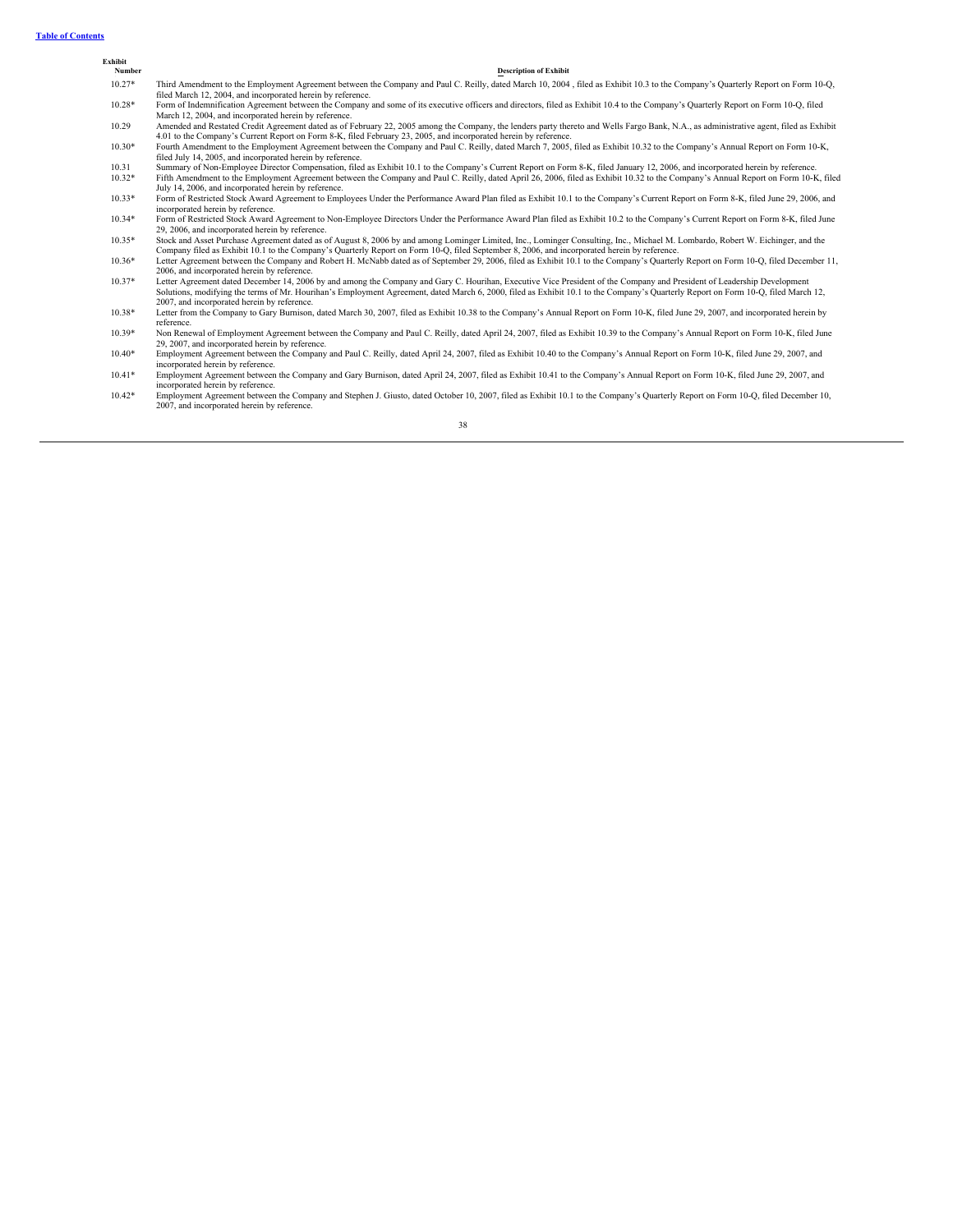| Exhibit Number | Description of Exhibit |
|---|---|
| 10.27* | Third Amendment to the Employment Agreement between the Company and Paul C. Reilly, dated March 10, 2004 , filed as Exhibit 10.3 to the Company's Quarterly Report on Form 10-Q, filed March 12, 2004, and incorporated herein by reference. |
| 10.28* | Form of Indemnification Agreement between the Company and some of its executive officers and directors, filed as Exhibit 10.4 to the Company's Quarterly Report on Form 10-Q, filed March 12, 2004, and incorporated herein by reference. |
| 10.29 | Amended and Restated Credit Agreement dated as of February 22, 2005 among the Company, the lenders party thereto and Wells Fargo Bank, N.A., as administrative agent, filed as Exhibit 4.01 to the Company's Current Report on Form 8-K, filed February 23, 2005, and incorporated herein by reference. |
| 10.30* | Fourth Amendment to the Employment Agreement between the Company and Paul C. Reilly, dated March 7, 2005, filed as Exhibit 10.32 to the Company's Annual Report on Form 10-K, filed July 14, 2005, and incorporated herein by reference. |
| 10.31 | Summary of Non-Employee Director Compensation, filed as Exhibit 10.1 to the Company's Current Report on Form 8-K, filed January 12, 2006, and incorporated herein by reference. |
| 10.32* | Fifth Amendment to the Employment Agreement between the Company and Paul C. Reilly, dated April 26, 2006, filed as Exhibit 10.32 to the Company's Annual Report on Form 10-K, filed July 14, 2006, and incorporated herein by reference. |
| 10.33* | Form of Restricted Stock Award Agreement to Employees Under the Performance Award Plan filed as Exhibit 10.1 to the Company's Current Report on Form 8-K, filed June 29, 2006, and incorporated herein by reference. |
| 10.34* | Form of Restricted Stock Award Agreement to Non-Employee Directors Under the Performance Award Plan filed as Exhibit 10.2 to the Company's Current Report on Form 8-K, filed June 29, 2006, and incorporated herein by reference. |
| 10.35* | Stock and Asset Purchase Agreement dated as of August 8, 2006 by and among Lominger Limited, Inc., Lominger Consulting, Inc., Michael M. Lombardo, Robert W. Eichinger, and the Company filed as Exhibit 10.1 to the Company's Quarterly Report on Form 10-Q, filed September 8, 2006, and incorporated herein by reference. |
| 10.36* | Letter Agreement between the Company and Robert H. McNabb dated as of September 29, 2006, filed as Exhibit 10.1 to the Company's Quarterly Report on Form 10-Q, filed December 11, 2006, and incorporated herein by reference. |
| 10.37* | Letter Agreement dated December 14, 2006 by and among the Company and Gary C. Hourihan, Executive Vice President of the Company and President of Leadership Development Solutions, modifying the terms of Mr. Hourihan's Employment Agreement, dated March 6, 2000, filed as Exhibit 10.1 to the Company's Quarterly Report on Form 10-Q, filed March 12, 2007, and incorporated herein by reference. |
| 10.38* | Letter from the Company to Gary Burnison, dated March 30, 2007, filed as Exhibit 10.38 to the Company's Annual Report on Form 10-K, filed June 29, 2007, and incorporated herein by reference. |
| 10.39* | Non Renewal of Employment Agreement between the Company and Paul C. Reilly, dated April 24, 2007, filed as Exhibit 10.39 to the Company's Annual Report on Form 10-K, filed June 29, 2007, and incorporated herein by reference. |
| 10.40* | Employment Agreement between the Company and Paul C. Reilly, dated April 24, 2007, filed as Exhibit 10.40 to the Company's Annual Report on Form 10-K, filed June 29, 2007, and incorporated herein by reference. |
| 10.41* | Employment Agreement between the Company and Gary Burnison, dated April 24, 2007, filed as Exhibit 10.41 to the Company's Annual Report on Form 10-K, filed June 29, 2007, and incorporated herein by reference. |
| 10.42* | Employment Agreement between the Company and Stephen J. Giusto, dated October 10, 2007, filed as Exhibit 10.1 to the Company's Quarterly Report on Form 10-Q, filed December 10, 2007, and incorporated herein by reference. |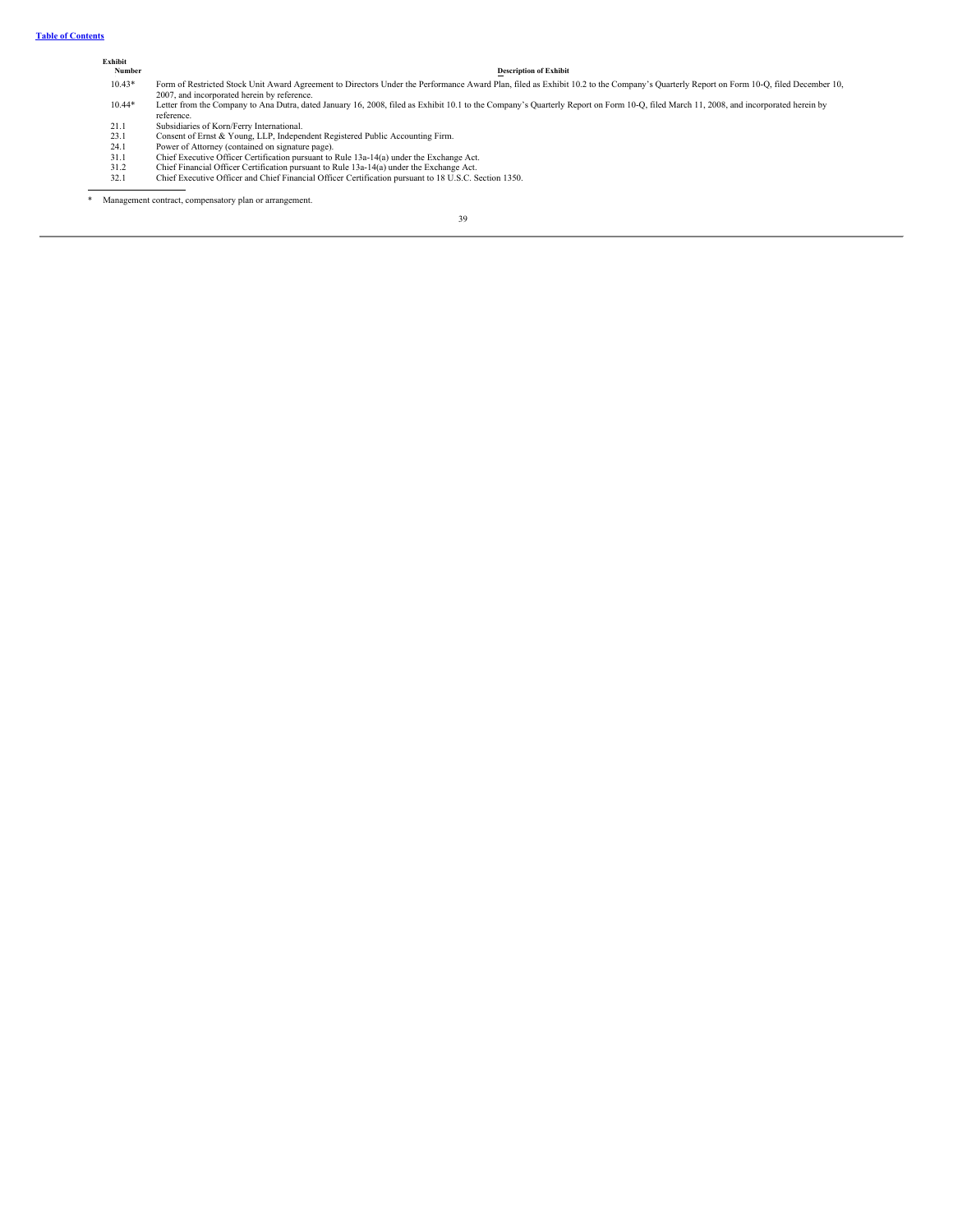| Exhibit Number | Description of Exhibit |
| --- | --- |
| 10.43* | Form of Restricted Stock Unit Award Agreement to Directors Under the Performance Award Plan, filed as Exhibit 10.2 to the Company's Quarterly Report on Form 10-Q, filed December 10, 2007, and incorporated herein by reference. |
| 10.44* | Letter from the Company to Ana Dutra, dated January 16, 2008, filed as Exhibit 10.1 to the Company's Quarterly Report on Form 10-Q, filed March 11, 2008, and incorporated herein by reference. |
| 21.1 | Subsidiaries of Korn/Ferry International. |
| 23.1 | Consent of Ernst & Young, LLP, Independent Registered Public Accounting Firm. |
| 24.1 | Power of Attorney (contained on signature page). |
| 31.1 | Chief Executive Officer Certification pursuant to Rule 13a-14(a) under the Exchange Act. |
| 31.2 | Chief Financial Officer Certification pursuant to Rule 13a-14(a) under the Exchange Act. |
| 32.1 | Chief Executive Officer and Chief Financial Officer Certification pursuant to 18 U.S.C. Section 1350. |

\* Management contract, compensatory plan or arrangement.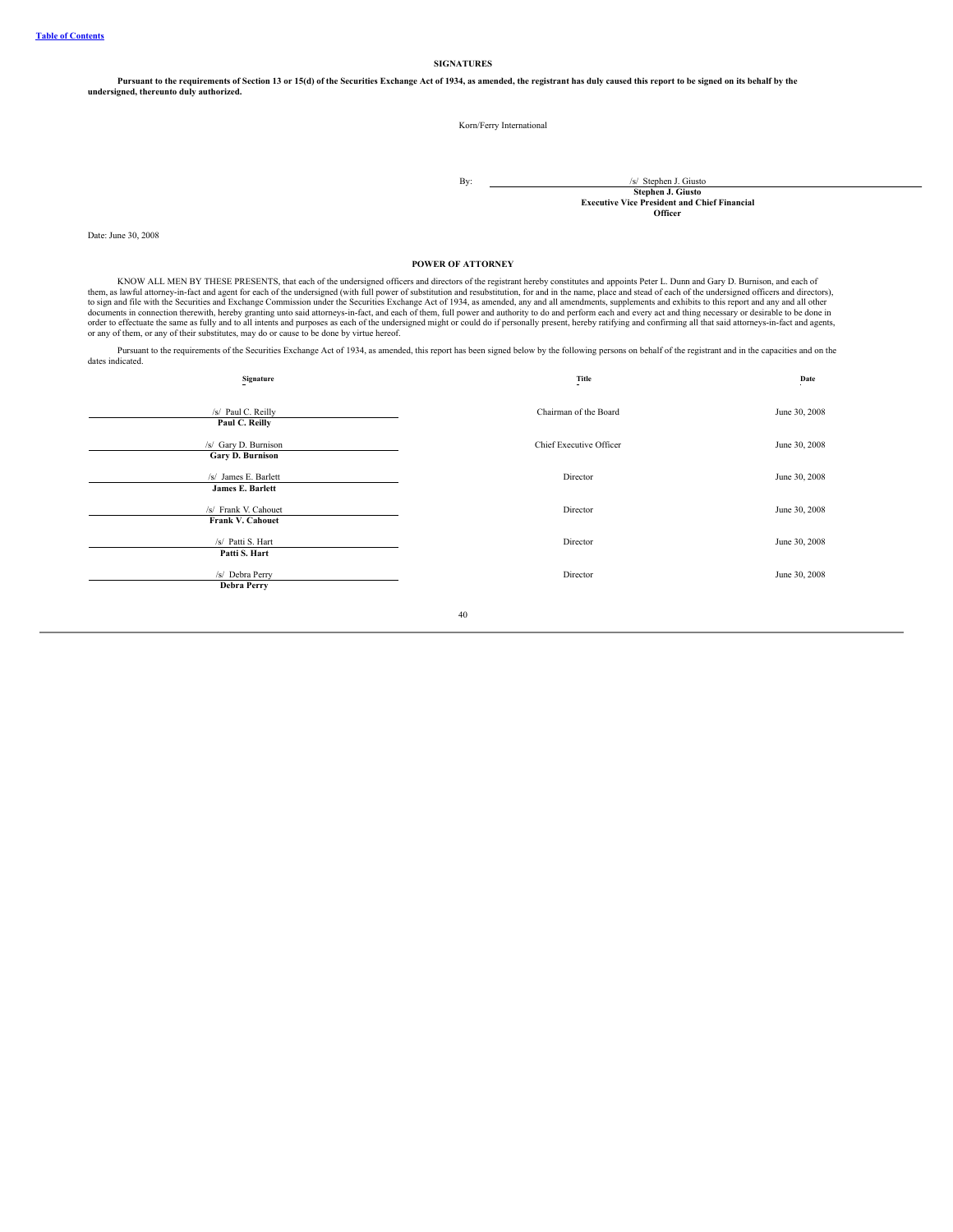[Table of Contents](#)

## SIGNATURES

**Pursuant to the requirements of Section 13 or 15(d) of the Securities Exchange Act of 1934, as amended, the registrant has duly caused this report to be signed on its behalf by the undersigned, thereunto duly authorized.**

Korn/Ferry International

By: /s/ Stephen J. Giusto
**Stephen J. Giusto**
**Executive Vice President and Chief Financial Officer**

Date: June 30, 2008

## POWER OF ATTORNEY

KNOW ALL MEN BY THESE PRESENTS, that each of the undersigned officers and directors of the registrant hereby constitutes and appoints Peter L. Dunn and Gary D. Burnison, and each of them, as lawful attorney-in-fact and agent for each of the undersigned (with full power of substitution and resubstitution, for and in the name, place and stead of each of the undersigned officers and directors), to sign and file with the Securities and Exchange Commission under the Securities Exchange Act of 1934, as amended, any and all amendments, supplements and exhibits to this report and any and all other documents in connection therewith, hereby granting unto said attorneys-in-fact, and each of them, full power and authority to do and perform each and every act and thing necessary or desirable to be done in order to effectuate the same as fully and to all intents and purposes as each of the undersigned might or could do if personally present, hereby ratifying and confirming all that said attorneys-in-fact and agents, or any of them, or any of their substitutes, may do or cause to be done by virtue hereof.

Pursuant to the requirements of the Securities Exchange Act of 1934, as amended, this report has been signed below by the following persons on behalf of the registrant and in the capacities and on the dates indicated.

| Signature | Title | Date |
| --- | --- | --- |
| /s/ Paul C. Reilly<br>**Paul C. Reilly** | Chairman of the Board | June 30, 2008 |
| /s/ Gary D. Burnison<br>**Gary D. Burnison** | Chief Executive Officer | June 30, 2008 |
| /s/ James E. Barlett<br>**James E. Barlett** | Director | June 30, 2008 |
| /s/ Frank V. Cahouet<br>**Frank V. Cahouet** | Director | June 30, 2008 |
| /s/ Patti S. Hart<br>**Patti S. Hart** | Director | June 30, 2008 |
| /s/ Debra Perry<br>**Debra Perry** | Director | June 30, 2008 |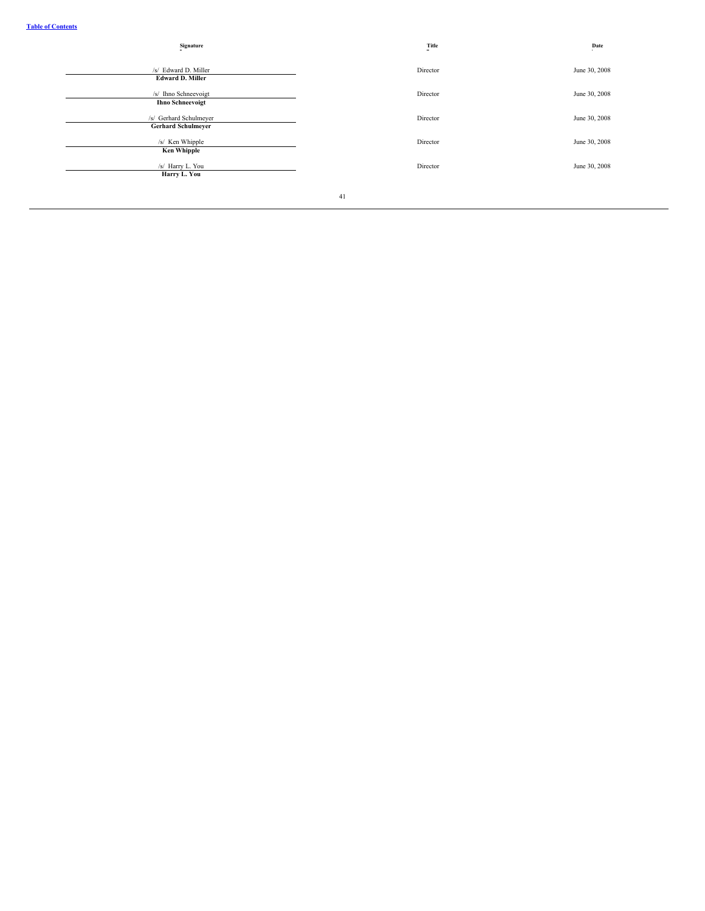| Signature | Title | Date |
| --- | --- | --- |
| /s/ Edward D. Miller<br>**Edward D. Miller** | Director | June 30, 2008 |
| /s/ Ihno Schneevoigt<br>**Ihno Schneevoigt** | Director | June 30, 2008 |
| /s/ Gerhard Schulmeyer<br>**Gerhard Schulmeyer** | Director | June 30, 2008 |
| /s/ Ken Whipple<br>**Ken Whipple** | Director | June 30, 2008 |
| /s/ Harry L. You<br>**Harry L. You** | Director | June 30, 2008 |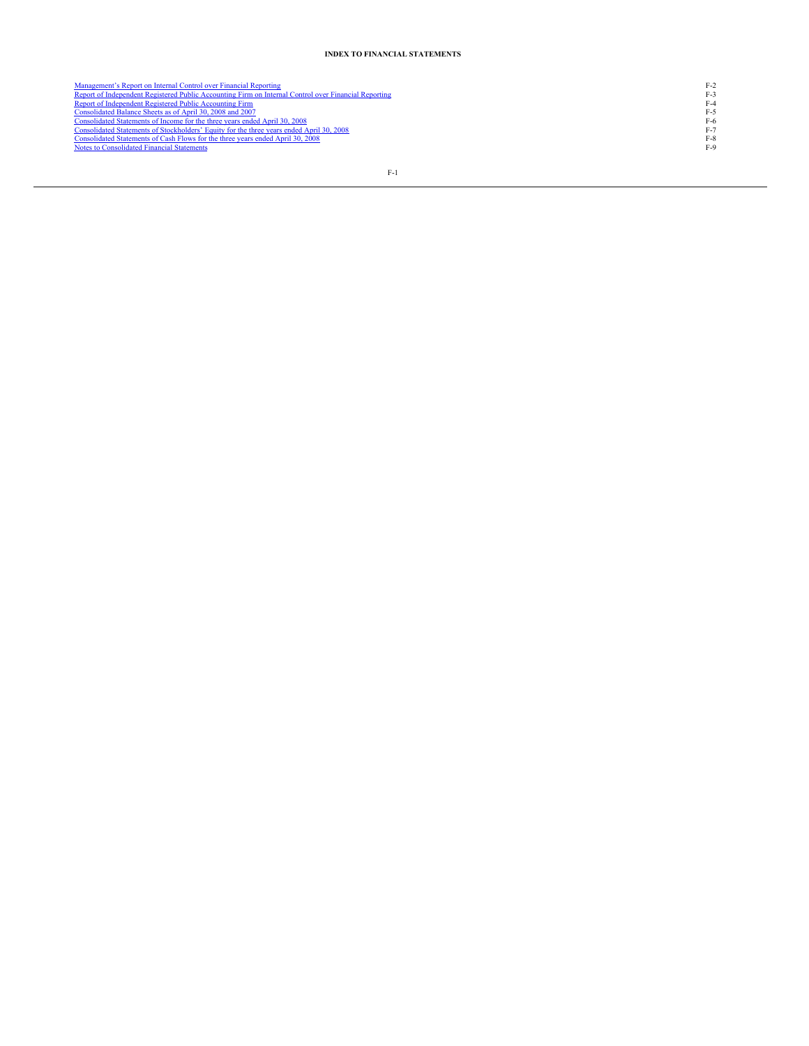# INDEX TO FINANCIAL STATEMENTS

| | |
|---|---|
| Management's Report on Internal Control over Financial Reporting | F-2 |
| Report of Independent Registered Public Accounting Firm on Internal Control over Financial Reporting | F-3 |
| Report of Independent Registered Public Accounting Firm | F-4 |
| Consolidated Balance Sheets as of April 30, 2008 and 2007 | F-5 |
| Consolidated Statements of Income for the three years ended April 30, 2008 | F-6 |
| Consolidated Statements of Stockholders' Equity for the three years ended April 30, 2008 | F-7 |
| Consolidated Statements of Cash Flows for the three years ended April 30, 2008 | F-8 |
| Notes to Consolidated Financial Statements | F-9 |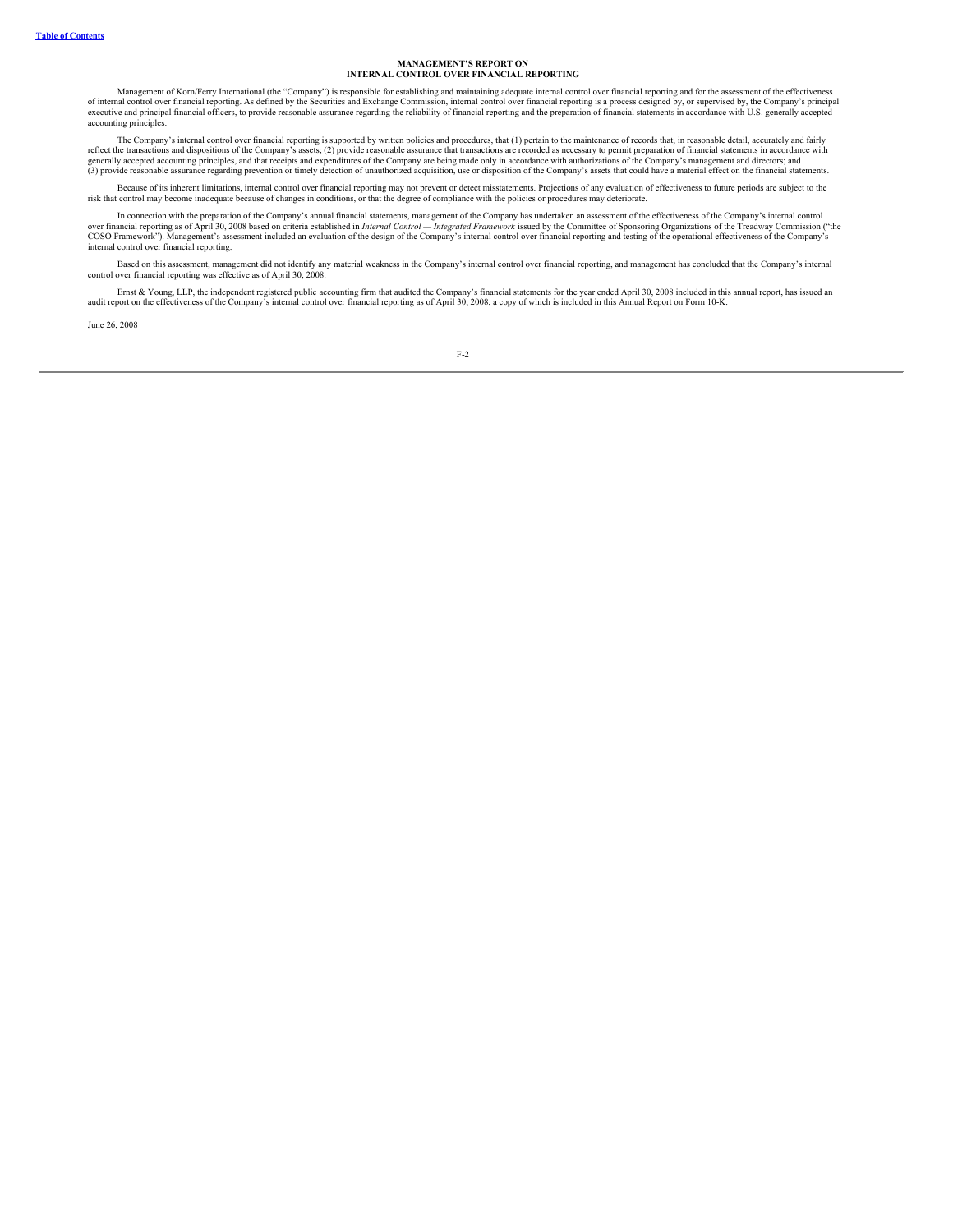# MANAGEMENT'S REPORT ON INTERNAL CONTROL OVER FINANCIAL REPORTING

Management of Korn/Ferry International (the "Company") is responsible for establishing and maintaining adequate internal control over financial reporting and for the assessment of the effectiveness of internal control over financial reporting. As defined by the Securities and Exchange Commission, internal control over financial reporting is a process designed by, or supervised by, the Company's principal executive and principal financial officers, to provide reasonable assurance regarding the reliability of financial reporting and the preparation of financial statements in accordance with U.S. generally accepted accounting principles.

The Company's internal control over financial reporting is supported by written policies and procedures, that (1) pertain to the maintenance of records that, in reasonable detail, accurately and fairly reflect the transactions and dispositions of the Company's assets; (2) provide reasonable assurance that transactions are recorded as necessary to permit preparation of financial statements in accordance with generally accepted accounting principles, and that receipts and expenditures of the Company are being made only in accordance with authorizations of the Company's management and directors; and (3) provide reasonable assurance regarding prevention or timely detection of unauthorized acquisition, use or disposition of the Company's assets that could have a material effect on the financial statements.

Because of its inherent limitations, internal control over financial reporting may not prevent or detect misstatements. Projections of any evaluation of effectiveness to future periods are subject to the risk that control may become inadequate because of changes in conditions, or that the degree of compliance with the policies or procedures may deteriorate.

In connection with the preparation of the Company's annual financial statements, management of the Company has undertaken an assessment of the effectiveness of the Company's internal control over financial reporting as of April 30, 2008 based on criteria established in *Internal Control — Integrated Framework* issued by the Committee of Sponsoring Organizations of the Treadway Commission ("the COSO Framework"). Management's assessment included an evaluation of the design of the Company's internal control over financial reporting and testing of the operational effectiveness of the Company's internal control over financial reporting.

Based on this assessment, management did not identify any material weakness in the Company's internal control over financial reporting, and management has concluded that the Company's internal control over financial reporting was effective as of April 30, 2008.

Ernst & Young, LLP, the independent registered public accounting firm that audited the Company's financial statements for the year ended April 30, 2008 included in this annual report, has issued an audit report on the effectiveness of the Company's internal control over financial reporting as of April 30, 2008, a copy of which is included in this Annual Report on Form 10-K.

June 26, 2008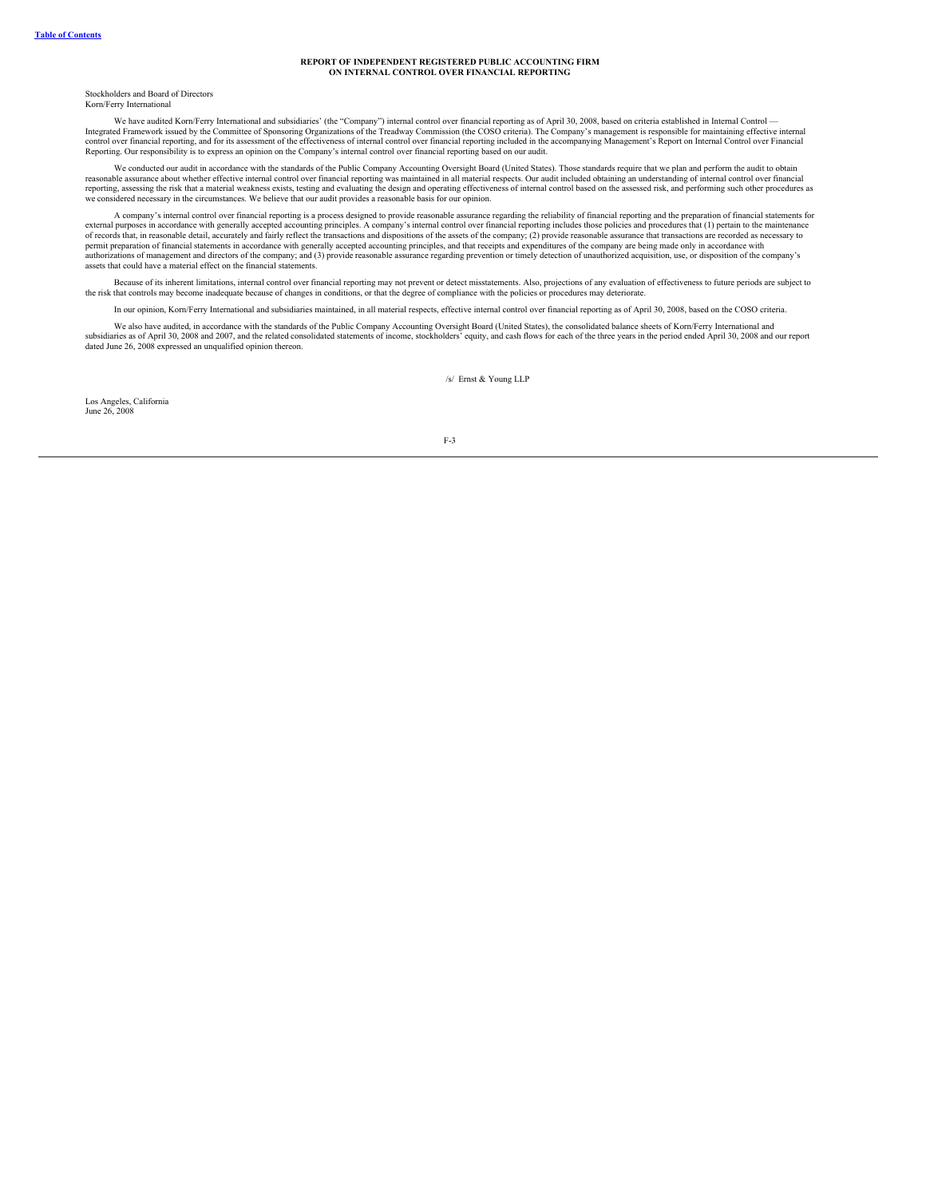**REPORT OF INDEPENDENT REGISTERED PUBLIC ACCOUNTING FIRM
ON INTERNAL CONTROL OVER FINANCIAL REPORTING**

Stockholders and Board of Directors
Korn/Ferry International

We have audited Korn/Ferry International and subsidiaries' (the "Company") internal control over financial reporting as of April 30, 2008, based on criteria established in Internal Control — Integrated Framework issued by the Committee of Sponsoring Organizations of the Treadway Commission (the COSO criteria). The Company's management is responsible for maintaining effective internal control over financial reporting, and for its assessment of the effectiveness of internal control over financial reporting included in the accompanying Management's Report on Internal Control over Financial Reporting. Our responsibility is to express an opinion on the Company's internal control over financial reporting based on our audit.

We conducted our audit in accordance with the standards of the Public Company Accounting Oversight Board (United States). Those standards require that we plan and perform the audit to obtain reasonable assurance about whether effective internal control over financial reporting was maintained in all material respects. Our audit included obtaining an understanding of internal control over financial reporting, assessing the risk that a material weakness exists, testing and evaluating the design and operating effectiveness of internal control based on the assessed risk, and performing such other procedures as we considered necessary in the circumstances. We believe that our audit provides a reasonable basis for our opinion.

A company's internal control over financial reporting is a process designed to provide reasonable assurance regarding the reliability of financial reporting and the preparation of financial statements for external purposes in accordance with generally accepted accounting principles. A company's internal control over financial reporting includes those policies and procedures that (1) pertain to the maintenance of records that, in reasonable detail, accurately and fairly reflect the transactions and dispositions of the assets of the company; (2) provide reasonable assurance that transactions are recorded as necessary to permit preparation of financial statements in accordance with generally accepted accounting principles, and that receipts and expenditures of the company are being made only in accordance with authorizations of management and directors of the company; and (3) provide reasonable assurance regarding prevention or timely detection of unauthorized acquisition, use, or disposition of the company's assets that could have a material effect on the financial statements.

Because of its inherent limitations, internal control over financial reporting may not prevent or detect misstatements. Also, projections of any evaluation of effectiveness to future periods are subject to the risk that controls may become inadequate because of changes in conditions, or that the degree of compliance with the policies or procedures may deteriorate.

In our opinion, Korn/Ferry International and subsidiaries maintained, in all material respects, effective internal control over financial reporting as of April 30, 2008, based on the COSO criteria.

We also have audited, in accordance with the standards of the Public Company Accounting Oversight Board (United States), the consolidated balance sheets of Korn/Ferry International and subsidiaries as of April 30, 2008 and 2007, and the related consolidated statements of income, stockholders' equity, and cash flows for each of the three years in the period ended April 30, 2008 and our report dated June 26, 2008 expressed an unqualified opinion thereon.

/s/ Ernst & Young LLP

Los Angeles, California
June 26, 2008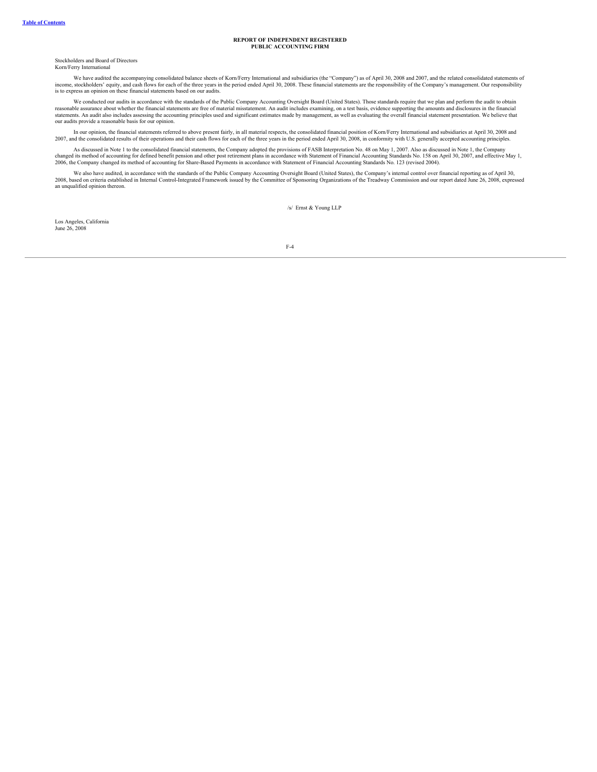# REPORT OF INDEPENDENT REGISTERED PUBLIC ACCOUNTING FIRM

Stockholders and Board of Directors
Korn/Ferry International

We have audited the accompanying consolidated balance sheets of Korn/Ferry International and subsidiaries (the "Company") as of April 30, 2008 and 2007, and the related consolidated statements of income, stockholders' equity, and cash flows for each of the three years in the period ended April 30, 2008. These financial statements are the responsibility of the Company's management. Our responsibility is to express an opinion on these financial statements based on our audits.

We conducted our audits in accordance with the standards of the Public Company Accounting Oversight Board (United States). Those standards require that we plan and perform the audit to obtain reasonable assurance about whether the financial statements are free of material misstatement. An audit includes examining, on a test basis, evidence supporting the amounts and disclosures in the financial statements. An audit also includes assessing the accounting principles used and significant estimates made by management, as well as evaluating the overall financial statement presentation. We believe that our audits provide a reasonable basis for our opinion.

In our opinion, the financial statements referred to above present fairly, in all material respects, the consolidated financial position of Korn/Ferry International and subsidiaries at April 30, 2008 and 2007, and the consolidated results of their operations and their cash flows for each of the three years in the period ended April 30, 2008, in conformity with U.S. generally accepted accounting principles.

As discussed in Note 1 to the consolidated financial statements, the Company adopted the provisions of FASB Interpretation No. 48 on May 1, 2007. Also as discussed in Note 1, the Company changed its method of accounting for defined benefit pension and other post retirement plans in accordance with Statement of Financial Accounting Standards No. 158 on April 30, 2007, and effective May 1, 2006, the Company changed its method of accounting for Share-Based Payments in accordance with Statement of Financial Accounting Standards No. 123 (revised 2004).

We also have audited, in accordance with the standards of the Public Company Accounting Oversight Board (United States), the Company's internal control over financial reporting as of April 30, 2008, based on criteria established in Internal Control-Integrated Framework issued by the Committee of Sponsoring Organizations of the Treadway Commission and our report dated June 26, 2008, expressed an unqualified opinion thereon.

/s/ Ernst & Young LLP

Los Angeles, California
June 26, 2008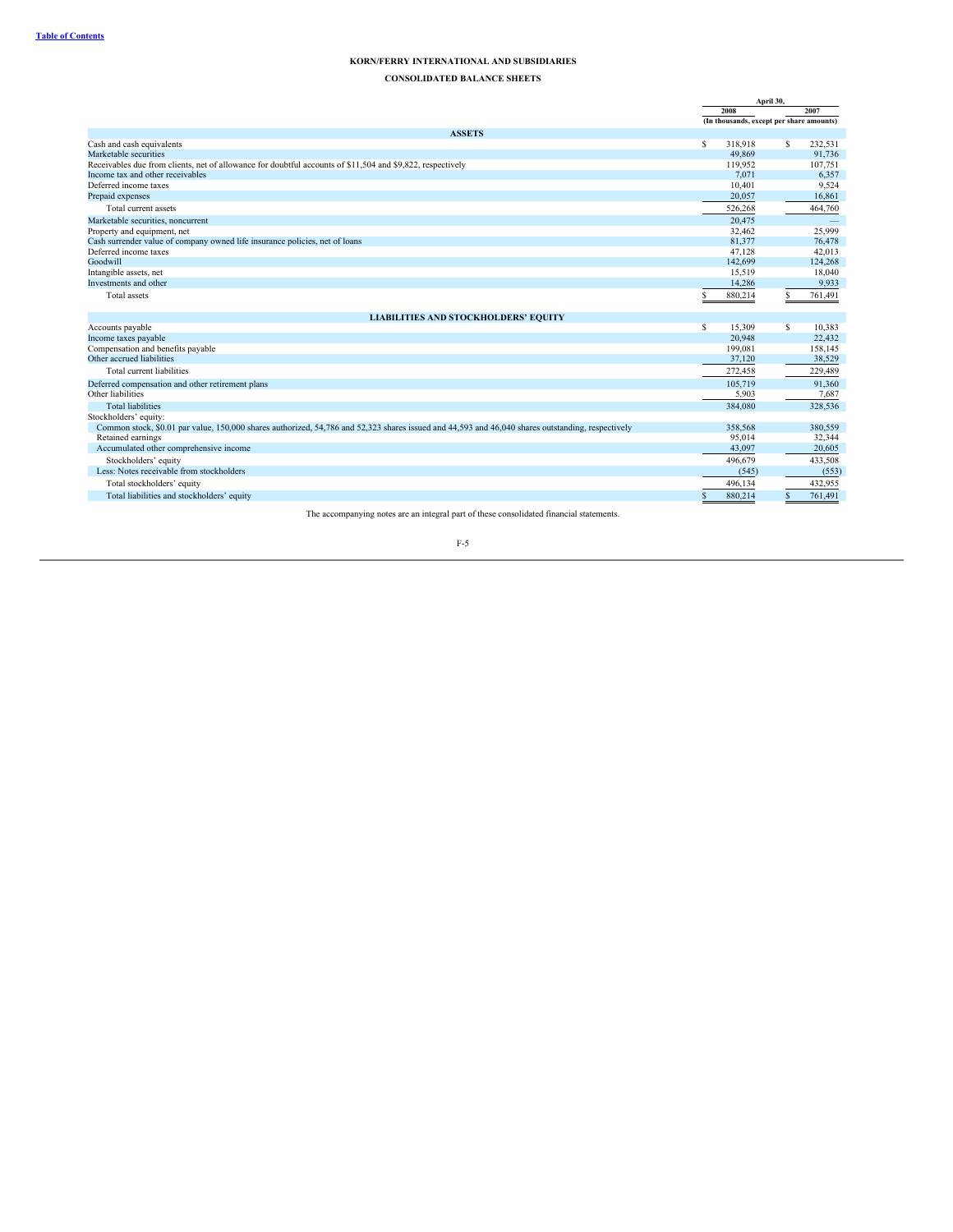# KORN/FERRY INTERNATIONAL AND SUBSIDIARIES

## CONSOLIDATED BALANCE SHEETS

| | April 30, 2008 | April 30, 2007 |
|---|---|---|
| | (In thousands, except per share amounts) | |
| **ASSETS** | | |
| Cash and cash equivalents | $ 318,918 | $ 232,531 |
| Marketable securities | 49,869 | 91,736 |
| Receivables due from clients, net of allowance for doubtful accounts of $11,504 and $9,822, respectively | 119,952 | 107,751 |
| Income tax and other receivables | 7,071 | 6,357 |
| Deferred income taxes | 10,401 | 9,524 |
| Prepaid expenses | 20,057 | 16,861 |
| Total current assets | 526,268 | 464,760 |
| Marketable securities, noncurrent | 20,475 | — |
| Property and equipment, net | 32,462 | 25,999 |
| Cash surrender value of company owned life insurance policies, net of loans | 81,377 | 76,478 |
| Deferred income taxes | 47,128 | 42,013 |
| Goodwill | 142,699 | 124,268 |
| Intangible assets, net | 15,519 | 18,040 |
| Investments and other | 14,286 | 9,933 |
| Total assets | $ 880,214 | $ 761,491 |
| **LIABILITIES AND STOCKHOLDERS' EQUITY** | | |
| Accounts payable | $ 15,309 | $ 10,383 |
| Income taxes payable | 20,948 | 22,432 |
| Compensation and benefits payable | 199,081 | 158,145 |
| Other accrued liabilities | 37,120 | 38,529 |
| Total current liabilities | 272,458 | 229,489 |
| Deferred compensation and other retirement plans | 105,719 | 91,360 |
| Other liabilities | 5,903 | 7,687 |
| Total liabilities | 384,080 | 328,536 |
| Stockholders' equity: | | |
| Common stock, $0.01 par value, 150,000 shares authorized, 54,786 and 52,323 shares issued and 44,593 and 46,040 shares outstanding, respectively | 358,568 | 380,559 |
| Retained earnings | 95,014 | 32,344 |
| Accumulated other comprehensive income | 43,097 | 20,605 |
| Stockholders' equity | 496,679 | 433,508 |
| Less: Notes receivable from stockholders | (545) | (553) |
| Total stockholders' equity | 496,134 | 432,955 |
| Total liabilities and stockholders' equity | $ 880,214 | $ 761,491 |

The accompanying notes are an integral part of these consolidated financial statements.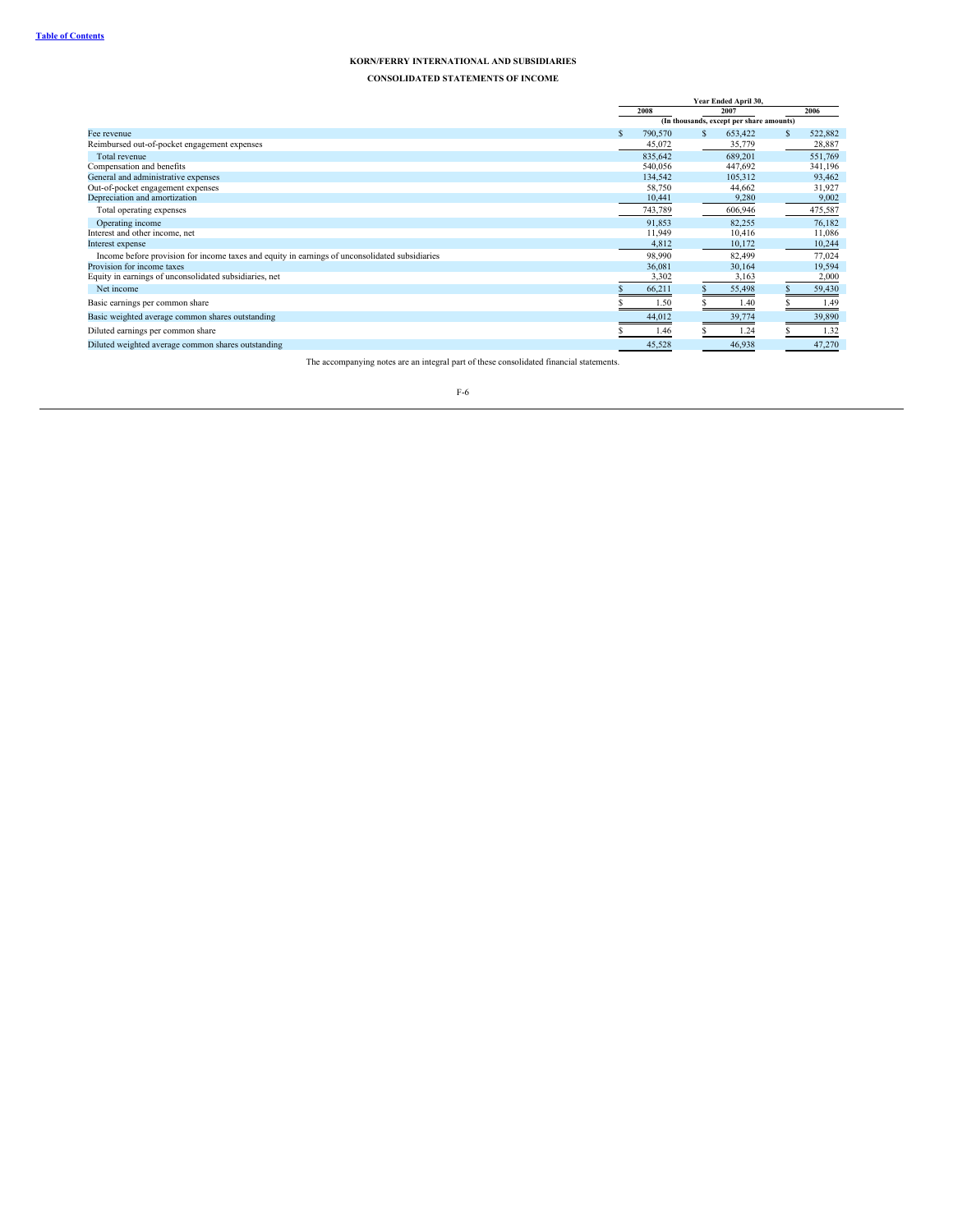Table of Contents

# KORN/FERRY INTERNATIONAL AND SUBSIDIARIES

## CONSOLIDATED STATEMENTS OF INCOME

| | Year Ended April 30, | | |
|---|---|---|---|
| | 2008 | 2007 | 2006 |
| | (In thousands, except per share amounts) | | |
| Fee revenue | $ 790,570 | $ 653,422 | $ 522,882 |
| Reimbursed out-of-pocket engagement expenses | 45,072 | 35,779 | 28,887 |
| Total revenue | 835,642 | 689,201 | 551,769 |
| Compensation and benefits | 540,056 | 447,692 | 341,196 |
| General and administrative expenses | 134,542 | 105,312 | 93,462 |
| Out-of-pocket engagement expenses | 58,750 | 44,662 | 31,927 |
| Depreciation and amortization | 10,441 | 9,280 | 9,002 |
| Total operating expenses | 743,789 | 606,946 | 475,587 |
| Operating income | 91,853 | 82,255 | 76,182 |
| Interest and other income, net | 11,949 | 10,416 | 11,086 |
| Interest expense | 4,812 | 10,172 | 10,244 |
| Income before provision for income taxes and equity in earnings of unconsolidated subsidiaries | 98,990 | 82,499 | 77,024 |
| Provision for income taxes | 36,081 | 30,164 | 19,594 |
| Equity in earnings of unconsolidated subsidiaries, net | 3,302 | 3,163 | 2,000 |
| Net income | $ 66,211 | $ 55,498 | $ 59,430 |
| Basic earnings per common share | $ 1.50 | $ 1.40 | $ 1.49 |
| Basic weighted average common shares outstanding | 44,012 | 39,774 | 39,890 |
| Diluted earnings per common share | $ 1.46 | $ 1.24 | $ 1.32 |
| Diluted weighted average common shares outstanding | 45,528 | 46,938 | 47,270 |

The accompanying notes are an integral part of these consolidated financial statements.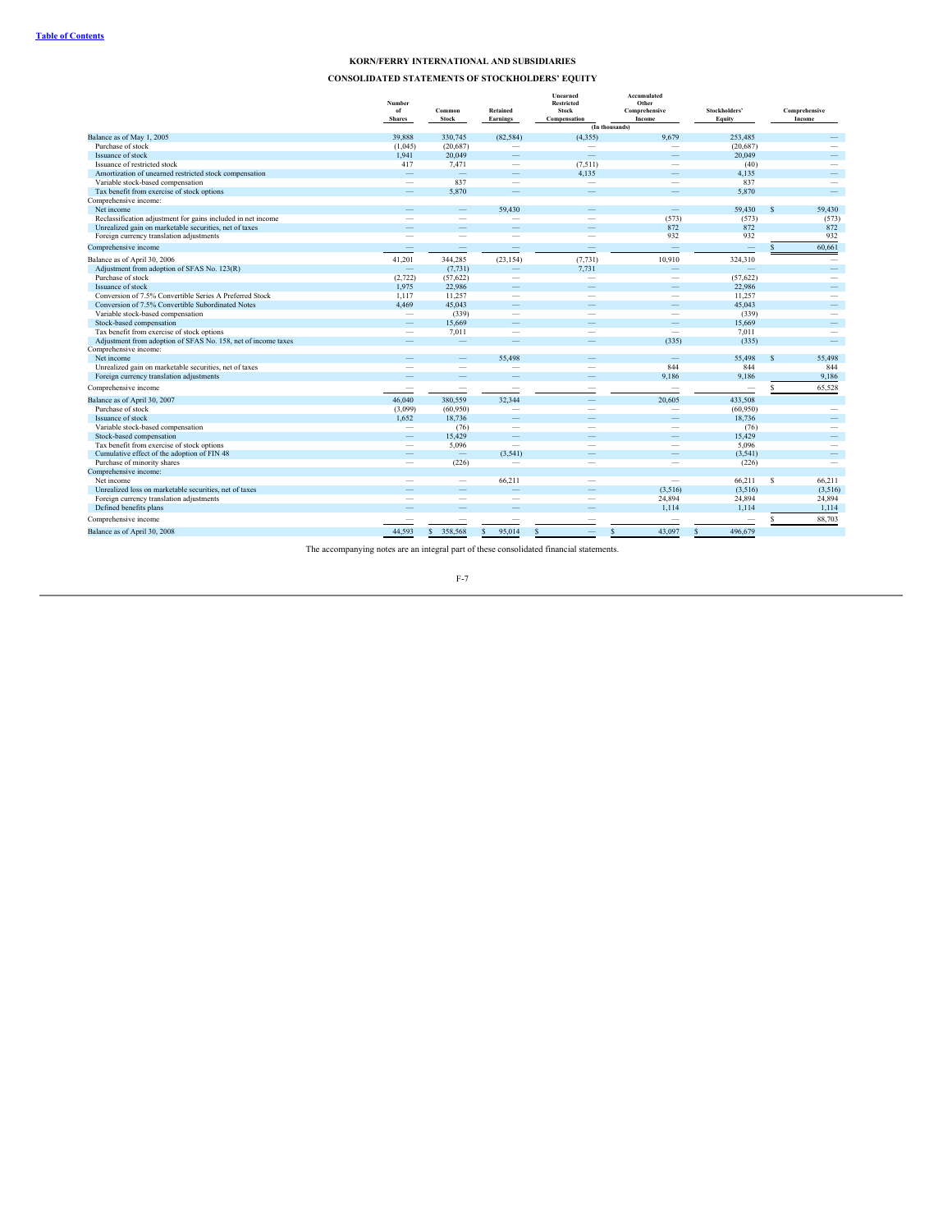[Table of Contents](#)

# KORN/FERRY INTERNATIONAL AND SUBSIDIARIES

## CONSOLIDATED STATEMENTS OF STOCKHOLDERS' EQUITY

| | Number of Shares | Common Stock | Retained Earnings | Unearned Restricted Stock Compensation | Accumulated Other Comprehensive Income | Stockholders' Equity | Comprehensive Income |
|---|---|---|---|---|---|---|---|
| | | | | (In thousands) | | | |
| Balance as of May 1, 2005 | 39,888 | 330,745 | (82,584) | (4,355) | 9,679 | 253,485 | — |
| Purchase of stock | (1,045) | (20,687) | — | — | — | (20,687) | — |
| Issuance of stock | 1,941 | 20,049 | — | — | — | 20,049 | — |
| Issuance of restricted stock | 417 | 7,471 | — | (7,511) | — | (40) | — |
| Amortization of unearned restricted stock compensation | — | — | — | 4,135 | — | 4,135 | — |
| Variable stock-based compensation | — | 837 | — | — | — | 837 | — |
| Tax benefit from exercise of stock options | — | 5,870 | — | — | — | 5,870 | — |
| Comprehensive income: | | | | | | | |
| Net income | — | — | 59,430 | — | — | 59,430 | $ 59,430 |
| Reclassification adjustment for gains included in net income | — | — | — | — | (573) | (573) | (573) |
| Unrealized gain on marketable securities, net of taxes | — | — | — | — | 872 | 872 | 872 |
| Foreign currency translation adjustments | — | — | — | — | 932 | 932 | 932 |
| Comprehensive income | — | — | — | — | — | — | $ 60,661 |
| Balance as of April 30, 2006 | 41,201 | 344,285 | (23,154) | (7,731) | 10,910 | 324,310 | — |
| Adjustment from adoption of SFAS No. 123(R) | — | (7,731) | — | 7,731 | — | — | — |
| Purchase of stock | (2,722) | (57,622) | — | — | — | (57,622) | — |
| Issuance of stock | 1,975 | 22,986 | — | — | — | 22,986 | — |
| Conversion of 7.5% Convertible Series A Preferred Stock | 1,117 | 11,257 | — | — | — | 11,257 | — |
| Conversion of 7.5% Convertible Subordinated Notes | 4,469 | 45,043 | — | — | — | 45,043 | — |
| Variable stock-based compensation | — | (339) | — | — | — | (339) | — |
| Stock-based compensation | — | 15,669 | — | — | — | 15,669 | — |
| Tax benefit from exercise of stock options | — | 7,011 | — | — | — | 7,011 | — |
| Adjustment from adoption of SFAS No. 158, net of income taxes | — | — | — | — | (335) | (335) | — |
| Comprehensive income: | | | | | | | |
| Net income | — | — | 55,498 | — | — | 55,498 | $ 55,498 |
| Unrealized gain on marketable securities, net of taxes | — | — | — | — | 844 | 844 | 844 |
| Foreign currency translation adjustments | — | — | — | — | 9,186 | 9,186 | 9,186 |
| Comprehensive income | — | — | — | — | — | — | $ 65,528 |
| Balance as of April 30, 2007 | 46,040 | 380,559 | 32,344 | — | 20,605 | 433,508 | |
| Purchase of stock | (3,099) | (60,950) | — | — | — | (60,950) | — |
| Issuance of stock | 1,652 | 18,736 | — | — | — | 18,736 | — |
| Variable stock-based compensation | — | (76) | — | — | — | (76) | — |
| Stock-based compensation | — | 15,429 | — | — | — | 15,429 | — |
| Tax benefit from exercise of stock options | — | 5,096 | — | — | — | 5,096 | — |
| Cumulative effect of the adoption of FIN 48 | — | — | (3,541) | — | — | (3,541) | — |
| Purchase of minority shares | — | (226) | — | — | — | (226) | — |
| Comprehensive income: | | | | | | | |
| Net income | — | — | 66,211 | — | — | 66,211 | $ 66,211 |
| Unrealized loss on marketable securities, net of taxes | — | — | — | — | (3,516) | (3,516) | (3,516) |
| Foreign currency translation adjustments | — | — | — | — | 24,894 | 24,894 | 24,894 |
| Defined benefits plans | — | — | — | — | 1,114 | 1,114 | 1,114 |
| Comprehensive income | — | — | — | — | — | — | $ 88,703 |
| Balance as of April 30, 2008 | 44,593 | $ 358,568 | $ 95,014 | $ — | $ 43,097 | $ 496,679 | |

The accompanying notes are an integral part of these consolidated financial statements.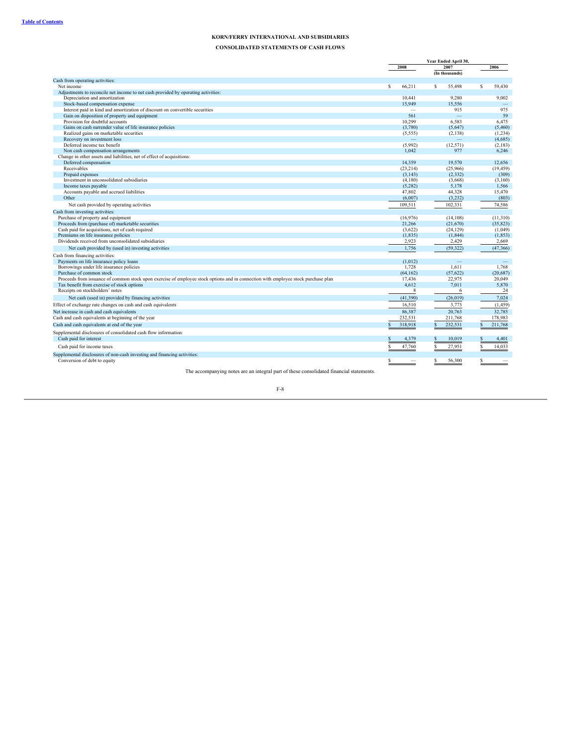**KORN/FERRY INTERNATIONAL AND SUBSIDIARIES**

**CONSOLIDATED STATEMENTS OF CASH FLOWS**

| | Year Ended April 30, | | |
|---|---|---|---|
| | 2008 | 2007 | 2006 |
| | | (In thousands) | |
| Cash from operating activities: | | | |
| Net income | $ 66,211 | $ 55,498 | $ 59,430 |
| Adjustments to reconcile net income to net cash provided by operating activities: | | | |
| Depreciation and amortization | 10,441 | 9,280 | 9,002 |
| Stock-based compensation expense | 15,949 | 15,556 | — |
| Interest paid in kind and amortization of discount on convertible securities | — | 915 | 975 |
| Gain on disposition of property and equipment | 561 | — | 59 |
| Provision for doubtful accounts | 10,299 | 6,583 | 6,475 |
| Gains on cash surrender value of life insurance policies | (3,780) | (5,647) | (5,460) |
| Realized gains on marketable securities | (5,555) | (2,138) | (1,234) |
| Recovery on investment loss | — | — | (4,685) |
| Deferred income tax benefit | (5,992) | (12,571) | (2,183) |
| Non cash compensation arrangements | 1,042 | 977 | 6,246 |
| Change in other assets and liabilities, net of effect of acquisitions: | | | |
| Deferred compensation | 14,359 | 19,570 | 12,656 |
| Receivables | (23,214) | (25,966) | (19,459) |
| Prepaid expenses | (3,143) | (2,332) | (309) |
| Investment in unconsolidated subsidiaries | (4,180) | (3,668) | (3,160) |
| Income taxes payable | (5,282) | 5,178 | 1,566 |
| Accounts payable and accrued liabilities | 47,802 | 44,328 | 15,470 |
| Other | (6,007) | (3,232) | (803) |
| Net cash provided by operating activities | 109,511 | 102,331 | 74,586 |
| Cash from investing activities: | | | |
| Purchase of property and equipment | (16,976) | (14,108) | (11,310) |
| Proceeds from (purchase of) marketable securities | 21,266 | (21,670) | (35,823) |
| Cash paid for acquisitions, net of cash required | (3,622) | (24,129) | (1,049) |
| Premiums on life insurance policies | (1,835) | (1,844) | (1,853) |
| Dividends received from unconsolidated subsidiaries | 2,923 | 2,429 | 2,669 |
| Net cash provided by (used in) investing activities | 1,756 | (59,322) | (47,366) |
| Cash from financing activities: | | | |
| Payments on life insurance policy loans | (1,012) | — | — |
| Borrowings under life insurance policies | 1,728 | 1,611 | 1,768 |
| Purchase of common stock | (64,162) | (57,622) | (20,687) |
| Proceeds from issuance of common stock upon exercise of employee stock options and in connection with employee stock purchase plan | 17,436 | 22,975 | 20,049 |
| Tax benefit from exercise of stock options | 4,612 | 7,011 | 5,870 |
| Receipts on stockholders' notes | 8 | 6 | 24 |
| Net cash (used in) provided by financing activities | (41,390) | (26,019) | 7,024 |
| Effect of exchange rate changes on cash and cash equivalents | 16,510 | 3,773 | (1,459) |
| Net increase in cash and cash equivalents | 86,387 | 20,763 | 32,785 |
| Cash and cash equivalents at beginning of the year | 232,531 | 211,768 | 178,983 |
| Cash and cash equivalents at end of the year | $ 318,918 | $ 232,531 | $ 211,768 |
| Supplemental disclosures of consolidated cash flow information: | | | |
| Cash paid for interest | $ 4,379 | $ 10,019 | $ 4,401 |
| Cash paid for income taxes | $ 47,760 | $ 27,951 | $ 14,033 |
| Supplemental disclosures of non-cash investing and financing activities: | | | |
| Conversion of debt to equity | $ — | $ 56,300 | $ — |

The accompanying notes are an integral part of these consolidated financial statements.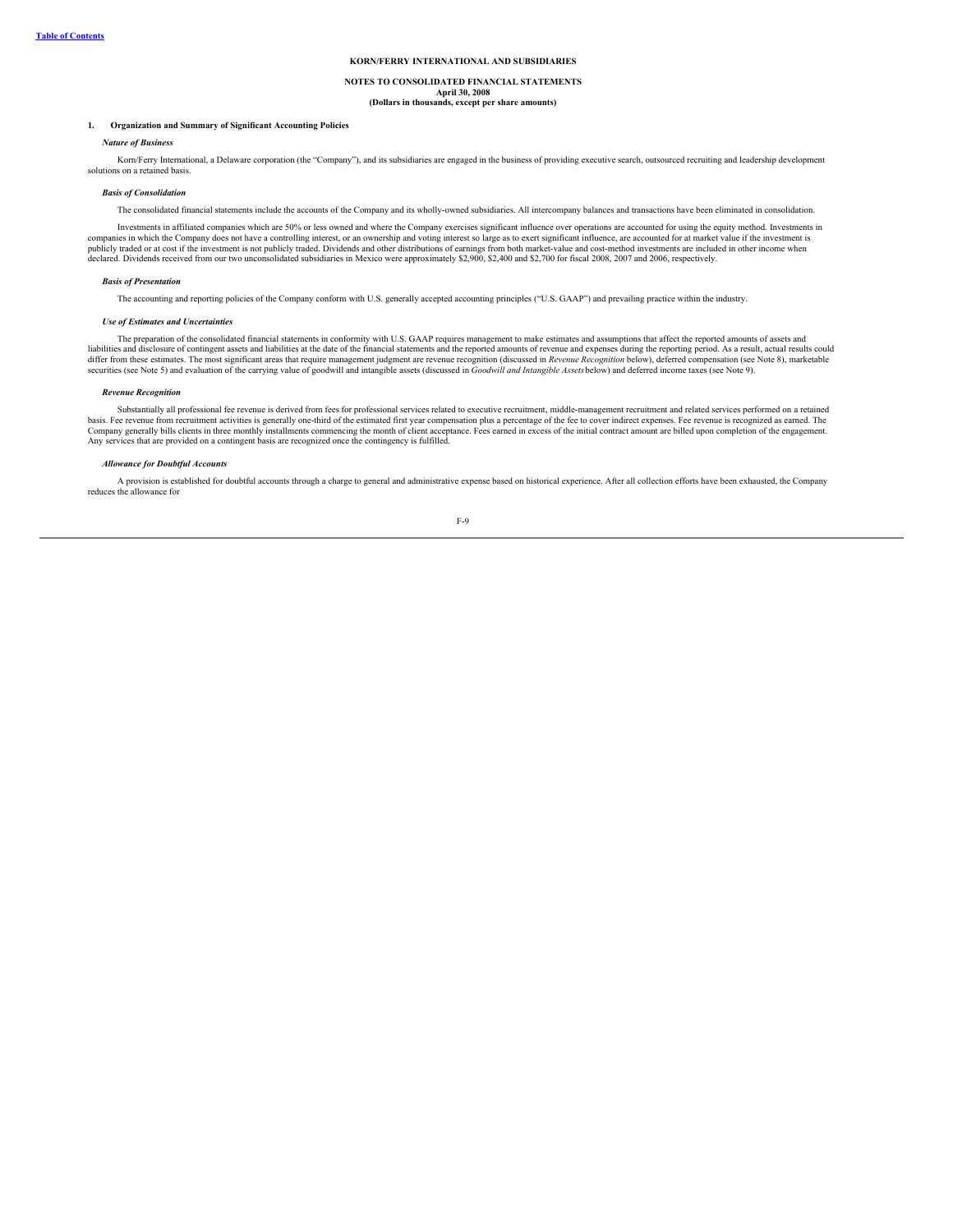**KORN/FERRY INTERNATIONAL AND SUBSIDIARIES**

**NOTES TO CONSOLIDATED FINANCIAL STATEMENTS**
**April 30, 2008**
**(Dollars in thousands, except per share amounts)**

## 1. Organization and Summary of Significant Accounting Policies

***Nature of Business***

Korn/Ferry International, a Delaware corporation (the "Company"), and its subsidiaries are engaged in the business of providing executive search, outsourced recruiting and leadership development solutions on a retained basis.

***Basis of Consolidation***

The consolidated financial statements include the accounts of the Company and its wholly-owned subsidiaries. All intercompany balances and transactions have been eliminated in consolidation.

Investments in affiliated companies which are 50% or less owned and where the Company exercises significant influence over operations are accounted for using the equity method. Investments in companies in which the Company does not have a controlling interest, or an ownership and voting interest so large as to exert significant influence, are accounted for at market value if the investment is publicly traded or at cost if the investment is not publicly traded. Dividends and other distributions of earnings from both market-value and cost-method investments are included in other income when declared. Dividends received from our two unconsolidated subsidiaries in Mexico were approximately $2,900, $2,400 and $2,700 for fiscal 2008, 2007 and 2006, respectively.

***Basis of Presentation***

The accounting and reporting policies of the Company conform with U.S. generally accepted accounting principles ("U.S. GAAP") and prevailing practice within the industry.

***Use of Estimates and Uncertainties***

The preparation of the consolidated financial statements in conformity with U.S. GAAP requires management to make estimates and assumptions that affect the reported amounts of assets and liabilities and disclosure of contingent assets and liabilities at the date of the financial statements and the reported amounts of revenue and expenses during the reporting period. As a result, actual results could differ from these estimates. The most significant areas that require management judgment are revenue recognition (discussed in *Revenue Recognition* below), deferred compensation (see Note 8), marketable securities (see Note 5) and evaluation of the carrying value of goodwill and intangible assets (discussed in *Goodwill and Intangible Assets* below) and deferred income taxes (see Note 9).

***Revenue Recognition***

Substantially all professional fee revenue is derived from fees for professional services related to executive recruitment, middle-management recruitment and related services performed on a retained basis. Fee revenue from recruitment activities is generally one-third of the estimated first year compensation plus a percentage of the fee to cover indirect expenses. Fee revenue is recognized as earned. The Company generally bills clients in three monthly installments commencing the month of client acceptance. Fees earned in excess of the initial contract amount are billed upon completion of the engagement. Any services that are provided on a contingent basis are recognized once the contingency is fulfilled.

***Allowance for Doubtful Accounts***

A provision is established for doubtful accounts through a charge to general and administrative expense based on historical experience. After all collection efforts have been exhausted, the Company reduces the allowance for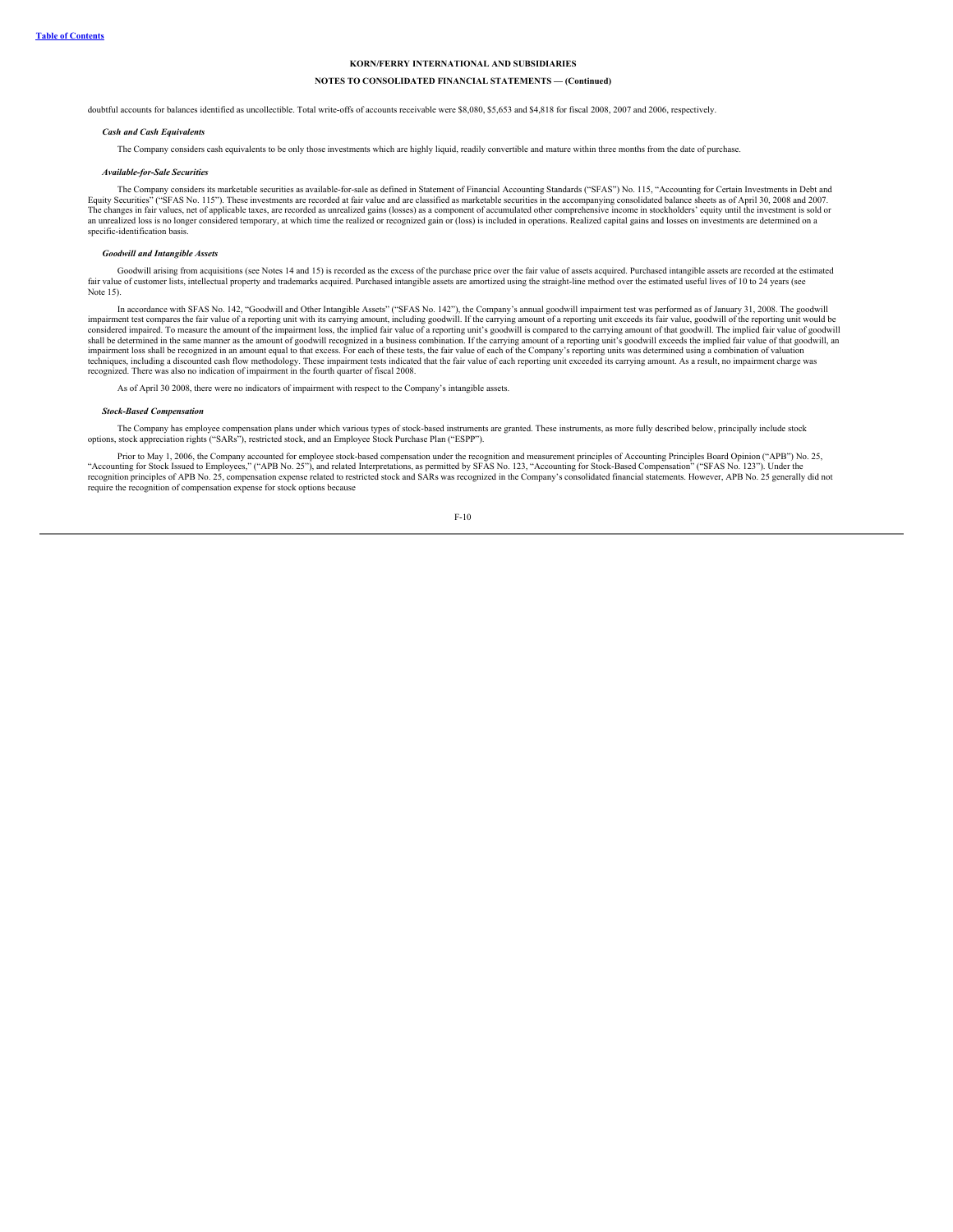doubtful accounts for balances identified as uncollectible. Total write-offs of accounts receivable were $8,080, $5,653 and $4,818 for fiscal 2008, 2007 and 2006, respectively.

***Cash and Cash Equivalents***

The Company considers cash equivalents to be only those investments which are highly liquid, readily convertible and mature within three months from the date of purchase.

***Available-for-Sale Securities***

The Company considers its marketable securities as available-for-sale as defined in Statement of Financial Accounting Standards ("SFAS") No. 115, "Accounting for Certain Investments in Debt and Equity Securities" ("SFAS No. 115"). These investments are recorded at fair value and are classified as marketable securities in the accompanying consolidated balance sheets as of April 30, 2008 and 2007. The changes in fair values, net of applicable taxes, are recorded as unrealized gains (losses) as a component of accumulated other comprehensive income in stockholders' equity until the investment is sold or an unrealized loss is no longer considered temporary, at which time the realized or recognized gain or (loss) is included in operations. Realized capital gains and losses on investments are determined on a specific-identification basis.

***Goodwill and Intangible Assets***

Goodwill arising from acquisitions (see Notes 14 and 15) is recorded as the excess of the purchase price over the fair value of assets acquired. Purchased intangible assets are recorded at the estimated fair value of customer lists, intellectual property and trademarks acquired. Purchased intangible assets are amortized using the straight-line method over the estimated useful lives of 10 to 24 years (see Note 15).

In accordance with SFAS No. 142, "Goodwill and Other Intangible Assets" ("SFAS No. 142"), the Company's annual goodwill impairment test was performed as of January 31, 2008. The goodwill impairment test compares the fair value of a reporting unit with its carrying amount, including goodwill. If the carrying amount of a reporting unit exceeds its fair value, goodwill of the reporting unit would be considered impaired. To measure the amount of the impairment loss, the implied fair value of a reporting unit's goodwill is compared to the carrying amount of that goodwill. The implied fair value of goodwill shall be determined in the same manner as the amount of goodwill recognized in a business combination. If the carrying amount of a reporting unit's goodwill exceeds the implied fair value of that goodwill, an impairment loss shall be recognized in an amount equal to that excess. For each of these tests, the fair value of each of the Company's reporting units was determined using a combination of valuation techniques, including a discounted cash flow methodology. These impairment tests indicated that the fair value of each reporting unit exceeded its carrying amount. As a result, no impairment charge was recognized. There was also no indication of impairment in the fourth quarter of fiscal 2008.

As of April 30 2008, there were no indicators of impairment with respect to the Company's intangible assets.

***Stock-Based Compensation***

The Company has employee compensation plans under which various types of stock-based instruments are granted. These instruments, as more fully described below, principally include stock options, stock appreciation rights ("SARs"), restricted stock, and an Employee Stock Purchase Plan ("ESPP").

Prior to May 1, 2006, the Company accounted for employee stock-based compensation under the recognition and measurement principles of Accounting Principles Board Opinion ("APB") No. 25, "Accounting for Stock Issued to Employees," ("APB No. 25"), and related Interpretations, as permitted by SFAS No. 123, "Accounting for Stock-Based Compensation" ("SFAS No. 123"). Under the recognition principles of APB No. 25, compensation expense related to restricted stock and SARs was recognized in the Company's consolidated financial statements. However, APB No. 25 generally did not require the recognition of compensation expense for stock options because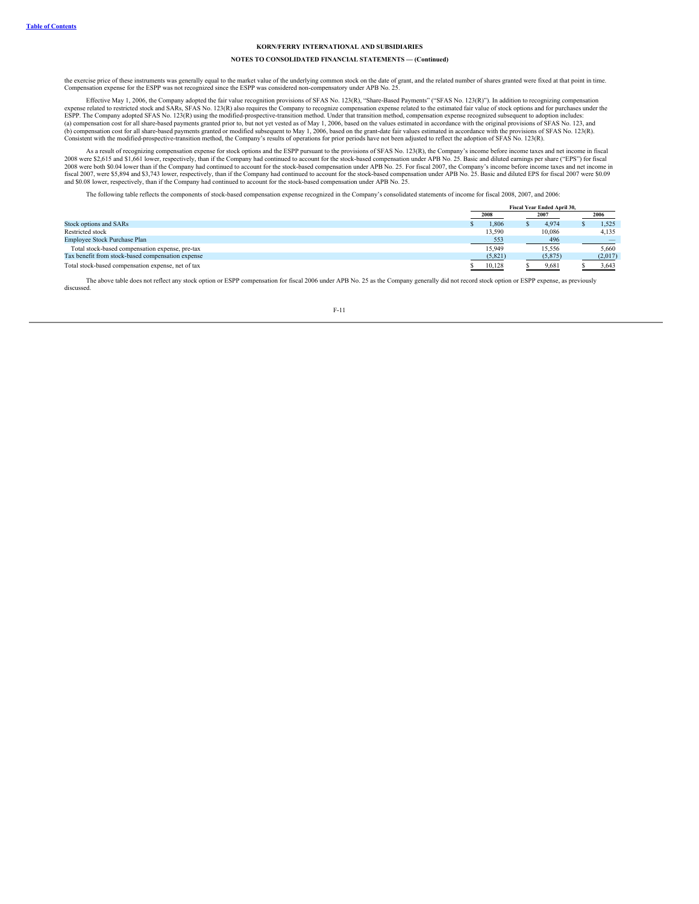**KORN/FERRY INTERNATIONAL AND SUBSIDIARIES**

**NOTES TO CONSOLIDATED FINANCIAL STATEMENTS — (Continued)**

the exercise price of these instruments was generally equal to the market value of the underlying common stock on the date of grant, and the related number of shares granted were fixed at that point in time. Compensation expense for the ESPP was not recognized since the ESPP was considered non-compensatory under APB No. 25.

Effective May 1, 2006, the Company adopted the fair value recognition provisions of SFAS No. 123(R), "Share-Based Payments" ("SFAS No. 123(R)"). In addition to recognizing compensation expense related to restricted stock and SARs, SFAS No. 123(R) also requires the Company to recognize compensation expense related to the estimated fair value of stock options and for purchases under the ESPP. The Company adopted SFAS No. 123(R) using the modified-prospective-transition method. Under that transition method, compensation expense recognized subsequent to adoption includes: (a) compensation cost for all share-based payments granted prior to, but not yet vested as of May 1, 2006, based on the values estimated in accordance with the original provisions of SFAS No. 123, and (b) compensation cost for all share-based payments granted or modified subsequent to May 1, 2006, based on the grant-date fair values estimated in accordance with the provisions of SFAS No. 123(R). Consistent with the modified-prospective-transition method, the Company's results of operations for prior periods have not been adjusted to reflect the adoption of SFAS No. 123(R).

As a result of recognizing compensation expense for stock options and the ESPP pursuant to the provisions of SFAS No. 123(R), the Company's income before income taxes and net income in fiscal 2008 were $2,615 and $1,661 lower, respectively, than if the Company had continued to account for the stock-based compensation under APB No. 25. Basic and diluted earnings per share ("EPS") for fiscal 2008 were both $0.04 lower than if the Company had continued to account for the stock-based compensation under APB No. 25. For fiscal 2007, the Company's income before income taxes and net income in fiscal 2007, were $5,894 and $3,743 lower, respectively, than if the Company had continued to account for the stock-based compensation under APB No. 25. Basic and diluted EPS for fiscal 2007 were $0.09 and $0.08 lower, respectively, than if the Company had continued to account for the stock-based compensation under APB No. 25.

The following table reflects the components of stock-based compensation expense recognized in the Company's consolidated statements of income for fiscal 2008, 2007, and 2006:

| | Fiscal Year Ended April 30, | | |
|---|---|---|---|
| | 2008 | 2007 | 2006 |
| Stock options and SARs | $ 1,806 | $ 4,974 | $ 1,525 |
| Restricted stock | 13,590 | 10,086 | 4,135 |
| Employee Stock Purchase Plan | 553 | 496 | — |
| Total stock-based compensation expense, pre-tax | 15,949 | 15,556 | 5,660 |
| Tax benefit from stock-based compensation expense | (5,821) | (5,875) | (2,017) |
| Total stock-based compensation expense, net of tax | $ 10,128 | $ 9,681 | $ 3,643 |

The above table does not reflect any stock option or ESPP compensation for fiscal 2006 under APB No. 25 as the Company generally did not record stock option or ESPP expense, as previously discussed.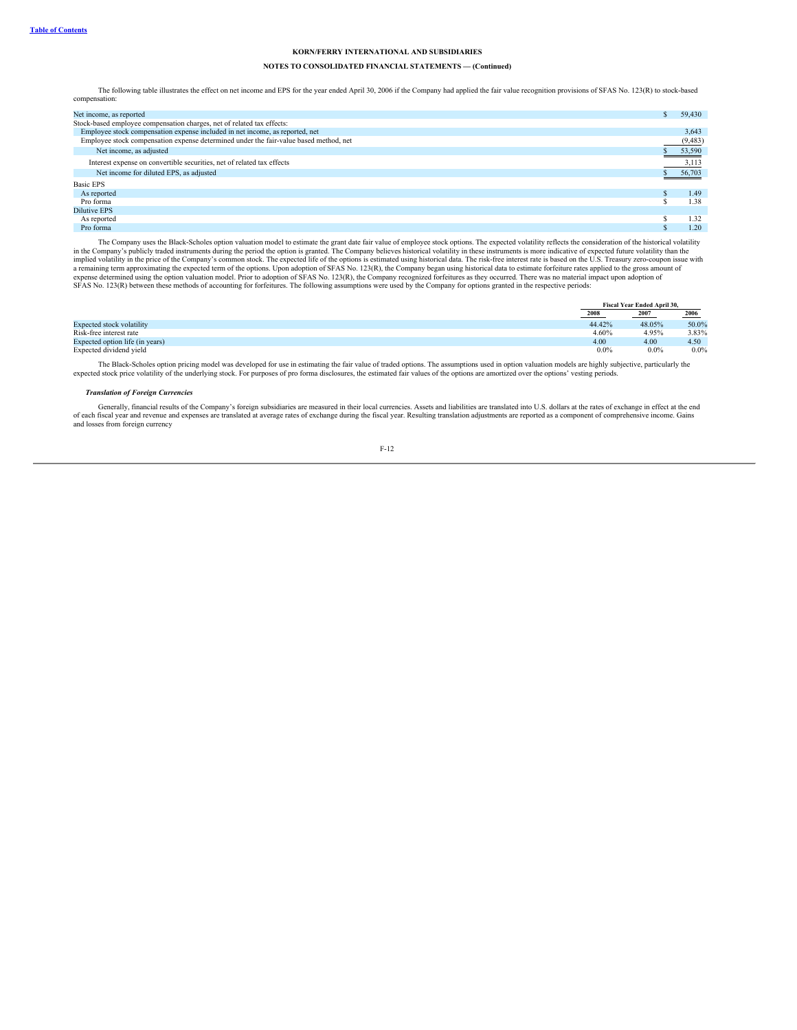**KORN/FERRY INTERNATIONAL AND SUBSIDIARIES**

**NOTES TO CONSOLIDATED FINANCIAL STATEMENTS — (Continued)**

The following table illustrates the effect on net income and EPS for the year ended April 30, 2006 if the Company had applied the fair value recognition provisions of SFAS No. 123(R) to stock-based compensation:

| | |
|---|---|
| Net income, as reported | $ 59,430 |
| Stock-based employee compensation charges, net of related tax effects: | |
| Employee stock compensation expense included in net income, as reported, net | 3,643 |
| Employee stock compensation expense determined under the fair-value based method, net | (9,483) |
| Net income, as adjusted | $ 53,590 |
| Interest expense on convertible securities, net of related tax effects | 3,113 |
| Net income for diluted EPS, as adjusted | $ 56,703 |
| Basic EPS | |
| As reported | $ 1.49 |
| Pro forma | $ 1.38 |
| Dilutive EPS | |
| As reported | $ 1.32 |
| Pro forma | $ 1.20 |

The Company uses the Black-Scholes option valuation model to estimate the grant date fair value of employee stock options. The expected volatility reflects the consideration of the historical volatility in the Company's publicly traded instruments during the period the option is granted. The Company believes historical volatility in these instruments is more indicative of expected future volatility than the implied volatility in the price of the Company's common stock. The expected life of the options is estimated using historical data. The risk-free interest rate is based on the U.S. Treasury zero-coupon issue with a remaining term approximating the expected term of the options. Upon adoption of SFAS No. 123(R), the Company began using historical data to estimate forfeiture rates applied to the gross amount of expense determined using the option valuation model. Prior to adoption of SFAS No. 123(R), the Company recognized forfeitures as they occurred. There was no material impact upon adoption of SFAS No. 123(R) between these methods of accounting for forfeitures. The following assumptions were used by the Company for options granted in the respective periods:

| | Fiscal Year Ended April 30, | | |
|---|---|---|---|
| | 2008 | 2007 | 2006 |
| Expected stock volatility | 44.42% | 48.05% | 50.0% |
| Risk-free interest rate | 4.60% | 4.95% | 3.83% |
| Expected option life (in years) | 4.00 | 4.00 | 4.50 |
| Expected dividend yield | 0.0% | 0.0% | 0.0% |

The Black-Scholes option pricing model was developed for use in estimating the fair value of traded options. The assumptions used in option valuation models are highly subjective, particularly the expected stock price volatility of the underlying stock. For purposes of pro forma disclosures, the estimated fair values of the options are amortized over the options' vesting periods.

***Translation of Foreign Currencies***

Generally, financial results of the Company's foreign subsidiaries are measured in their local currencies. Assets and liabilities are translated into U.S. dollars at the rates of exchange in effect at the end of each fiscal year and revenue and expenses are translated at average rates of exchange during the fiscal year. Resulting translation adjustments are reported as a component of comprehensive income. Gains and losses from foreign currency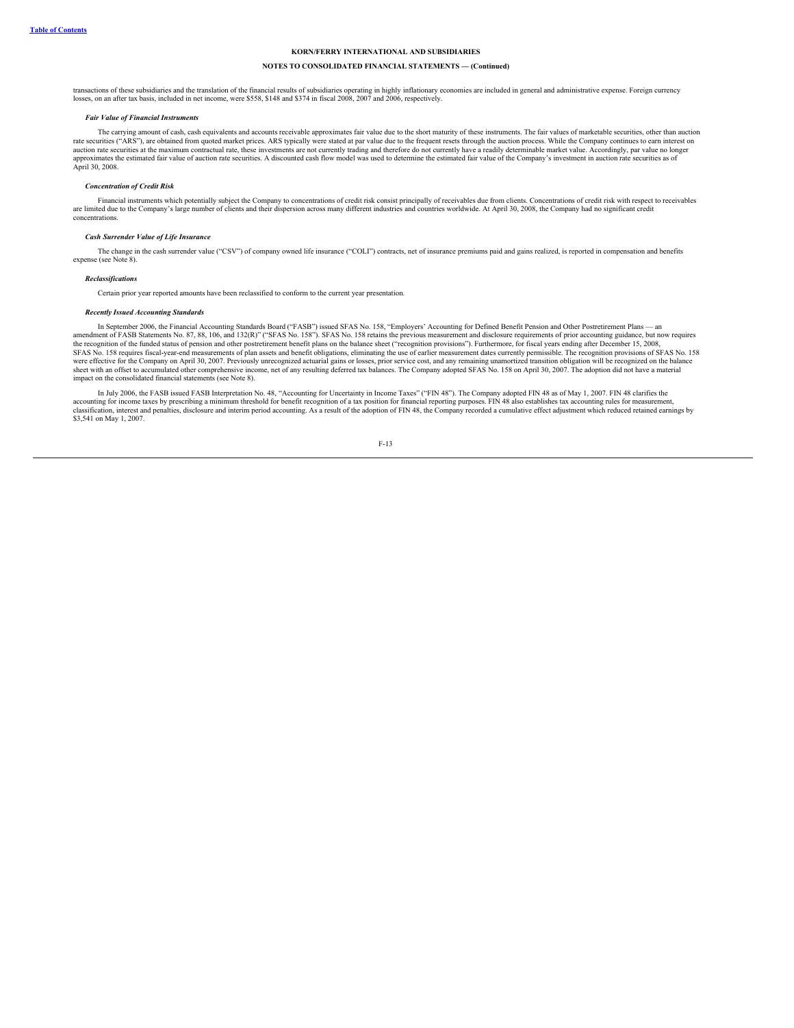transactions of these subsidiaries and the translation of the financial results of subsidiaries operating in highly inflationary economies are included in general and administrative expense. Foreign currency losses, on an after tax basis, included in net income, were $558, $148 and $374 in fiscal 2008, 2007 and 2006, respectively.

***Fair Value of Financial Instruments***

The carrying amount of cash, cash equivalents and accounts receivable approximates fair value due to the short maturity of these instruments. The fair values of marketable securities, other than auction rate securities ("ARS"), are obtained from quoted market prices. ARS typically were stated at par value due to the frequent resets through the auction process. While the Company continues to earn interest on auction rate securities at the maximum contractual rate, these investments are not currently trading and therefore do not currently have a readily determinable market value. Accordingly, par value no longer approximates the estimated fair value of auction rate securities. A discounted cash flow model was used to determine the estimated fair value of the Company's investment in auction rate securities as of April 30, 2008.

***Concentration of Credit Risk***

Financial instruments which potentially subject the Company to concentrations of credit risk consist principally of receivables due from clients. Concentrations of credit risk with respect to receivables are limited due to the Company's large number of clients and their dispersion across many different industries and countries worldwide. At April 30, 2008, the Company had no significant credit concentrations.

***Cash Surrender Value of Life Insurance***

The change in the cash surrender value ("CSV") of company owned life insurance ("COLI") contracts, net of insurance premiums paid and gains realized, is reported in compensation and benefits expense (see Note 8).

***Reclassifications***

Certain prior year reported amounts have been reclassified to conform to the current year presentation.

***Recently Issued Accounting Standards***

In September 2006, the Financial Accounting Standards Board ("FASB") issued SFAS No. 158, "Employers' Accounting for Defined Benefit Pension and Other Postretirement Plans — an amendment of FASB Statements No. 87, 88, 106, and 132(R)" ("SFAS No. 158"). SFAS No. 158 retains the previous measurement and disclosure requirements of prior accounting guidance, but now requires the recognition of the funded status of pension and other postretirement benefit plans on the balance sheet ("recognition provisions"). Furthermore, for fiscal years ending after December 15, 2008, SFAS No. 158 requires fiscal-year-end measurements of plan assets and benefit obligations, eliminating the use of earlier measurement dates currently permissible. The recognition provisions of SFAS No. 158 were effective for the Company on April 30, 2007. Previously unrecognized actuarial gains or losses, prior service cost, and any remaining unamortized transition obligation will be recognized on the balance sheet with an offset to accumulated other comprehensive income, net of any resulting deferred tax balances. The Company adopted SFAS No. 158 on April 30, 2007. The adoption did not have a material impact on the consolidated financial statements (see Note 8).

In July 2006, the FASB issued FASB Interpretation No. 48, "Accounting for Uncertainty in Income Taxes" ("FIN 48"). The Company adopted FIN 48 as of May 1, 2007. FIN 48 clarifies the accounting for income taxes by prescribing a minimum threshold for benefit recognition of a tax position for financial reporting purposes. FIN 48 also establishes tax accounting rules for measurement, classification, interest and penalties, disclosure and interim period accounting. As a result of the adoption of FIN 48, the Company recorded a cumulative effect adjustment which reduced retained earnings by $3,541 on May 1, 2007.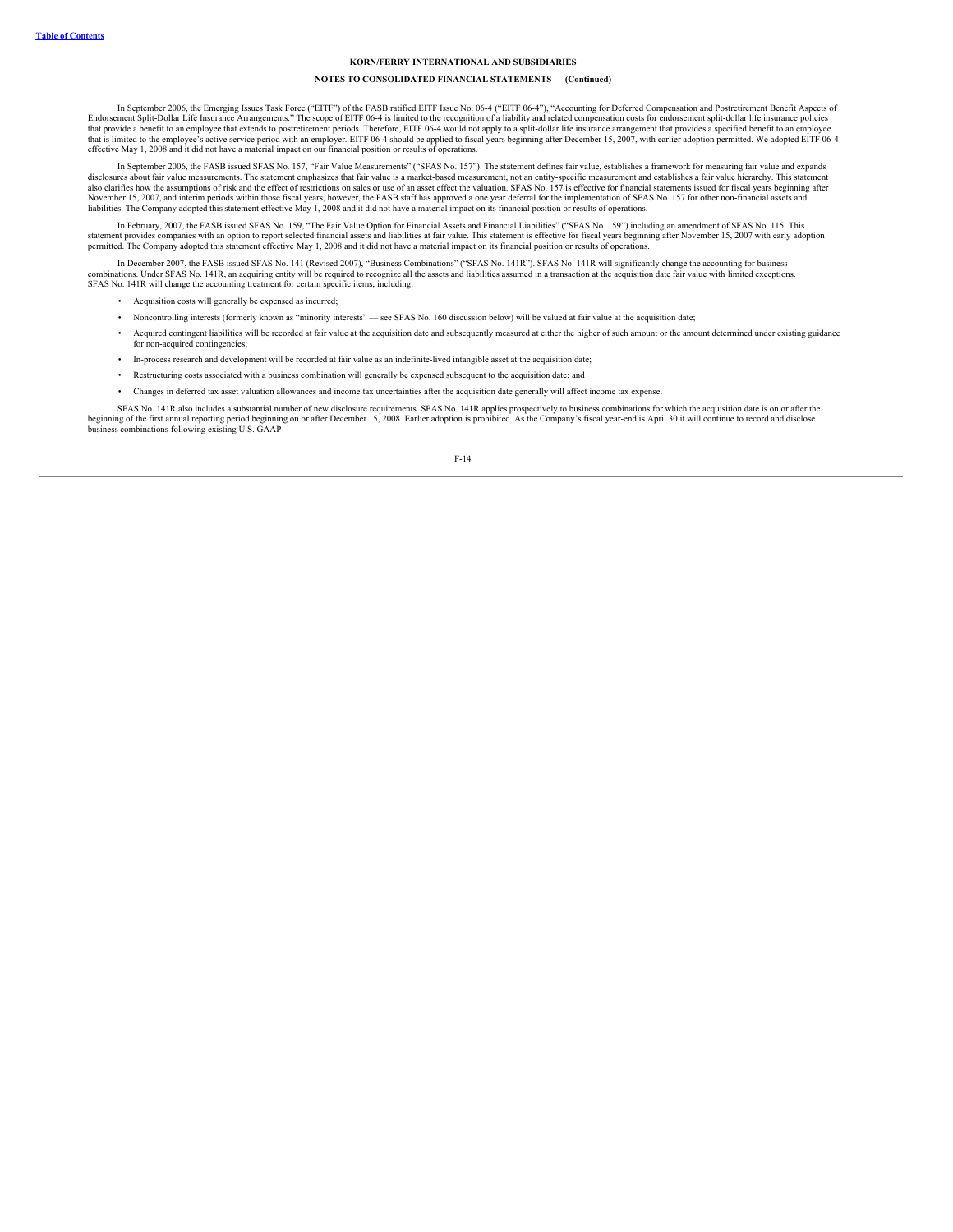**KORN/FERRY INTERNATIONAL AND SUBSIDIARIES**

**NOTES TO CONSOLIDATED FINANCIAL STATEMENTS — (Continued)**

In September 2006, the Emerging Issues Task Force ("EITF") of the FASB ratified EITF Issue No. 06-4 ("EITF 06-4"), "Accounting for Deferred Compensation and Postretirement Benefit Aspects of Endorsement Split-Dollar Life Insurance Arrangements." The scope of EITF 06-4 is limited to the recognition of a liability and related compensation costs for endorsement split-dollar life insurance policies that provide a benefit to an employee that extends to postretirement periods. Therefore, EITF 06-4 would not apply to a split-dollar life insurance arrangement that provides a specified benefit to an employee that is limited to the employee's active service period with an employer. EITF 06-4 should be applied to fiscal years beginning after December 15, 2007, with earlier adoption permitted. We adopted EITF 06-4 effective May 1, 2008 and it did not have a material impact on our financial position or results of operations.

In September 2006, the FASB issued SFAS No. 157, "Fair Value Measurements" ("SFAS No. 157"). The statement defines fair value, establishes a framework for measuring fair value and expands disclosures about fair value measurements. The statement emphasizes that fair value is a market-based measurement, not an entity-specific measurement and establishes a fair value hierarchy. This statement also clarifies how the assumptions of risk and the effect of restrictions on sales or use of an asset effect the valuation. SFAS No. 157 is effective for financial statements issued for fiscal years beginning after November 15, 2007, and interim periods within those fiscal years, however, the FASB staff has approved a one year deferral for the implementation of SFAS No. 157 for other non-financial assets and liabilities. The Company adopted this statement effective May 1, 2008 and it did not have a material impact on its financial position or results of operations.

In February, 2007, the FASB issued SFAS No. 159, "The Fair Value Option for Financial Assets and Financial Liabilities" ("SFAS No. 159") including an amendment of SFAS No. 115. This statement provides companies with an option to report selected financial assets and liabilities at fair value. This statement is effective for fiscal years beginning after November 15, 2007 with early adoption permitted. The Company adopted this statement effective May 1, 2008 and it did not have a material impact on its financial position or results of operations.

In December 2007, the FASB issued SFAS No. 141 (Revised 2007), "Business Combinations" ("SFAS No. 141R"). SFAS No. 141R will significantly change the accounting for business combinations. Under SFAS No. 141R, an acquiring entity will be required to recognize all the assets and liabilities assumed in a transaction at the acquisition date fair value with limited exceptions. SFAS No. 141R will change the accounting treatment for certain specific items, including:

- Acquisition costs will generally be expensed as incurred;
- Noncontrolling interests (formerly known as "minority interests" — see SFAS No. 160 discussion below) will be valued at fair value at the acquisition date;
- Acquired contingent liabilities will be recorded at fair value at the acquisition date and subsequently measured at either the higher of such amount or the amount determined under existing guidance for non-acquired contingencies;
- In-process research and development will be recorded at fair value as an indefinite-lived intangible asset at the acquisition date;
- Restructuring costs associated with a business combination will generally be expensed subsequent to the acquisition date; and
- Changes in deferred tax asset valuation allowances and income tax uncertainties after the acquisition date generally will affect income tax expense.

SFAS No. 141R also includes a substantial number of new disclosure requirements. SFAS No. 141R applies prospectively to business combinations for which the acquisition date is on or after the beginning of the first annual reporting period beginning on or after December 15, 2008. Earlier adoption is prohibited. As the Company's fiscal year-end is April 30 it will continue to record and disclose business combinations following existing U.S. GAAP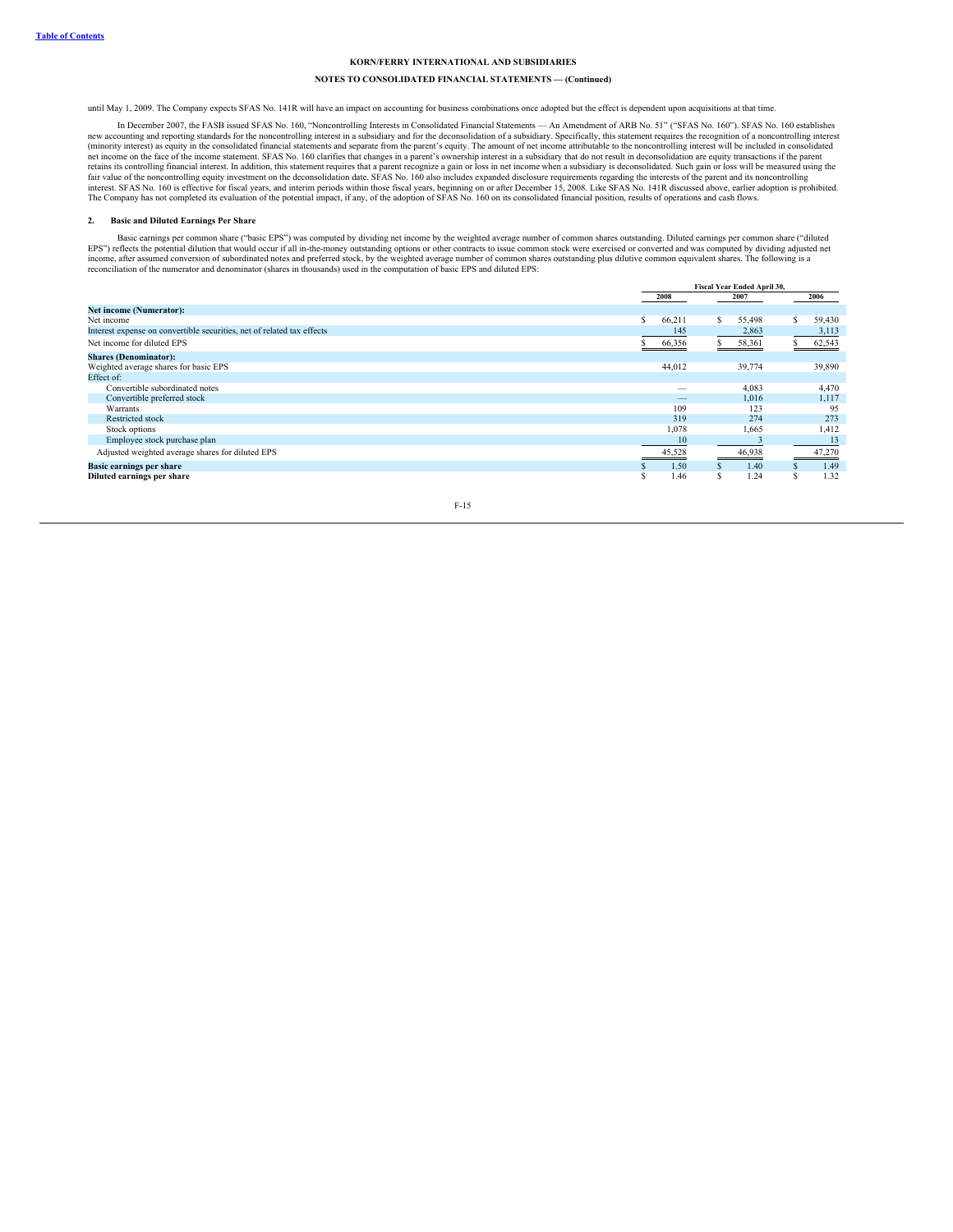until May 1, 2009. The Company expects SFAS No. 141R will have an impact on accounting for business combinations once adopted but the effect is dependent upon acquisitions at that time.

In December 2007, the FASB issued SFAS No. 160, "Noncontrolling Interests in Consolidated Financial Statements — An Amendment of ARB No. 51" ("SFAS No. 160"). SFAS No. 160 establishes new accounting and reporting standards for the noncontrolling interest in a subsidiary and for the deconsolidation of a subsidiary. Specifically, this statement requires the recognition of a noncontrolling interest (minority interest) as equity in the consolidated financial statements and separate from the parent's equity. The amount of net income attributable to the noncontrolling interest will be included in consolidated net income on the face of the income statement. SFAS No. 160 clarifies that changes in a parent's ownership interest in a subsidiary that do not result in deconsolidation are equity transactions if the parent retains its controlling financial interest. In addition, this statement requires that a parent recognize a gain or loss in net income when a subsidiary is deconsolidated. Such gain or loss will be measured using the fair value of the noncontrolling equity investment on the deconsolidation date. SFAS No. 160 also includes expanded disclosure requirements regarding the interests of the parent and its noncontrolling interest. SFAS No. 160 is effective for fiscal years, and interim periods within those fiscal years, beginning on or after December 15, 2008. Like SFAS No. 141R discussed above, earlier adoption is prohibited. The Company has not completed its evaluation of the potential impact, if any, of the adoption of SFAS No. 160 on its consolidated financial position, results of operations and cash flows.

## 2. Basic and Diluted Earnings Per Share

Basic earnings per common share ("basic EPS") was computed by dividing net income by the weighted average number of common shares outstanding. Diluted earnings per common share ("diluted EPS") reflects the potential dilution that would occur if all in-the-money outstanding options or other contracts to issue common stock were exercised or converted and was computed by dividing adjusted net income, after assumed conversion of subordinated notes and preferred stock, by the weighted average number of common shares outstanding plus dilutive common equivalent shares. The following is a reconciliation of the numerator and denominator (shares in thousands) used in the computation of basic EPS and diluted EPS:

| | Fiscal Year Ended April 30, | | |
|---|---|---|---|
| | 2008 | 2007 | 2006 |
| **Net income (Numerator):** | | | |
| Net income | $ 66,211 | $ 55,498 | $ 59,430 |
| Interest expense on convertible securities, net of related tax effects | 145 | 2,863 | 3,113 |
| Net income for diluted EPS | $ 66,356 | $ 58,361 | $ 62,543 |
| **Shares (Denominator):** | | | |
| Weighted average shares for basic EPS | 44,012 | 39,774 | 39,890 |
| Effect of: | | | |
| Convertible subordinated notes | — | 4,083 | 4,470 |
| Convertible preferred stock | — | 1,016 | 1,117 |
| Warrants | 109 | 123 | 95 |
| Restricted stock | 319 | 274 | 273 |
| Stock options | 1,078 | 1,665 | 1,412 |
| Employee stock purchase plan | 10 | 3 | 13 |
| Adjusted weighted average shares for diluted EPS | 45,528 | 46,938 | 47,270 |
| **Basic earnings per share** | $ 1.50 | $ 1.40 | $ 1.49 |
| **Diluted earnings per share** | $ 1.46 | $ 1.24 | $ 1.32 |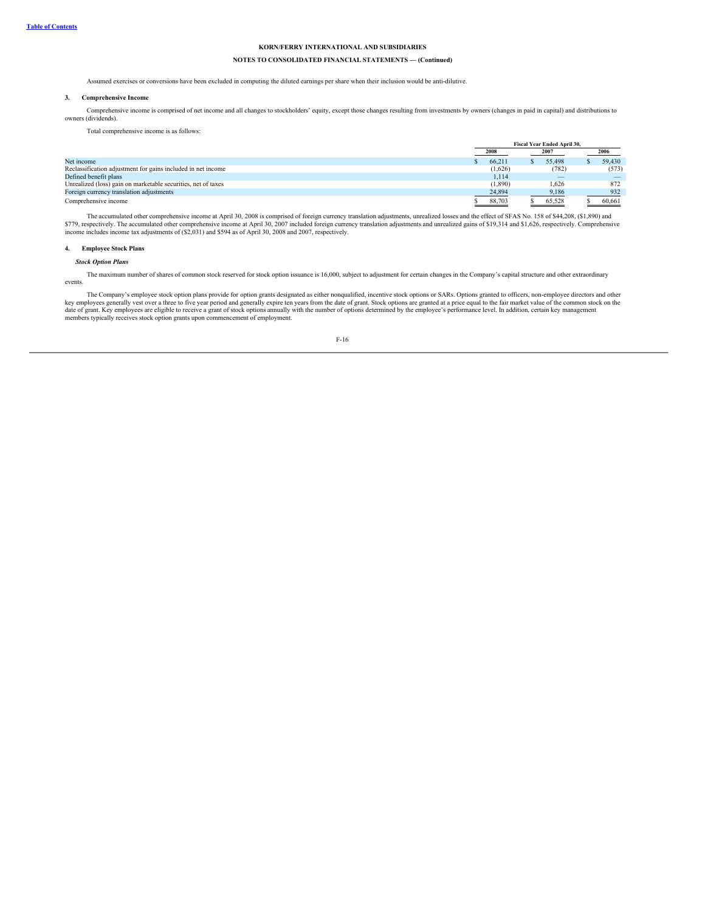KORN/FERRY INTERNATIONAL AND SUBSIDIARIES

NOTES TO CONSOLIDATED FINANCIAL STATEMENTS — (Continued)

Assumed exercises or conversions have been excluded in computing the diluted earnings per share when their inclusion would be anti-dilutive.

### 3. Comprehensive Income

Comprehensive income is comprised of net income and all changes to stockholders' equity, except those changes resulting from investments by owners (changes in paid in capital) and distributions to owners (dividends).

Total comprehensive income is as follows:

| | Fiscal Year Ended April 30, | | |
|---|---|---|---|
| | 2008 | 2007 | 2006 |
| Net income | $ 66,211 | $ 55,498 | $ 59,430 |
| Reclassification adjustment for gains included in net income | (1,626) | (782) | (573) |
| Defined benefit plans | 1,114 | — | — |
| Unrealized (loss) gain on marketable securities, net of taxes | (1,890) | 1,626 | 872 |
| Foreign currency translation adjustments | 24,894 | 9,186 | 932 |
| Comprehensive income | $ 88,703 | $ 65,528 | $ 60,661 |

The accumulated other comprehensive income at April 30, 2008 is comprised of foreign currency translation adjustments, unrealized losses and the effect of SFAS No. 158 of $44,208, ($1,890) and $779, respectively. The accumulated other comprehensive income at April 30, 2007 included foreign currency translation adjustments and unrealized gains of $19,314 and $1,626, respectively. Comprehensive income includes income tax adjustments of ($2,031) and $594 as of April 30, 2008 and 2007, respectively.

### 4. Employee Stock Plans

***Stock Option Plans***

The maximum number of shares of common stock reserved for stock option issuance is 16,000, subject to adjustment for certain changes in the Company's capital structure and other extraordinary events.

The Company's employee stock option plans provide for option grants designated as either nonqualified, incentive stock options or SARs. Options granted to officers, non-employee directors and other key employees generally vest over a three to five year period and generally expire ten years from the date of grant. Stock options are granted at a price equal to the fair market value of the common stock on the date of grant. Key employees are eligible to receive a grant of stock options annually with the number of options determined by the employee's performance level. In addition, certain key management members typically receives stock option grants upon commencement of employment.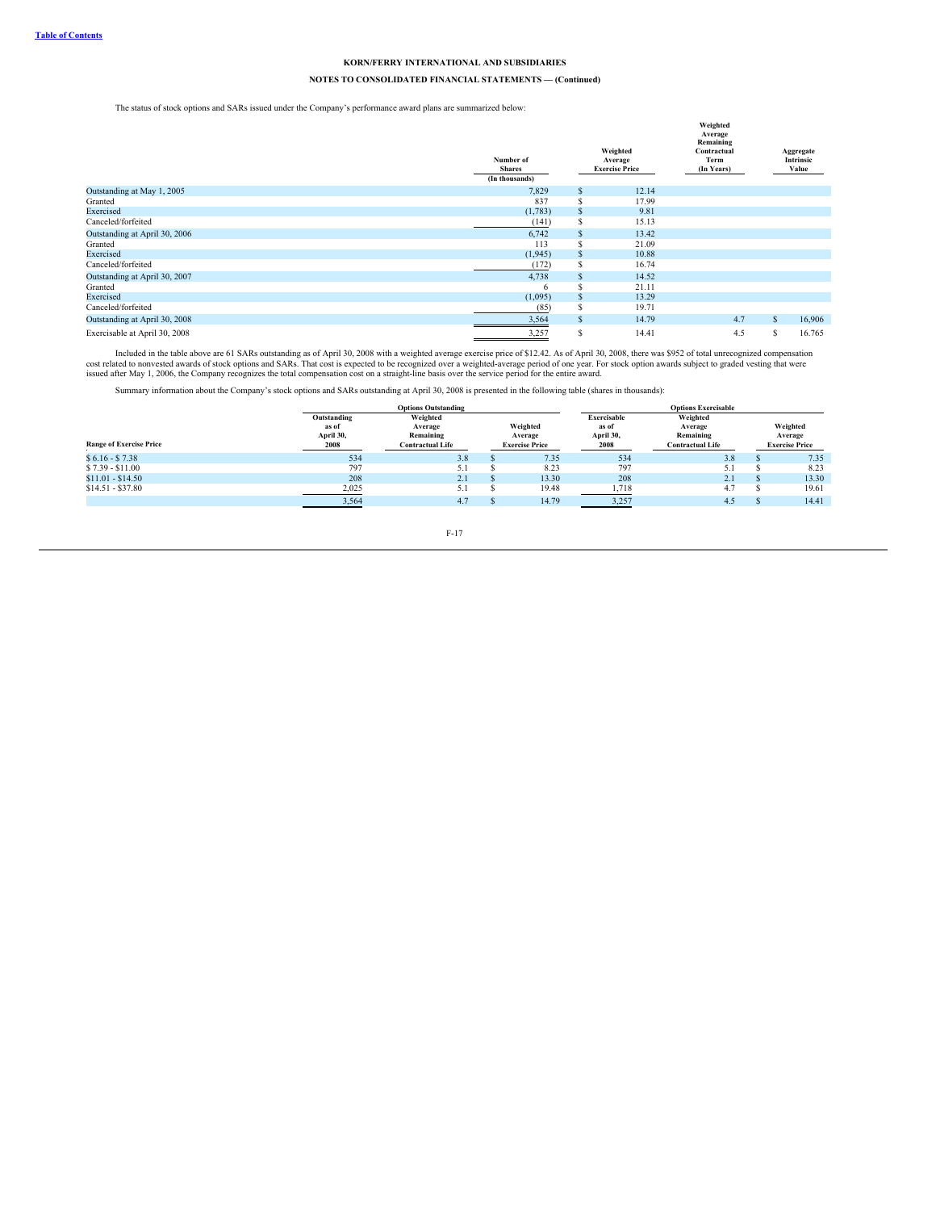**KORN/FERRY INTERNATIONAL AND SUBSIDIARIES**

**NOTES TO CONSOLIDATED FINANCIAL STATEMENTS — (Continued)**

The status of stock options and SARs issued under the Company's performance award plans are summarized below:

| | Number of Shares (In thousands) | Weighted Average Exercise Price | Weighted Average Remaining Contractual Term (In Years) | Aggregate Intrinsic Value |
|---|---|---|---|---|
| Outstanding at May 1, 2005 | 7,829 | $ 12.14 | | |
| Granted | 837 | $ 17.99 | | |
| Exercised | (1,783) | $ 9.81 | | |
| Canceled/forfeited | (141) | $ 15.13 | | |
| Outstanding at April 30, 2006 | 6,742 | $ 13.42 | | |
| Granted | 113 | $ 21.09 | | |
| Exercised | (1,945) | $ 10.88 | | |
| Canceled/forfeited | (172) | $ 16.74 | | |
| Outstanding at April 30, 2007 | 4,738 | $ 14.52 | | |
| Granted | 6 | $ 21.11 | | |
| Exercised | (1,095) | $ 13.29 | | |
| Canceled/forfeited | (85) | $ 19.71 | | |
| Outstanding at April 30, 2008 | 3,564 | $ 14.79 | 4.7 | $ 16,906 |
| Exercisable at April 30, 2008 | 3,257 | $ 14.41 | 4.5 | $ 16,765 |

Included in the table above are 61 SARs outstanding as of April 30, 2008 with a weighted average exercise price of $12.42. As of April 30, 2008, there was $952 of total unrecognized compensation cost related to nonvested awards of stock options and SARs. That cost is expected to be recognized over a weighted-average period of one year. For stock option awards subject to graded vesting that were issued after May 1, 2006, the Company recognizes the total compensation cost on a straight-line basis over the service period for the entire award.

Summary information about the Company's stock options and SARs outstanding at April 30, 2008 is presented in the following table (shares in thousands):

| | Options Outstanding | | | Options Exercisable | | |
|---|---|---|---|---|---|---|
| Range of Exercise Price | Outstanding as of April 30, 2008 | Weighted Average Remaining Contractual Life | Weighted Average Exercise Price | Exercisable as of April 30, 2008 | Weighted Average Remaining Contractual Life | Weighted Average Exercise Price |
| $ 6.16 - $ 7.38 | 534 | 3.8 | $ 7.35 | 534 | 3.8 | $ 7.35 |
| $ 7.39 - $11.00 | 797 | 5.1 | $ 8.23 | 797 | 5.1 | $ 8.23 |
| $11.01 - $14.50 | 208 | 2.1 | $ 13.30 | 208 | 2.1 | $ 13.30 |
| $14.51 - $37.80 | 2,025 | 5.1 | $ 19.48 | 1,718 | 4.7 | $ 19.61 |
| | 3,564 | 4.7 | $ 14.79 | 3,257 | 4.5 | $ 14.41 |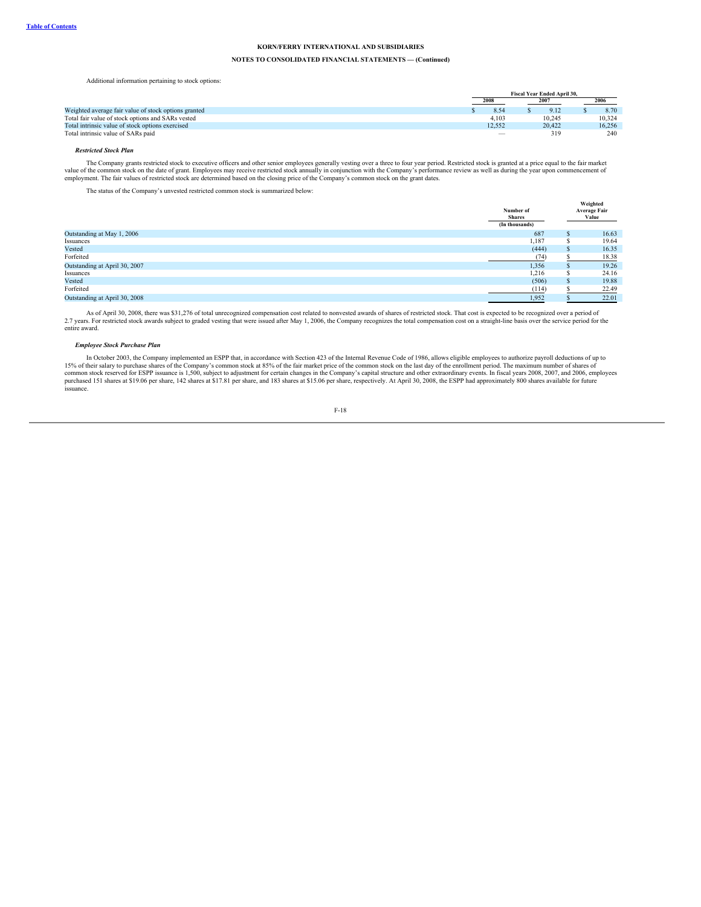**KORN/FERRY INTERNATIONAL AND SUBSIDIARIES**

**NOTES TO CONSOLIDATED FINANCIAL STATEMENTS — (Continued)**

Additional information pertaining to stock options:

| | Fiscal Year Ended April 30, | | |
|---|---|---|---|
| | 2008 | 2007 | 2006 |
| Weighted average fair value of stock options granted | $ 8.54 | $ 9.12 | $ 8.70 |
| Total fair value of stock options and SARs vested | 4,103 | 10,245 | 10,324 |
| Total intrinsic value of stock options exercised | 12,552 | 20,422 | 16,256 |
| Total intrinsic value of SARs paid | — | 319 | 240 |

***Restricted Stock Plan***

The Company grants restricted stock to executive officers and other senior employees generally vesting over a three to four year period. Restricted stock is granted at a price equal to the fair market value of the common stock on the date of grant. Employees may receive restricted stock annually in conjunction with the Company's performance review as well as during the year upon commencement of employment. The fair values of restricted stock are determined based on the closing price of the Company's common stock on the grant dates.

The status of the Company's unvested restricted common stock is summarized below:

| | Number of Shares (In thousands) | Weighted Average Fair Value |
|---|---|---|
| Outstanding at May 1, 2006 | 687 | $ 16.63 |
| Issuances | 1,187 | $ 19.64 |
| Vested | (444) | $ 16.35 |
| Forfeited | (74) | $ 18.38 |
| Outstanding at April 30, 2007 | 1,356 | $ 19.26 |
| Issuances | 1,216 | $ 24.16 |
| Vested | (506) | $ 19.88 |
| Forfeited | (114) | $ 22.49 |
| Outstanding at April 30, 2008 | 1,952 | $ 22.01 |

As of April 30, 2008, there was $31,276 of total unrecognized compensation cost related to nonvested awards of shares of restricted stock. That cost is expected to be recognized over a period of 2.7 years. For restricted stock awards subject to graded vesting that were issued after May 1, 2006, the Company recognizes the total compensation cost on a straight-line basis over the service period for the entire award.

***Employee Stock Purchase Plan***

In October 2003, the Company implemented an ESPP that, in accordance with Section 423 of the Internal Revenue Code of 1986, allows eligible employees to authorize payroll deductions of up to 15% of their salary to purchase shares of the Company's common stock at 85% of the fair market price of the common stock on the last day of the enrollment period. The maximum number of shares of common stock reserved for ESPP issuance is 1,500, subject to adjustment for certain changes in the Company's capital structure and other extraordinary events. In fiscal years 2008, 2007, and 2006, employees purchased 151 shares at $19.06 per share, 142 shares at $17.81 per share, and 183 shares at $15.06 per share, respectively. At April 30, 2008, the ESPP had approximately 800 shares available for future issuance.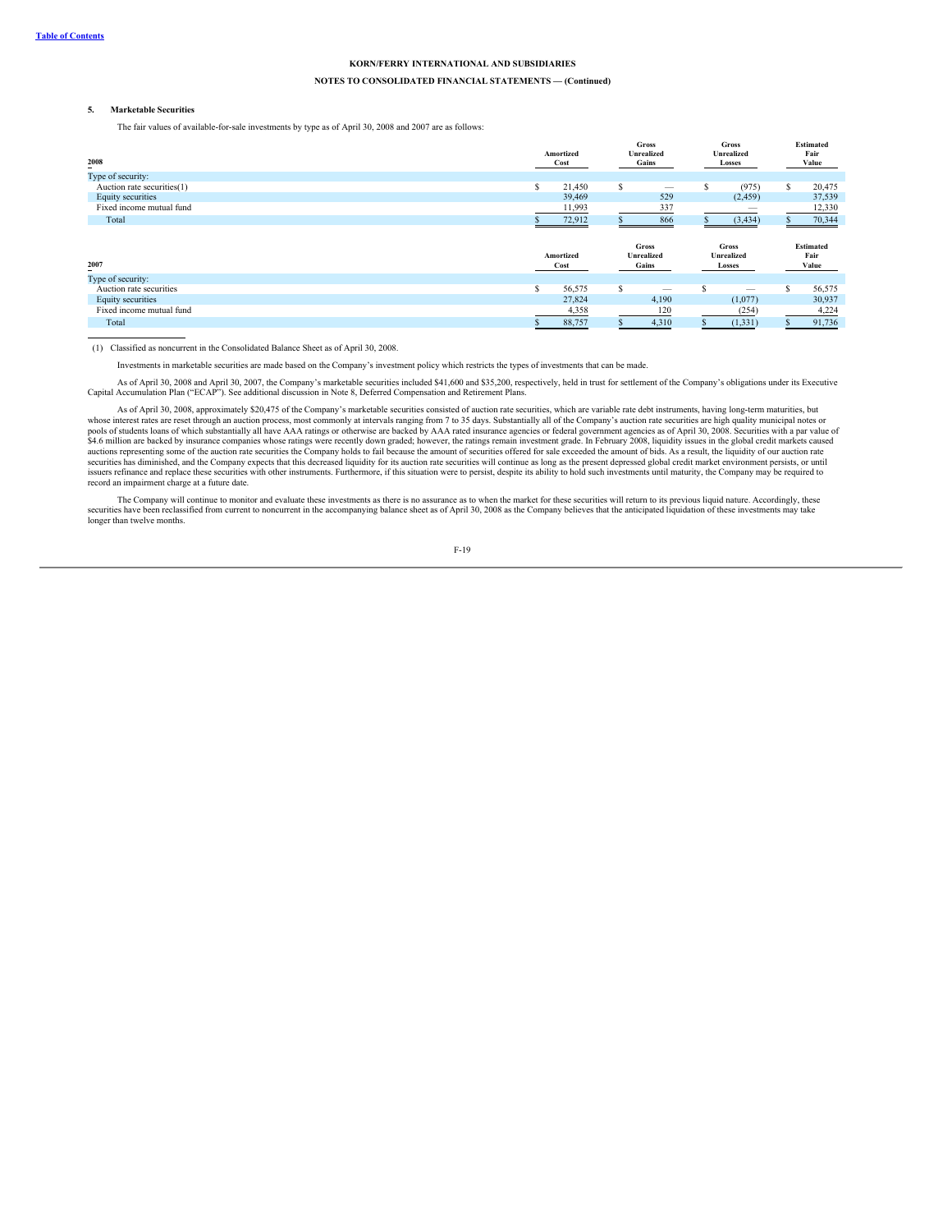**KORN/FERRY INTERNATIONAL AND SUBSIDIARIES**

**NOTES TO CONSOLIDATED FINANCIAL STATEMENTS — (Continued)**

## 5. Marketable Securities

The fair values of available-for-sale investments by type as of April 30, 2008 and 2007 are as follows:

| 2008 | Amortized Cost | Gross Unrealized Gains | Gross Unrealized Losses | Estimated Fair Value |
|---|---|---|---|---|
| Type of security: | | | | |
| Auction rate securities(1) | $ 21,450 | $ — | $ (975) | $ 20,475 |
| Equity securities | 39,469 | 529 | (2,459) | 37,539 |
| Fixed income mutual fund | 11,993 | 337 | — | 12,330 |
| Total | $ 72,912 | $ 866 | $ (3,434) | $ 70,344 |

| 2007 | Amortized Cost | Gross Unrealized Gains | Gross Unrealized Losses | Estimated Fair Value |
|---|---|---|---|---|
| Type of security: | | | | |
| Auction rate securities | $ 56,575 | $ — | $ — | $ 56,575 |
| Equity securities | 27,824 | 4,190 | (1,077) | 30,937 |
| Fixed income mutual fund | 4,358 | 120 | (254) | 4,224 |
| Total | $ 88,757 | $ 4,310 | $ (1,331) | $ 91,736 |

(1) Classified as noncurrent in the Consolidated Balance Sheet as of April 30, 2008.

Investments in marketable securities are made based on the Company's investment policy which restricts the types of investments that can be made.

As of April 30, 2008 and April 30, 2007, the Company's marketable securities included $41,600 and $35,200, respectively, held in trust for settlement of the Company's obligations under its Executive Capital Accumulation Plan ("ECAP"). See additional discussion in Note 8, Deferred Compensation and Retirement Plans.

As of April 30, 2008, approximately $20,475 of the Company's marketable securities consisted of auction rate securities, which are variable rate debt instruments, having long-term maturities, but whose interest rates are reset through an auction process, most commonly at intervals ranging from 7 to 35 days. Substantially all of the Company's auction rate securities are high quality municipal notes or pools of students loans of which substantially all have AAA ratings or otherwise are backed by AAA rated insurance agencies or federal government agencies as of April 30, 2008. Securities with a par value of $4.6 million are backed by insurance companies whose ratings were recently down graded; however, the ratings remain investment grade. In February 2008, liquidity issues in the global credit markets caused auctions representing some of the auction rate securities the Company holds to fail because the amount of securities offered for sale exceeded the amount of bids. As a result, the liquidity of our auction rate securities has diminished, and the Company expects that this decreased liquidity for its auction rate securities will continue as long as the present depressed global credit market environment persists, or until issuers refinance and replace these securities with other instruments. Furthermore, if this situation were to persist, despite its ability to hold such investments until maturity, the Company may be required to record an impairment charge at a future date.

The Company will continue to monitor and evaluate these investments as there is no assurance as to when the market for these securities will return to its previous liquid nature. Accordingly, these securities have been reclassified from current to noncurrent in the accompanying balance sheet as of April 30, 2008 as the Company believes that the anticipated liquidation of these investments may take longer than twelve months.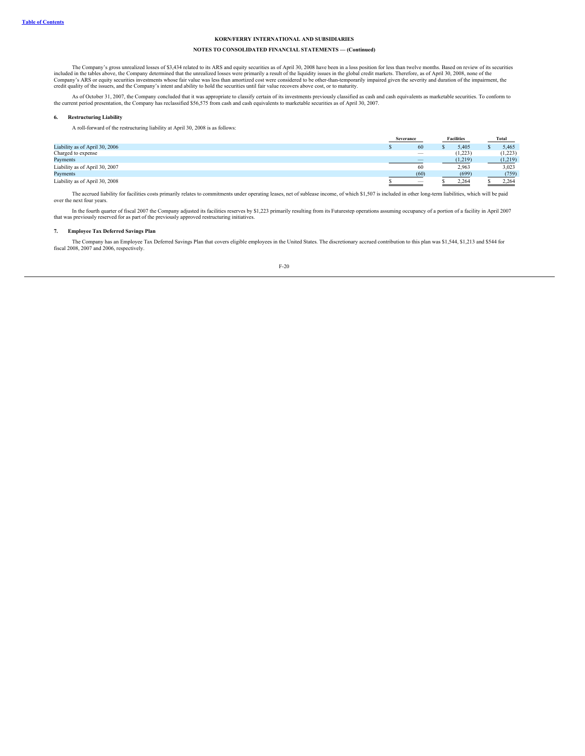**KORN/FERRY INTERNATIONAL AND SUBSIDIARIES**

**NOTES TO CONSOLIDATED FINANCIAL STATEMENTS — (Continued)**

The Company's gross unrealized losses of $3,434 related to its ARS and equity securities as of April 30, 2008 have been in a loss position for less than twelve months. Based on review of its securities included in the tables above, the Company determined that the unrealized losses were primarily a result of the liquidity issues in the global credit markets. Therefore, as of April 30, 2008, none of the Company's ARS or equity securities investments whose fair value was less than amortized cost were considered to be other-than-temporarily impaired given the severity and duration of the impairment, the credit quality of the issuers, and the Company's intent and ability to hold the securities until fair value recovers above cost, or to maturity.

As of October 31, 2007, the Company concluded that it was appropriate to classify certain of its investments previously classified as cash and cash equivalents as marketable securities. To conform to the current period presentation, the Company has reclassified $56,575 from cash and cash equivalents to marketable securities as of April 30, 2007.

## 6. Restructuring Liability

A roll-forward of the restructuring liability at April 30, 2008 is as follows:

| | Severance | Facilities | Total |
|---|---|---|---|
| Liability as of April 30, 2006 | $ 60 | $ 5,405 | $ 5,465 |
| Charged to expense | — | (1,223) | (1,223) |
| Payments | — | (1,219) | (1,219) |
| Liability as of April 30, 2007 | 60 | 2,963 | 3,023 |
| Payments | (60) | (699) | (759) |
| Liability as of April 30, 2008 | $ — | $ 2,264 | $ 2,264 |

The accrued liability for facilities costs primarily relates to commitments under operating leases, net of sublease income, of which $1,507 is included in other long-term liabilities, which will be paid over the next four years.

In the fourth quarter of fiscal 2007 the Company adjusted its facilities reserves by $1,223 primarily resulting from its Futurestep operations assuming occupancy of a portion of a facility in April 2007 that was previously reserved for as part of the previously approved restructuring initiatives.

## 7. Employee Tax Deferred Savings Plan

The Company has an Employee Tax Deferred Savings Plan that covers eligible employees in the United States. The discretionary accrued contribution to this plan was $1,544, $1,213 and $544 for fiscal 2008, 2007 and 2006, respectively.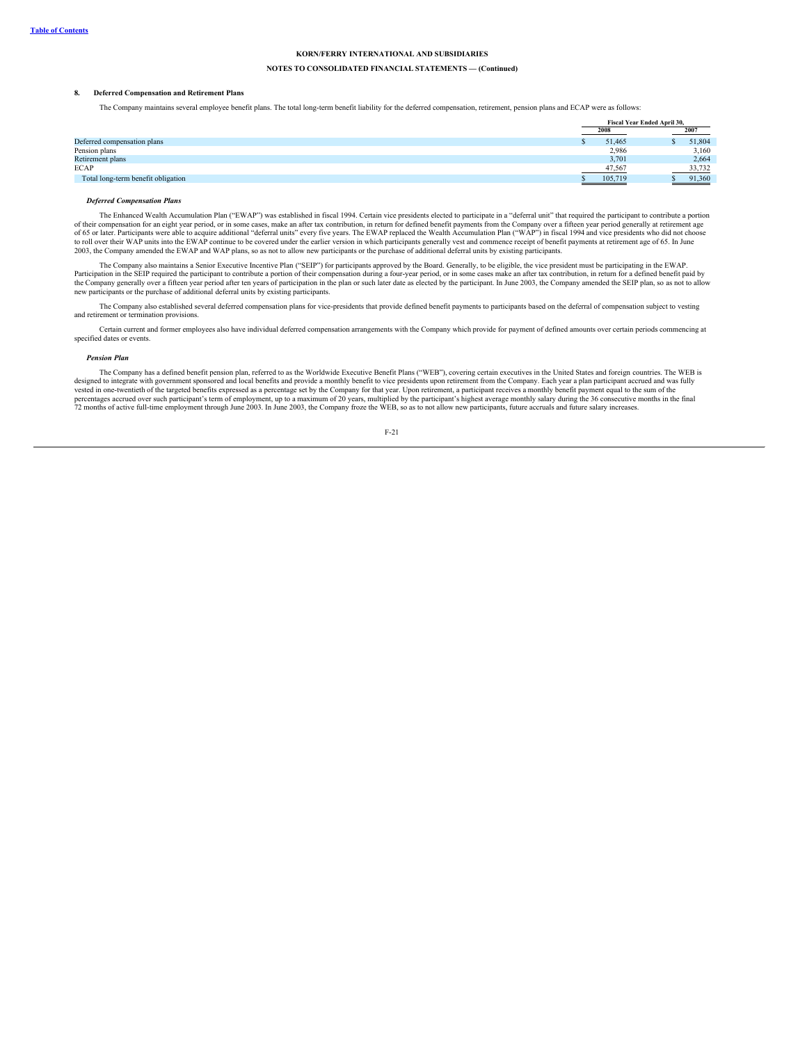KORN/FERRY INTERNATIONAL AND SUBSIDIARIES

NOTES TO CONSOLIDATED FINANCIAL STATEMENTS — (Continued)

## 8. Deferred Compensation and Retirement Plans

The Company maintains several employee benefit plans. The total long-term benefit liability for the deferred compensation, retirement, pension plans and ECAP were as follows:

| | Fiscal Year Ended April 30, | |
|---|---|---|
| | 2008 | 2007 |
| Deferred compensation plans | $ 51,465 | $ 51,804 |
| Pension plans | 2,986 | 3,160 |
| Retirement plans | 3,701 | 2,664 |
| ECAP | 47,567 | 33,732 |
| Total long-term benefit obligation | $ 105,719 | $ 91,360 |

### *Deferred Compensation Plans*

The Enhanced Wealth Accumulation Plan ("EWAP") was established in fiscal 1994. Certain vice presidents elected to participate in a "deferral unit" that required the participant to contribute a portion of their compensation for an eight year period, or in some cases, make an after tax contribution, in return for defined benefit payments from the Company over a fifteen year period generally at retirement age of 65 or later. Participants were able to acquire additional "deferral units" every five years. The EWAP replaced the Wealth Accumulation Plan ("WAP") in fiscal 1994 and vice presidents who did not choose to roll over their WAP units into the EWAP continue to be covered under the earlier version in which participants generally vest and commence receipt of benefit payments at retirement age of 65. In June 2003, the Company amended the EWAP and WAP plans, so as not to allow new participants or the purchase of additional deferral units by existing participants.

The Company also maintains a Senior Executive Incentive Plan ("SEIP") for participants approved by the Board. Generally, to be eligible, the vice president must be participating in the EWAP. Participation in the SEIP required the participant to contribute a portion of their compensation during a four-year period, or in some cases make an after tax contribution, in return for a defined benefit paid by the Company generally over a fifteen year period after ten years of participation in the plan or such later date as elected by the participant. In June 2003, the Company amended the SEIP plan, so as not to allow new participants or the purchase of additional deferral units by existing participants.

The Company also established several deferred compensation plans for vice-presidents that provide defined benefit payments to participants based on the deferral of compensation subject to vesting and retirement or termination provisions.

Certain current and former employees also have individual deferred compensation arrangements with the Company which provide for payment of defined amounts over certain periods commencing at specified dates or events.

### *Pension Plan*

The Company has a defined benefit pension plan, referred to as the Worldwide Executive Benefit Plans ("WEB"), covering certain executives in the United States and foreign countries. The WEB is designed to integrate with government sponsored and local benefits and provide a monthly benefit to vice presidents upon retirement from the Company. Each year a plan participant accrued and was fully vested in one-twentieth of the targeted benefits expressed as a percentage set by the Company for that year. Upon retirement, a participant receives a monthly benefit payment equal to the sum of the percentages accrued over such participant's term of employment, up to a maximum of 20 years, multiplied by the participant's highest average monthly salary during the 36 consecutive months in the final 72 months of active full-time employment through June 2003. In June 2003, the Company froze the WEB, so as to not allow new participants, future accruals and future salary increases.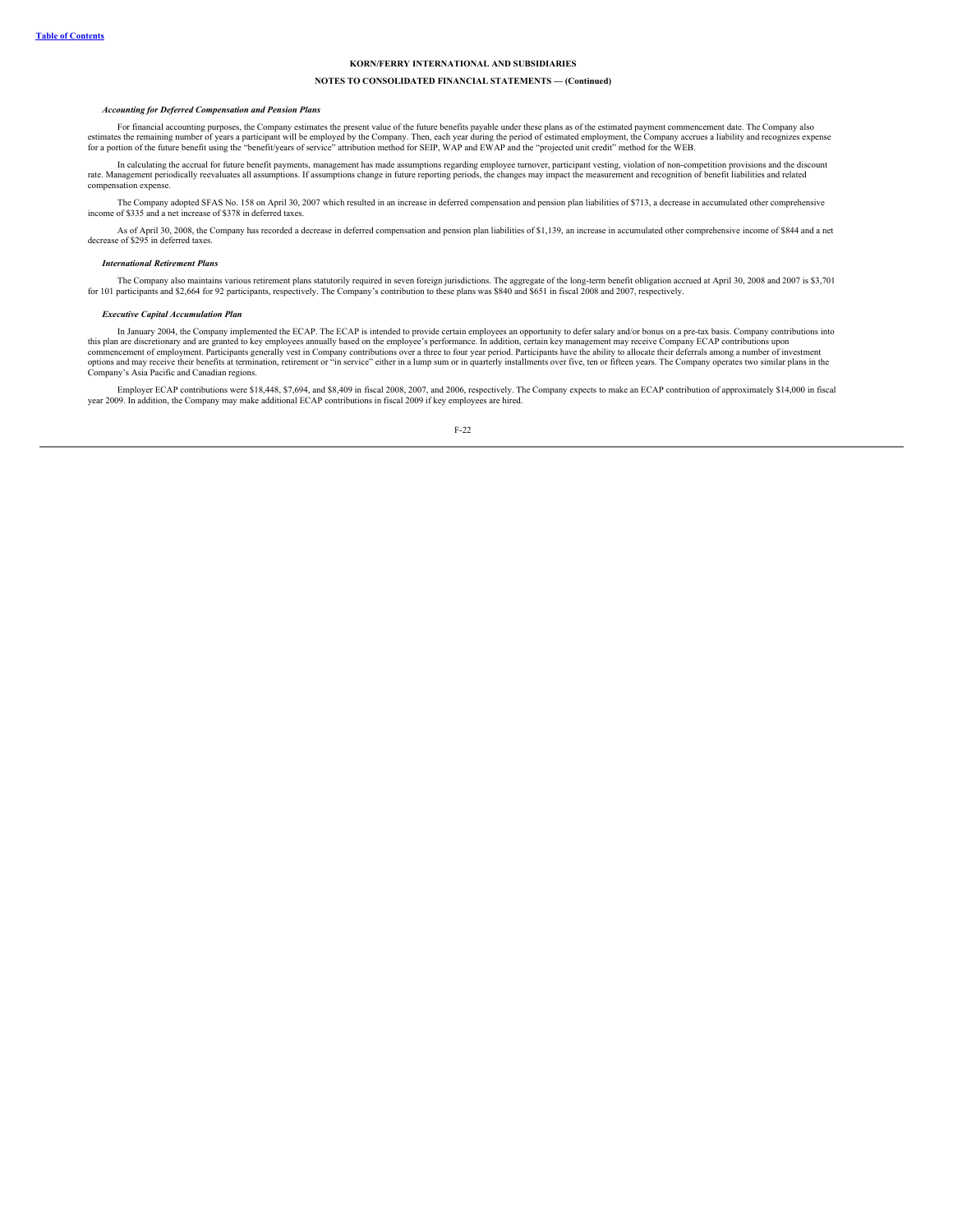**KORN/FERRY INTERNATIONAL AND SUBSIDIARIES**

**NOTES TO CONSOLIDATED FINANCIAL STATEMENTS — (Continued)**

***Accounting for Deferred Compensation and Pension Plans***

For financial accounting purposes, the Company estimates the present value of the future benefits payable under these plans as of the estimated payment commencement date. The Company also estimates the remaining number of years a participant will be employed by the Company. Then, each year during the period of estimated employment, the Company accrues a liability and recognizes expense for a portion of the future benefit using the "benefit/years of service" attribution method for SEIP, WAP and EWAP and the "projected unit credit" method for the WEB.

In calculating the accrual for future benefit payments, management has made assumptions regarding employee turnover, participant vesting, violation of non-competition provisions and the discount rate. Management periodically reevaluates all assumptions. If assumptions change in future reporting periods, the changes may impact the measurement and recognition of benefit liabilities and related compensation expense.

The Company adopted SFAS No. 158 on April 30, 2007 which resulted in an increase in deferred compensation and pension plan liabilities of $713, a decrease in accumulated other comprehensive income of $335 and a net increase of $378 in deferred taxes.

As of April 30, 2008, the Company has recorded a decrease in deferred compensation and pension plan liabilities of $1,139, an increase in accumulated other comprehensive income of $844 and a net decrease of $295 in deferred taxes.

***International Retirement Plans***

The Company also maintains various retirement plans statutorily required in seven foreign jurisdictions. The aggregate of the long-term benefit obligation accrued at April 30, 2008 and 2007 is $3,701 for 101 participants and $2,664 for 92 participants, respectively. The Company's contribution to these plans was $840 and $651 in fiscal 2008 and 2007, respectively.

***Executive Capital Accumulation Plan***

In January 2004, the Company implemented the ECAP. The ECAP is intended to provide certain employees an opportunity to defer salary and/or bonus on a pre-tax basis. Company contributions into this plan are discretionary and are granted to key employees annually based on the employee's performance. In addition, certain key management may receive Company ECAP contributions upon commencement of employment. Participants generally vest in Company contributions over a three to four year period. Participants have the ability to allocate their deferrals among a number of investment options and may receive their benefits at termination, retirement or "in service" either in a lump sum or in quarterly installments over five, ten or fifteen years. The Company operates two similar plans in the Company's Asia Pacific and Canadian regions.

Employer ECAP contributions were $18,448, $7,694, and $8,409 in fiscal 2008, 2007, and 2006, respectively. The Company expects to make an ECAP contribution of approximately $14,000 in fiscal year 2009. In addition, the Company may make additional ECAP contributions in fiscal 2009 if key employees are hired.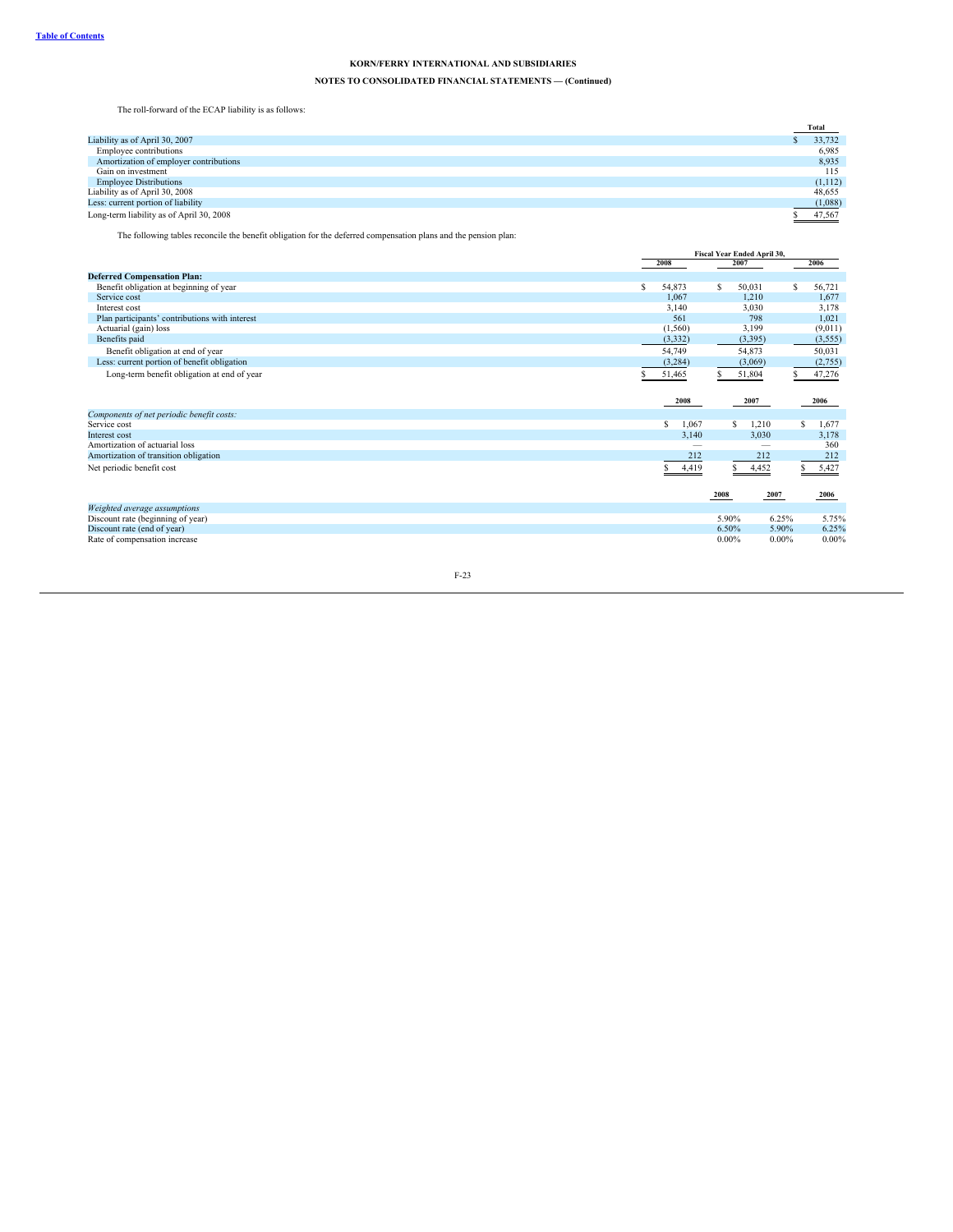**KORN/FERRY INTERNATIONAL AND SUBSIDIARIES**

**NOTES TO CONSOLIDATED FINANCIAL STATEMENTS — (Continued)**

The roll-forward of the ECAP liability is as follows:

| | Total |
|---|---|
| Liability as of April 30, 2007 | $ 33,732 |
| Employee contributions | 6,985 |
| Amortization of employer contributions | 8,935 |
| Gain on investment | 115 |
| Employee Distributions | (1,112) |
| Liability as of April 30, 2008 | 48,655 |
| Less: current portion of liability | (1,088) |
| Long-term liability as of April 30, 2008 | $ 47,567 |

The following tables reconcile the benefit obligation for the deferred compensation plans and the pension plan:

| | Fiscal Year Ended April 30, | | |
|---|---|---|---|
| | 2008 | 2007 | 2006 |
| **Deferred Compensation Plan:** | | | |
| Benefit obligation at beginning of year | $ 54,873 | $ 50,031 | $ 56,721 |
| Service cost | 1,067 | 1,210 | 1,677 |
| Interest cost | 3,140 | 3,030 | 3,178 |
| Plan participants' contributions with interest | 561 | 798 | 1,021 |
| Actuarial (gain) loss | (1,560) | 3,199 | (9,011) |
| Benefits paid | (3,332) | (3,395) | (3,555) |
| Benefit obligation at end of year | 54,749 | 54,873 | 50,031 |
| Less: current portion of benefit obligation | (3,284) | (3,069) | (2,755) |
| Long-term benefit obligation at end of year | $ 51,465 | $ 51,804 | $ 47,276 |

| | 2008 | 2007 | 2006 |
|---|---|---|---|
| *Components of net periodic benefit costs:* | | | |
| Service cost | $ 1,067 | $ 1,210 | $ 1,677 |
| Interest cost | 3,140 | 3,030 | 3,178 |
| Amortization of actuarial loss | — | — | 360 |
| Amortization of transition obligation | 212 | 212 | 212 |
| Net periodic benefit cost | $ 4,419 | $ 4,452 | $ 5,427 |

| | 2008 | 2007 | 2006 |
|---|---|---|---|
| *Weighted average assumptions* | | | |
| Discount rate (beginning of year) | 5.90% | 6.25% | 5.75% |
| Discount rate (end of year) | 6.50% | 5.90% | 6.25% |
| Rate of compensation increase | 0.00% | 0.00% | 0.00% |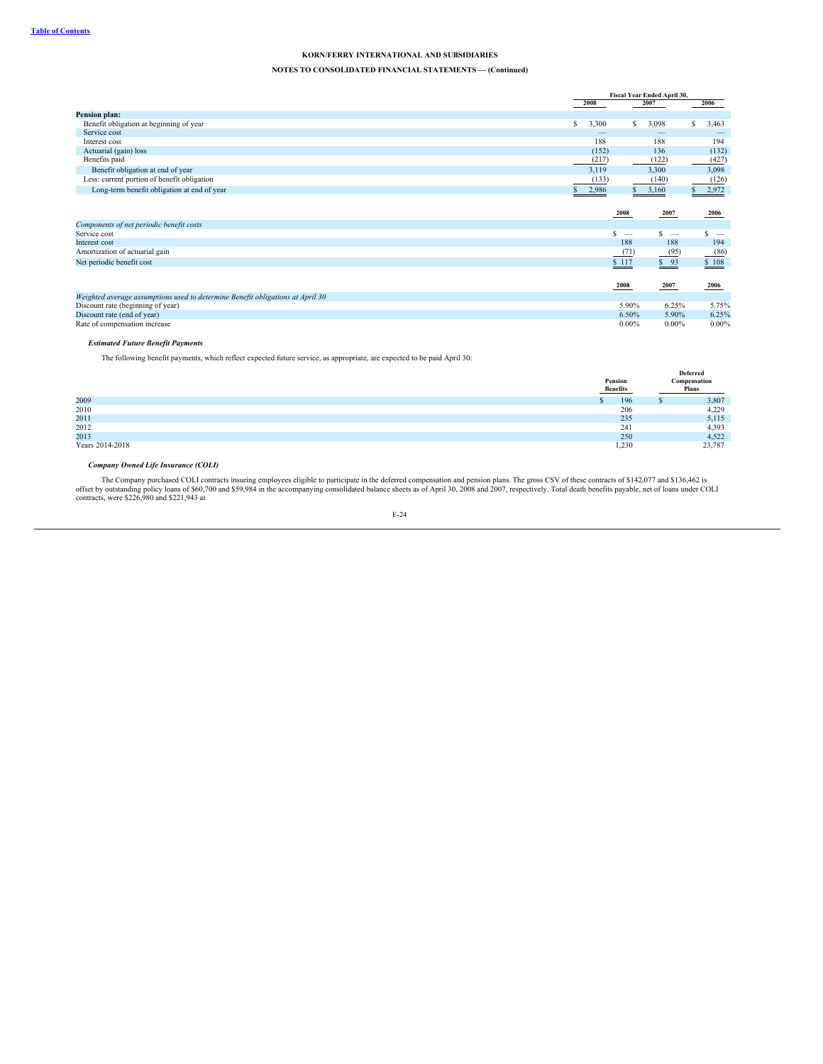**KORN/FERRY INTERNATIONAL AND SUBSIDIARIES**

**NOTES TO CONSOLIDATED FINANCIAL STATEMENTS — (Continued)**

| | Fiscal Year Ended April 30, | | |
|---|---|---|---|
| | 2008 | 2007 | 2006 |
| **Pension plan:** | | | |
| Benefit obligation at beginning of year | $ 3,300 | $ 3,098 | $ 3,463 |
| Service cost | — | — | — |
| Interest cost | 188 | 188 | 194 |
| Actuarial (gain) loss | (152) | 136 | (132) |
| Benefits paid | (217) | (122) | (427) |
| Benefit obligation at end of year | 3,119 | 3,300 | 3,098 |
| Less: current portion of benefit obligation | (133) | (140) | (126) |
| Long-term benefit obligation at end of year | $ 2,986 | $ 3,160 | $ 2,972 |

| | 2008 | 2007 | 2006 |
|---|---|---|---|
| *Components of net periodic benefit costs* | | | |
| Service cost | $ — | $ — | $ — |
| Interest cost | 188 | 188 | 194 |
| Amortization of actuarial gain | (71) | (95) | (86) |
| Net periodic benefit cost | $ 117 | $ 93 | $ 108 |

| | 2008 | 2007 | 2006 |
|---|---|---|---|
| *Weighted average assumptions used to determine Benefit obligations at April 30* | | | |
| Discount rate (beginning of year) | 5.90% | 6.25% | 5.75% |
| Discount rate (end of year) | 6.50% | 5.90% | 6.25% |
| Rate of compensation increase | 0.00% | 0.00% | 0.00% |

***Estimated Future Benefit Payments***

The following benefit payments, which reflect expected future service, as appropriate, are expected to be paid April 30:

| | Pension Benefits | Deferred Compensation Plans |
|---|---|---|
| 2009 | $ 196 | $ 3,807 |
| 2010 | 206 | 4,229 |
| 2011 | 235 | 5,115 |
| 2012 | 241 | 4,393 |
| 2013 | 250 | 4,522 |
| Years 2014-2018 | 1,230 | 23,787 |

***Company Owned Life Insurance (COLI)***

The Company purchased COLI contracts insuring employees eligible to participate in the deferred compensation and pension plans. The gross CSV of these contracts of $142,077 and $136,462 is offset by outstanding policy loans of $60,700 and $59,984 in the accompanying consolidated balance sheets as of April 30, 2008 and 2007, respectively. Total death benefits payable, net of loans under COLI contracts, were $226,980 and $221,943 at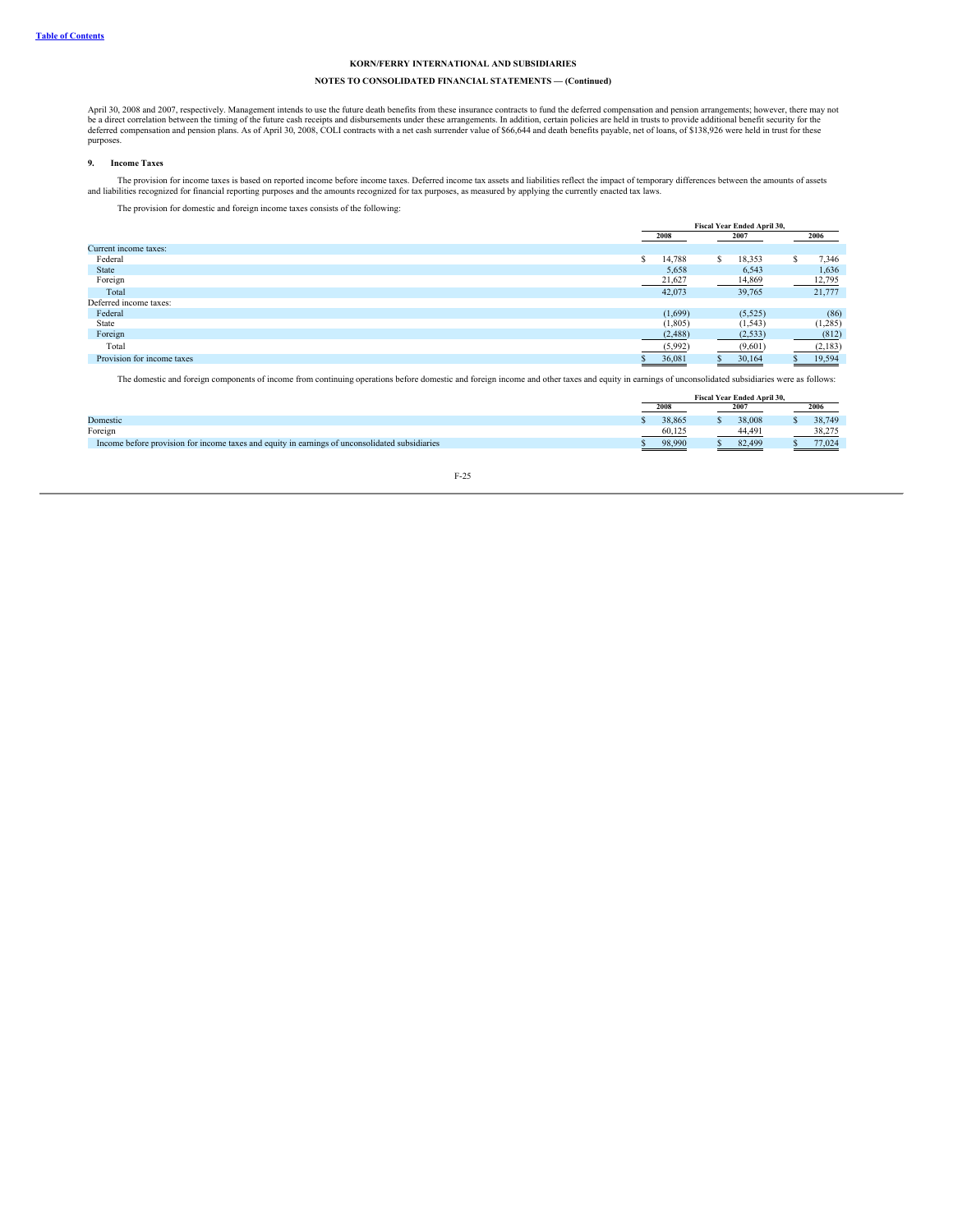April 30, 2008 and 2007, respectively. Management intends to use the future death benefits from these insurance contracts to fund the deferred compensation and pension arrangements; however, there may not be a direct correlation between the timing of the future cash receipts and disbursements under these arrangements. In addition, certain policies are held in trusts to provide additional benefit security for the deferred compensation and pension plans. As of April 30, 2008, COLI contracts with a net cash surrender value of $66,644 and death benefits payable, net of loans, of $138,926 were held in trust for these purposes.

## 9. Income Taxes

The provision for income taxes is based on reported income before income taxes. Deferred income tax assets and liabilities reflect the impact of temporary differences between the amounts of assets and liabilities recognized for financial reporting purposes and the amounts recognized for tax purposes, as measured by applying the currently enacted tax laws.

The provision for domestic and foreign income taxes consists of the following:

| | Fiscal Year Ended April 30, | | |
|---|---|---|---|
| | 2008 | 2007 | 2006 |
| Current income taxes: | | | |
| Federal | $ 14,788 | $ 18,353 | $ 7,346 |
| State | 5,658 | 6,543 | 1,636 |
| Foreign | 21,627 | 14,869 | 12,795 |
| Total | 42,073 | 39,765 | 21,777 |
| Deferred income taxes: | | | |
| Federal | (1,699) | (5,525) | (86) |
| State | (1,805) | (1,543) | (1,285) |
| Foreign | (2,488) | (2,533) | (812) |
| Total | (5,992) | (9,601) | (2,183) |
| Provision for income taxes | $ 36,081 | $ 30,164 | $ 19,594 |

The domestic and foreign components of income from continuing operations before domestic and foreign income and other taxes and equity in earnings of unconsolidated subsidiaries were as follows:

| | Fiscal Year Ended April 30, | | |
|---|---|---|---|
| | 2008 | 2007 | 2006 |
| Domestic | $ 38,865 | $ 38,008 | $ 38,749 |
| Foreign | 60,125 | 44,491 | 38,275 |
| Income before provision for income taxes and equity in earnings of unconsolidated subsidiaries | $ 98,990 | $ 82,499 | $ 77,024 |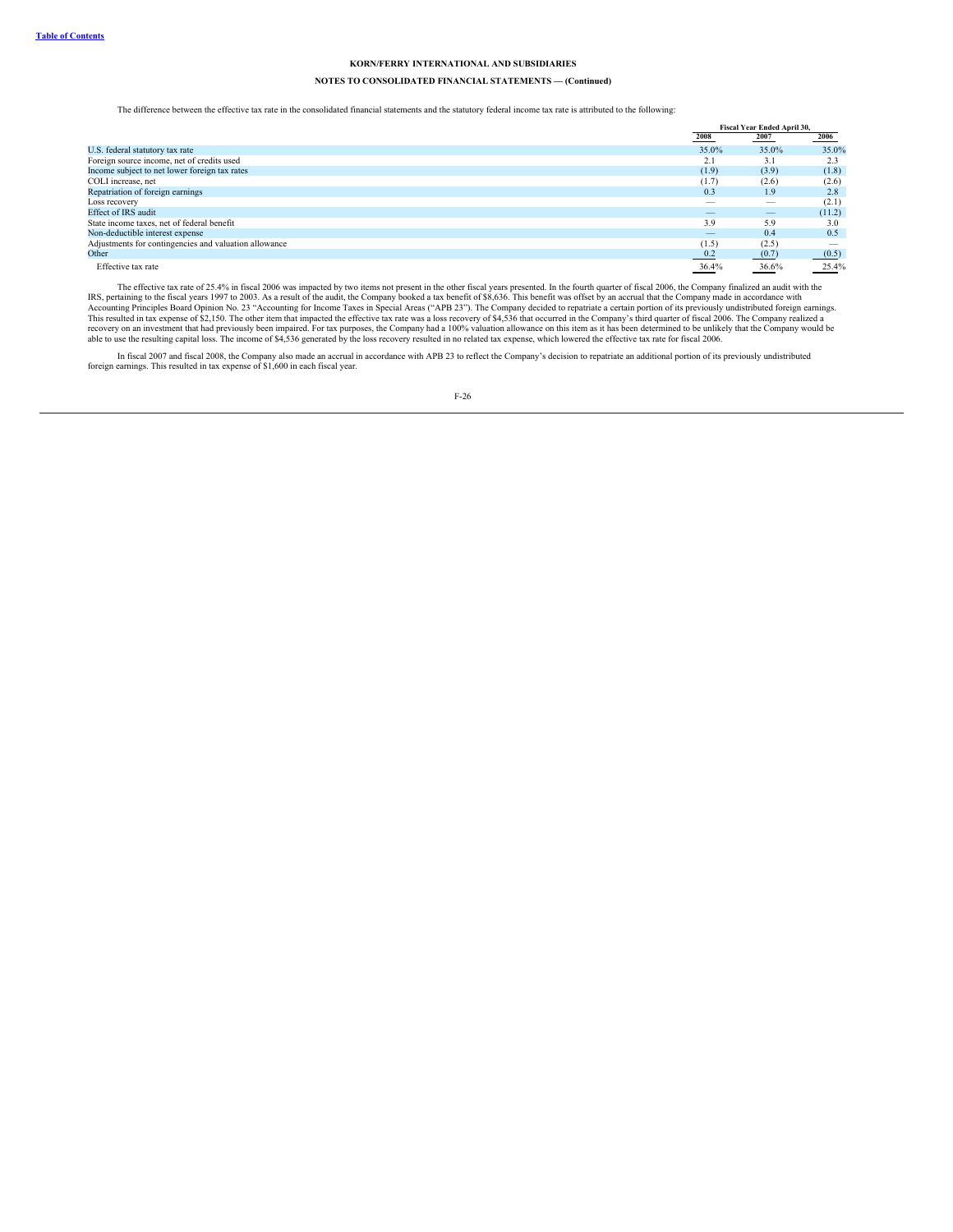**KORN/FERRY INTERNATIONAL AND SUBSIDIARIES**

**NOTES TO CONSOLIDATED FINANCIAL STATEMENTS — (Continued)**

The difference between the effective tax rate in the consolidated financial statements and the statutory federal income tax rate is attributed to the following:

| | Fiscal Year Ended April 30, | | |
|---|---|---|---|
| | 2008 | 2007 | 2006 |
| U.S. federal statutory tax rate | 35.0% | 35.0% | 35.0% |
| Foreign source income, net of credits used | 2.1 | 3.1 | 2.3 |
| Income subject to net lower foreign tax rates | (1.9) | (3.9) | (1.8) |
| COLI increase, net | (1.7) | (2.6) | (2.6) |
| Repatriation of foreign earnings | 0.3 | 1.9 | 2.8 |
| Loss recovery | — | — | (2.1) |
| Effect of IRS audit | — | — | (11.2) |
| State income taxes, net of federal benefit | 3.9 | 5.9 | 3.0 |
| Non-deductible interest expense | — | 0.4 | 0.5 |
| Adjustments for contingencies and valuation allowance | (1.5) | (2.5) | — |
| Other | 0.2 | (0.7) | (0.5) |
| Effective tax rate | 36.4% | 36.6% | 25.4% |

The effective tax rate of 25.4% in fiscal 2006 was impacted by two items not present in the other fiscal years presented. In the fourth quarter of fiscal 2006, the Company finalized an audit with the IRS, pertaining to the fiscal years 1997 to 2003. As a result of the audit, the Company booked a tax benefit of $8,636. This benefit was offset by an accrual that the Company made in accordance with Accounting Principles Board Opinion No. 23 "Accounting for Income Taxes in Special Areas ("APB 23"). The Company decided to repatriate a certain portion of its previously undistributed foreign earnings. This resulted in tax expense of $2,150. The other item that impacted the effective tax rate was a loss recovery of $4,536 that occurred in the Company's third quarter of fiscal 2006. The Company realized a recovery on an investment that had previously been impaired. For tax purposes, the Company had a 100% valuation allowance on this item as it has been determined to be unlikely that the Company would be able to use the resulting capital loss. The income of $4,536 generated by the loss recovery resulted in no related tax expense, which lowered the effective tax rate for fiscal 2006.

In fiscal 2007 and fiscal 2008, the Company also made an accrual in accordance with APB 23 to reflect the Company's decision to repatriate an additional portion of its previously undistributed foreign earnings. This resulted in tax expense of $1,600 in each fiscal year.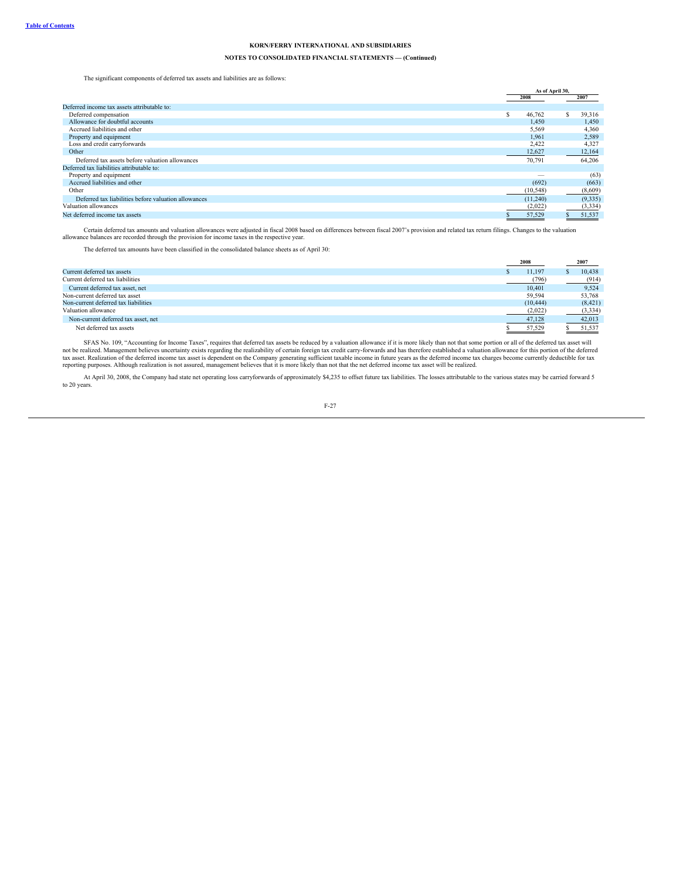KORN/FERRY INTERNATIONAL AND SUBSIDIARIES

NOTES TO CONSOLIDATED FINANCIAL STATEMENTS — (Continued)

The significant components of deferred tax assets and liabilities are as follows:

| | As of April 30, | |
|---|---|---|
| | 2008 | 2007 |
| Deferred income tax assets attributable to: | | |
| Deferred compensation | $ 46,762 | $ 39,316 |
| Allowance for doubtful accounts | 1,450 | 1,450 |
| Accrued liabilities and other | 5,569 | 4,360 |
| Property and equipment | 1,961 | 2,589 |
| Loss and credit carryforwards | 2,422 | 4,327 |
| Other | 12,627 | 12,164 |
| Deferred tax assets before valuation allowances | 70,791 | 64,206 |
| Deferred tax liabilities attributable to: | | |
| Property and equipment | — | (63) |
| Accrued liabilities and other | (692) | (663) |
| Other | (10,548) | (8,609) |
| Deferred tax liabilities before valuation allowances | (11,240) | (9,335) |
| Valuation allowances | (2,022) | (3,334) |
| Net deferred income tax assets | $ 57,529 | $ 51,537 |

Certain deferred tax amounts and valuation allowances were adjusted in fiscal 2008 based on differences between fiscal 2007's provision and related tax return filings. Changes to the valuation allowance balances are recorded through the provision for income taxes in the respective year.

The deferred tax amounts have been classified in the consolidated balance sheets as of April 30:

| | 2008 | 2007 |
|---|---|---|
| Current deferred tax assets | $ 11,197 | $ 10,438 |
| Current deferred tax liabilities | (796) | (914) |
| Current deferred tax asset, net | 10,401 | 9,524 |
| Non-current deferred tax asset | 59,594 | 53,768 |
| Non-current deferred tax liabilities | (10,444) | (8,421) |
| Valuation allowance | (2,022) | (3,334) |
| Non-current deferred tax asset, net | 47,128 | 42,013 |
| Net deferred tax assets | $ 57,529 | $ 51,537 |

SFAS No. 109, "Accounting for Income Taxes", requires that deferred tax assets be reduced by a valuation allowance if it is more likely than not that some portion or all of the deferred tax asset will not be realized. Management believes uncertainty exists regarding the realizability of certain foreign tax credit carry-forwards and has therefore established a valuation allowance for this portion of the deferred tax asset. Realization of the deferred income tax asset is dependent on the Company generating sufficient taxable income in future years as the deferred income tax charges become currently deductible for tax reporting purposes. Although realization is not assured, management believes that it is more likely than not that the net deferred income tax asset will be realized.

At April 30, 2008, the Company had state net operating loss carryforwards of approximately $4,235 to offset future tax liabilities. The losses attributable to the various states may be carried forward 5 to 20 years.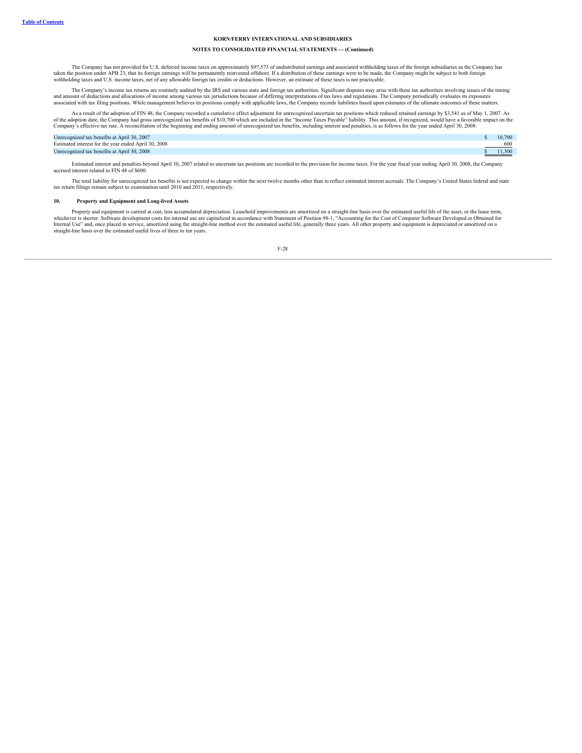**KORN/FERRY INTERNATIONAL AND SUBSIDIARIES**

**NOTES TO CONSOLIDATED FINANCIAL STATEMENTS — (Continued)**

The Company has not provided for U.S. deferred income taxes on approximately $97,573 of undistributed earnings and associated withholding taxes of the foreign subsidiaries as the Company has taken the position under APB 23, that its foreign earnings will be permanently reinvested offshore. If a distribution of these earnings were to be made, the Company might be subject to both foreign withholding taxes and U.S. income taxes, net of any allowable foreign tax credits or deductions. However, an estimate of these taxes is not practicable.

The Company's income tax returns are routinely audited by the IRS and various state and foreign tax authorities. Significant disputes may arise with these tax authorities involving issues of the timing and amount of deductions and allocations of income among various tax jurisdictions because of differing interpretations of tax laws and regulations. The Company periodically evaluates its exposures associated with tax filing positions. While management believes its positions comply with applicable laws, the Company records liabilities based upon estimates of the ultimate outcomes of these matters.

As a result of the adoption of FIN 48, the Company recorded a cumulative effect adjustment for unrecognized uncertain tax positions which reduced retained earnings by $3,541 as of May 1, 2007. As of the adoption date, the Company had gross unrecognized tax benefits of $10,700 which are included in the "Income Taxes Payable" liability. This amount, if recognized, would have a favorable impact on the Company's effective tax rate. A reconciliation of the beginning and ending amount of unrecognized tax benefits, including interest and penalties, is as follows for the year ended April 30, 2008:

| | |
|---|---|
| Unrecognized tax benefits at April 30, 2007 | $ 10,700 |
| Estimated interest for the year ended April 30, 2008 | 600 |
| Unrecognized tax benefits at April 30, 2008 | $ 11,300 |

Estimated interest and penalties beyond April 30, 2007 related to uncertain tax positions are recorded to the provision for income taxes. For the year fiscal year ending April 30, 2008, the Company accrued interest related to FIN 48 of $600.

The total liability for unrecognized tax benefits is not expected to change within the next twelve months other than to reflect estimated interest accruals. The Company's United States federal and state tax return filings remain subject to examination until 2010 and 2011, respectively.

#### 10. Property and Equipment and Long-lived Assets

Property and equipment is carried at cost, less accumulated depreciation. Leasehold improvements are amortized on a straight-line basis over the estimated useful life of the asset, or the lease term, whichever is shorter. Software development costs for internal use are capitalized in accordance with Statement of Position 98-1, "Accounting for the Cost of Computer Software Developed or Obtained for Internal Use" and, once placed in service, amortized using the straight-line method over the estimated useful life, generally three years. All other property and equipment is depreciated or amortized on a straight-line basis over the estimated useful lives of three to ten years.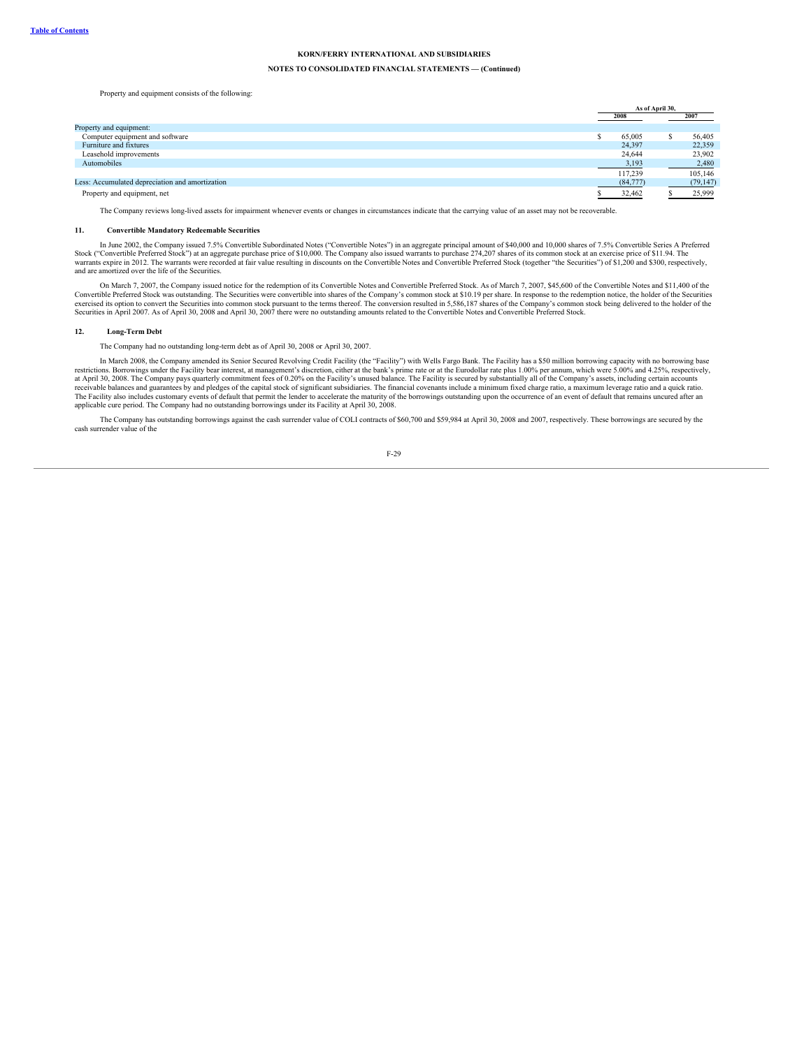**KORN/FERRY INTERNATIONAL AND SUBSIDIARIES**

**NOTES TO CONSOLIDATED FINANCIAL STATEMENTS — (Continued)**

Property and equipment consists of the following:

| | As of April 30, | |
|---|---|---|
| | 2008 | 2007 |
| Property and equipment: | | |
| Computer equipment and software | $ 65,005 | $ 56,405 |
| Furniture and fixtures | 24,397 | 22,359 |
| Leasehold improvements | 24,644 | 23,902 |
| Automobiles | 3,193 | 2,480 |
| | 117,239 | 105,146 |
| Less: Accumulated depreciation and amortization | (84,777) | (79,147) |
| Property and equipment, net | $ 32,462 | $ 25,999 |

The Company reviews long-lived assets for impairment whenever events or changes in circumstances indicate that the carrying value of an asset may not be recoverable.

### 11. Convertible Mandatory Redeemable Securities

In June 2002, the Company issued 7.5% Convertible Subordinated Notes ("Convertible Notes") in an aggregate principal amount of $40,000 and 10,000 shares of 7.5% Convertible Series A Preferred Stock ("Convertible Preferred Stock") at an aggregate purchase price of $10,000. The Company also issued warrants to purchase 274,207 shares of its common stock at an exercise price of $11.94. The warrants expire in 2012. The warrants were recorded at fair value resulting in discounts on the Convertible Notes and Convertible Preferred Stock (together "the Securities") of $1,200 and $300, respectively, and are amortized over the life of the Securities.

On March 7, 2007, the Company issued notice for the redemption of its Convertible Notes and Convertible Preferred Stock. As of March 7, 2007, $45,600 of the Convertible Notes and $11,400 of the Convertible Preferred Stock was outstanding. The Securities were convertible into shares of the Company's common stock at $10.19 per share. In response to the redemption notice, the holder of the Securities exercised its option to convert the Securities into common stock pursuant to the terms thereof. The conversion resulted in 5,586,187 shares of the Company's common stock being delivered to the holder of the Securities in April 2007. As of April 30, 2008 and April 30, 2007 there were no outstanding amounts related to the Convertible Notes and Convertible Preferred Stock.

### 12. Long-Term Debt

The Company had no outstanding long-term debt as of April 30, 2008 or April 30, 2007.

In March 2008, the Company amended its Senior Secured Revolving Credit Facility (the "Facility") with Wells Fargo Bank. The Facility has a $50 million borrowing capacity with no borrowing base restrictions. Borrowings under the Facility bear interest, at management's discretion, either at the bank's prime rate or at the Eurodollar rate plus 1.00% per annum, which were 5.00% and 4.25%, respectively, at April 30, 2008. The Company pays quarterly commitment fees of 0.20% on the Facility's unused balance. The Facility is secured by substantially all of the Company's assets, including certain accounts receivable balances and guarantees by and pledges of the capital stock of significant subsidiaries. The financial covenants include a minimum fixed charge ratio, a maximum leverage ratio and a quick ratio. The Facility also includes customary events of default that permit the lender to accelerate the maturity of the borrowings outstanding upon the occurrence of an event of default that remains uncured after an applicable cure period. The Company had no outstanding borrowings under its Facility at April 30, 2008.

The Company has outstanding borrowings against the cash surrender value of COLI contracts of $60,700 and $59,984 at April 30, 2008 and 2007, respectively. These borrowings are secured by the cash surrender value of the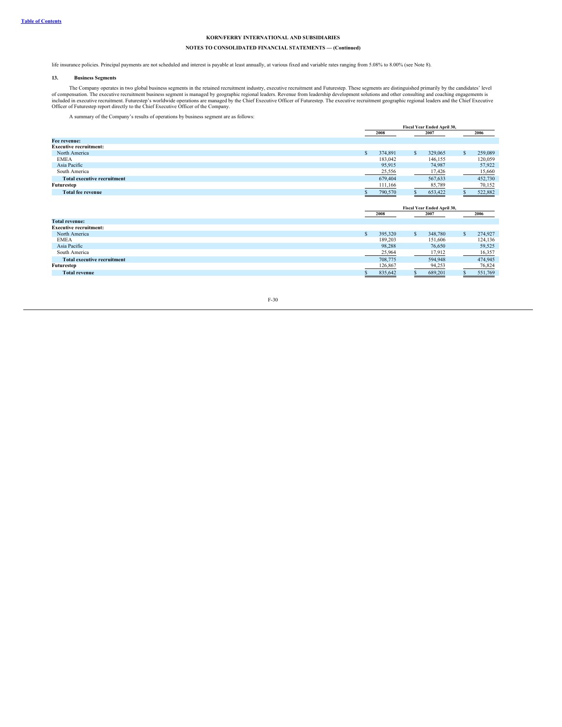**KORN/FERRY INTERNATIONAL AND SUBSIDIARIES**

**NOTES TO CONSOLIDATED FINANCIAL STATEMENTS — (Continued)**

life insurance policies. Principal payments are not scheduled and interest is payable at least annually, at various fixed and variable rates ranging from 5.08% to 8.00% (see Note 8).

### 13. Business Segments

The Company operates in two global business segments in the retained recruitment industry, executive recruitment and Futurestep. These segments are distinguished primarily by the candidates' level of compensation. The executive recruitment business segment is managed by geographic regional leaders. Revenue from leadership development solutions and other consulting and coaching engagements is included in executive recruitment. Futurestep's worldwide operations are managed by the Chief Executive Officer of Futurestep. The executive recruitment geographic regional leaders and the Chief Executive Officer of Futurestep report directly to the Chief Executive Officer of the Company.

A summary of the Company's results of operations by business segment are as follows:

| | Fiscal Year Ended April 30, | | |
|---|---|---|---|
| | 2008 | 2007 | 2006 |
| **Fee revenue:** | | | |
| **Executive recruitment:** | | | |
| North America | $ 374,891 | $ 329,065 | $ 259,089 |
| EMEA | 183,042 | 146,155 | 120,059 |
| Asia Pacific | 95,915 | 74,987 | 57,922 |
| South America | 25,556 | 17,426 | 15,660 |
| **Total executive recruitment** | 679,404 | 567,633 | 452,730 |
| **Futurestep** | 111,166 | 85,789 | 70,152 |
| **Total fee revenue** | $ 790,570 | $ 653,422 | $ 522,882 |

| | Fiscal Year Ended April 30, | | |
|---|---|---|---|
| | 2008 | 2007 | 2006 |
| **Total revenue:** | | | |
| **Executive recruitment:** | | | |
| North America | $ 395,320 | $ 348,780 | $ 274,927 |
| EMEA | 189,203 | 151,606 | 124,136 |
| Asia Pacific | 98,288 | 76,650 | 59,525 |
| South America | 25,964 | 17,912 | 16,357 |
| **Total executive recruitment** | 708,775 | 594,948 | 474,945 |
| **Futurestep** | 126,867 | 94,253 | 76,824 |
| **Total revenue** | $ 835,642 | $ 689,201 | $ 551,769 |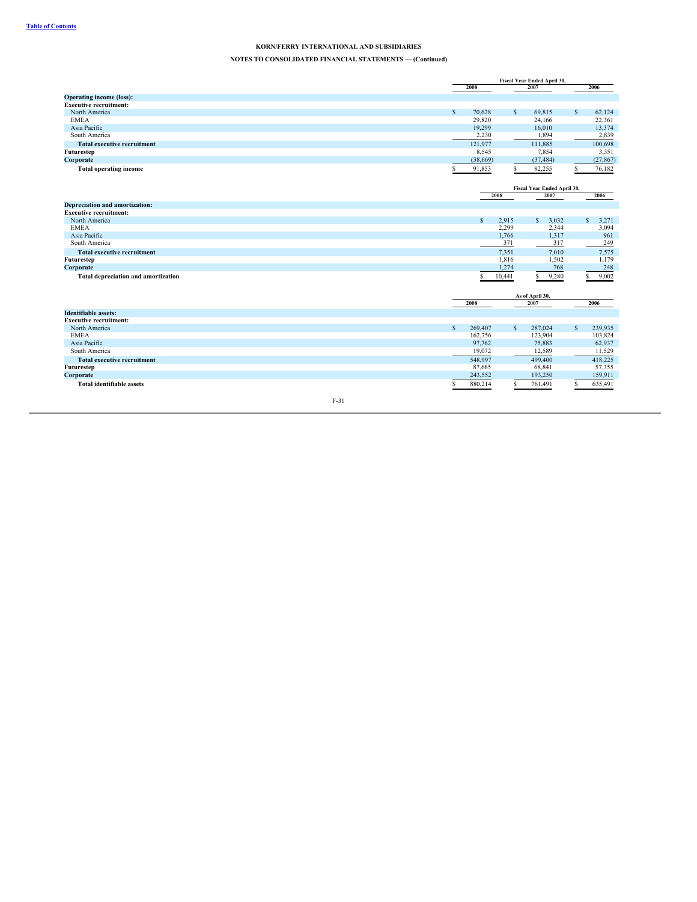**KORN/FERRY INTERNATIONAL AND SUBSIDIARIES**

**NOTES TO CONSOLIDATED FINANCIAL STATEMENTS — (Continued)**

| | Fiscal Year Ended April 30, | | |
|---|---|---|---|
| | 2008 | 2007 | 2006 |
| **Operating income (loss):** | | | |
| **Executive recruitment:** | | | |
| North America | $ 70,628 | $ 69,815 | $ 62,124 |
| EMEA | 29,820 | 24,166 | 22,361 |
| Asia Pacific | 19,299 | 16,010 | 13,374 |
| South America | 2,230 | 1,894 | 2,839 |
| **Total executive recruitment** | 121,977 | 111,885 | 100,698 |
| **Futurestep** | 8,545 | 7,854 | 3,351 |
| **Corporate** | (38,669) | (37,484) | (27,867) |
| **Total operating income** | $ 91,853 | $ 82,255 | $ 76,182 |

| | Fiscal Year Ended April 30, | | |
|---|---|---|---|
| | 2008 | 2007 | 2006 |
| **Depreciation and amortization:** | | | |
| **Executive recruitment:** | | | |
| North America | $ 2,915 | $ 3,032 | $ 3,271 |
| EMEA | 2,299 | 2,344 | 3,094 |
| Asia Pacific | 1,766 | 1,317 | 961 |
| South America | 371 | 317 | 249 |
| **Total executive recruitment** | 7,351 | 7,010 | 7,575 |
| **Futurestep** | 1,816 | 1,502 | 1,179 |
| **Corporate** | 1,274 | 768 | 248 |
| **Total depreciation and amortization** | $ 10,441 | $ 9,280 | $ 9,002 |

| | As of April 30, | | |
|---|---|---|---|
| | 2008 | 2007 | 2006 |
| **Identifiable assets:** | | | |
| **Executive recruitment:** | | | |
| North America | $ 269,407 | $ 287,024 | $ 239,935 |
| EMEA | 162,756 | 123,904 | 103,824 |
| Asia Pacific | 97,762 | 75,883 | 62,937 |
| South America | 19,072 | 12,589 | 11,529 |
| **Total executive recruitment** | 548,997 | 499,400 | 418,225 |
| **Futurestep** | 87,665 | 68,841 | 57,355 |
| **Corporate** | 243,552 | 193,250 | 159,911 |
| **Total identifiable assets** | $ 880,214 | $ 761,491 | $ 635,491 |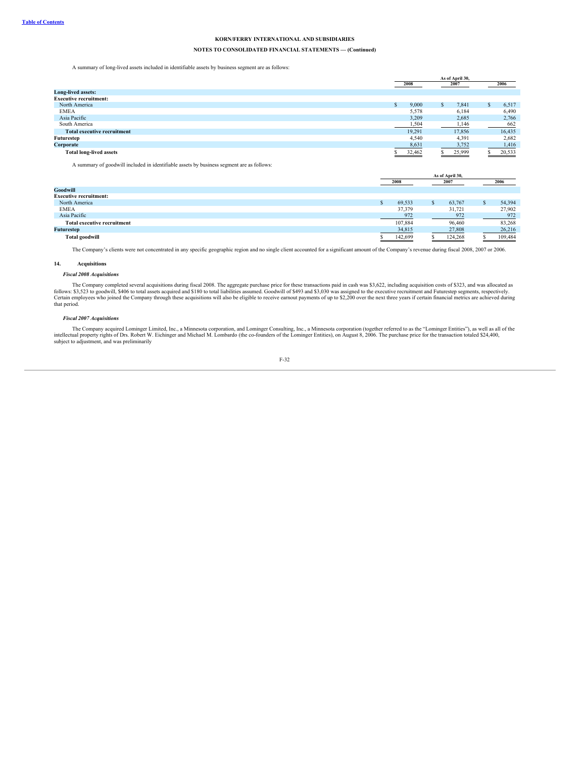A summary of long-lived assets included in identifiable assets by business segment are as follows:

| | As of April 30, | | |
|---|---|---|---|
| | 2008 | 2007 | 2006 |
| **Long-lived assets:** | | | |
| **Executive recruitment:** | | | |
| North America | $ 9,000 | $ 7,841 | $ 6,517 |
| EMEA | 5,578 | 6,184 | 6,490 |
| Asia Pacific | 3,209 | 2,685 | 2,766 |
| South America | 1,504 | 1,146 | 662 |
| **Total executive recruitment** | 19,291 | 17,856 | 16,435 |
| **Futurestep** | 4,540 | 4,391 | 2,682 |
| **Corporate** | 8,631 | 3,752 | 1,416 |
| **Total long-lived assets** | $ 32,462 | $ 25,999 | $ 20,533 |

A summary of goodwill included in identifiable assets by business segment are as follows:

| | As of April 30, | | |
|---|---|---|---|
| | 2008 | 2007 | 2006 |
| **Goodwill** | | | |
| **Executive recruitment:** | | | |
| North America | $ 69,533 | $ 63,767 | $ 54,394 |
| EMEA | 37,379 | 31,721 | 27,902 |
| Asia Pacific | 972 | 972 | 972 |
| **Total executive recruitment** | 107,884 | 96,460 | 83,268 |
| **Futurestep** | 34,815 | 27,808 | 26,216 |
| **Total goodwill** | $ 142,699 | $ 124,268 | $ 109,484 |

The Company's clients were not concentrated in any specific geographic region and no single client accounted for a significant amount of the Company's revenue during fiscal 2008, 2007 or 2006.

## 14. Acquisitions

*Fiscal 2008 Acquisitions*

The Company completed several acquisitions during fiscal 2008. The aggregate purchase price for these transactions paid in cash was $3,622, including acquisition costs of $323, and was allocated as follows: $3,523 to goodwill, $406 to total assets acquired and $180 to total liabilities assumed. Goodwill of $493 and $3,030 was assigned to the executive recruitment and Futurestep segments, respectively. Certain employees who joined the Company through these acquisitions will also be eligible to receive earnout payments of up to $2,200 over the next three years if certain financial metrics are achieved during that period.

*Fiscal 2007 Acquisitions*

The Company acquired Lominger Limited, Inc., a Minnesota corporation, and Lominger Consulting, Inc., a Minnesota corporation (together referred to as the "Lominger Entities"), as well as all of the intellectual property rights of Drs. Robert W. Eichinger and Michael M. Lombardo (the co-founders of the Lominger Entities), on August 8, 2006. The purchase price for the transaction totaled $24,400, subject to adjustment, and was preliminarily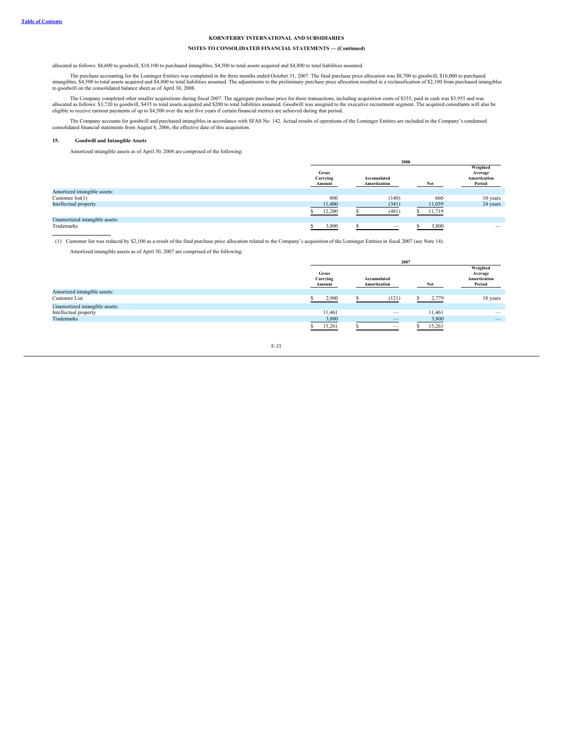**KORN/FERRY INTERNATIONAL AND SUBSIDIARIES**

**NOTES TO CONSOLIDATED FINANCIAL STATEMENTS — (Continued)**

allocated as follows: $6,600 to goodwill, $18,100 to purchased intangibles, $4,500 to total assets acquired and $4,800 to total liabilities assumed.

The purchase accounting for the Lominger Entities was completed in the three months ended October 31, 2007. The final purchase price allocation was $8,700 to goodwill, $16,000 to purchased intangibles, $4,500 to total assets acquired and $4,800 to total liabilities assumed. The adjustments to the preliminary purchase price allocation resulted in a reclassification of $2,100 from purchased intangibles to goodwill on the consolidated balance sheet as of April 30, 2008.

The Company completed other smaller acquisitions during fiscal 2007. The aggregate purchase price for these transactions, including acquisition costs of $355, paid in cash was $3,955 and was allocated as follows: $3,720 to goodwill, $435 to total assets acquired and $200 to total liabilities assumed. Goodwill was assigned to the executive recruitment segment. The acquired consultants will also be eligible to receive earnout payments of up to $4,500 over the next five years if certain financial metrics are achieved during that period.

The Company accounts for goodwill and purchased intangibles in accordance with SFAS No. 142. Actual results of operations of the Lominger Entities are included in the Company's condensed consolidated financial statements from August 8, 2006, the effective date of this acquisition.

## 15. Goodwill and Intangible Assets

Amortized intangible assets as of April 30, 2008 are comprised of the following:

| | 2008 | | | |
|---|---|---|---|---|
| | Gross Carrying Amount | Accumulated Amortization | Net | Weighted Average Amortization Period |
| Amortized intangible assets: | | | | |
| Customer list(1) | 800 | (140) | 660 | 10 years |
| Intellectual property | 11,400 | (341) | 11,059 | 24 years |
| | $ 12,200 | $ (481) | $ 11,719 | |
| Unamortized intangible assets: | | | | |
| Trademarks | $ 3,800 | $ — | $ 3,800 | — |

(1) Customer list was reduced by $2,100 as a result of the final purchase price allocation related to the Company's acquisition of the Lominger Entities in fiscal 2007 (see Note 14).

Amortized intangible assets as of April 30, 2007 are comprised of the following:

| | 2007 | | | |
|---|---|---|---|---|
| | Gross Carrying Amount | Accumulated Amortization | Net | Weighted Average Amortization Period |
| Amortized intangible assets: | | | | |
| Customer List | $ 2,900 | $ (121) | $ 2,779 | 18 years |
| Unamortized intangible assets: | | | | |
| Intellectual property | 11,461 | — | 11,461 | — |
| Trademarks | 3,800 | — | 3,800 | — |
| | $ 15,261 | $ — | $ 15,261 | |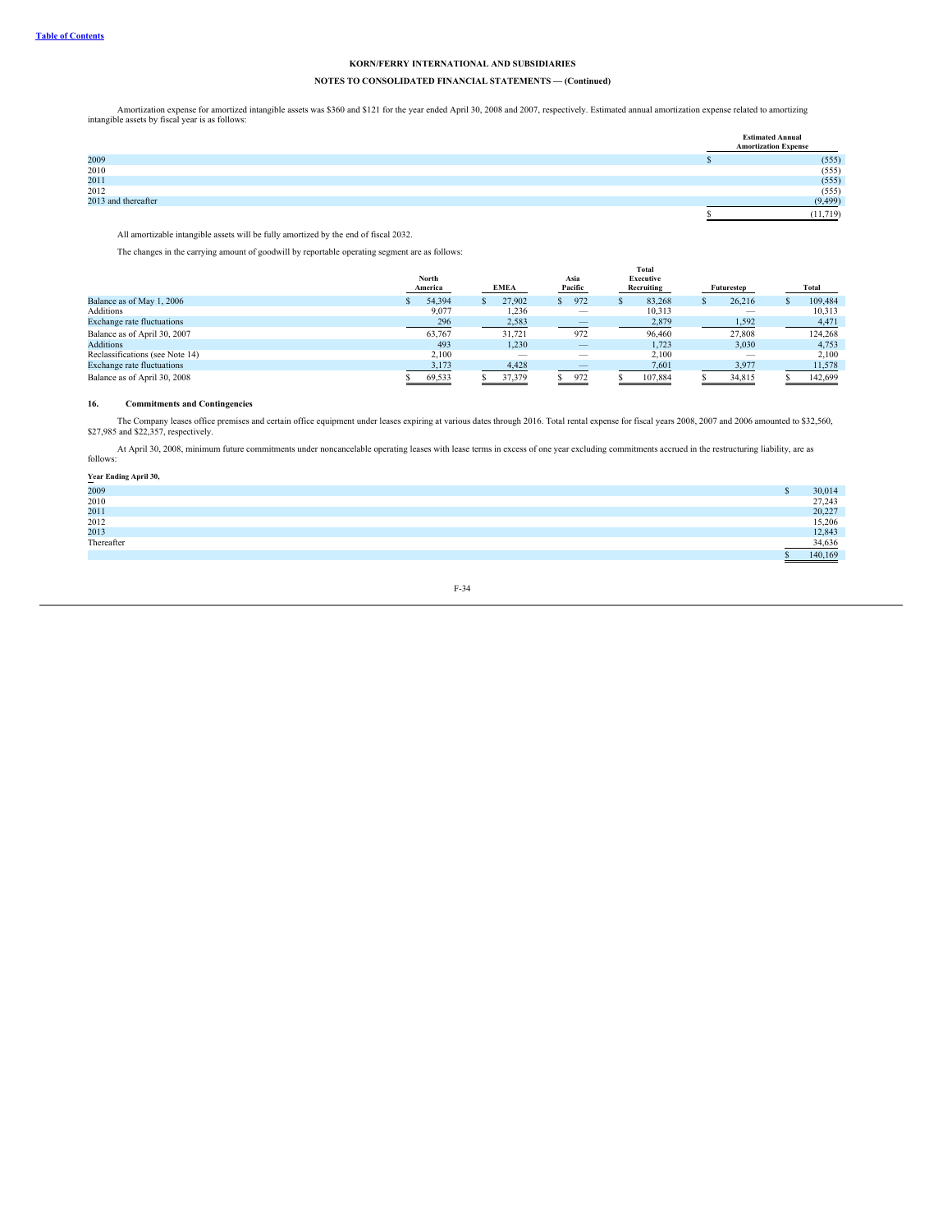**KORN/FERRY INTERNATIONAL AND SUBSIDIARIES**

**NOTES TO CONSOLIDATED FINANCIAL STATEMENTS — (Continued)**

Amortization expense for amortized intangible assets was $360 and $121 for the year ended April 30, 2008 and 2007, respectively. Estimated annual amortization expense related to amortizing intangible assets by fiscal year is as follows:

| | Estimated Annual Amortization Expense |
|---|---|
| 2009 | $ (555) |
| 2010 | (555) |
| 2011 | (555) |
| 2012 | (555) |
| 2013 and thereafter | (9,499) |
| | $ (11,719) |

All amortizable intangible assets will be fully amortized by the end of fiscal 2032.

The changes in the carrying amount of goodwill by reportable operating segment are as follows:

| | North America | EMEA | Asia Pacific | Total Executive Recruiting | Futurestep | Total |
|---|---|---|---|---|---|---|
| Balance as of May 1, 2006 | $ 54,394 | $ 27,902 | $ 972 | $ 83,268 | $ 26,216 | $ 109,484 |
| Additions | 9,077 | 1,236 | — | 10,313 | — | 10,313 |
| Exchange rate fluctuations | 296 | 2,583 | — | 2,879 | 1,592 | 4,471 |
| Balance as of April 30, 2007 | 63,767 | 31,721 | 972 | 96,460 | 27,808 | 124,268 |
| Additions | 493 | 1,230 | — | 1,723 | 3,030 | 4,753 |
| Reclassifications (see Note 14) | 2,100 | — | — | 2,100 | — | 2,100 |
| Exchange rate fluctuations | 3,173 | 4,428 | — | 7,601 | 3,977 | 11,578 |
| Balance as of April 30, 2008 | $ 69,533 | $ 37,379 | $ 972 | $ 107,884 | $ 34,815 | $ 142,699 |

## 16. Commitments and Contingencies

The Company leases office premises and certain office equipment under leases expiring at various dates through 2016. Total rental expense for fiscal years 2008, 2007 and 2006 amounted to $32,560, $27,985 and $22,357, respectively.

At April 30, 2008, minimum future commitments under noncancelable operating leases with lease terms in excess of one year excluding commitments accrued in the restructuring liability, are as follows:

| Year Ending April 30, | |
|---|---|
| 2009 | $ 30,014 |
| 2010 | 27,243 |
| 2011 | 20,227 |
| 2012 | 15,206 |
| 2013 | 12,843 |
| Thereafter | 34,636 |
| | $ 140,169 |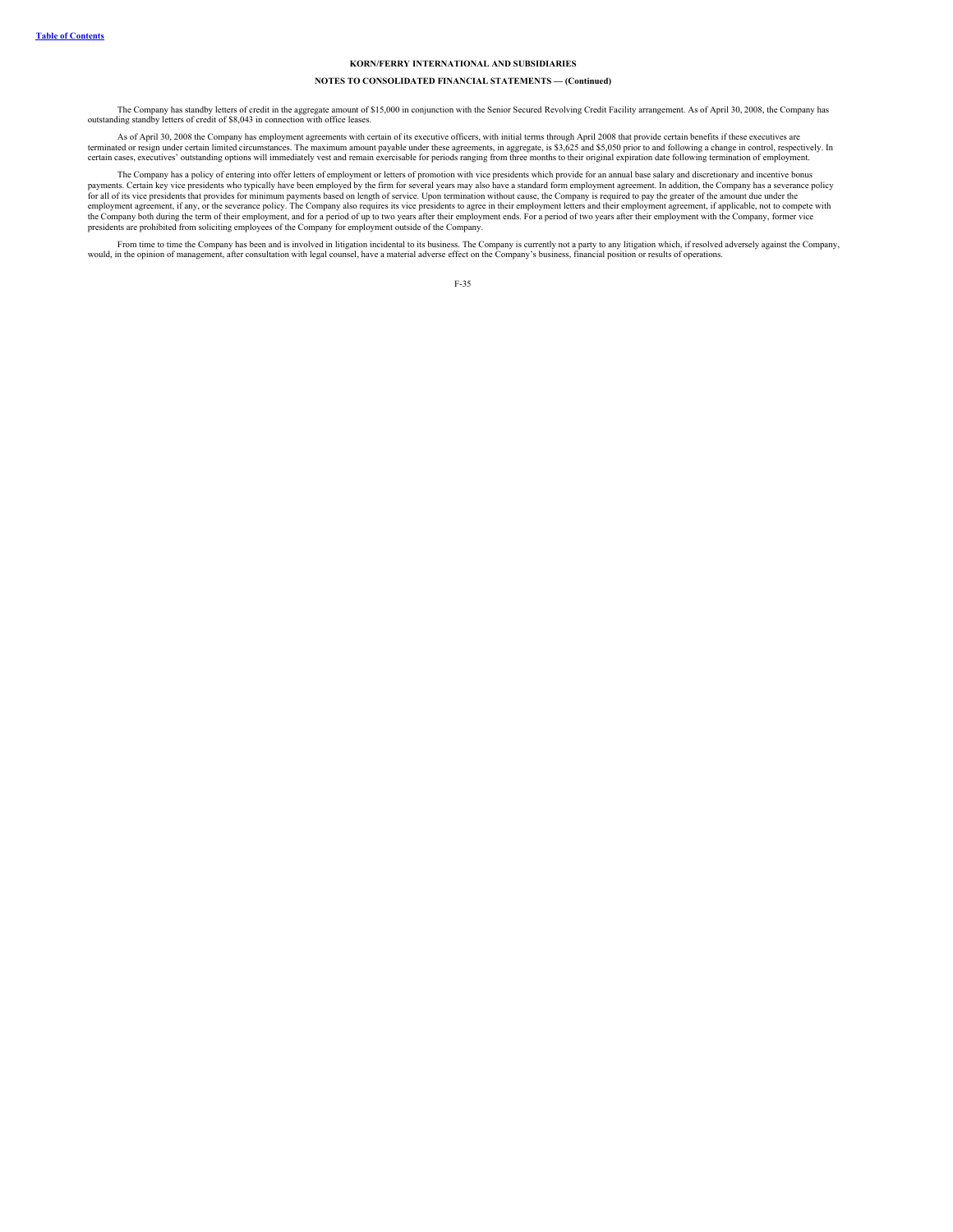**KORN/FERRY INTERNATIONAL AND SUBSIDIARIES**

**NOTES TO CONSOLIDATED FINANCIAL STATEMENTS — (Continued)**

The Company has standby letters of credit in the aggregate amount of $15,000 in conjunction with the Senior Secured Revolving Credit Facility arrangement. As of April 30, 2008, the Company has outstanding standby letters of credit of $8,043 in connection with office leases.

As of April 30, 2008 the Company has employment agreements with certain of its executive officers, with initial terms through April 2008 that provide certain benefits if these executives are terminated or resign under certain limited circumstances. The maximum amount payable under these agreements, in aggregate, is $3,625 and $5,050 prior to and following a change in control, respectively. In certain cases, executives' outstanding options will immediately vest and remain exercisable for periods ranging from three months to their original expiration date following termination of employment.

The Company has a policy of entering into offer letters of employment or letters of promotion with vice presidents which provide for an annual base salary and discretionary and incentive bonus payments. Certain key vice presidents who typically have been employed by the firm for several years may also have a standard form employment agreement. In addition, the Company has a severance policy for all of its vice presidents that provides for minimum payments based on length of service. Upon termination without cause, the Company is required to pay the greater of the amount due under the employment agreement, if any, or the severance policy. The Company also requires its vice presidents to agree in their employment letters and their employment agreement, if applicable, not to compete with the Company both during the term of their employment, and for a period of up to two years after their employment ends. For a period of two years after their employment with the Company, former vice presidents are prohibited from soliciting employees of the Company for employment outside of the Company.

From time to time the Company has been and is involved in litigation incidental to its business. The Company is currently not a party to any litigation which, if resolved adversely against the Company, would, in the opinion of management, after consultation with legal counsel, have a material adverse effect on the Company's business, financial position or results of operations.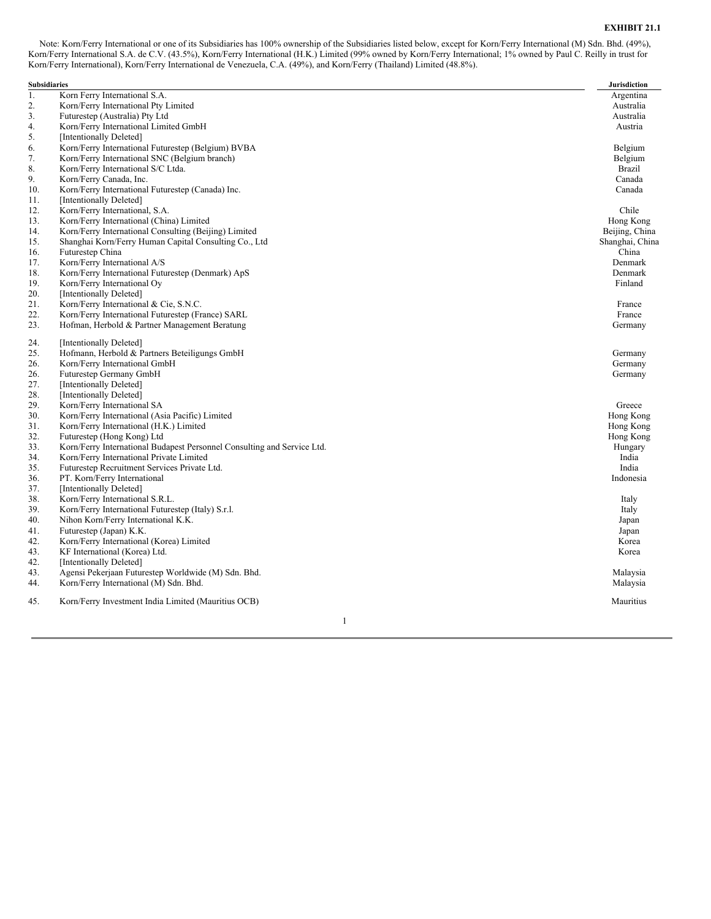**EXHIBIT 21.1**

Note: Korn/Ferry International or one of its Subsidiaries has 100% ownership of the Subsidiaries listed below, except for Korn/Ferry International (M) Sdn. Bhd. (49%), Korn/Ferry International S.A. de C.V. (43.5%), Korn/Ferry International (H.K.) Limited (99% owned by Korn/Ferry International; 1% owned by Paul C. Reilly in trust for Korn/Ferry International), Korn/Ferry International de Venezuela, C.A. (49%), and Korn/Ferry (Thailand) Limited (48.8%).

| | Subsidiaries | Jurisdiction |
|---|---|---|
| 1. | Korn Ferry International S.A. | Argentina |
| 2. | Korn/Ferry International Pty Limited | Australia |
| 3. | Futurestep (Australia) Pty Ltd | Australia |
| 4. | Korn/Ferry International Limited GmbH | Austria |
| 5. | [Intentionally Deleted] | |
| 6. | Korn/Ferry International Futurestep (Belgium) BVBA | Belgium |
| 7. | Korn/Ferry International SNC (Belgium branch) | Belgium |
| 8. | Korn/Ferry International S/C Ltda. | Brazil |
| 9. | Korn/Ferry Canada, Inc. | Canada |
| 10. | Korn/Ferry International Futurestep (Canada) Inc. | Canada |
| 11. | [Intentionally Deleted] | |
| 12. | Korn/Ferry International, S.A. | Chile |
| 13. | Korn/Ferry International (China) Limited | Hong Kong |
| 14. | Korn/Ferry International Consulting (Beijing) Limited | Beijing, China |
| 15. | Shanghai Korn/Ferry Human Capital Consulting Co., Ltd | Shanghai, China |
| 16. | Futurestep China | China |
| 17. | Korn/Ferry International A/S | Denmark |
| 18. | Korn/Ferry International Futurestep (Denmark) ApS | Denmark |
| 19. | Korn/Ferry International Oy | Finland |
| 20. | [Intentionally Deleted] | |
| 21. | Korn/Ferry International & Cie, S.N.C. | France |
| 22. | Korn/Ferry International Futurestep (France) SARL | France |
| 23. | Hofman, Herbold & Partner Management Beratung | Germany |
| 24. | [Intentionally Deleted] | |
| 25. | Hofmann, Herbold & Partners Beteiligungs GmbH | Germany |
| 26. | Korn/Ferry International GmbH | Germany |
| 26. | Futurestep Germany GmbH | Germany |
| 27. | [Intentionally Deleted] | |
| 28. | [Intentionally Deleted] | |
| 29. | Korn/Ferry International SA | Greece |
| 30. | Korn/Ferry International (Asia Pacific) Limited | Hong Kong |
| 31. | Korn/Ferry International (H.K.) Limited | Hong Kong |
| 32. | Futurestep (Hong Kong) Ltd | Hong Kong |
| 33. | Korn/Ferry International Budapest Personnel Consulting and Service Ltd. | Hungary |
| 34. | Korn/Ferry International Private Limited | India |
| 35. | Futurestep Recruitment Services Private Ltd. | India |
| 36. | PT. Korn/Ferry International | Indonesia |
| 37. | [Intentionally Deleted] | |
| 38. | Korn/Ferry International S.R.L. | Italy |
| 39. | Korn/Ferry International Futurestep (Italy) S.r.l. | Italy |
| 40. | Nihon Korn/Ferry International K.K. | Japan |
| 41. | Futurestep (Japan) K.K. | Japan |
| 42. | Korn/Ferry International (Korea) Limited | Korea |
| 43. | KF International (Korea) Ltd. | Korea |
| 42. | [Intentionally Deleted] | |
| 43. | Agensi Pekerjaan Futurestep Worldwide (M) Sdn. Bhd. | Malaysia |
| 44. | Korn/Ferry International (M) Sdn. Bhd. | Malaysia |
| 45. | Korn/Ferry Investment India Limited (Mauritius OCB) | Mauritius |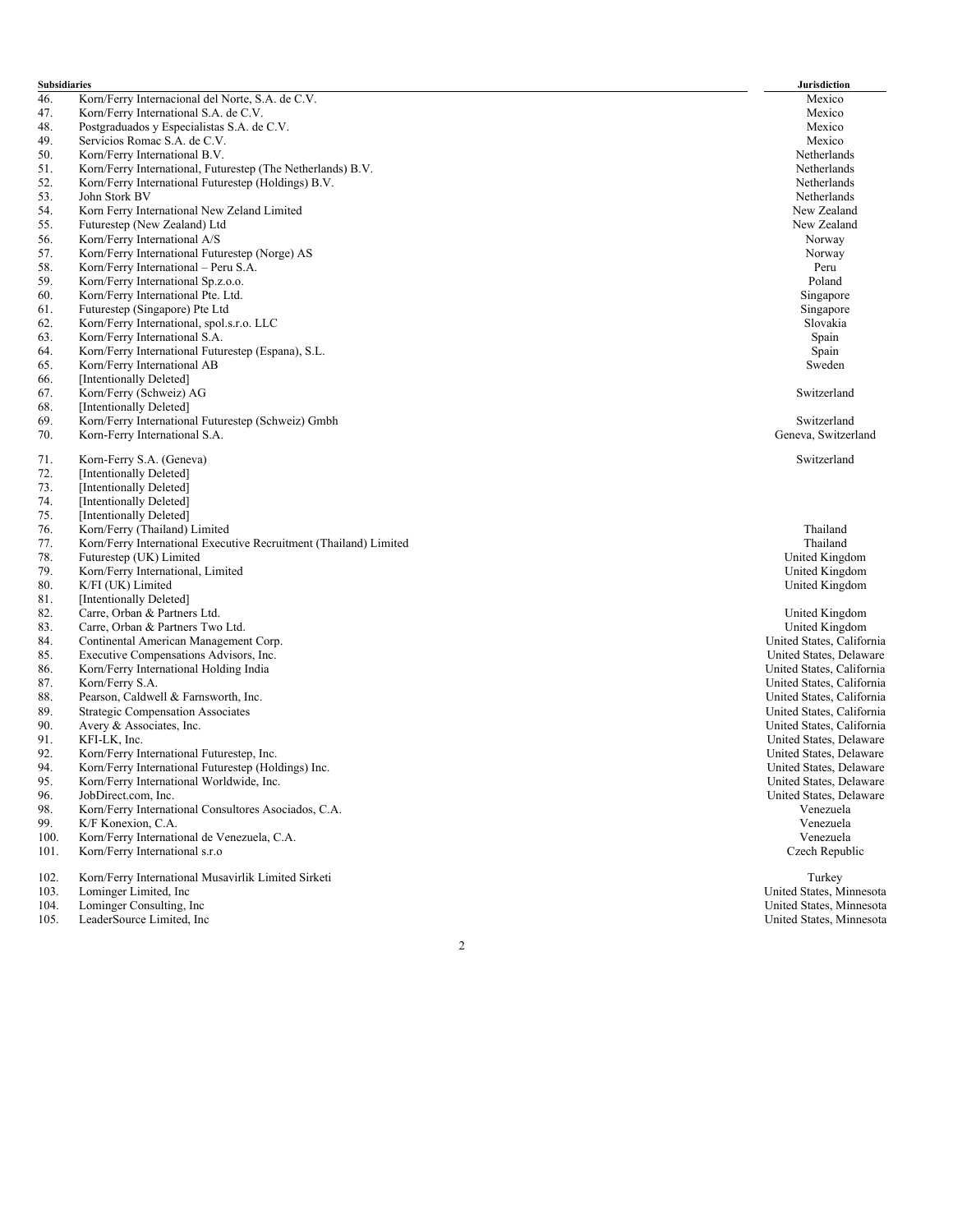| | Subsidiaries | Jurisdiction |
|---|---|---|
| 46. | Korn/Ferry Internacional del Norte, S.A. de C.V. | Mexico |
| 47. | Korn/Ferry International S.A. de C.V. | Mexico |
| 48. | Postgraduados y Especialistas S.A. de C.V. | Mexico |
| 49. | Servicios Romac S.A. de C.V. | Mexico |
| 50. | Korn/Ferry International B.V. | Netherlands |
| 51. | Korn/Ferry International, Futurestep (The Netherlands) B.V. | Netherlands |
| 52. | Korn/Ferry International Futurestep (Holdings) B.V. | Netherlands |
| 53. | John Stork BV | Netherlands |
| 54. | Korn Ferry International New Zeland Limited | New Zealand |
| 55. | Futurestep (New Zealand) Ltd | New Zealand |
| 56. | Korn/Ferry International A/S | Norway |
| 57. | Korn/Ferry International Futurestep (Norge) AS | Norway |
| 58. | Korn/Ferry International – Peru S.A. | Peru |
| 59. | Korn/Ferry International Sp.z.o.o. | Poland |
| 60. | Korn/Ferry International Pte. Ltd. | Singapore |
| 61. | Futurestep (Singapore) Pte Ltd | Singapore |
| 62. | Korn/Ferry International, spol.s.r.o. LLC | Slovakia |
| 63. | Korn/Ferry International S.A. | Spain |
| 64. | Korn/Ferry International Futurestep (Espana), S.L. | Spain |
| 65. | Korn/Ferry International AB | Sweden |
| 66. | [Intentionally Deleted] | |
| 67. | Korn/Ferry (Schweiz) AG | Switzerland |
| 68. | [Intentionally Deleted] | |
| 69. | Korn/Ferry International Futurestep (Schweiz) Gmbh | Switzerland |
| 70. | Korn-Ferry International S.A. | Geneva, Switzerland |
| 71. | Korn-Ferry S.A. (Geneva) | Switzerland |
| 72. | [Intentionally Deleted] | |
| 73. | [Intentionally Deleted] | |
| 74. | [Intentionally Deleted] | |
| 75. | [Intentionally Deleted] | |
| 76. | Korn/Ferry (Thailand) Limited | Thailand |
| 77. | Korn/Ferry International Executive Recruitment (Thailand) Limited | Thailand |
| 78. | Futurestep (UK) Limited | United Kingdom |
| 79. | Korn/Ferry International, Limited | United Kingdom |
| 80. | K/FI (UK) Limited | United Kingdom |
| 81. | [Intentionally Deleted] | |
| 82. | Carre, Orban & Partners Ltd. | United Kingdom |
| 83. | Carre, Orban & Partners Two Ltd. | United Kingdom |
| 84. | Continental American Management Corp. | United States, California |
| 85. | Executive Compensations Advisors, Inc. | United States, Delaware |
| 86. | Korn/Ferry International Holding India | United States, California |
| 87. | Korn/Ferry S.A. | United States, California |
| 88. | Pearson, Caldwell & Farnsworth, Inc. | United States, California |
| 89. | Strategic Compensation Associates | United States, California |
| 90. | Avery & Associates, Inc. | United States, California |
| 91. | KFI-LK, Inc. | United States, Delaware |
| 92. | Korn/Ferry International Futurestep, Inc. | United States, Delaware |
| 94. | Korn/Ferry International Futurestep (Holdings) Inc. | United States, Delaware |
| 95. | Korn/Ferry International Worldwide, Inc. | United States, Delaware |
| 96. | JobDirect.com, Inc. | United States, Delaware |
| 98. | Korn/Ferry International Consultores Asociados, C.A. | Venezuela |
| 99. | K/F Konexion, C.A. | Venezuela |
| 100. | Korn/Ferry International de Venezuela, C.A. | Venezuela |
| 101. | Korn/Ferry International s.r.o | Czech Republic |
| 102. | Korn/Ferry International Musavirlik Limited Sirketi | Turkey |
| 103. | Lominger Limited, Inc | United States, Minnesota |
| 104. | Lominger Consulting, Inc | United States, Minnesota |
| 105. | LeaderSource Limited, Inc | United States, Minnesota |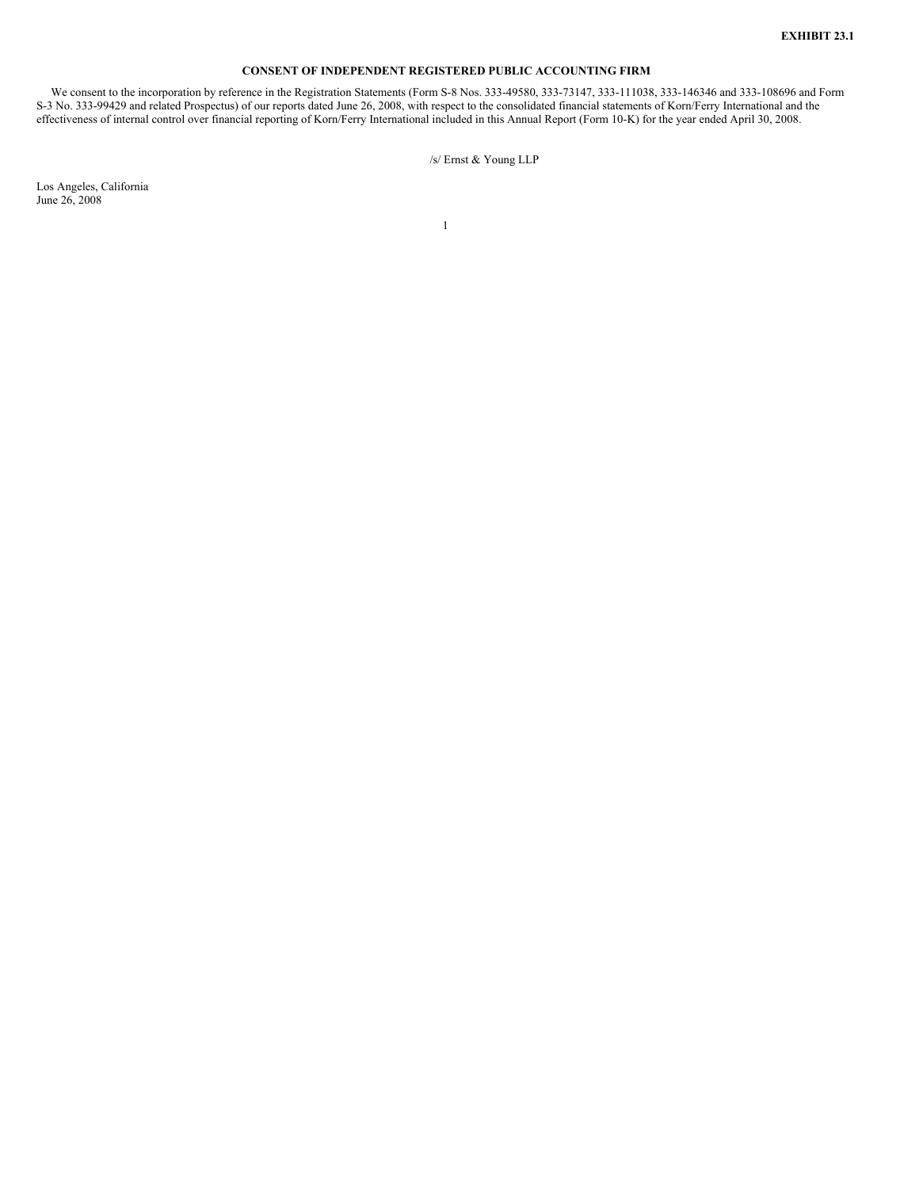**EXHIBIT 23.1**

## CONSENT OF INDEPENDENT REGISTERED PUBLIC ACCOUNTING FIRM

We consent to the incorporation by reference in the Registration Statements (Form S-8 Nos. 333-49580, 333-73147, 333-111038, 333-146346 and 333-108696 and Form S-3 No. 333-99429 and related Prospectus) of our reports dated June 26, 2008, with respect to the consolidated financial statements of Korn/Ferry International and the effectiveness of internal control over financial reporting of Korn/Ferry International included in this Annual Report (Form 10-K) for the year ended April 30, 2008.

/s/ Ernst & Young LLP

Los Angeles, California
June 26, 2008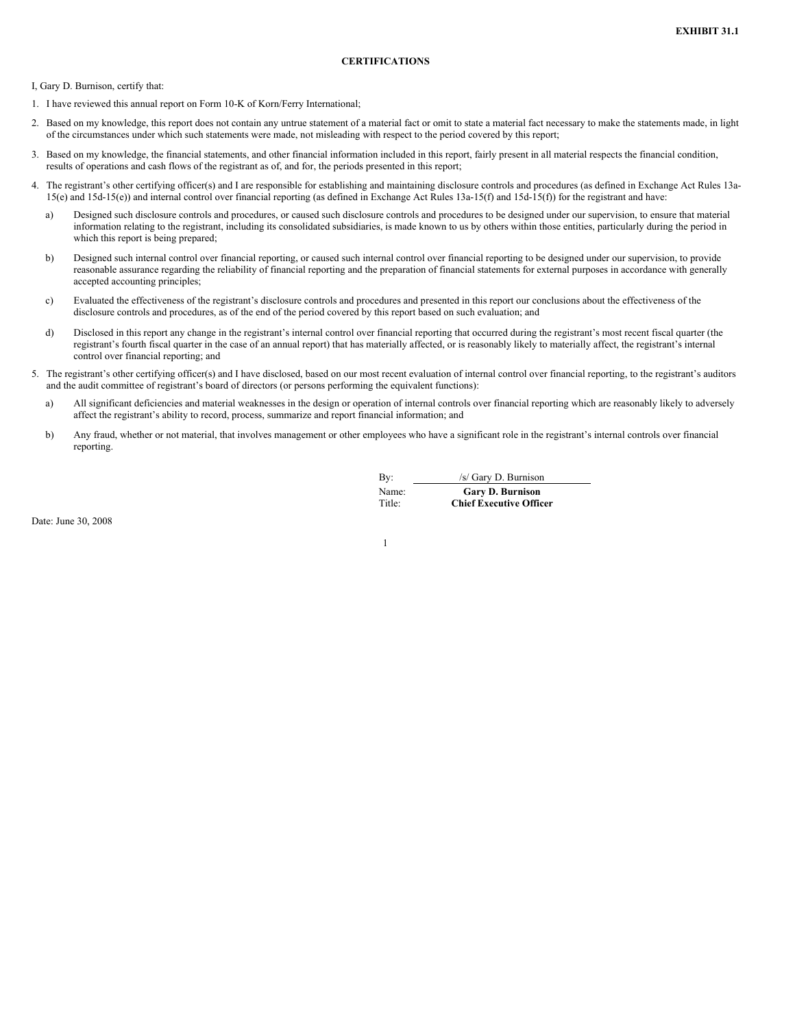**EXHIBIT 31.1**

## CERTIFICATIONS

I, Gary D. Burnison, certify that:

1. I have reviewed this annual report on Form 10-K of Korn/Ferry International;
2. Based on my knowledge, this report does not contain any untrue statement of a material fact or omit to state a material fact necessary to make the statements made, in light of the circumstances under which such statements were made, not misleading with respect to the period covered by this report;
3. Based on my knowledge, the financial statements, and other financial information included in this report, fairly present in all material respects the financial condition, results of operations and cash flows of the registrant as of, and for, the periods presented in this report;
4. The registrant's other certifying officer(s) and I are responsible for establishing and maintaining disclosure controls and procedures (as defined in Exchange Act Rules 13a-15(e) and 15d-15(e)) and internal control over financial reporting (as defined in Exchange Act Rules 13a-15(f) and 15d-15(f)) for the registrant and have:
   - a) Designed such disclosure controls and procedures, or caused such disclosure controls and procedures to be designed under our supervision, to ensure that material information relating to the registrant, including its consolidated subsidiaries, is made known to us by others within those entities, particularly during the period in which this report is being prepared;
   - b) Designed such internal control over financial reporting, or caused such internal control over financial reporting to be designed under our supervision, to provide reasonable assurance regarding the reliability of financial reporting and the preparation of financial statements for external purposes in accordance with generally accepted accounting principles;
   - c) Evaluated the effectiveness of the registrant's disclosure controls and procedures and presented in this report our conclusions about the effectiveness of the disclosure controls and procedures, as of the end of the period covered by this report based on such evaluation; and
   - d) Disclosed in this report any change in the registrant's internal control over financial reporting that occurred during the registrant's most recent fiscal quarter (the registrant's fourth fiscal quarter in the case of an annual report) that has materially affected, or is reasonably likely to materially affect, the registrant's internal control over financial reporting; and
5. The registrant's other certifying officer(s) and I have disclosed, based on our most recent evaluation of internal control over financial reporting, to the registrant's auditors and the audit committee of registrant's board of directors (or persons performing the equivalent functions):
   - a) All significant deficiencies and material weaknesses in the design or operation of internal controls over financial reporting which are reasonably likely to adversely affect the registrant's ability to record, process, summarize and report financial information; and
   - b) Any fraud, whether or not material, that involves management or other employees who have a significant role in the registrant's internal controls over financial reporting.

By: /s/ Gary D. Burnison
Name: **Gary D. Burnison**
Title: **Chief Executive Officer**

Date: June 30, 2008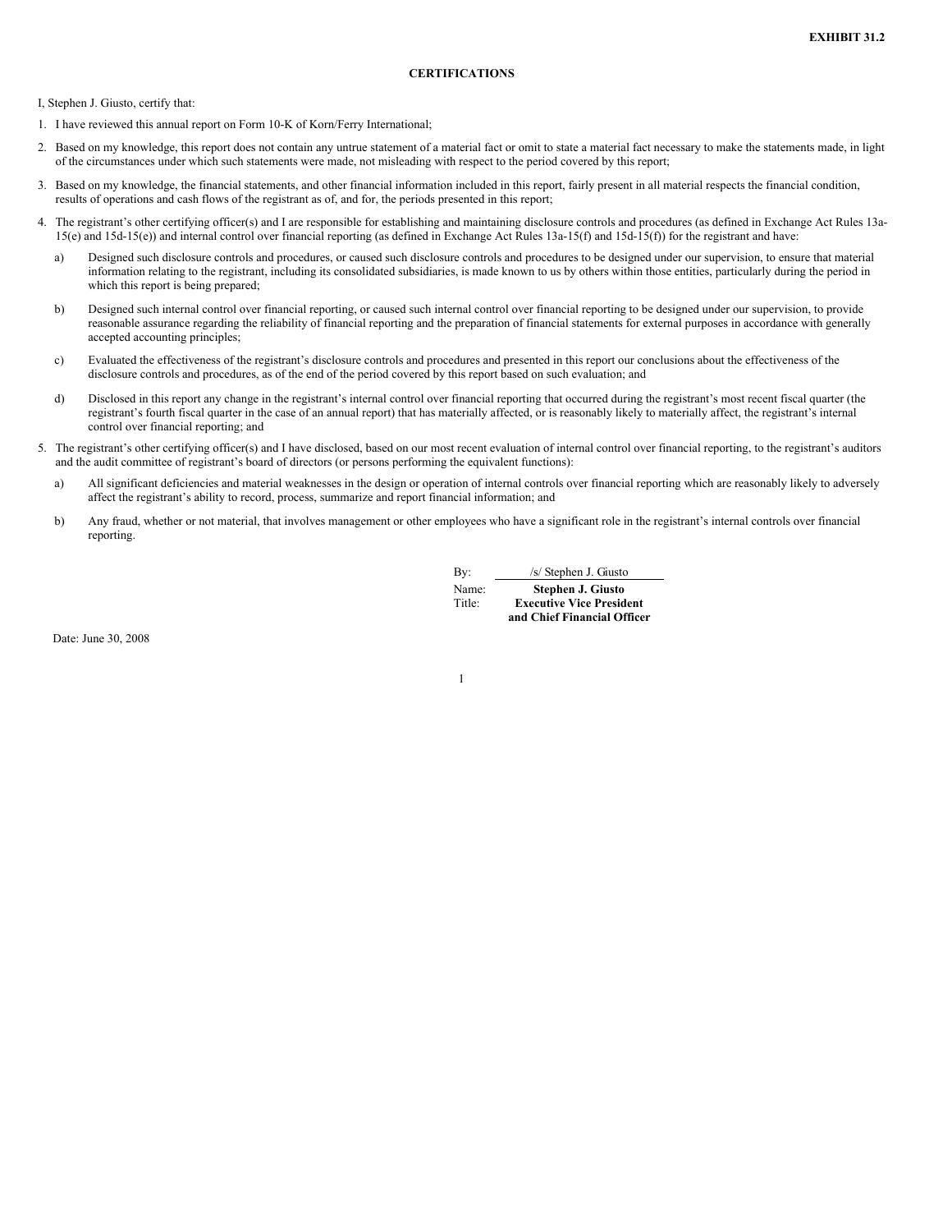**EXHIBIT 31.2**

## CERTIFICATIONS

I, Stephen J. Giusto, certify that:

1. I have reviewed this annual report on Form 10-K of Korn/Ferry International;
2. Based on my knowledge, this report does not contain any untrue statement of a material fact or omit to state a material fact necessary to make the statements made, in light of the circumstances under which such statements were made, not misleading with respect to the period covered by this report;
3. Based on my knowledge, the financial statements, and other financial information included in this report, fairly present in all material respects the financial condition, results of operations and cash flows of the registrant as of, and for, the periods presented in this report;
4. The registrant's other certifying officer(s) and I are responsible for establishing and maintaining disclosure controls and procedures (as defined in Exchange Act Rules 13a-15(e) and 15d-15(e)) and internal control over financial reporting (as defined in Exchange Act Rules 13a-15(f) and 15d-15(f)) for the registrant and have:
   a) Designed such disclosure controls and procedures, or caused such disclosure controls and procedures to be designed under our supervision, to ensure that material information relating to the registrant, including its consolidated subsidiaries, is made known to us by others within those entities, particularly during the period in which this report is being prepared;
   b) Designed such internal control over financial reporting, or caused such internal control over financial reporting to be designed under our supervision, to provide reasonable assurance regarding the reliability of financial reporting and the preparation of financial statements for external purposes in accordance with generally accepted accounting principles;
   c) Evaluated the effectiveness of the registrant's disclosure controls and procedures and presented in this report our conclusions about the effectiveness of the disclosure controls and procedures, as of the end of the period covered by this report based on such evaluation; and
   d) Disclosed in this report any change in the registrant's internal control over financial reporting that occurred during the registrant's most recent fiscal quarter (the registrant's fourth fiscal quarter in the case of an annual report) that has materially affected, or is reasonably likely to materially affect, the registrant's internal control over financial reporting; and
5. The registrant's other certifying officer(s) and I have disclosed, based on our most recent evaluation of internal control over financial reporting, to the registrant's auditors and the audit committee of registrant's board of directors (or persons performing the equivalent functions):
   a) All significant deficiencies and material weaknesses in the design or operation of internal controls over financial reporting which are reasonably likely to adversely affect the registrant's ability to record, process, summarize and report financial information; and
   b) Any fraud, whether or not material, that involves management or other employees who have a significant role in the registrant's internal controls over financial reporting.

By: /s/ Stephen J. Giusto

Name: **Stephen J. Giusto**

Title: **Executive Vice President and Chief Financial Officer**

Date: June 30, 2008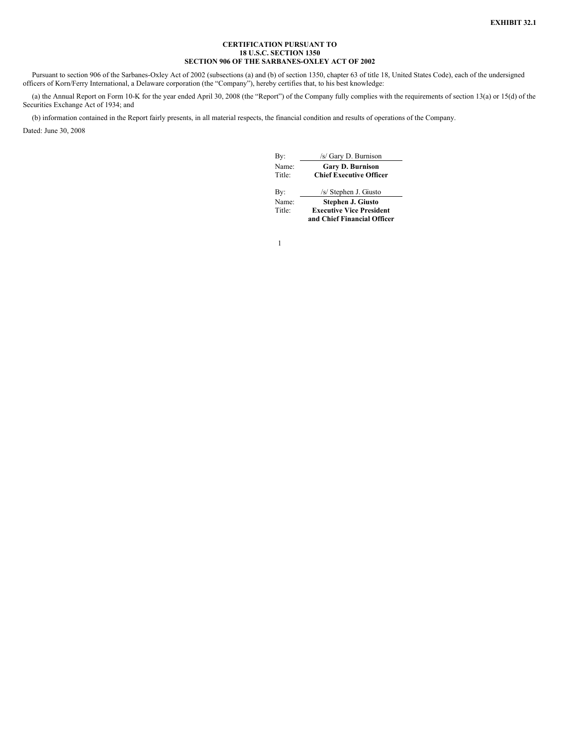**EXHIBIT 32.1**

**CERTIFICATION PURSUANT TO**
**18 U.S.C. SECTION 1350**
**SECTION 906 OF THE SARBANES-OXLEY ACT OF 2002**

Pursuant to section 906 of the Sarbanes-Oxley Act of 2002 (subsections (a) and (b) of section 1350, chapter 63 of title 18, United States Code), each of the undersigned officers of Korn/Ferry International, a Delaware corporation (the “Company”), hereby certifies that, to his best knowledge:

(a) the Annual Report on Form 10-K for the year ended April 30, 2008 (the “Report”) of the Company fully complies with the requirements of section 13(a) or 15(d) of the Securities Exchange Act of 1934; and

(b) information contained in the Report fairly presents, in all material respects, the financial condition and results of operations of the Company.

Dated: June 30, 2008

| | |
|---|---|
| By: | /s/ Gary D. Burnison |
| Name: | **Gary D. Burnison** |
| Title: | **Chief Executive Officer** |
| By: | /s/ Stephen J. Giusto |
| Name: | **Stephen J. Giusto** |
| Title: | **Executive Vice President and Chief Financial Officer** |